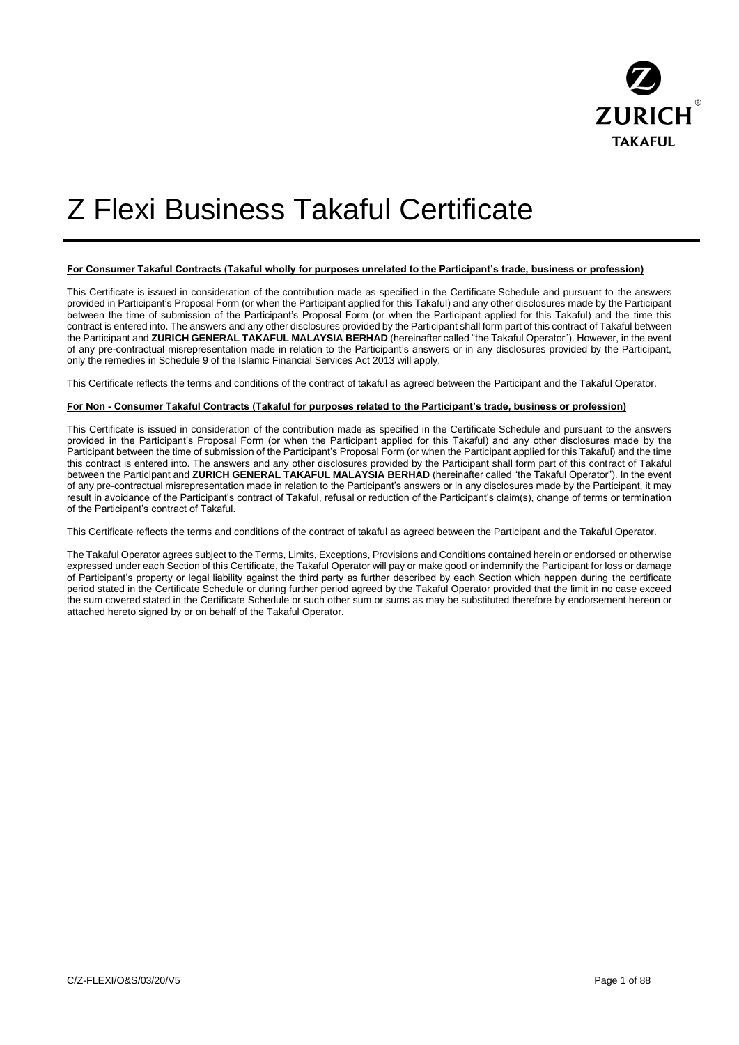# Z Flexi Business Takaful Certificate

**For Consumer Takaful Contracts (Takaful wholly for purposes unrelated to the Participant's trade, business or profession)**

This Certificate is issued in consideration of the contribution made as specified in the Certificate Schedule and pursuant to the answers provided in Participant's Proposal Form (or when the Participant applied for this Takaful) and any other disclosures made by the Participant between the time of submission of the Participant's Proposal Form (or when the Participant applied for this Takaful) and the time this contract is entered into. The answers and any other disclosures provided by the Participant shall form part of this contract of Takaful between the Participant and **ZURICH GENERAL TAKAFUL MALAYSIA BERHAD** (hereinafter called "the Takaful Operator"). However, in the event of any pre-contractual misrepresentation made in relation to the Participant's answers or in any disclosures provided by the Participant, only the remedies in Schedule 9 of the Islamic Financial Services Act 2013 will apply.

This Certificate reflects the terms and conditions of the contract of takaful as agreed between the Participant and the Takaful Operator.

**For Non - Consumer Takaful Contracts (Takaful for purposes related to the Participant's trade, business or profession)**

This Certificate is issued in consideration of the contribution made as specified in the Certificate Schedule and pursuant to the answers provided in the Participant's Proposal Form (or when the Participant applied for this Takaful) and any other disclosures made by the Participant between the time of submission of the Participant's Proposal Form (or when the Participant applied for this Takaful) and the time this contract is entered into. The answers and any other disclosures provided by the Participant shall form part of this contract of Takaful between the Participant and **ZURICH GENERAL TAKAFUL MALAYSIA BERHAD** (hereinafter called "the Takaful Operator"). In the event of any pre-contractual misrepresentation made in relation to the Participant's answers or in any disclosures made by the Participant, it may result in avoidance of the Participant's contract of Takaful, refusal or reduction of the Participant's claim(s), change of terms or termination of the Participant's contract of Takaful.

This Certificate reflects the terms and conditions of the contract of takaful as agreed between the Participant and the Takaful Operator.

The Takaful Operator agrees subject to the Terms, Limits, Exceptions, Provisions and Conditions contained herein or endorsed or otherwise expressed under each Section of this Certificate, the Takaful Operator will pay or make good or indemnify the Participant for loss or damage of Participant's property or legal liability against the third party as further described by each Section which happen during the certificate period stated in the Certificate Schedule or during further period agreed by the Takaful Operator provided that the limit in no case exceed the sum covered stated in the Certificate Schedule or such other sum or sums as may be substituted therefore by endorsement hereon or attached hereto signed by or on behalf of the Takaful Operator.

C/Z-FLEXI/O&S/03/20/V5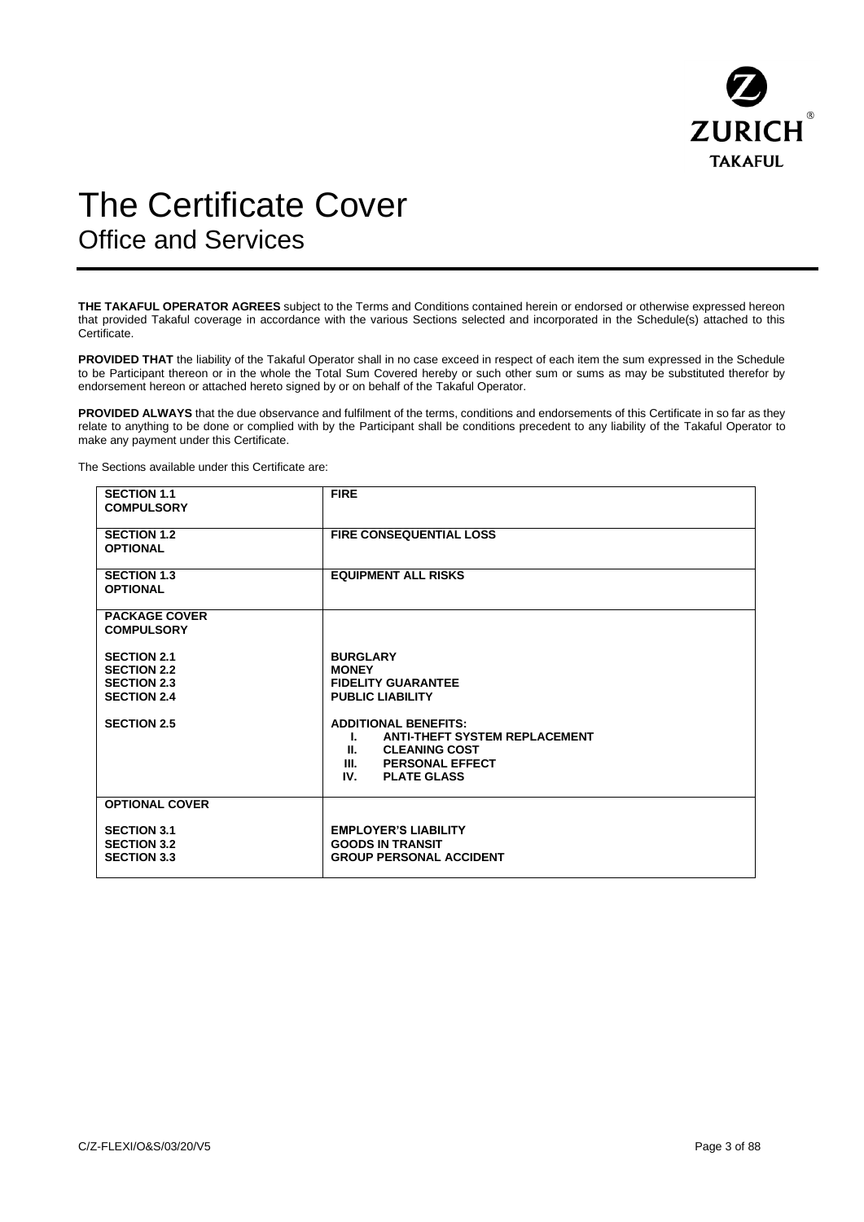# The Certificate Cover

## Office and Services

**THE TAKAFUL OPERATOR AGREES** subject to the Terms and Conditions contained herein or endorsed or otherwise expressed hereon that provided Takaful coverage in accordance with the various Sections selected and incorporated in the Schedule(s) attached to this Certificate.

**PROVIDED THAT** the liability of the Takaful Operator shall in no case exceed in respect of each item the sum expressed in the Schedule to be Participant thereon or in the whole the Total Sum Covered hereby or such other sum or sums as may be substituted therefor by endorsement hereon or attached hereto signed by or on behalf of the Takaful Operator.

**PROVIDED ALWAYS** that the due observance and fulfilment of the terms, conditions and endorsements of this Certificate in so far as they relate to anything to be done or complied with by the Participant shall be conditions precedent to any liability of the Takaful Operator to make any payment under this Certificate.

The Sections available under this Certificate are:

| | |
|---|---|
| **SECTION 1.1**<br>**COMPULSORY** | **FIRE** |
| **SECTION 1.2**<br>**OPTIONAL** | **FIRE CONSEQUENTIAL LOSS** |
| **SECTION 1.3**<br>**OPTIONAL** | **EQUIPMENT ALL RISKS** |
| **PACKAGE COVER**<br>**COMPULSORY** | |
| **SECTION 2.1**<br>**SECTION 2.2**<br>**SECTION 2.3**<br>**SECTION 2.4** | **BURGLARY**<br>**MONEY**<br>**FIDELITY GUARANTEE**<br>**PUBLIC LIABILITY** |
| **SECTION 2.5** | **ADDITIONAL BENEFITS:**<br>**I. ANTI-THEFT SYSTEM REPLACEMENT**<br>**II. CLEANING COST**<br>**III. PERSONAL EFFECT**<br>**IV. PLATE GLASS** |
| **OPTIONAL COVER** | |
| **SECTION 3.1**<br>**SECTION 3.2**<br>**SECTION 3.3** | **EMPLOYER'S LIABILITY**<br>**GOODS IN TRANSIT**<br>**GROUP PERSONAL ACCIDENT** |

C/Z-FLEXI/O&S/03/20/V5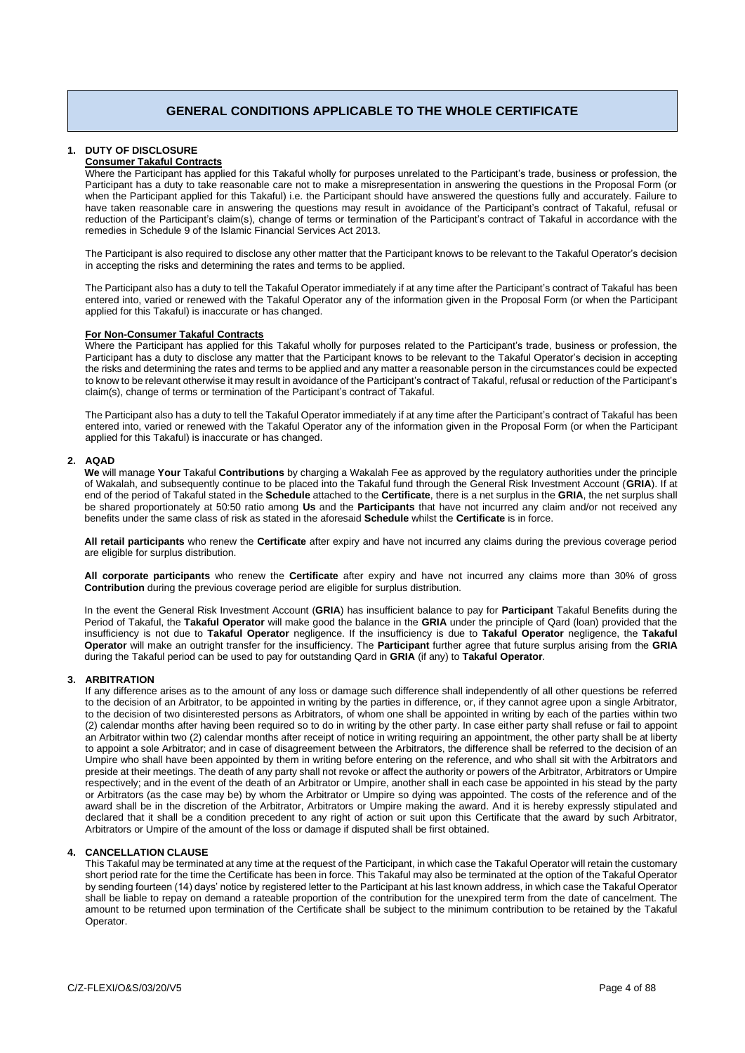# GENERAL CONDITIONS APPLICABLE TO THE WHOLE CERTIFICATE

## 1. DUTY OF DISCLOSURE

**Consumer Takaful Contracts**

Where the Participant has applied for this Takaful wholly for purposes unrelated to the Participant's trade, business or profession, the Participant has a duty to take reasonable care not to make a misrepresentation in answering the questions in the Proposal Form (or when the Participant applied for this Takaful) i.e. the Participant should have answered the questions fully and accurately. Failure to have taken reasonable care in answering the questions may result in avoidance of the Participant's contract of Takaful, refusal or reduction of the Participant's claim(s), change of terms or termination of the Participant's contract of Takaful in accordance with the remedies in Schedule 9 of the Islamic Financial Services Act 2013.

The Participant is also required to disclose any other matter that the Participant knows to be relevant to the Takaful Operator's decision in accepting the risks and determining the rates and terms to be applied.

The Participant also has a duty to tell the Takaful Operator immediately if at any time after the Participant's contract of Takaful has been entered into, varied or renewed with the Takaful Operator any of the information given in the Proposal Form (or when the Participant applied for this Takaful) is inaccurate or has changed.

**For Non-Consumer Takaful Contracts**

Where the Participant has applied for this Takaful wholly for purposes related to the Participant's trade, business or profession, the Participant has a duty to disclose any matter that the Participant knows to be relevant to the Takaful Operator's decision in accepting the risks and determining the rates and terms to be applied and any matter a reasonable person in the circumstances could be expected to know to be relevant otherwise it may result in avoidance of the Participant's contract of Takaful, refusal or reduction of the Participant's claim(s), change of terms or termination of the Participant's contract of Takaful.

The Participant also has a duty to tell the Takaful Operator immediately if at any time after the Participant's contract of Takaful has been entered into, varied or renewed with the Takaful Operator any of the information given in the Proposal Form (or when the Participant applied for this Takaful) is inaccurate or has changed.

## 2. AQAD

**We** will manage **Your** Takaful **Contributions** by charging a Wakalah Fee as approved by the regulatory authorities under the principle of Wakalah, and subsequently continue to be placed into the Takaful fund through the General Risk Investment Account (**GRIA**). If at end of the period of Takaful stated in the **Schedule** attached to the **Certificate**, there is a net surplus in the **GRIA**, the net surplus shall be shared proportionately at 50:50 ratio among **Us** and the **Participants** that have not incurred any claim and/or not received any benefits under the same class of risk as stated in the aforesaid **Schedule** whilst the **Certificate** is in force.

**All retail participants** who renew the **Certificate** after expiry and have not incurred any claims during the previous coverage period are eligible for surplus distribution.

**All corporate participants** who renew the **Certificate** after expiry and have not incurred any claims more than 30% of gross **Contribution** during the previous coverage period are eligible for surplus distribution.

In the event the General Risk Investment Account (**GRIA**) has insufficient balance to pay for **Participant** Takaful Benefits during the Period of Takaful, the **Takaful Operator** will make good the balance in the **GRIA** under the principle of Qard (loan) provided that the insufficiency is not due to **Takaful Operator** negligence. If the insufficiency is due to **Takaful Operator** negligence, the **Takaful Operator** will make an outright transfer for the insufficiency. The **Participant** further agree that future surplus arising from the **GRIA** during the Takaful period can be used to pay for outstanding Qard in **GRIA** (if any) to **Takaful Operator**.

## 3. ARBITRATION

If any difference arises as to the amount of any loss or damage such difference shall independently of all other questions be referred to the decision of an Arbitrator, to be appointed in writing by the parties in difference, or, if they cannot agree upon a single Arbitrator, to the decision of two disinterested persons as Arbitrators, of whom one shall be appointed in writing by each of the parties within two (2) calendar months after having been required so to do in writing by the other party. In case either party shall refuse or fail to appoint an Arbitrator within two (2) calendar months after receipt of notice in writing requiring an appointment, the other party shall be at liberty to appoint a sole Arbitrator; and in case of disagreement between the Arbitrators, the difference shall be referred to the decision of an Umpire who shall have been appointed by them in writing before entering on the reference, and who shall sit with the Arbitrators and preside at their meetings. The death of any party shall not revoke or affect the authority or powers of the Arbitrator, Arbitrators or Umpire respectively; and in the event of the death of an Arbitrator or Umpire, another shall in each case be appointed in his stead by the party or Arbitrators (as the case may be) by whom the Arbitrator or Umpire so dying was appointed. The costs of the reference and of the award shall be in the discretion of the Arbitrator, Arbitrators or Umpire making the award. And it is hereby expressly stipulated and declared that it shall be a condition precedent to any right of action or suit upon this Certificate that the award by such Arbitrator, Arbitrators or Umpire of the amount of the loss or damage if disputed shall be first obtained.

## 4. CANCELLATION CLAUSE

This Takaful may be terminated at any time at the request of the Participant, in which case the Takaful Operator will retain the customary short period rate for the time the Certificate has been in force. This Takaful may also be terminated at the option of the Takaful Operator by sending fourteen (14) days' notice by registered letter to the Participant at his last known address, in which case the Takaful Operator shall be liable to repay on demand a rateable proportion of the contribution for the unexpired term from the date of cancelment. The amount to be returned upon termination of the Certificate shall be subject to the minimum contribution to be retained by the Takaful Operator.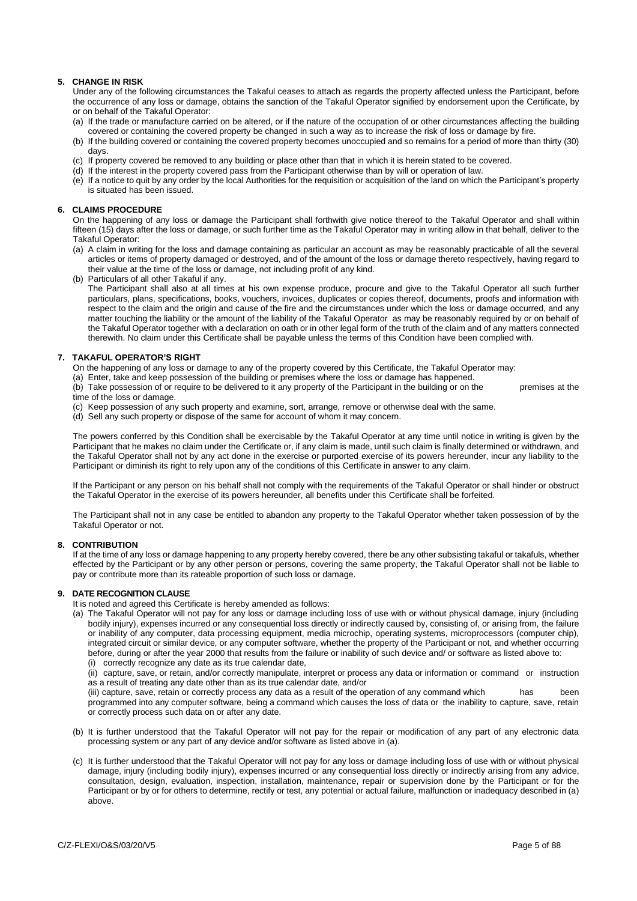**5. CHANGE IN RISK**

Under any of the following circumstances the Takaful ceases to attach as regards the property affected unless the Participant, before the occurrence of any loss or damage, obtains the sanction of the Takaful Operator signified by endorsement upon the Certificate, by or on behalf of the Takaful Operator:

(a) If the trade or manufacture carried on be altered, or if the nature of the occupation of or other circumstances affecting the building covered or containing the covered property be changed in such a way as to increase the risk of loss or damage by fire.

(b) If the building covered or containing the covered property becomes unoccupied and so remains for a period of more than thirty (30) days.

(c) If property covered be removed to any building or place other than that in which it is herein stated to be covered.

(d) If the interest in the property covered pass from the Participant otherwise than by will or operation of law.

(e) If a notice to quit by any order by the local Authorities for the requisition or acquisition of the land on which the Participant's property is situated has been issued.

**6. CLAIMS PROCEDURE**

On the happening of any loss or damage the Participant shall forthwith give notice thereof to the Takaful Operator and shall within fifteen (15) days after the loss or damage, or such further time as the Takaful Operator may in writing allow in that behalf, deliver to the Takaful Operator:

(a) A claim in writing for the loss and damage containing as particular an account as may be reasonably practicable of all the several articles or items of property damaged or destroyed, and of the amount of the loss or damage thereto respectively, having regard to their value at the time of the loss or damage, not including profit of any kind.

(b) Particulars of all other Takaful if any.

The Participant shall also at all times at his own expense produce, procure and give to the Takaful Operator all such further particulars, plans, specifications, books, vouchers, invoices, duplicates or copies thereof, documents, proofs and information with respect to the claim and the origin and cause of the fire and the circumstances under which the loss or damage occurred, and any matter touching the liability or the amount of the liability of the Takaful Operator as may be reasonably required by or on behalf of the Takaful Operator together with a declaration on oath or in other legal form of the truth of the claim and of any matters connected therewith. No claim under this Certificate shall be payable unless the terms of this Condition have been complied with.

**7. TAKAFUL OPERATOR'S RIGHT**

On the happening of any loss or damage to any of the property covered by this Certificate, the Takaful Operator may:

(a) Enter, take and keep possession of the building or premises where the loss or damage has happened.

(b) Take possession of or require to be delivered to it any property of the Participant in the building or on the premises at the time of the loss or damage.

(c) Keep possession of any such property and examine, sort, arrange, remove or otherwise deal with the same.

(d) Sell any such property or dispose of the same for account of whom it may concern.

The powers conferred by this Condition shall be exercisable by the Takaful Operator at any time until notice in writing is given by the Participant that he makes no claim under the Certificate or, if any claim is made, until such claim is finally determined or withdrawn, and the Takaful Operator shall not by any act done in the exercise or purported exercise of its powers hereunder, incur any liability to the Participant or diminish its right to rely upon any of the conditions of this Certificate in answer to any claim.

If the Participant or any person on his behalf shall not comply with the requirements of the Takaful Operator or shall hinder or obstruct the Takaful Operator in the exercise of its powers hereunder, all benefits under this Certificate shall be forfeited.

The Participant shall not in any case be entitled to abandon any property to the Takaful Operator whether taken possession of by the Takaful Operator or not.

**8. CONTRIBUTION**

If at the time of any loss or damage happening to any property hereby covered, there be any other subsisting takaful or takafuls, whether effected by the Participant or by any other person or persons, covering the same property, the Takaful Operator shall not be liable to pay or contribute more than its rateable proportion of such loss or damage.

**9. DATE RECOGNITION CLAUSE**

It is noted and agreed this Certificate is hereby amended as follows:

(a) The Takaful Operator will not pay for any loss or damage including loss of use with or without physical damage, injury (including bodily injury), expenses incurred or any consequential loss directly or indirectly caused by, consisting of, or arising from, the failure or inability of any computer, data processing equipment, media microchip, operating systems, microprocessors (computer chip), integrated circuit or similar device, or any computer software, whether the property of the Participant or not, and whether occurring before, during or after the year 2000 that results from the failure or inability of such device and/ or software as listed above to:

(i) correctly recognize any date as its true calendar date,

(ii) capture, save, or retain, and/or correctly manipulate, interpret or process any data or information or command or instruction as a result of treating any date other than as its true calendar date, and/or

(iii) capture, save, retain or correctly process any data as a result of the operation of any command which has been programmed into any computer software, being a command which causes the loss of data or the inability to capture, save, retain or correctly process such data on or after any date.

(b) It is further understood that the Takaful Operator will not pay for the repair or modification of any part of any electronic data processing system or any part of any device and/or software as listed above in (a).

(c) It is further understood that the Takaful Operator will not pay for any loss or damage including loss of use with or without physical damage, injury (including bodily injury), expenses incurred or any consequential loss directly or indirectly arising from any advice, consultation, design, evaluation, inspection, installation, maintenance, repair or supervision done by the Participant or for the Participant or by or for others to determine, rectify or test, any potential or actual failure, malfunction or inadequacy described in (a) above.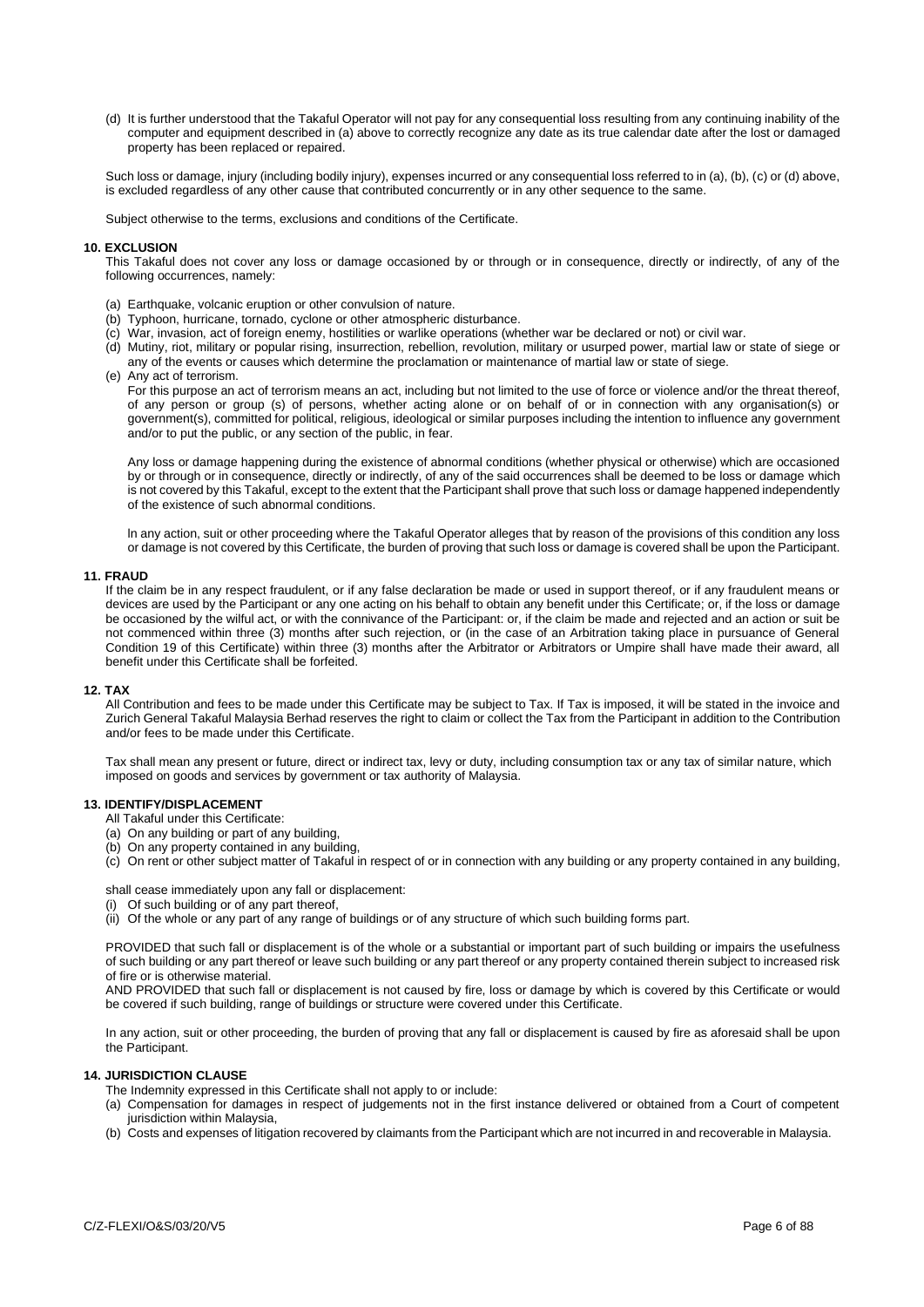(d) It is further understood that the Takaful Operator will not pay for any consequential loss resulting from any continuing inability of the computer and equipment described in (a) above to correctly recognize any date as its true calendar date after the lost or damaged property has been replaced or repaired.

Such loss or damage, injury (including bodily injury), expenses incurred or any consequential loss referred to in (a), (b), (c) or (d) above, is excluded regardless of any other cause that contributed concurrently or in any other sequence to the same.

Subject otherwise to the terms, exclusions and conditions of the Certificate.

**10. EXCLUSION**

This Takaful does not cover any loss or damage occasioned by or through or in consequence, directly or indirectly, of any of the following occurrences, namely:

(a) Earthquake, volcanic eruption or other convulsion of nature.
(b) Typhoon, hurricane, tornado, cyclone or other atmospheric disturbance.
(c) War, invasion, act of foreign enemy, hostilities or warlike operations (whether war be declared or not) or civil war.
(d) Mutiny, riot, military or popular rising, insurrection, rebellion, revolution, military or usurped power, martial law or state of siege or any of the events or causes which determine the proclamation or maintenance of martial law or state of siege.
(e) Any act of terrorism.
For this purpose an act of terrorism means an act, including but not limited to the use of force or violence and/or the threat thereof, of any person or group (s) of persons, whether acting alone or on behalf of or in connection with any organisation(s) or government(s), committed for political, religious, ideological or similar purposes including the intention to influence any government and/or to put the public, or any section of the public, in fear.

Any loss or damage happening during the existence of abnormal conditions (whether physical or otherwise) which are occasioned by or through or in consequence, directly or indirectly, of any of the said occurrences shall be deemed to be loss or damage which is not covered by this Takaful, except to the extent that the Participant shall prove that such loss or damage happened independently of the existence of such abnormal conditions.

ln any action, suit or other proceeding where the Takaful Operator alleges that by reason of the provisions of this condition any loss or damage is not covered by this Certificate, the burden of proving that such loss or damage is covered shall be upon the Participant.

**11. FRAUD**

If the claim be in any respect fraudulent, or if any false declaration be made or used in support thereof, or if any fraudulent means or devices are used by the Participant or any one acting on his behalf to obtain any benefit under this Certificate; or, if the loss or damage be occasioned by the wilful act, or with the connivance of the Participant: or, if the claim be made and rejected and an action or suit be not commenced within three (3) months after such rejection, or (in the case of an Arbitration taking place in pursuance of General Condition 19 of this Certificate) within three (3) months after the Arbitrator or Arbitrators or Umpire shall have made their award, all benefit under this Certificate shall be forfeited.

**12. TAX**

All Contribution and fees to be made under this Certificate may be subject to Tax. If Tax is imposed, it will be stated in the invoice and Zurich General Takaful Malaysia Berhad reserves the right to claim or collect the Tax from the Participant in addition to the Contribution and/or fees to be made under this Certificate.

Tax shall mean any present or future, direct or indirect tax, levy or duty, including consumption tax or any tax of similar nature, which imposed on goods and services by government or tax authority of Malaysia.

**13. IDENTIFY/DISPLACEMENT**

All Takaful under this Certificate:

(a) On any building or part of any building,
(b) On any property contained in any building,
(c) On rent or other subject matter of Takaful in respect of or in connection with any building or any property contained in any building,

shall cease immediately upon any fall or displacement:

(i) Of such building or of any part thereof,
(ii) Of the whole or any part of any range of buildings or of any structure of which such building forms part.

PROVIDED that such fall or displacement is of the whole or a substantial or important part of such building or impairs the usefulness of such building or any part thereof or leave such building or any part thereof or any property contained therein subject to increased risk of fire or is otherwise material.
AND PROVIDED that such fall or displacement is not caused by fire, loss or damage by which is covered by this Certificate or would be covered if such building, range of buildings or structure were covered under this Certificate.

In any action, suit or other proceeding, the burden of proving that any fall or displacement is caused by fire as aforesaid shall be upon the Participant.

**14. JURISDICTION CLAUSE**

The Indemnity expressed in this Certificate shall not apply to or include:

(a) Compensation for damages in respect of judgements not in the first instance delivered or obtained from a Court of competent jurisdiction within Malaysia,
(b) Costs and expenses of litigation recovered by claimants from the Participant which are not incurred in and recoverable in Malaysia.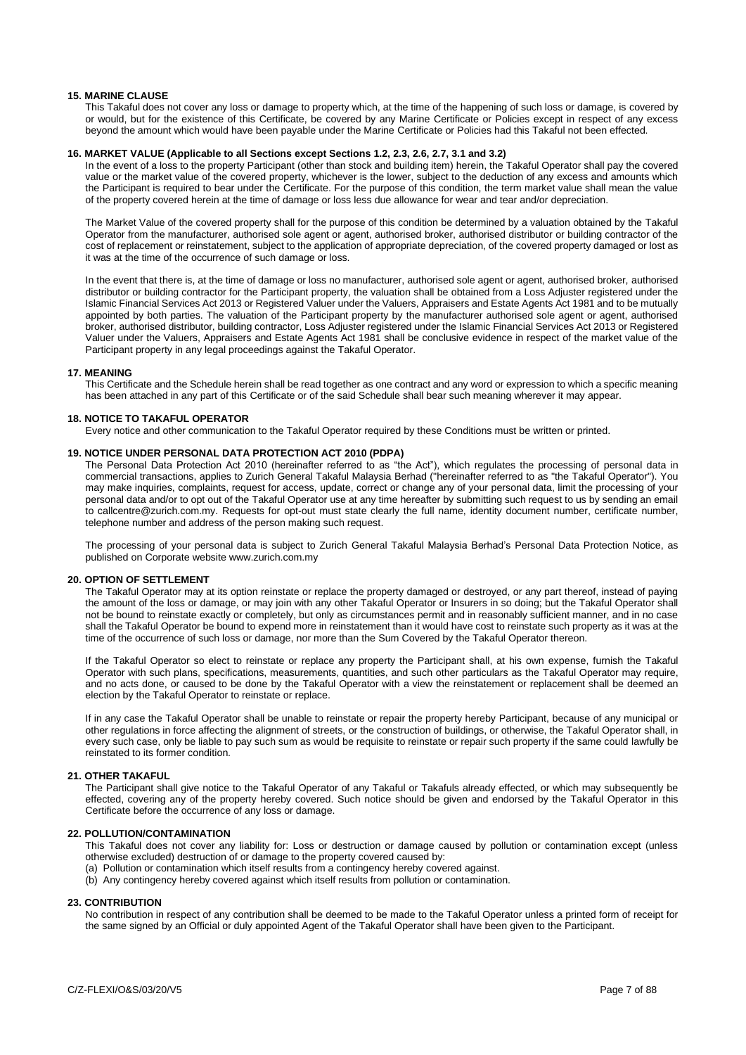**15. MARINE CLAUSE**

This Takaful does not cover any loss or damage to property which, at the time of the happening of such loss or damage, is covered by or would, but for the existence of this Certificate, be covered by any Marine Certificate or Policies except in respect of any excess beyond the amount which would have been payable under the Marine Certificate or Policies had this Takaful not been effected.

**16. MARKET VALUE (Applicable to all Sections except Sections 1.2, 2.3, 2.6, 2.7, 3.1 and 3.2)**

In the event of a loss to the property Participant (other than stock and building item) herein, the Takaful Operator shall pay the covered value or the market value of the covered property, whichever is the lower, subject to the deduction of any excess and amounts which the Participant is required to bear under the Certificate. For the purpose of this condition, the term market value shall mean the value of the property covered herein at the time of damage or loss less due allowance for wear and tear and/or depreciation.

The Market Value of the covered property shall for the purpose of this condition be determined by a valuation obtained by the Takaful Operator from the manufacturer, authorised sole agent or agent, authorised broker, authorised distributor or building contractor of the cost of replacement or reinstatement, subject to the application of appropriate depreciation, of the covered property damaged or lost as it was at the time of the occurrence of such damage or loss.

In the event that there is, at the time of damage or loss no manufacturer, authorised sole agent or agent, authorised broker, authorised distributor or building contractor for the Participant property, the valuation shall be obtained from a Loss Adjuster registered under the Islamic Financial Services Act 2013 or Registered Valuer under the Valuers, Appraisers and Estate Agents Act 1981 and to be mutually appointed by both parties. The valuation of the Participant property by the manufacturer authorised sole agent or agent, authorised broker, authorised distributor, building contractor, Loss Adjuster registered under the Islamic Financial Services Act 2013 or Registered Valuer under the Valuers, Appraisers and Estate Agents Act 1981 shall be conclusive evidence in respect of the market value of the Participant property in any legal proceedings against the Takaful Operator.

**17. MEANING**

This Certificate and the Schedule herein shall be read together as one contract and any word or expression to which a specific meaning has been attached in any part of this Certificate or of the said Schedule shall bear such meaning wherever it may appear.

**18. NOTICE TO TAKAFUL OPERATOR**

Every notice and other communication to the Takaful Operator required by these Conditions must be written or printed.

**19. NOTICE UNDER PERSONAL DATA PROTECTION ACT 2010 (PDPA)**

The Personal Data Protection Act 2010 (hereinafter referred to as "the Act"), which regulates the processing of personal data in commercial transactions, applies to Zurich General Takaful Malaysia Berhad ("hereinafter referred to as "the Takaful Operator"). You may make inquiries, complaints, request for access, update, correct or change any of your personal data, limit the processing of your personal data and/or to opt out of the Takaful Operator use at any time hereafter by submitting such request to us by sending an email to callcentre@zurich.com.my. Requests for opt-out must state clearly the full name, identity document number, certificate number, telephone number and address of the person making such request.

The processing of your personal data is subject to Zurich General Takaful Malaysia Berhad's Personal Data Protection Notice, as published on Corporate website www.zurich.com.my

**20. OPTION OF SETTLEMENT**

The Takaful Operator may at its option reinstate or replace the property damaged or destroyed, or any part thereof, instead of paying the amount of the loss or damage, or may join with any other Takaful Operator or Insurers in so doing; but the Takaful Operator shall not be bound to reinstate exactly or completely, but only as circumstances permit and in reasonably sufficient manner, and in no case shall the Takaful Operator be bound to expend more in reinstatement than it would have cost to reinstate such property as it was at the time of the occurrence of such loss or damage, nor more than the Sum Covered by the Takaful Operator thereon.

If the Takaful Operator so elect to reinstate or replace any property the Participant shall, at his own expense, furnish the Takaful Operator with such plans, specifications, measurements, quantities, and such other particulars as the Takaful Operator may require, and no acts done, or caused to be done by the Takaful Operator with a view the reinstatement or replacement shall be deemed an election by the Takaful Operator to reinstate or replace.

If in any case the Takaful Operator shall be unable to reinstate or repair the property hereby Participant, because of any municipal or other regulations in force affecting the alignment of streets, or the construction of buildings, or otherwise, the Takaful Operator shall, in every such case, only be liable to pay such sum as would be requisite to reinstate or repair such property if the same could lawfully be reinstated to its former condition.

**21. OTHER TAKAFUL**

The Participant shall give notice to the Takaful Operator of any Takaful or Takafuls already effected, or which may subsequently be effected, covering any of the property hereby covered. Such notice should be given and endorsed by the Takaful Operator in this Certificate before the occurrence of any loss or damage.

**22. POLLUTION/CONTAMINATION**

This Takaful does not cover any liability for: Loss or destruction or damage caused by pollution or contamination except (unless otherwise excluded) destruction of or damage to the property covered caused by:

(a) Pollution or contamination which itself results from a contingency hereby covered against.
(b) Any contingency hereby covered against which itself results from pollution or contamination.

**23. CONTRIBUTION**

No contribution in respect of any contribution shall be deemed to be made to the Takaful Operator unless a printed form of receipt for the same signed by an Official or duly appointed Agent of the Takaful Operator shall have been given to the Participant.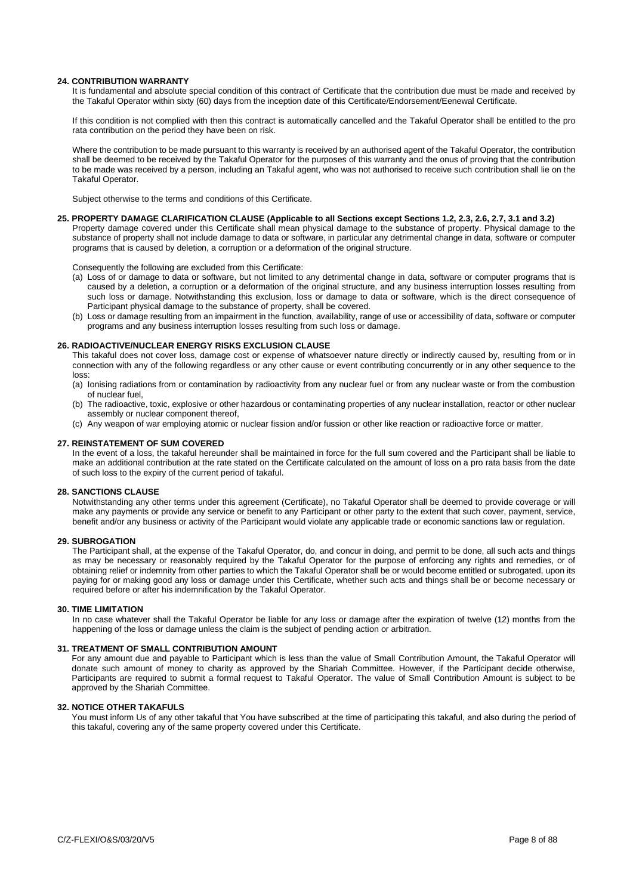**24. CONTRIBUTION WARRANTY**

It is fundamental and absolute special condition of this contract of Certificate that the contribution due must be made and received by the Takaful Operator within sixty (60) days from the inception date of this Certificate/Endorsement/Eenewal Certificate.

If this condition is not complied with then this contract is automatically cancelled and the Takaful Operator shall be entitled to the pro rata contribution on the period they have been on risk.

Where the contribution to be made pursuant to this warranty is received by an authorised agent of the Takaful Operator, the contribution shall be deemed to be received by the Takaful Operator for the purposes of this warranty and the onus of proving that the contribution to be made was received by a person, including an Takaful agent, who was not authorised to receive such contribution shall lie on the Takaful Operator.

Subject otherwise to the terms and conditions of this Certificate.

**25. PROPERTY DAMAGE CLARIFICATION CLAUSE (Applicable to all Sections except Sections 1.2, 2.3, 2.6, 2.7, 3.1 and 3.2)**

Property damage covered under this Certificate shall mean physical damage to the substance of property. Physical damage to the substance of property shall not include damage to data or software, in particular any detrimental change in data, software or computer programs that is caused by deletion, a corruption or a deformation of the original structure.

Consequently the following are excluded from this Certificate:

(a) Loss of or damage to data or software, but not limited to any detrimental change in data, software or computer programs that is caused by a deletion, a corruption or a deformation of the original structure, and any business interruption losses resulting from such loss or damage. Notwithstanding this exclusion, loss or damage to data or software, which is the direct consequence of Participant physical damage to the substance of property, shall be covered.

(b) Loss or damage resulting from an impairment in the function, availability, range of use or accessibility of data, software or computer programs and any business interruption losses resulting from such loss or damage.

**26. RADIOACTIVE/NUCLEAR ENERGY RISKS EXCLUSION CLAUSE**

This takaful does not cover loss, damage cost or expense of whatsoever nature directly or indirectly caused by, resulting from or in connection with any of the following regardless or any other cause or event contributing concurrently or in any other sequence to the loss:

(a) Ionising radiations from or contamination by radioactivity from any nuclear fuel or from any nuclear waste or from the combustion of nuclear fuel,

(b) The radioactive, toxic, explosive or other hazardous or contaminating properties of any nuclear installation, reactor or other nuclear assembly or nuclear component thereof,

(c) Any weapon of war employing atomic or nuclear fission and/or fussion or other like reaction or radioactive force or matter.

**27. REINSTATEMENT OF SUM COVERED**

In the event of a loss, the takaful hereunder shall be maintained in force for the full sum covered and the Participant shall be liable to make an additional contribution at the rate stated on the Certificate calculated on the amount of loss on a pro rata basis from the date of such loss to the expiry of the current period of takaful.

**28. SANCTIONS CLAUSE**

Notwithstanding any other terms under this agreement (Certificate), no Takaful Operator shall be deemed to provide coverage or will make any payments or provide any service or benefit to any Participant or other party to the extent that such cover, payment, service, benefit and/or any business or activity of the Participant would violate any applicable trade or economic sanctions law or regulation.

**29. SUBROGATION**

The Participant shall, at the expense of the Takaful Operator, do, and concur in doing, and permit to be done, all such acts and things as may be necessary or reasonably required by the Takaful Operator for the purpose of enforcing any rights and remedies, or of obtaining relief or indemnity from other parties to which the Takaful Operator shall be or would become entitled or subrogated, upon its paying for or making good any loss or damage under this Certificate, whether such acts and things shall be or become necessary or required before or after his indemnification by the Takaful Operator.

**30. TIME LIMITATION**

In no case whatever shall the Takaful Operator be liable for any loss or damage after the expiration of twelve (12) months from the happening of the loss or damage unless the claim is the subject of pending action or arbitration.

**31. TREATMENT OF SMALL CONTRIBUTION AMOUNT**

For any amount due and payable to Participant which is less than the value of Small Contribution Amount, the Takaful Operator will donate such amount of money to charity as approved by the Shariah Committee. However, if the Participant decide otherwise, Participants are required to submit a formal request to Takaful Operator. The value of Small Contribution Amount is subject to be approved by the Shariah Committee.

**32. NOTICE OTHER TAKAFULS**

You must inform Us of any other takaful that You have subscribed at the time of participating this takaful, and also during the period of this takaful, covering any of the same property covered under this Certificate.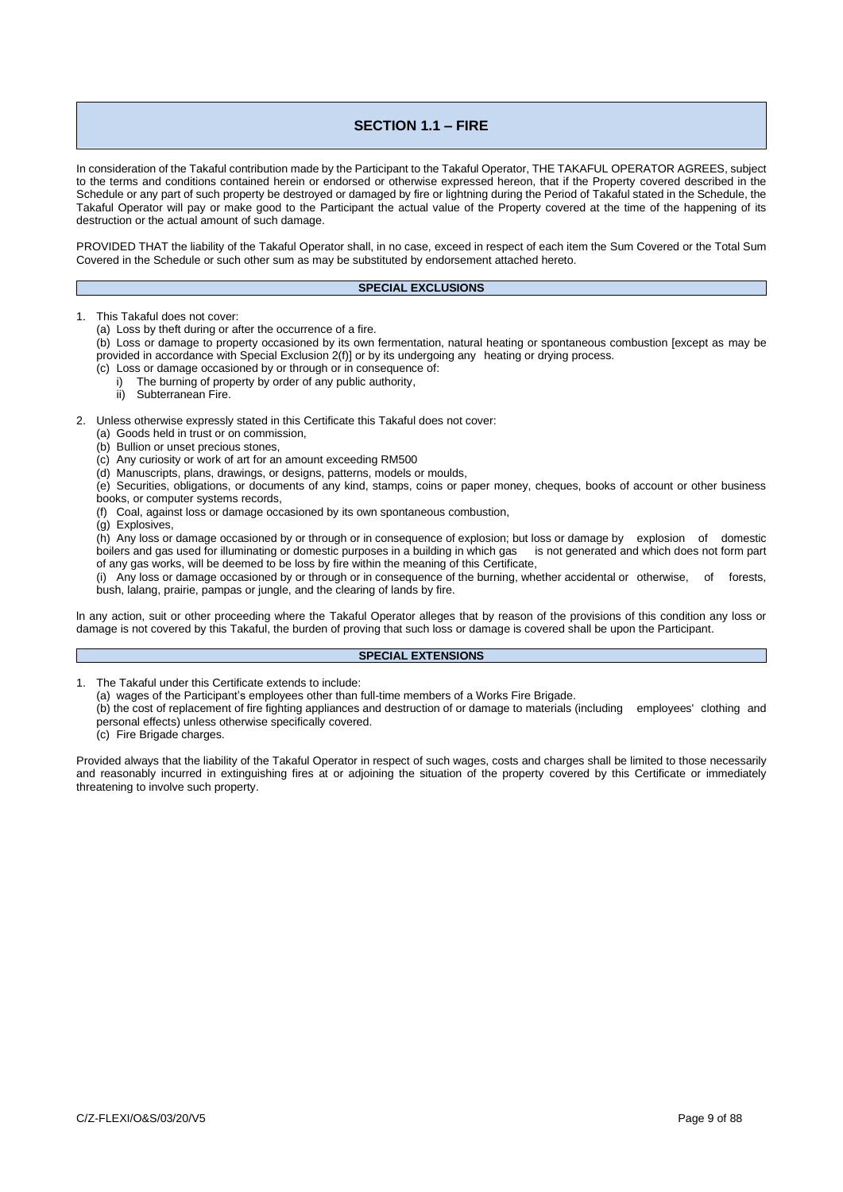# SECTION 1.1 – FIRE

In consideration of the Takaful contribution made by the Participant to the Takaful Operator, THE TAKAFUL OPERATOR AGREES, subject to the terms and conditions contained herein or endorsed or otherwise expressed hereon, that if the Property covered described in the Schedule or any part of such property be destroyed or damaged by fire or lightning during the Period of Takaful stated in the Schedule, the Takaful Operator will pay or make good to the Participant the actual value of the Property covered at the time of the happening of its destruction or the actual amount of such damage.

PROVIDED THAT the liability of the Takaful Operator shall, in no case, exceed in respect of each item the Sum Covered or the Total Sum Covered in the Schedule or such other sum as may be substituted by endorsement attached hereto.

## SPECIAL EXCLUSIONS

1. This Takaful does not cover:
   (a) Loss by theft during or after the occurrence of a fire.
   (b) Loss or damage to property occasioned by its own fermentation, natural heating or spontaneous combustion [except as may be provided in accordance with Special Exclusion 2(f)] or by its undergoing any heating or drying process.
   (c) Loss or damage occasioned by or through or in consequence of:
      i) The burning of property by order of any public authority,
      ii) Subterranean Fire.

2. Unless otherwise expressly stated in this Certificate this Takaful does not cover:
   (a) Goods held in trust or on commission,
   (b) Bullion or unset precious stones,
   (c) Any curiosity or work of art for an amount exceeding RM500
   (d) Manuscripts, plans, drawings, or designs, patterns, models or moulds,
   (e) Securities, obligations, or documents of any kind, stamps, coins or paper money, cheques, books of account or other business books, or computer systems records,
   (f) Coal, against loss or damage occasioned by its own spontaneous combustion,
   (g) Explosives,
   (h) Any loss or damage occasioned by or through or in consequence of explosion; but loss or damage by explosion of domestic boilers and gas used for illuminating or domestic purposes in a building in which gas is not generated and which does not form part of any gas works, will be deemed to be loss by fire within the meaning of this Certificate,
   (i) Any loss or damage occasioned by or through or in consequence of the burning, whether accidental or otherwise, of forests, bush, lalang, prairie, pampas or jungle, and the clearing of lands by fire.

In any action, suit or other proceeding where the Takaful Operator alleges that by reason of the provisions of this condition any loss or damage is not covered by this Takaful, the burden of proving that such loss or damage is covered shall be upon the Participant.

## SPECIAL EXTENSIONS

1. The Takaful under this Certificate extends to include:
   (a) wages of the Participant's employees other than full-time members of a Works Fire Brigade.
   (b) the cost of replacement of fire fighting appliances and destruction of or damage to materials (including employees' clothing and personal effects) unless otherwise specifically covered.
   (c) Fire Brigade charges.

Provided always that the liability of the Takaful Operator in respect of such wages, costs and charges shall be limited to those necessarily and reasonably incurred in extinguishing fires at or adjoining the situation of the property covered by this Certificate or immediately threatening to involve such property.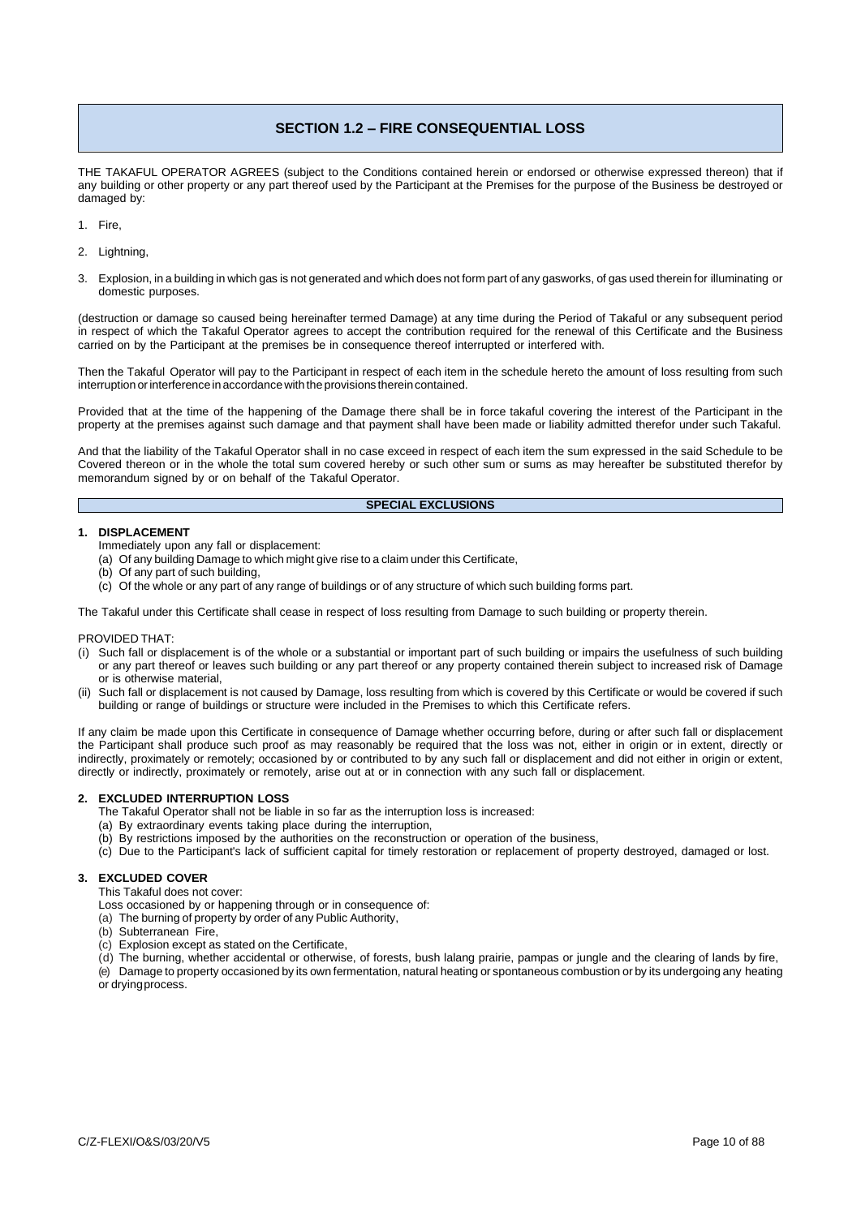## SECTION 1.2 – FIRE CONSEQUENTIAL LOSS

THE TAKAFUL OPERATOR AGREES (subject to the Conditions contained herein or endorsed or otherwise expressed thereon) that if any building or other property or any part thereof used by the Participant at the Premises for the purpose of the Business be destroyed or damaged by:

1. Fire,
2. Lightning,
3. Explosion, in a building in which gas is not generated and which does not form part of any gasworks, of gas used therein for illuminating or domestic purposes.

(destruction or damage so caused being hereinafter termed Damage) at any time during the Period of Takaful or any subsequent period in respect of which the Takaful Operator agrees to accept the contribution required for the renewal of this Certificate and the Business carried on by the Participant at the premises be in consequence thereof interrupted or interfered with.

Then the Takaful Operator will pay to the Participant in respect of each item in the schedule hereto the amount of loss resulting from such interruption or interference in accordance with the provisions therein contained.

Provided that at the time of the happening of the Damage there shall be in force takaful covering the interest of the Participant in the property at the premises against such damage and that payment shall have been made or liability admitted therefor under such Takaful.

And that the liability of the Takaful Operator shall in no case exceed in respect of each item the sum expressed in the said Schedule to be Covered thereon or in the whole the total sum covered hereby or such other sum or sums as may hereafter be substituted therefor by memorandum signed by or on behalf of the Takaful Operator.

### SPECIAL EXCLUSIONS

**1. DISPLACEMENT**

Immediately upon any fall or displacement:

(a) Of any building Damage to which might give rise to a claim under this Certificate,
(b) Of any part of such building,
(c) Of the whole or any part of any range of buildings or of any structure of which such building forms part.

The Takaful under this Certificate shall cease in respect of loss resulting from Damage to such building or property therein.

PROVIDED THAT:

(i) Such fall or displacement is of the whole or a substantial or important part of such building or impairs the usefulness of such building or any part thereof or leaves such building or any part thereof or any property contained therein subject to increased risk of Damage or is otherwise material,
(ii) Such fall or displacement is not caused by Damage, loss resulting from which is covered by this Certificate or would be covered if such building or range of buildings or structure were included in the Premises to which this Certificate refers.

If any claim be made upon this Certificate in consequence of Damage whether occurring before, during or after such fall or displacement the Participant shall produce such proof as may reasonably be required that the loss was not, either in origin or in extent, directly or indirectly, proximately or remotely; occasioned by or contributed to by any such fall or displacement and did not either in origin or extent, directly or indirectly, proximately or remotely, arise out at or in connection with any such fall or displacement.

**2. EXCLUDED INTERRUPTION LOSS**

The Takaful Operator shall not be liable in so far as the interruption loss is increased:

(a) By extraordinary events taking place during the interruption,
(b) By restrictions imposed by the authorities on the reconstruction or operation of the business,
(c) Due to the Participant's lack of sufficient capital for timely restoration or replacement of property destroyed, damaged or lost.

**3. EXCLUDED COVER**

This Takaful does not cover:

Loss occasioned by or happening through or in consequence of:

(a) The burning of property by order of any Public Authority,
(b) Subterranean Fire,
(c) Explosion except as stated on the Certificate,
(d) The burning, whether accidental or otherwise, of forests, bush lalang prairie, pampas or jungle and the clearing of lands by fire,
(e) Damage to property occasioned by its own fermentation, natural heating or spontaneous combustion or by its undergoing any heating or drying process.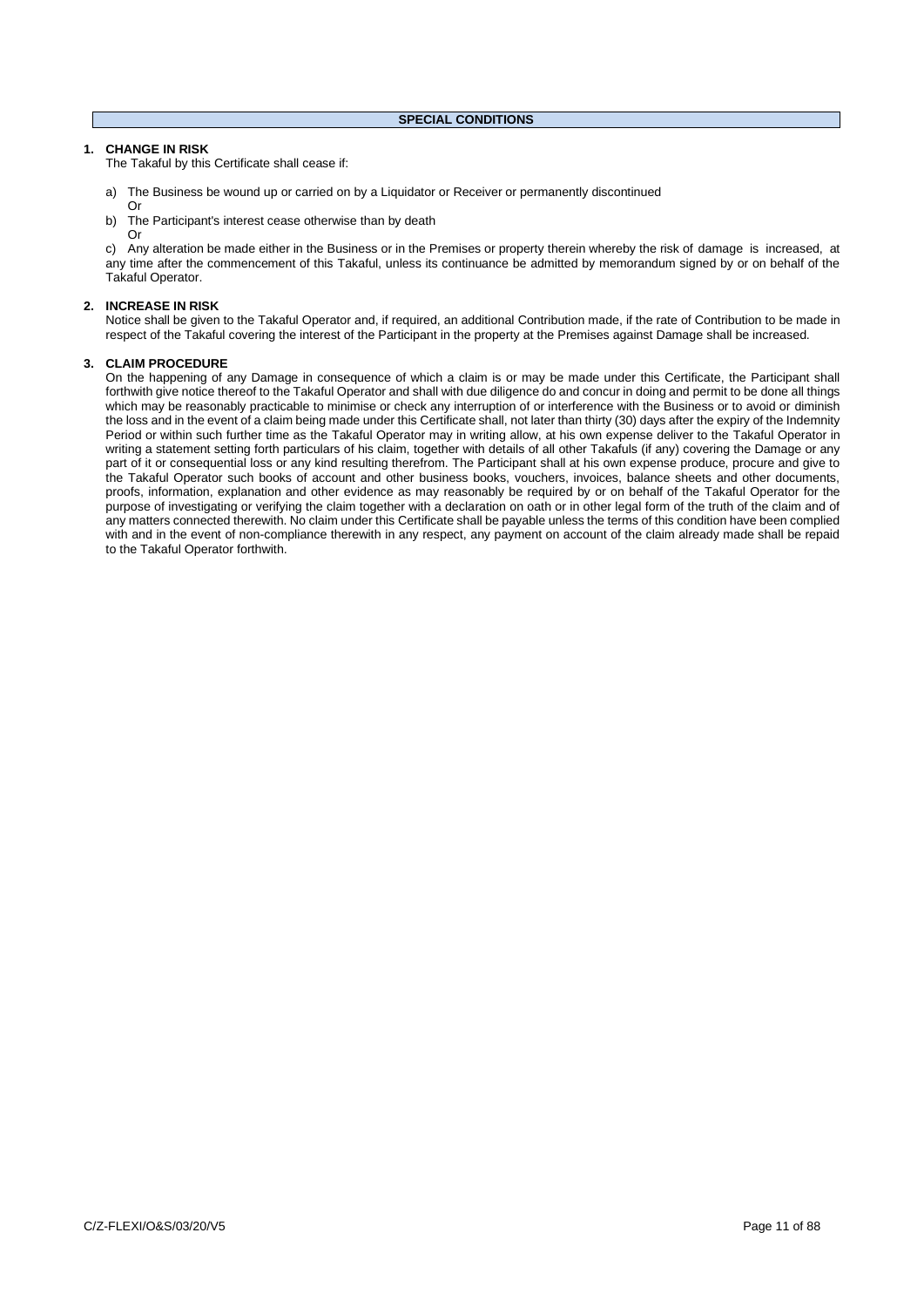## SPECIAL CONDITIONS

**1. CHANGE IN RISK**

The Takaful by this Certificate shall cease if:

a) The Business be wound up or carried on by a Liquidator or Receiver or permanently discontinued

Or

b) The Participant's interest cease otherwise than by death

Or

c) Any alteration be made either in the Business or in the Premises or property therein whereby the risk of damage is increased, at any time after the commencement of this Takaful, unless its continuance be admitted by memorandum signed by or on behalf of the Takaful Operator.

**2. INCREASE IN RISK**

Notice shall be given to the Takaful Operator and, if required, an additional Contribution made, if the rate of Contribution to be made in respect of the Takaful covering the interest of the Participant in the property at the Premises against Damage shall be increased.

**3. CLAIM PROCEDURE**

On the happening of any Damage in consequence of which a claim is or may be made under this Certificate, the Participant shall forthwith give notice thereof to the Takaful Operator and shall with due diligence do and concur in doing and permit to be done all things which may be reasonably practicable to minimise or check any interruption of or interference with the Business or to avoid or diminish the loss and in the event of a claim being made under this Certificate shall, not later than thirty (30) days after the expiry of the Indemnity Period or within such further time as the Takaful Operator may in writing allow, at his own expense deliver to the Takaful Operator in writing a statement setting forth particulars of his claim, together with details of all other Takafuls (if any) covering the Damage or any part of it or consequential loss or any kind resulting therefrom. The Participant shall at his own expense produce, procure and give to the Takaful Operator such books of account and other business books, vouchers, invoices, balance sheets and other documents, proofs, information, explanation and other evidence as may reasonably be required by or on behalf of the Takaful Operator for the purpose of investigating or verifying the claim together with a declaration on oath or in other legal form of the truth of the claim and of any matters connected therewith. No claim under this Certificate shall be payable unless the terms of this condition have been complied with and in the event of non-compliance therewith in any respect, any payment on account of the claim already made shall be repaid to the Takaful Operator forthwith.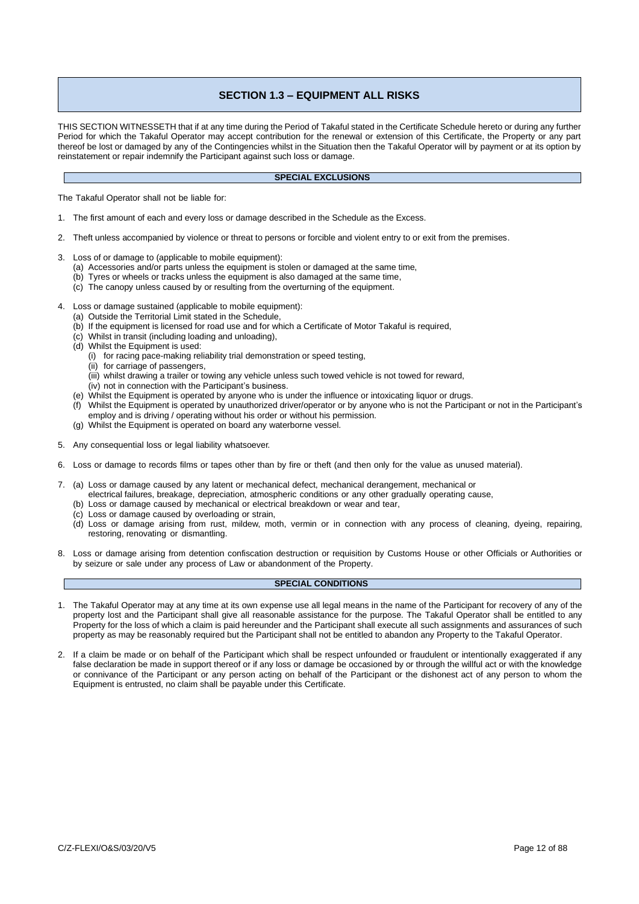# SECTION 1.3 – EQUIPMENT ALL RISKS

THIS SECTION WITNESSETH that if at any time during the Period of Takaful stated in the Certificate Schedule hereto or during any further Period for which the Takaful Operator may accept contribution for the renewal or extension of this Certificate, the Property or any part thereof be lost or damaged by any of the Contingencies whilst in the Situation then the Takaful Operator will by payment or at its option by reinstatement or repair indemnify the Participant against such loss or damage.

## SPECIAL EXCLUSIONS

The Takaful Operator shall not be liable for:

1. The first amount of each and every loss or damage described in the Schedule as the Excess.

2. Theft unless accompanied by violence or threat to persons or forcible and violent entry to or exit from the premises.

3. Loss of or damage to (applicable to mobile equipment):
   (a) Accessories and/or parts unless the equipment is stolen or damaged at the same time,
   (b) Tyres or wheels or tracks unless the equipment is also damaged at the same time,
   (c) The canopy unless caused by or resulting from the overturning of the equipment.

4. Loss or damage sustained (applicable to mobile equipment):
   (a) Outside the Territorial Limit stated in the Schedule,
   (b) If the equipment is licensed for road use and for which a Certificate of Motor Takaful is required,
   (c) Whilst in transit (including loading and unloading),
   (d) Whilst the Equipment is used:
      (i) for racing pace-making reliability trial demonstration or speed testing,
      (ii) for carriage of passengers,
      (iii) whilst drawing a trailer or towing any vehicle unless such towed vehicle is not towed for reward,
      (iv) not in connection with the Participant's business.
   (e) Whilst the Equipment is operated by anyone who is under the influence or intoxicating liquor or drugs.
   (f) Whilst the Equipment is operated by unauthorized driver/operator or by anyone who is not the Participant or not in the Participant's employ and is driving / operating without his order or without his permission.
   (g) Whilst the Equipment is operated on board any waterborne vessel.

5. Any consequential loss or legal liability whatsoever.

6. Loss or damage to records films or tapes other than by fire or theft (and then only for the value as unused material).

7. (a) Loss or damage caused by any latent or mechanical defect, mechanical derangement, mechanical or electrical failures, breakage, depreciation, atmospheric conditions or any other gradually operating cause,
   (b) Loss or damage caused by mechanical or electrical breakdown or wear and tear,
   (c) Loss or damage caused by overloading or strain,
   (d) Loss or damage arising from rust, mildew, moth, vermin or in connection with any process of cleaning, dyeing, repairing, restoring, renovating or dismantling.

8. Loss or damage arising from detention confiscation destruction or requisition by Customs House or other Officials or Authorities or by seizure or sale under any process of Law or abandonment of the Property.

## SPECIAL CONDITIONS

1. The Takaful Operator may at any time at its own expense use all legal means in the name of the Participant for recovery of any of the property lost and the Participant shall give all reasonable assistance for the purpose. The Takaful Operator shall be entitled to any Property for the loss of which a claim is paid hereunder and the Participant shall execute all such assignments and assurances of such property as may be reasonably required but the Participant shall not be entitled to abandon any Property to the Takaful Operator.

2. If a claim be made or on behalf of the Participant which shall be respect unfounded or fraudulent or intentionally exaggerated if any false declaration be made in support thereof or if any loss or damage be occasioned by or through the willful act or with the knowledge or connivance of the Participant or any person acting on behalf of the Participant or the dishonest act of any person to whom the Equipment is entrusted, no claim shall be payable under this Certificate.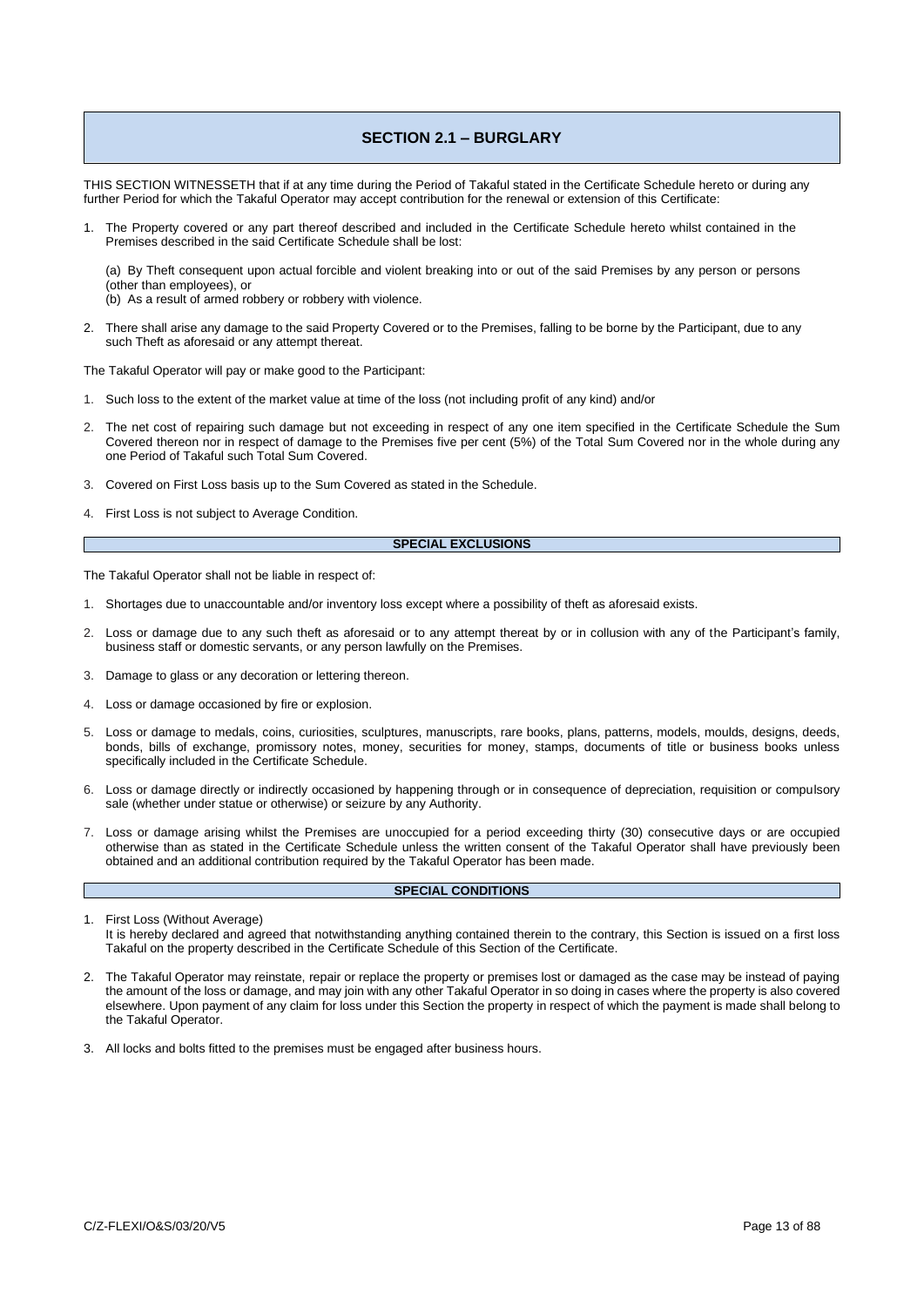## SECTION 2.1 – BURGLARY

THIS SECTION WITNESSETH that if at any time during the Period of Takaful stated in the Certificate Schedule hereto or during any further Period for which the Takaful Operator may accept contribution for the renewal or extension of this Certificate:

1. The Property covered or any part thereof described and included in the Certificate Schedule hereto whilst contained in the Premises described in the said Certificate Schedule shall be lost:

   (a) By Theft consequent upon actual forcible and violent breaking into or out of the said Premises by any person or persons (other than employees), or
   (b) As a result of armed robbery or robbery with violence.

2. There shall arise any damage to the said Property Covered or to the Premises, falling to be borne by the Participant, due to any such Theft as aforesaid or any attempt thereat.

The Takaful Operator will pay or make good to the Participant:

1. Such loss to the extent of the market value at time of the loss (not including profit of any kind) and/or
2. The net cost of repairing such damage but not exceeding in respect of any one item specified in the Certificate Schedule the Sum Covered thereon nor in respect of damage to the Premises five per cent (5%) of the Total Sum Covered nor in the whole during any one Period of Takaful such Total Sum Covered.
3. Covered on First Loss basis up to the Sum Covered as stated in the Schedule.
4. First Loss is not subject to Average Condition.

### SPECIAL EXCLUSIONS

The Takaful Operator shall not be liable in respect of:

1. Shortages due to unaccountable and/or inventory loss except where a possibility of theft as aforesaid exists.
2. Loss or damage due to any such theft as aforesaid or to any attempt thereat by or in collusion with any of the Participant's family, business staff or domestic servants, or any person lawfully on the Premises.
3. Damage to glass or any decoration or lettering thereon.
4. Loss or damage occasioned by fire or explosion.
5. Loss or damage to medals, coins, curiosities, sculptures, manuscripts, rare books, plans, patterns, models, moulds, designs, deeds, bonds, bills of exchange, promissory notes, money, securities for money, stamps, documents of title or business books unless specifically included in the Certificate Schedule.
6. Loss or damage directly or indirectly occasioned by happening through or in consequence of depreciation, requisition or compulsory sale (whether under statue or otherwise) or seizure by any Authority.
7. Loss or damage arising whilst the Premises are unoccupied for a period exceeding thirty (30) consecutive days or are occupied otherwise than as stated in the Certificate Schedule unless the written consent of the Takaful Operator shall have previously been obtained and an additional contribution required by the Takaful Operator has been made.

### SPECIAL CONDITIONS

1. First Loss (Without Average)
   It is hereby declared and agreed that notwithstanding anything contained therein to the contrary, this Section is issued on a first loss Takaful on the property described in the Certificate Schedule of this Section of the Certificate.
2. The Takaful Operator may reinstate, repair or replace the property or premises lost or damaged as the case may be instead of paying the amount of the loss or damage, and may join with any other Takaful Operator in so doing in cases where the property is also covered elsewhere. Upon payment of any claim for loss under this Section the property in respect of which the payment is made shall belong to the Takaful Operator.
3. All locks and bolts fitted to the premises must be engaged after business hours.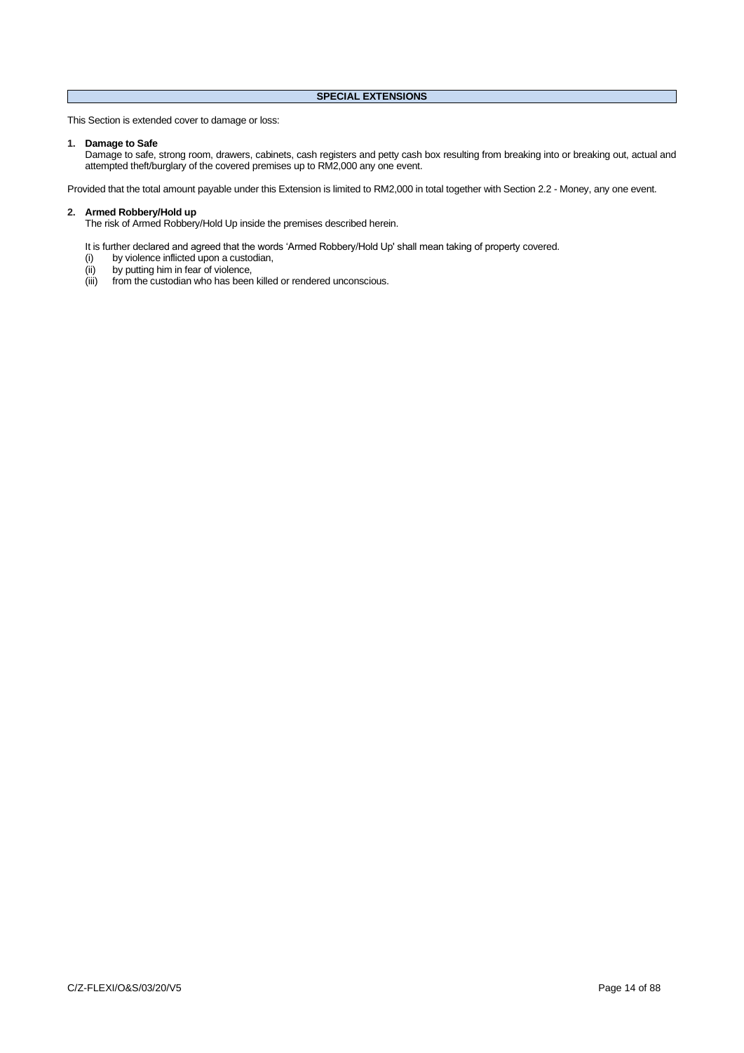## SPECIAL EXTENSIONS

This Section is extended cover to damage or loss:

1. **Damage to Safe**
   Damage to safe, strong room, drawers, cabinets, cash registers and petty cash box resulting from breaking into or breaking out, actual and attempted theft/burglary of the covered premises up to RM2,000 any one event.

Provided that the total amount payable under this Extension is limited to RM2,000 in total together with Section 2.2 - Money, any one event.

2. **Armed Robbery/Hold up**
   The risk of Armed Robbery/Hold Up inside the premises described herein.

   It is further declared and agreed that the words 'Armed Robbery/Hold Up' shall mean taking of property covered.
   - (i) by violence inflicted upon a custodian,
   - (ii) by putting him in fear of violence,
   - (iii) from the custodian who has been killed or rendered unconscious.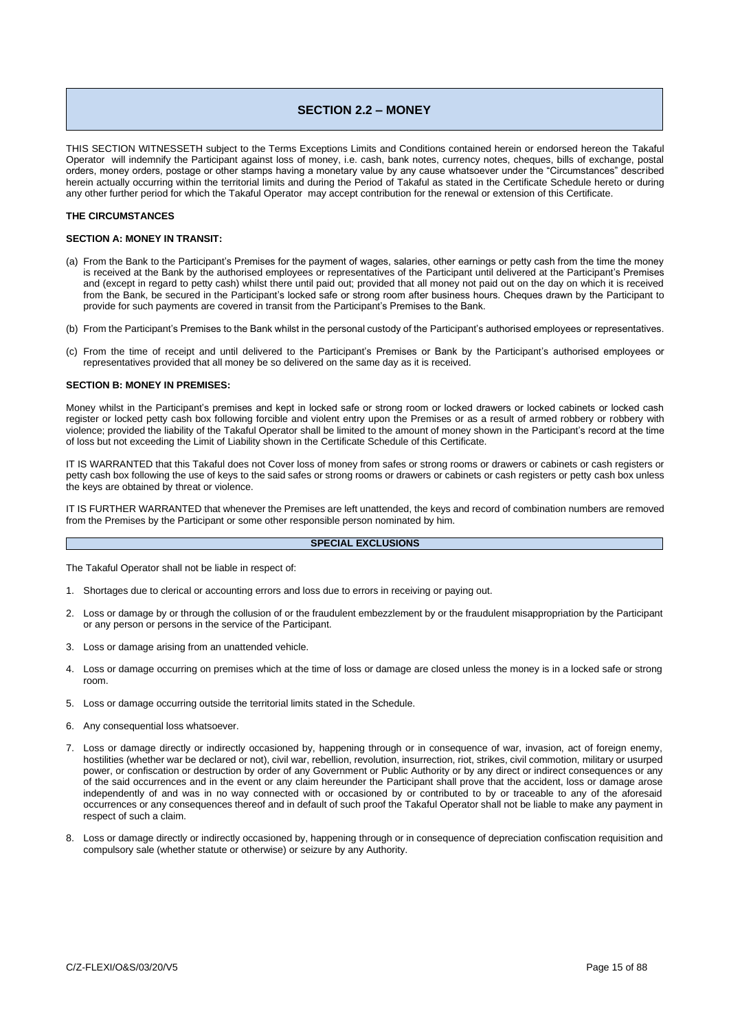# SECTION 2.2 – MONEY

THIS SECTION WITNESSETH subject to the Terms Exceptions Limits and Conditions contained herein or endorsed hereon the Takaful Operator will indemnify the Participant against loss of money, i.e. cash, bank notes, currency notes, cheques, bills of exchange, postal orders, money orders, postage or other stamps having a monetary value by any cause whatsoever under the "Circumstances" described herein actually occurring within the territorial limits and during the Period of Takaful as stated in the Certificate Schedule hereto or during any other further period for which the Takaful Operator may accept contribution for the renewal or extension of this Certificate.

**THE CIRCUMSTANCES**

**SECTION A: MONEY IN TRANSIT:**

(a) From the Bank to the Participant's Premises for the payment of wages, salaries, other earnings or petty cash from the time the money is received at the Bank by the authorised employees or representatives of the Participant until delivered at the Participant's Premises and (except in regard to petty cash) whilst there until paid out; provided that all money not paid out on the day on which it is received from the Bank, be secured in the Participant's locked safe or strong room after business hours. Cheques drawn by the Participant to provide for such payments are covered in transit from the Participant's Premises to the Bank.

(b) From the Participant's Premises to the Bank whilst in the personal custody of the Participant's authorised employees or representatives.

(c) From the time of receipt and until delivered to the Participant's Premises or Bank by the Participant's authorised employees or representatives provided that all money be so delivered on the same day as it is received.

**SECTION B: MONEY IN PREMISES:**

Money whilst in the Participant's premises and kept in locked safe or strong room or locked drawers or locked cabinets or locked cash register or locked petty cash box following forcible and violent entry upon the Premises or as a result of armed robbery or robbery with violence; provided the liability of the Takaful Operator shall be limited to the amount of money shown in the Participant's record at the time of loss but not exceeding the Limit of Liability shown in the Certificate Schedule of this Certificate.

IT IS WARRANTED that this Takaful does not Cover loss of money from safes or strong rooms or drawers or cabinets or cash registers or petty cash box following the use of keys to the said safes or strong rooms or drawers or cabinets or cash registers or petty cash box unless the keys are obtained by threat or violence.

IT IS FURTHER WARRANTED that whenever the Premises are left unattended, the keys and record of combination numbers are removed from the Premises by the Participant or some other responsible person nominated by him.

**SPECIAL EXCLUSIONS**

The Takaful Operator shall not be liable in respect of:

1. Shortages due to clerical or accounting errors and loss due to errors in receiving or paying out.

2. Loss or damage by or through the collusion of or the fraudulent embezzlement by or the fraudulent misappropriation by the Participant or any person or persons in the service of the Participant.

3. Loss or damage arising from an unattended vehicle.

4. Loss or damage occurring on premises which at the time of loss or damage are closed unless the money is in a locked safe or strong room.

5. Loss or damage occurring outside the territorial limits stated in the Schedule.

6. Any consequential loss whatsoever.

7. Loss or damage directly or indirectly occasioned by, happening through or in consequence of war, invasion, act of foreign enemy, hostilities (whether war be declared or not), civil war, rebellion, revolution, insurrection, riot, strikes, civil commotion, military or usurped power, or confiscation or destruction by order of any Government or Public Authority or by any direct or indirect consequences or any of the said occurrences and in the event or any claim hereunder the Participant shall prove that the accident, loss or damage arose independently of and was in no way connected with or occasioned by or contributed to by or traceable to any of the aforesaid occurrences or any consequences thereof and in default of such proof the Takaful Operator shall not be liable to make any payment in respect of such a claim.

8. Loss or damage directly or indirectly occasioned by, happening through or in consequence of depreciation confiscation requisition and compulsory sale (whether statute or otherwise) or seizure by any Authority.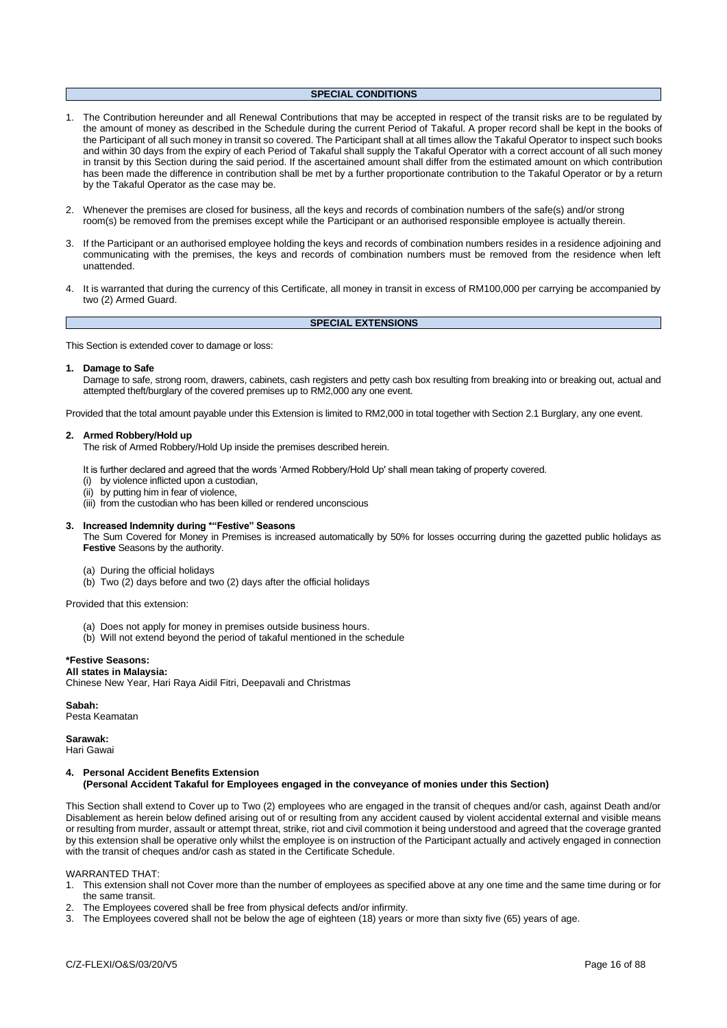## SPECIAL CONDITIONS

1. The Contribution hereunder and all Renewal Contributions that may be accepted in respect of the transit risks are to be regulated by the amount of money as described in the Schedule during the current Period of Takaful. A proper record shall be kept in the books of the Participant of all such money in transit so covered. The Participant shall at all times allow the Takaful Operator to inspect such books and within 30 days from the expiry of each Period of Takaful shall supply the Takaful Operator with a correct account of all such money in transit by this Section during the said period. If the ascertained amount shall differ from the estimated amount on which contribution has been made the difference in contribution shall be met by a further proportionate contribution to the Takaful Operator or by a return by the Takaful Operator as the case may be.

2. Whenever the premises are closed for business, all the keys and records of combination numbers of the safe(s) and/or strong room(s) be removed from the premises except while the Participant or an authorised responsible employee is actually therein.

3. If the Participant or an authorised employee holding the keys and records of combination numbers resides in a residence adjoining and communicating with the premises, the keys and records of combination numbers must be removed from the residence when left unattended.

4. It is warranted that during the currency of this Certificate, all money in transit in excess of RM100,000 per carrying be accompanied by two (2) Armed Guard.

## SPECIAL EXTENSIONS

This Section is extended cover to damage or loss:

**1. Damage to Safe**

Damage to safe, strong room, drawers, cabinets, cash registers and petty cash box resulting from breaking into or breaking out, actual and attempted theft/burglary of the covered premises up to RM2,000 any one event.

Provided that the total amount payable under this Extension is limited to RM2,000 in total together with Section 2.1 Burglary, any one event.

**2. Armed Robbery/Hold up**

The risk of Armed Robbery/Hold Up inside the premises described herein.

It is further declared and agreed that the words 'Armed Robbery/Hold Up' shall mean taking of property covered.

(i) by violence inflicted upon a custodian,
(ii) by putting him in fear of violence,
(iii) from the custodian who has been killed or rendered unconscious

**3. Increased Indemnity during *"Festive" Seasons**

The Sum Covered for Money in Premises is increased automatically by 50% for losses occurring during the gazetted public holidays as **Festive** Seasons by the authority.

(a) During the official holidays
(b) Two (2) days before and two (2) days after the official holidays

Provided that this extension:

(a) Does not apply for money in premises outside business hours.
(b) Will not extend beyond the period of takaful mentioned in the schedule

**\*Festive Seasons:**
**All states in Malaysia:**
Chinese New Year, Hari Raya Aidil Fitri, Deepavali and Christmas

**Sabah:**
Pesta Keamatan

**Sarawak:**
Hari Gawai

**4. Personal Accident Benefits Extension**
**(Personal Accident Takaful for Employees engaged in the conveyance of monies under this Section)**

This Section shall extend to Cover up to Two (2) employees who are engaged in the transit of cheques and/or cash, against Death and/or Disablement as herein below defined arising out of or resulting from any accident caused by violent accidental external and visible means or resulting from murder, assault or attempt threat, strike, riot and civil commotion it being understood and agreed that the coverage granted by this extension shall be operative only whilst the employee is on instruction of the Participant actually and actively engaged in connection with the transit of cheques and/or cash as stated in the Certificate Schedule.

WARRANTED THAT:

1. This extension shall not Cover more than the number of employees as specified above at any one time and the same time during or for the same transit.
2. The Employees covered shall be free from physical defects and/or infirmity.
3. The Employees covered shall not be below the age of eighteen (18) years or more than sixty five (65) years of age.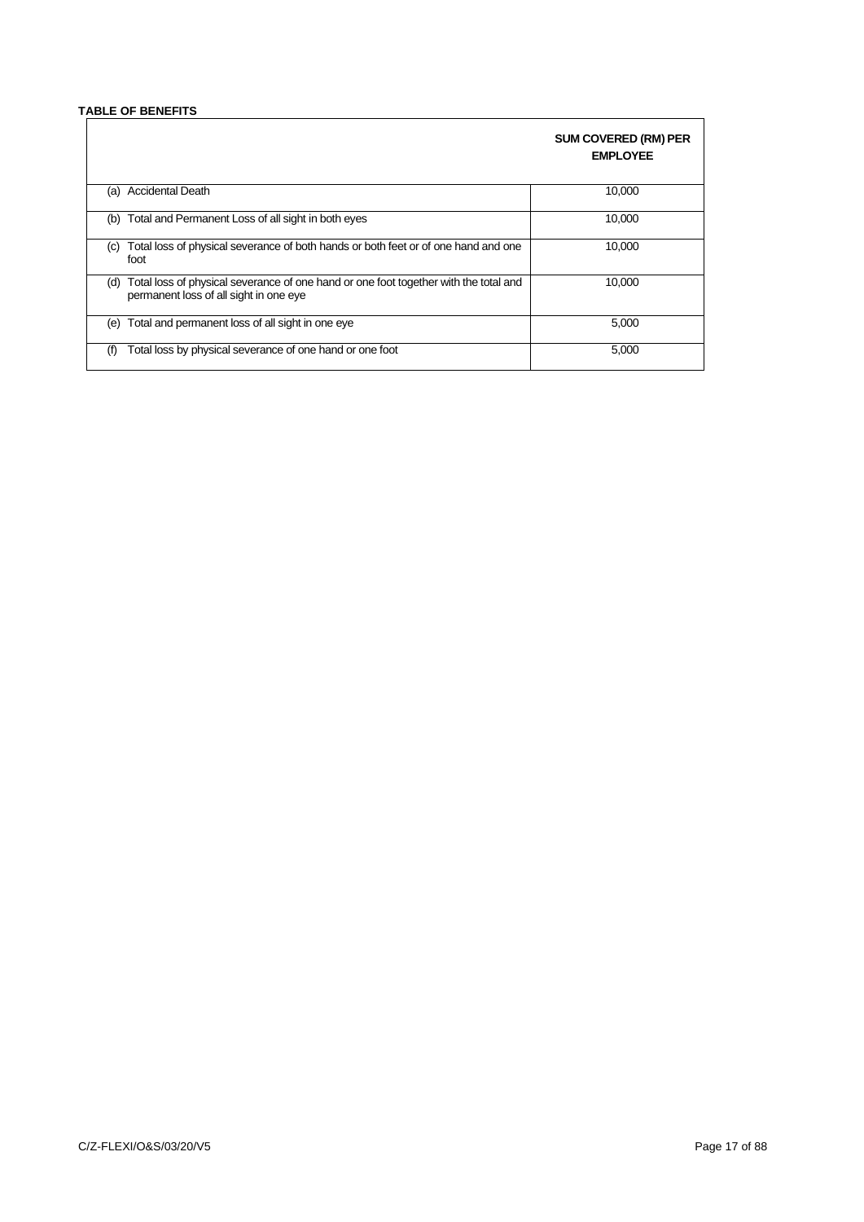**TABLE OF BENEFITS**

| | SUM COVERED (RM) PER EMPLOYEE |
|---|---|
| (a) Accidental Death | 10,000 |
| (b) Total and Permanent Loss of all sight in both eyes | 10,000 |
| (c) Total loss of physical severance of both hands or both feet or of one hand and one foot | 10,000 |
| (d) Total loss of physical severance of one hand or one foot together with the total and permanent loss of all sight in one eye | 10,000 |
| (e) Total and permanent loss of all sight in one eye | 5,000 |
| (f) Total loss by physical severance of one hand or one foot | 5,000 |

C/Z-FLEXI/O&S/03/20/V5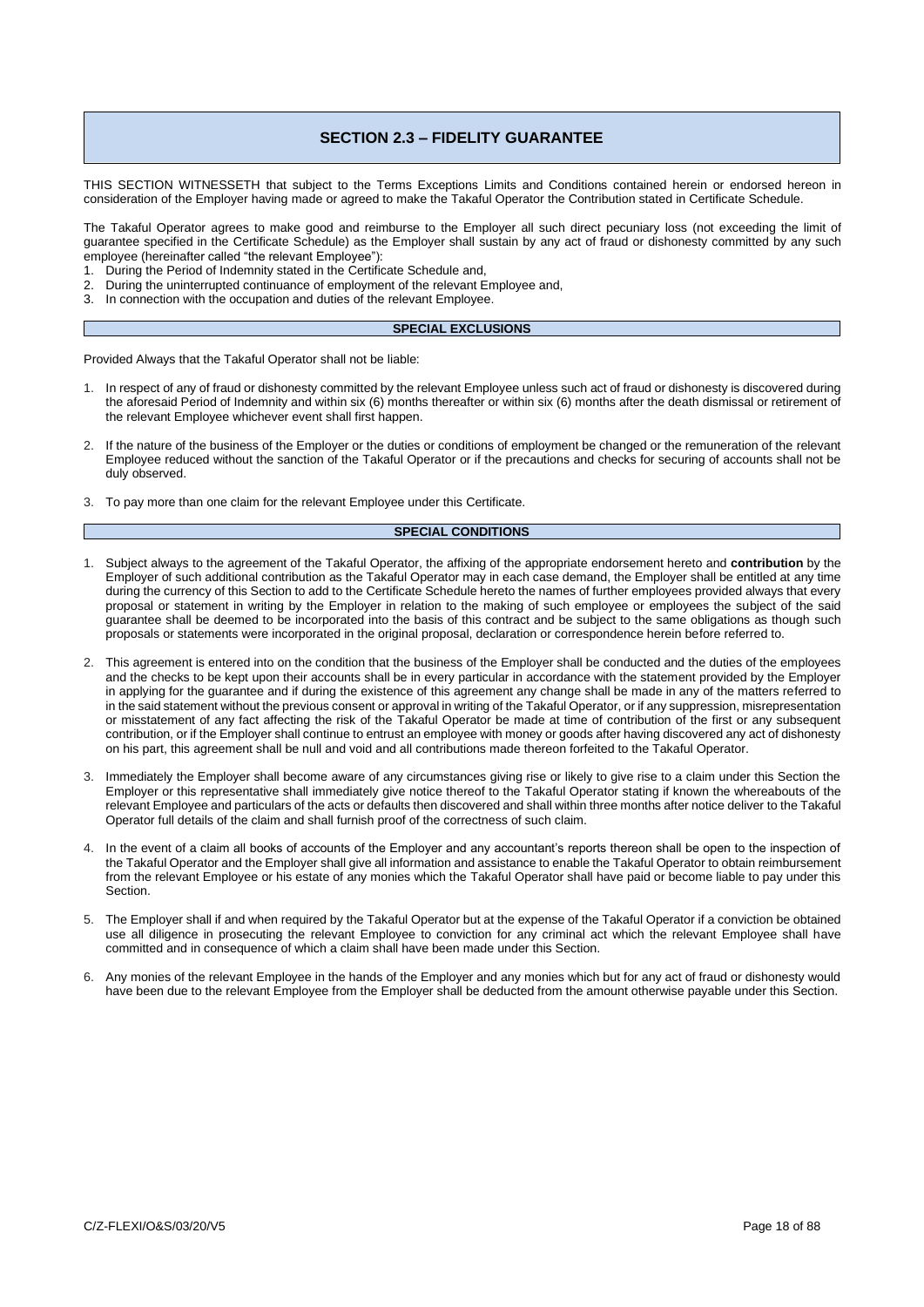# SECTION 2.3 – FIDELITY GUARANTEE

THIS SECTION WITNESSETH that subject to the Terms Exceptions Limits and Conditions contained herein or endorsed hereon in consideration of the Employer having made or agreed to make the Takaful Operator the Contribution stated in Certificate Schedule.

The Takaful Operator agrees to make good and reimburse to the Employer all such direct pecuniary loss (not exceeding the limit of guarantee specified in the Certificate Schedule) as the Employer shall sustain by any act of fraud or dishonesty committed by any such employee (hereinafter called "the relevant Employee"):

1. During the Period of Indemnity stated in the Certificate Schedule and,
2. During the uninterrupted continuance of employment of the relevant Employee and,
3. In connection with the occupation and duties of the relevant Employee.

## SPECIAL EXCLUSIONS

Provided Always that the Takaful Operator shall not be liable:

1. In respect of any of fraud or dishonesty committed by the relevant Employee unless such act of fraud or dishonesty is discovered during the aforesaid Period of Indemnity and within six (6) months thereafter or within six (6) months after the death dismissal or retirement of the relevant Employee whichever event shall first happen.

2. If the nature of the business of the Employer or the duties or conditions of employment be changed or the remuneration of the relevant Employee reduced without the sanction of the Takaful Operator or if the precautions and checks for securing of accounts shall not be duly observed.

3. To pay more than one claim for the relevant Employee under this Certificate.

## SPECIAL CONDITIONS

1. Subject always to the agreement of the Takaful Operator, the affixing of the appropriate endorsement hereto and **contribution** by the Employer of such additional contribution as the Takaful Operator may in each case demand, the Employer shall be entitled at any time during the currency of this Section to add to the Certificate Schedule hereto the names of further employees provided always that every proposal or statement in writing by the Employer in relation to the making of such employee or employees the subject of the said guarantee shall be deemed to be incorporated into the basis of this contract and be subject to the same obligations as though such proposals or statements were incorporated in the original proposal, declaration or correspondence herein before referred to.

2. This agreement is entered into on the condition that the business of the Employer shall be conducted and the duties of the employees and the checks to be kept upon their accounts shall be in every particular in accordance with the statement provided by the Employer in applying for the guarantee and if during the existence of this agreement any change shall be made in any of the matters referred to in the said statement without the previous consent or approval in writing of the Takaful Operator, or if any suppression, misrepresentation or misstatement of any fact affecting the risk of the Takaful Operator be made at time of contribution of the first or any subsequent contribution, or if the Employer shall continue to entrust an employee with money or goods after having discovered any act of dishonesty on his part, this agreement shall be null and void and all contributions made thereon forfeited to the Takaful Operator.

3. Immediately the Employer shall become aware of any circumstances giving rise or likely to give rise to a claim under this Section the Employer or this representative shall immediately give notice thereof to the Takaful Operator stating if known the whereabouts of the relevant Employee and particulars of the acts or defaults then discovered and shall within three months after notice deliver to the Takaful Operator full details of the claim and shall furnish proof of the correctness of such claim.

4. In the event of a claim all books of accounts of the Employer and any accountant's reports thereon shall be open to the inspection of the Takaful Operator and the Employer shall give all information and assistance to enable the Takaful Operator to obtain reimbursement from the relevant Employee or his estate of any monies which the Takaful Operator shall have paid or become liable to pay under this Section.

5. The Employer shall if and when required by the Takaful Operator but at the expense of the Takaful Operator if a conviction be obtained use all diligence in prosecuting the relevant Employee to conviction for any criminal act which the relevant Employee shall have committed and in consequence of which a claim shall have been made under this Section.

6. Any monies of the relevant Employee in the hands of the Employer and any monies which but for any act of fraud or dishonesty would have been due to the relevant Employee from the Employer shall be deducted from the amount otherwise payable under this Section.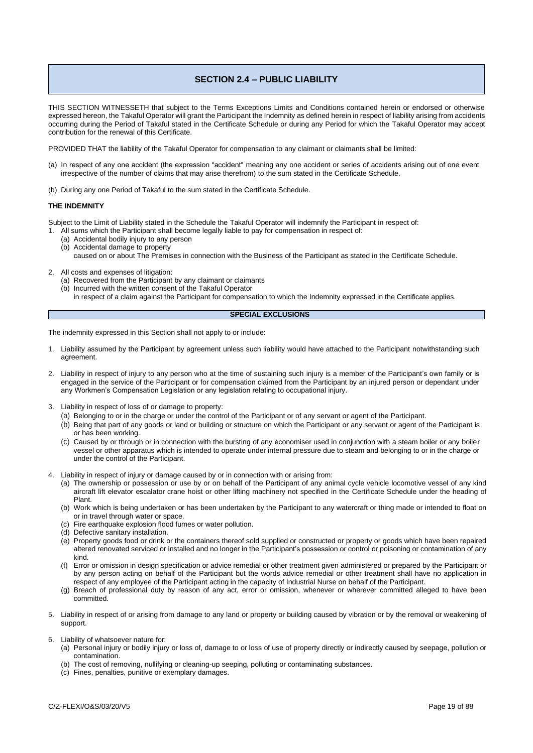## SECTION 2.4 – PUBLIC LIABILITY

THIS SECTION WITNESSETH that subject to the Terms Exceptions Limits and Conditions contained herein or endorsed or otherwise expressed hereon, the Takaful Operator will grant the Participant the Indemnity as defined herein in respect of liability arising from accidents occurring during the Period of Takaful stated in the Certificate Schedule or during any Period for which the Takaful Operator may accept contribution for the renewal of this Certificate.

PROVIDED THAT the liability of the Takaful Operator for compensation to any claimant or claimants shall be limited:

(a) In respect of any one accident (the expression "accident" meaning any one accident or series of accidents arising out of one event irrespective of the number of claims that may arise therefrom) to the sum stated in the Certificate Schedule.

(b) During any one Period of Takaful to the sum stated in the Certificate Schedule.

**THE INDEMNITY**

Subject to the Limit of Liability stated in the Schedule the Takaful Operator will indemnify the Participant in respect of:

1. All sums which the Participant shall become legally liable to pay for compensation in respect of:
   (a) Accidental bodily injury to any person
   (b) Accidental damage to property
   caused on or about The Premises in connection with the Business of the Participant as stated in the Certificate Schedule.

2. All costs and expenses of litigation:
   (a) Recovered from the Participant by any claimant or claimants
   (b) Incurred with the written consent of the Takaful Operator
   in respect of a claim against the Participant for compensation to which the Indemnity expressed in the Certificate applies.

**SPECIAL EXCLUSIONS**

The indemnity expressed in this Section shall not apply to or include:

1. Liability assumed by the Participant by agreement unless such liability would have attached to the Participant notwithstanding such agreement.

2. Liability in respect of injury to any person who at the time of sustaining such injury is a member of the Participant's own family or is engaged in the service of the Participant or for compensation claimed from the Participant by an injured person or dependant under any Workmen's Compensation Legislation or any legislation relating to occupational injury.

3. Liability in respect of loss of or damage to property:
   (a) Belonging to or in the charge or under the control of the Participant or of any servant or agent of the Participant.
   (b) Being that part of any goods or land or building or structure on which the Participant or any servant or agent of the Participant is or has been working.
   (c) Caused by or through or in connection with the bursting of any economiser used in conjunction with a steam boiler or any boiler vessel or other apparatus which is intended to operate under internal pressure due to steam and belonging to or in the charge or under the control of the Participant.

4. Liability in respect of injury or damage caused by or in connection with or arising from:
   (a) The ownership or possession or use by or on behalf of the Participant of any animal cycle vehicle locomotive vessel of any kind aircraft lift elevator escalator crane hoist or other lifting machinery not specified in the Certificate Schedule under the heading of Plant.
   (b) Work which is being undertaken or has been undertaken by the Participant to any watercraft or thing made or intended to float on or in travel through water or space.
   (c) Fire earthquake explosion flood fumes or water pollution.
   (d) Defective sanitary installation.
   (e) Property goods food or drink or the containers thereof sold supplied or constructed or property or goods which have been repaired altered renovated serviced or installed and no longer in the Participant's possession or control or poisoning or contamination of any kind.
   (f) Error or omission in design specification or advice remedial or other treatment given administered or prepared by the Participant or by any person acting on behalf of the Participant but the words advice remedial or other treatment shall have no application in respect of any employee of the Participant acting in the capacity of Industrial Nurse on behalf of the Participant.
   (g) Breach of professional duty by reason of any act, error or omission, whenever or wherever committed alleged to have been committed.

5. Liability in respect of or arising from damage to any land or property or building caused by vibration or by the removal or weakening of support.

6. Liability of whatsoever nature for:
   (a) Personal injury or bodily injury or loss of, damage to or loss of use of property directly or indirectly caused by seepage, pollution or contamination.
   (b) The cost of removing, nullifying or cleaning-up seeping, polluting or contaminating substances.
   (c) Fines, penalties, punitive or exemplary damages.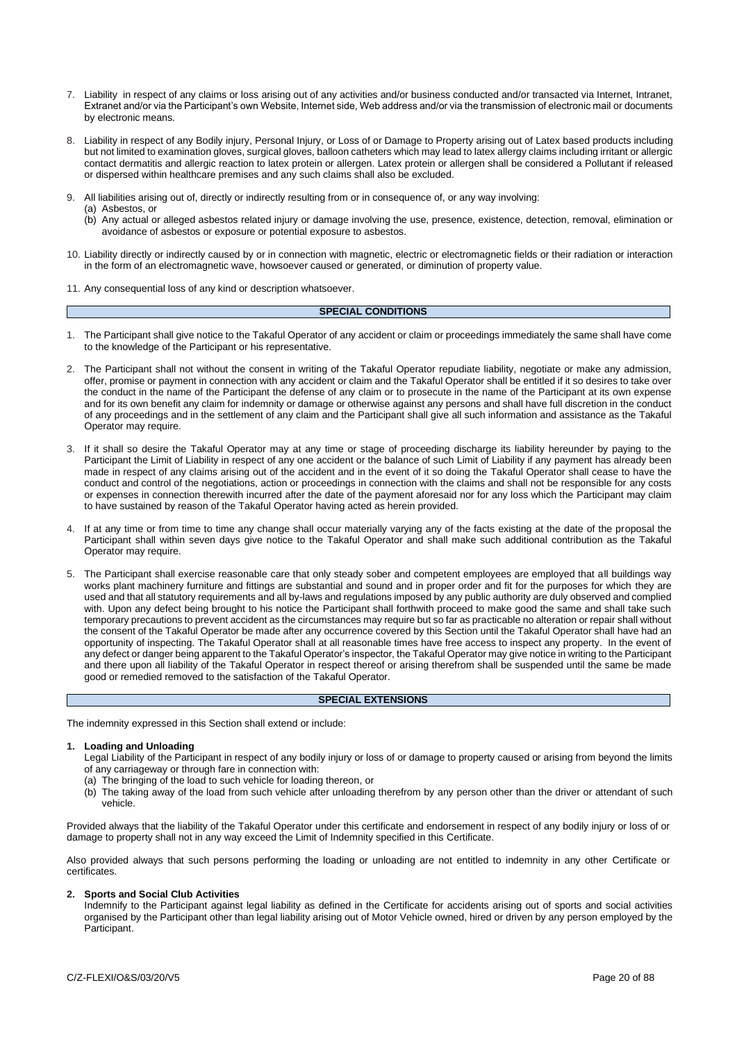7. Liability in respect of any claims or loss arising out of any activities and/or business conducted and/or transacted via Internet, Intranet, Extranet and/or via the Participant's own Website, Internet side, Web address and/or via the transmission of electronic mail or documents by electronic means.

8. Liability in respect of any Bodily injury, Personal Injury, or Loss of or Damage to Property arising out of Latex based products including but not limited to examination gloves, surgical gloves, balloon catheters which may lead to latex allergy claims including irritant or allergic contact dermatitis and allergic reaction to latex protein or allergen. Latex protein or allergen shall be considered a Pollutant if released or dispersed within healthcare premises and any such claims shall also be excluded.

9. All liabilities arising out of, directly or indirectly resulting from or in consequence of, or any way involving:
   (a) Asbestos, or
   (b) Any actual or alleged asbestos related injury or damage involving the use, presence, existence, detection, removal, elimination or avoidance of asbestos or exposure or potential exposure to asbestos.

10. Liability directly or indirectly caused by or in connection with magnetic, electric or electromagnetic fields or their radiation or interaction in the form of an electromagnetic wave, howsoever caused or generated, or diminution of property value.

11. Any consequential loss of any kind or description whatsoever.

## SPECIAL CONDITIONS

1. The Participant shall give notice to the Takaful Operator of any accident or claim or proceedings immediately the same shall have come to the knowledge of the Participant or his representative.

2. The Participant shall not without the consent in writing of the Takaful Operator repudiate liability, negotiate or make any admission, offer, promise or payment in connection with any accident or claim and the Takaful Operator shall be entitled if it so desires to take over the conduct in the name of the Participant the defense of any claim or to prosecute in the name of the Participant at its own expense and for its own benefit any claim for indemnity or damage or otherwise against any persons and shall have full discretion in the conduct of any proceedings and in the settlement of any claim and the Participant shall give all such information and assistance as the Takaful Operator may require.

3. If it shall so desire the Takaful Operator may at any time or stage of proceeding discharge its liability hereunder by paying to the Participant the Limit of Liability in respect of any one accident or the balance of such Limit of Liability if any payment has already been made in respect of any claims arising out of the accident and in the event of it so doing the Takaful Operator shall cease to have the conduct and control of the negotiations, action or proceedings in connection with the claims and shall not be responsible for any costs or expenses in connection therewith incurred after the date of the payment aforesaid nor for any loss which the Participant may claim to have sustained by reason of the Takaful Operator having acted as herein provided.

4. If at any time or from time to time any change shall occur materially varying any of the facts existing at the date of the proposal the Participant shall within seven days give notice to the Takaful Operator and shall make such additional contribution as the Takaful Operator may require.

5. The Participant shall exercise reasonable care that only steady sober and competent employees are employed that all buildings way works plant machinery furniture and fittings are substantial and sound and in proper order and fit for the purposes for which they are used and that all statutory requirements and all by-laws and regulations imposed by any public authority are duly observed and complied with. Upon any defect being brought to his notice the Participant shall forthwith proceed to make good the same and shall take such temporary precautions to prevent accident as the circumstances may require but so far as practicable no alteration or repair shall without the consent of the Takaful Operator be made after any occurrence covered by this Section until the Takaful Operator shall have had an opportunity of inspecting. The Takaful Operator shall at all reasonable times have free access to inspect any property. In the event of any defect or danger being apparent to the Takaful Operator's inspector, the Takaful Operator may give notice in writing to the Participant and there upon all liability of the Takaful Operator in respect thereof or arising therefrom shall be suspended until the same be made good or remedied removed to the satisfaction of the Takaful Operator.

## SPECIAL EXTENSIONS

The indemnity expressed in this Section shall extend or include:

**1. Loading and Unloading**

Legal Liability of the Participant in respect of any bodily injury or loss of or damage to property caused or arising from beyond the limits of any carriageway or through fare in connection with:
   (a) The bringing of the load to such vehicle for loading thereon, or
   (b) The taking away of the load from such vehicle after unloading therefrom by any person other than the driver or attendant of such vehicle.

Provided always that the liability of the Takaful Operator under this certificate and endorsement in respect of any bodily injury or loss of or damage to property shall not in any way exceed the Limit of Indemnity specified in this Certificate.

Also provided always that such persons performing the loading or unloading are not entitled to indemnity in any other Certificate or certificates.

**2. Sports and Social Club Activities**

Indemnify to the Participant against legal liability as defined in the Certificate for accidents arising out of sports and social activities organised by the Participant other than legal liability arising out of Motor Vehicle owned, hired or driven by any person employed by the Participant.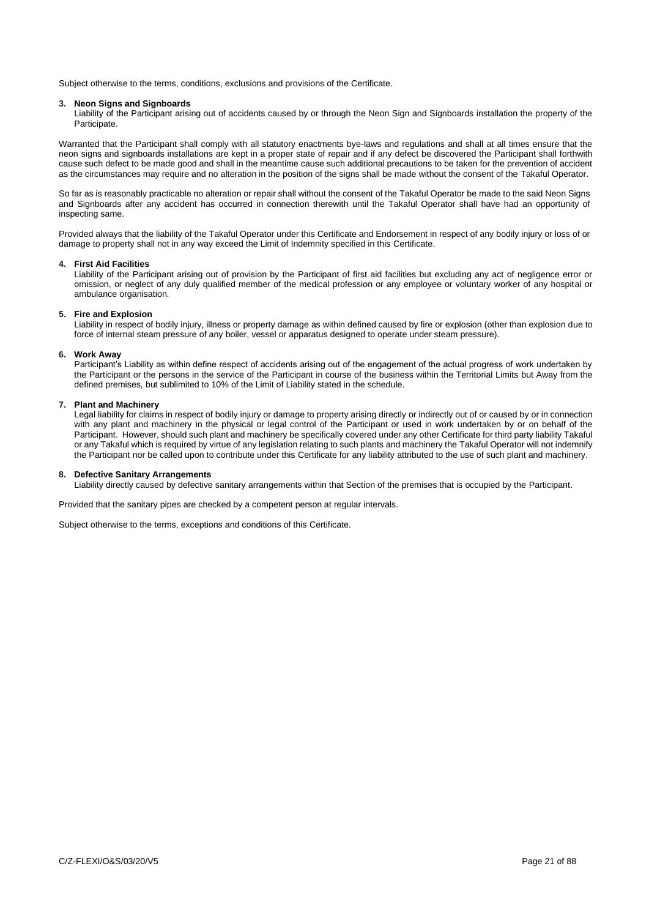Subject otherwise to the terms, conditions, exclusions and provisions of the Certificate.

**3. Neon Signs and Signboards**

Liability of the Participant arising out of accidents caused by or through the Neon Sign and Signboards installation the property of the Participate.

Warranted that the Participant shall comply with all statutory enactments bye-laws and regulations and shall at all times ensure that the neon signs and signboards installations are kept in a proper state of repair and if any defect be discovered the Participant shall forthwith cause such defect to be made good and shall in the meantime cause such additional precautions to be taken for the prevention of accident as the circumstances may require and no alteration in the position of the signs shall be made without the consent of the Takaful Operator.

So far as is reasonably practicable no alteration or repair shall without the consent of the Takaful Operator be made to the said Neon Signs and Signboards after any accident has occurred in connection therewith until the Takaful Operator shall have had an opportunity of inspecting same.

Provided always that the liability of the Takaful Operator under this Certificate and Endorsement in respect of any bodily injury or loss of or damage to property shall not in any way exceed the Limit of Indemnity specified in this Certificate.

**4. First Aid Facilities**

Liability of the Participant arising out of provision by the Participant of first aid facilities but excluding any act of negligence error or omission, or neglect of any duly qualified member of the medical profession or any employee or voluntary worker of any hospital or ambulance organisation.

**5. Fire and Explosion**

Liability in respect of bodily injury, illness or property damage as within defined caused by fire or explosion (other than explosion due to force of internal steam pressure of any boiler, vessel or apparatus designed to operate under steam pressure).

**6. Work Away**

Participant's Liability as within define respect of accidents arising out of the engagement of the actual progress of work undertaken by the Participant or the persons in the service of the Participant in course of the business within the Territorial Limits but Away from the defined premises, but sublimited to 10% of the Limit of Liability stated in the schedule.

**7. Plant and Machinery**

Legal liability for claims in respect of bodily injury or damage to property arising directly or indirectly out of or caused by or in connection with any plant and machinery in the physical or legal control of the Participant or used in work undertaken by or on behalf of the Participant. However, should such plant and machinery be specifically covered under any other Certificate for third party liability Takaful or any Takaful which is required by virtue of any legislation relating to such plants and machinery the Takaful Operator will not indemnify the Participant nor be called upon to contribute under this Certificate for any liability attributed to the use of such plant and machinery.

**8. Defective Sanitary Arrangements**

Liability directly caused by defective sanitary arrangements within that Section of the premises that is occupied by the Participant.

Provided that the sanitary pipes are checked by a competent person at regular intervals.

Subject otherwise to the terms, exceptions and conditions of this Certificate.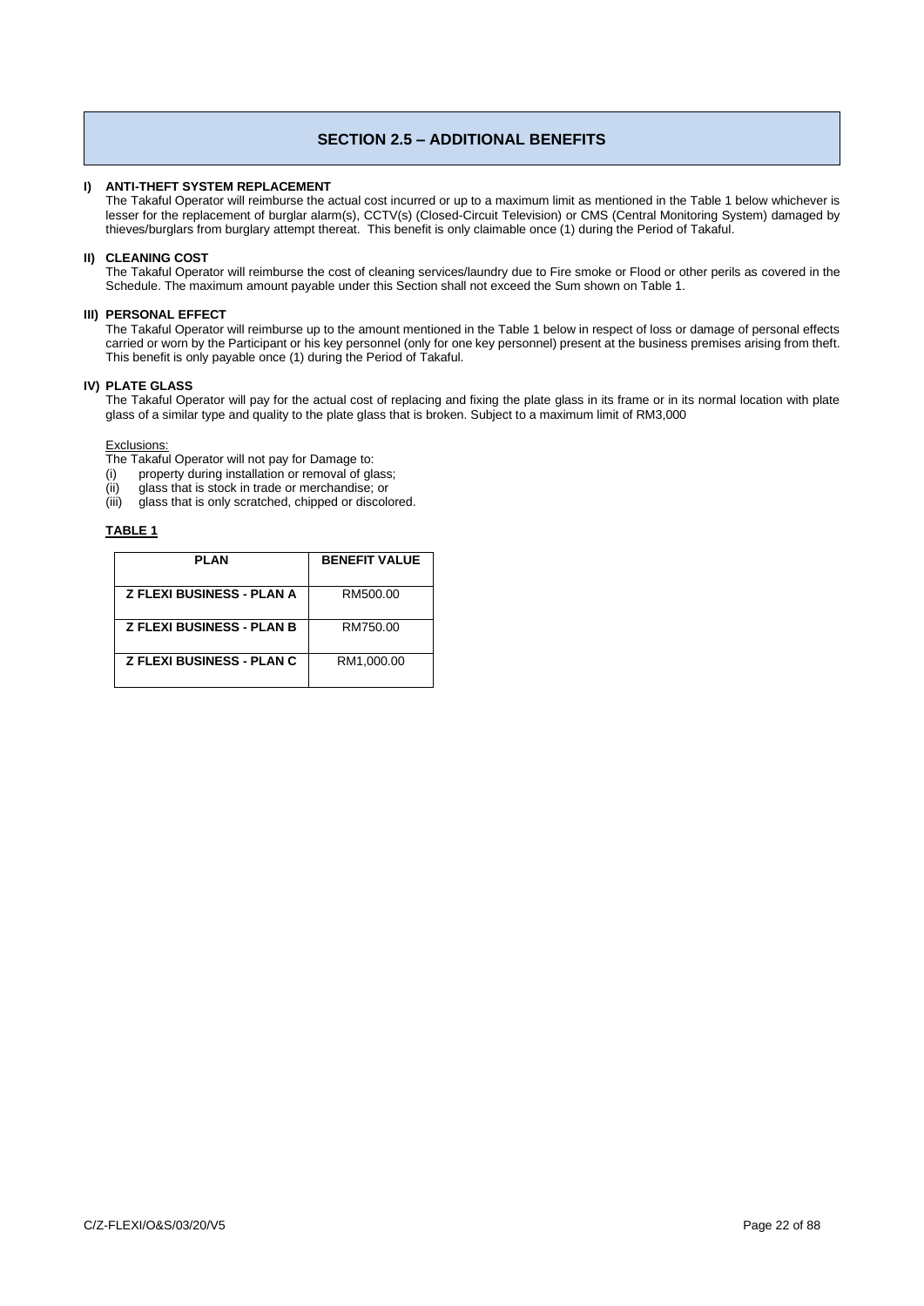## SECTION 2.5 – ADDITIONAL BENEFITS

**I) ANTI-THEFT SYSTEM REPLACEMENT**

The Takaful Operator will reimburse the actual cost incurred or up to a maximum limit as mentioned in the Table 1 below whichever is lesser for the replacement of burglar alarm(s), CCTV(s) (Closed-Circuit Television) or CMS (Central Monitoring System) damaged by thieves/burglars from burglary attempt thereat. This benefit is only claimable once (1) during the Period of Takaful.

**II) CLEANING COST**

The Takaful Operator will reimburse the cost of cleaning services/laundry due to Fire smoke or Flood or other perils as covered in the Schedule. The maximum amount payable under this Section shall not exceed the Sum shown on Table 1.

**III) PERSONAL EFFECT**

The Takaful Operator will reimburse up to the amount mentioned in the Table 1 below in respect of loss or damage of personal effects carried or worn by the Participant or his key personnel (only for one key personnel) present at the business premises arising from theft. This benefit is only payable once (1) during the Period of Takaful.

**IV) PLATE GLASS**

The Takaful Operator will pay for the actual cost of replacing and fixing the plate glass in its frame or in its normal location with plate glass of a similar type and quality to the plate glass that is broken. Subject to a maximum limit of RM3,000

Exclusions:

The Takaful Operator will not pay for Damage to:

(i) property during installation or removal of glass;
(ii) glass that is stock in trade or merchandise; or
(iii) glass that is only scratched, chipped or discolored.

**TABLE 1**

| PLAN | BENEFIT VALUE |
|---|---|
| Z FLEXI BUSINESS - PLAN A | RM500.00 |
| Z FLEXI BUSINESS - PLAN B | RM750.00 |
| Z FLEXI BUSINESS - PLAN C | RM1,000.00 |

C/Z-FLEXI/O&S/03/20/V5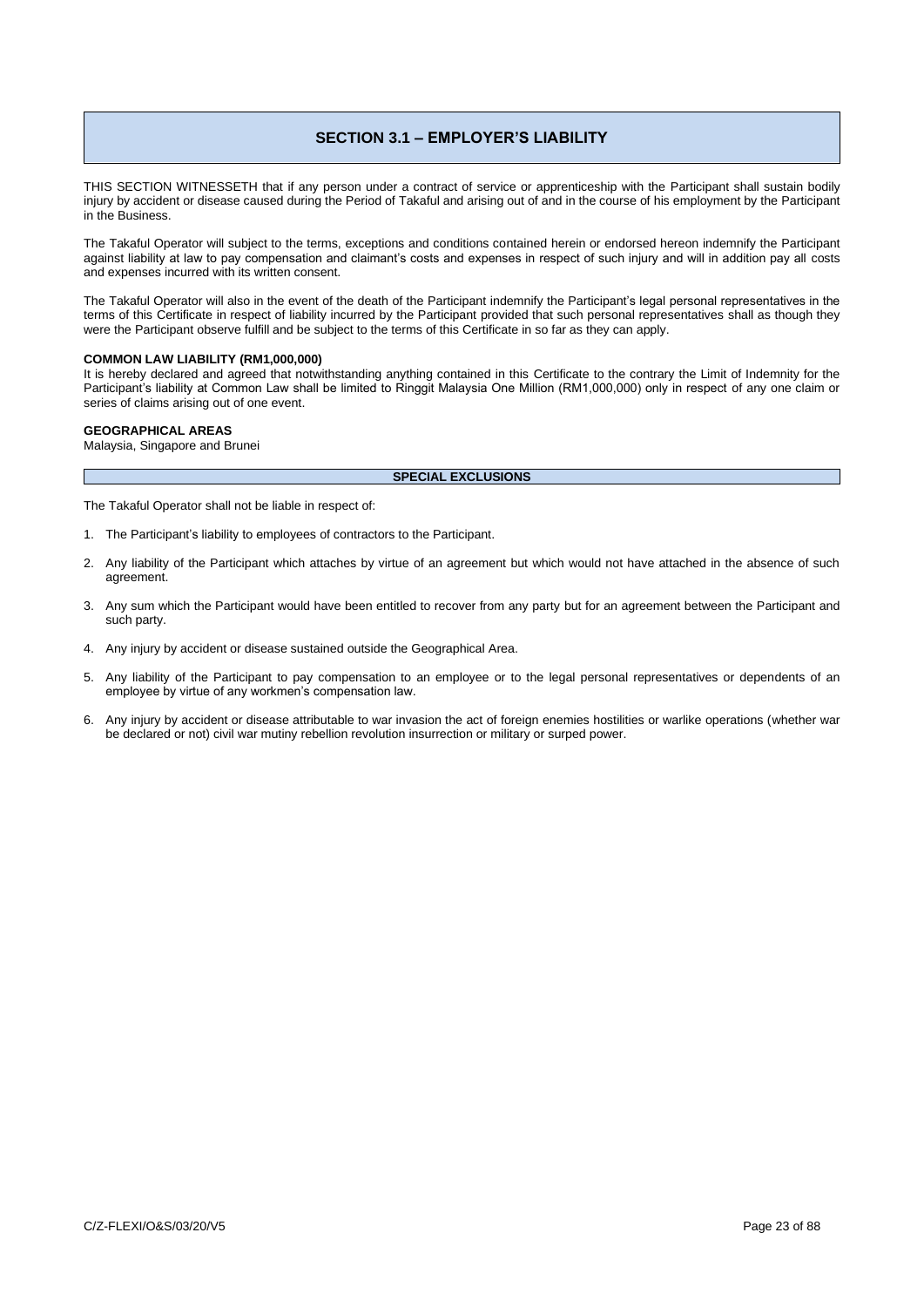## SECTION 3.1 – EMPLOYER'S LIABILITY

THIS SECTION WITNESSETH that if any person under a contract of service or apprenticeship with the Participant shall sustain bodily injury by accident or disease caused during the Period of Takaful and arising out of and in the course of his employment by the Participant in the Business.

The Takaful Operator will subject to the terms, exceptions and conditions contained herein or endorsed hereon indemnify the Participant against liability at law to pay compensation and claimant's costs and expenses in respect of such injury and will in addition pay all costs and expenses incurred with its written consent.

The Takaful Operator will also in the event of the death of the Participant indemnify the Participant's legal personal representatives in the terms of this Certificate in respect of liability incurred by the Participant provided that such personal representatives shall as though they were the Participant observe fulfill and be subject to the terms of this Certificate in so far as they can apply.

**COMMON LAW LIABILITY (RM1,000,000)**

It is hereby declared and agreed that notwithstanding anything contained in this Certificate to the contrary the Limit of Indemnity for the Participant's liability at Common Law shall be limited to Ringgit Malaysia One Million (RM1,000,000) only in respect of any one claim or series of claims arising out of one event.

**GEOGRAPHICAL AREAS**

Malaysia, Singapore and Brunei

### SPECIAL EXCLUSIONS

The Takaful Operator shall not be liable in respect of:

1. The Participant's liability to employees of contractors to the Participant.
2. Any liability of the Participant which attaches by virtue of an agreement but which would not have attached in the absence of such agreement.
3. Any sum which the Participant would have been entitled to recover from any party but for an agreement between the Participant and such party.
4. Any injury by accident or disease sustained outside the Geographical Area.
5. Any liability of the Participant to pay compensation to an employee or to the legal personal representatives or dependents of an employee by virtue of any workmen's compensation law.
6. Any injury by accident or disease attributable to war invasion the act of foreign enemies hostilities or warlike operations (whether war be declared or not) civil war mutiny rebellion revolution insurrection or military or surped power.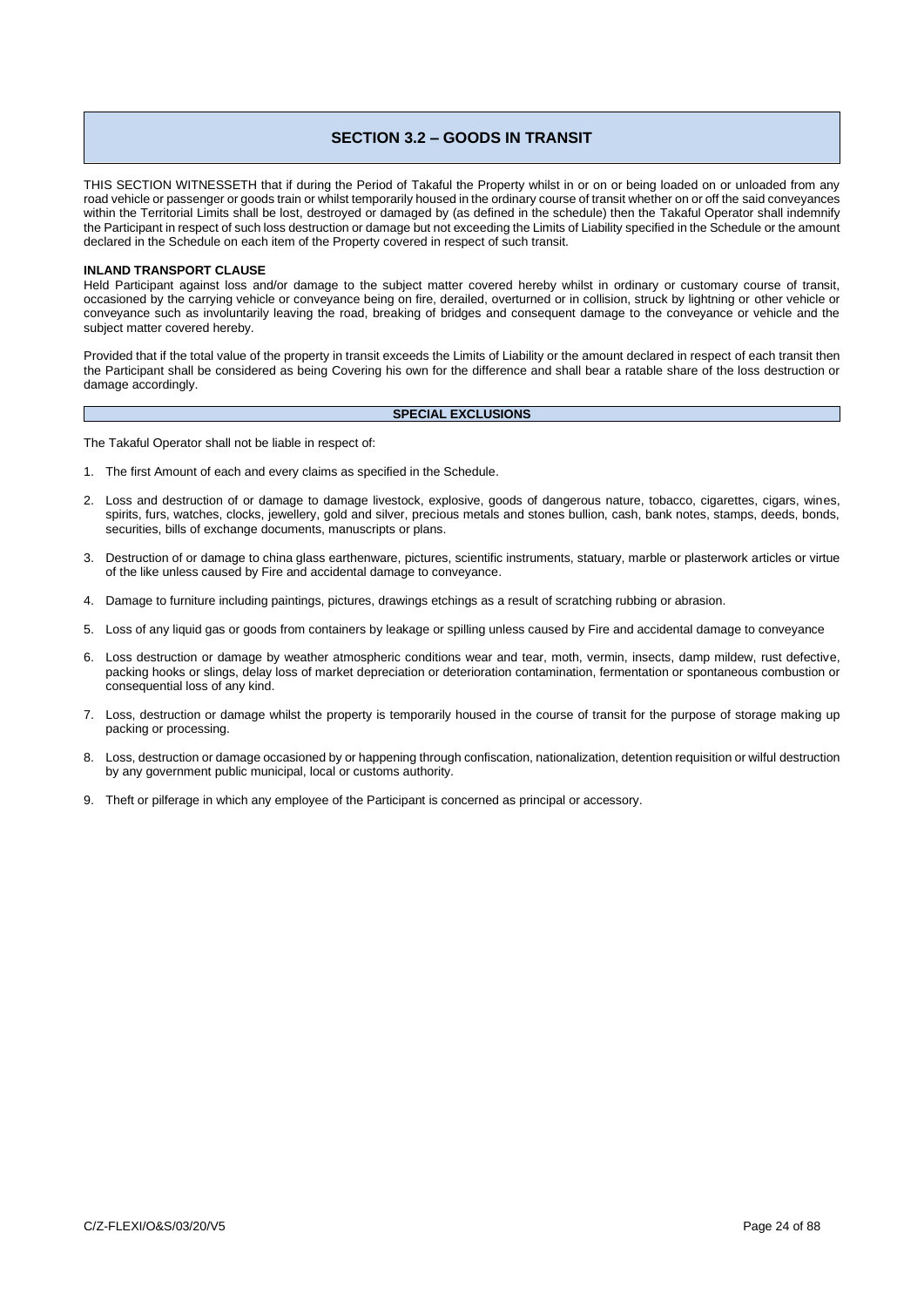## SECTION 3.2 – GOODS IN TRANSIT

THIS SECTION WITNESSETH that if during the Period of Takaful the Property whilst in or on or being loaded on or unloaded from any road vehicle or passenger or goods train or whilst temporarily housed in the ordinary course of transit whether on or off the said conveyances within the Territorial Limits shall be lost, destroyed or damaged by (as defined in the schedule) then the Takaful Operator shall indemnify the Participant in respect of such loss destruction or damage but not exceeding the Limits of Liability specified in the Schedule or the amount declared in the Schedule on each item of the Property covered in respect of such transit.

**INLAND TRANSPORT CLAUSE**

Held Participant against loss and/or damage to the subject matter covered hereby whilst in ordinary or customary course of transit, occasioned by the carrying vehicle or conveyance being on fire, derailed, overturned or in collision, struck by lightning or other vehicle or conveyance such as involuntarily leaving the road, breaking of bridges and consequent damage to the conveyance or vehicle and the subject matter covered hereby.

Provided that if the total value of the property in transit exceeds the Limits of Liability or the amount declared in respect of each transit then the Participant shall be considered as being Covering his own for the difference and shall bear a ratable share of the loss destruction or damage accordingly.

**SPECIAL EXCLUSIONS**

The Takaful Operator shall not be liable in respect of:

1. The first Amount of each and every claims as specified in the Schedule.
2. Loss and destruction of or damage to damage livestock, explosive, goods of dangerous nature, tobacco, cigarettes, cigars, wines, spirits, furs, watches, clocks, jewellery, gold and silver, precious metals and stones bullion, cash, bank notes, stamps, deeds, bonds, securities, bills of exchange documents, manuscripts or plans.
3. Destruction of or damage to china glass earthenware, pictures, scientific instruments, statuary, marble or plasterwork articles or virtue of the like unless caused by Fire and accidental damage to conveyance.
4. Damage to furniture including paintings, pictures, drawings etchings as a result of scratching rubbing or abrasion.
5. Loss of any liquid gas or goods from containers by leakage or spilling unless caused by Fire and accidental damage to conveyance
6. Loss destruction or damage by weather atmospheric conditions wear and tear, moth, vermin, insects, damp mildew, rust defective, packing hooks or slings, delay loss of market depreciation or deterioration contamination, fermentation or spontaneous combustion or consequential loss of any kind.
7. Loss, destruction or damage whilst the property is temporarily housed in the course of transit for the purpose of storage making up packing or processing.
8. Loss, destruction or damage occasioned by or happening through confiscation, nationalization, detention requisition or wilful destruction by any government public municipal, local or customs authority.
9. Theft or pilferage in which any employee of the Participant is concerned as principal or accessory.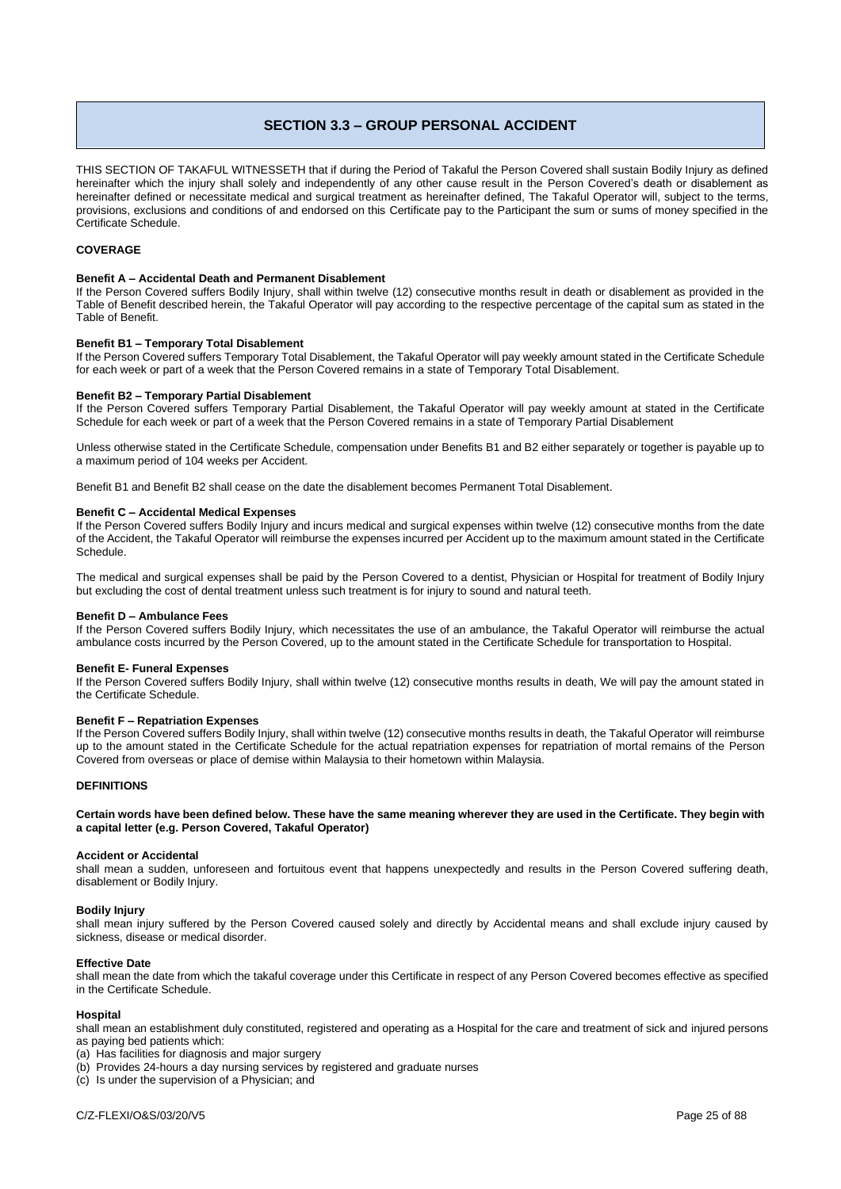# SECTION 3.3 – GROUP PERSONAL ACCIDENT

THIS SECTION OF TAKAFUL WITNESSETH that if during the Period of Takaful the Person Covered shall sustain Bodily Injury as defined hereinafter which the injury shall solely and independently of any other cause result in the Person Covered's death or disablement as hereinafter defined or necessitate medical and surgical treatment as hereinafter defined, The Takaful Operator will, subject to the terms, provisions, exclusions and conditions of and endorsed on this Certificate pay to the Participant the sum or sums of money specified in the Certificate Schedule.

## COVERAGE

**Benefit A – Accidental Death and Permanent Disablement**

If the Person Covered suffers Bodily Injury, shall within twelve (12) consecutive months result in death or disablement as provided in the Table of Benefit described herein, the Takaful Operator will pay according to the respective percentage of the capital sum as stated in the Table of Benefit.

**Benefit B1 – Temporary Total Disablement**

If the Person Covered suffers Temporary Total Disablement, the Takaful Operator will pay weekly amount stated in the Certificate Schedule for each week or part of a week that the Person Covered remains in a state of Temporary Total Disablement.

**Benefit B2 – Temporary Partial Disablement**

If the Person Covered suffers Temporary Partial Disablement, the Takaful Operator will pay weekly amount at stated in the Certificate Schedule for each week or part of a week that the Person Covered remains in a state of Temporary Partial Disablement

Unless otherwise stated in the Certificate Schedule, compensation under Benefits B1 and B2 either separately or together is payable up to a maximum period of 104 weeks per Accident.

Benefit B1 and Benefit B2 shall cease on the date the disablement becomes Permanent Total Disablement.

**Benefit C – Accidental Medical Expenses**

If the Person Covered suffers Bodily Injury and incurs medical and surgical expenses within twelve (12) consecutive months from the date of the Accident, the Takaful Operator will reimburse the expenses incurred per Accident up to the maximum amount stated in the Certificate Schedule.

The medical and surgical expenses shall be paid by the Person Covered to a dentist, Physician or Hospital for treatment of Bodily Injury but excluding the cost of dental treatment unless such treatment is for injury to sound and natural teeth.

**Benefit D – Ambulance Fees**

If the Person Covered suffers Bodily Injury, which necessitates the use of an ambulance, the Takaful Operator will reimburse the actual ambulance costs incurred by the Person Covered, up to the amount stated in the Certificate Schedule for transportation to Hospital.

**Benefit E- Funeral Expenses**

If the Person Covered suffers Bodily Injury, shall within twelve (12) consecutive months results in death, We will pay the amount stated in the Certificate Schedule.

**Benefit F – Repatriation Expenses**

If the Person Covered suffers Bodily Injury, shall within twelve (12) consecutive months results in death, the Takaful Operator will reimburse up to the amount stated in the Certificate Schedule for the actual repatriation expenses for repatriation of mortal remains of the Person Covered from overseas or place of demise within Malaysia to their hometown within Malaysia.

## DEFINITIONS

**Certain words have been defined below. These have the same meaning wherever they are used in the Certificate. They begin with a capital letter (e.g. Person Covered, Takaful Operator)**

**Accident or Accidental**

shall mean a sudden, unforeseen and fortuitous event that happens unexpectedly and results in the Person Covered suffering death, disablement or Bodily Injury.

**Bodily Injury**

shall mean injury suffered by the Person Covered caused solely and directly by Accidental means and shall exclude injury caused by sickness, disease or medical disorder.

**Effective Date**

shall mean the date from which the takaful coverage under this Certificate in respect of any Person Covered becomes effective as specified in the Certificate Schedule.

**Hospital**

shall mean an establishment duly constituted, registered and operating as a Hospital for the care and treatment of sick and injured persons as paying bed patients which:

(a) Has facilities for diagnosis and major surgery
(b) Provides 24-hours a day nursing services by registered and graduate nurses
(c) Is under the supervision of a Physician; and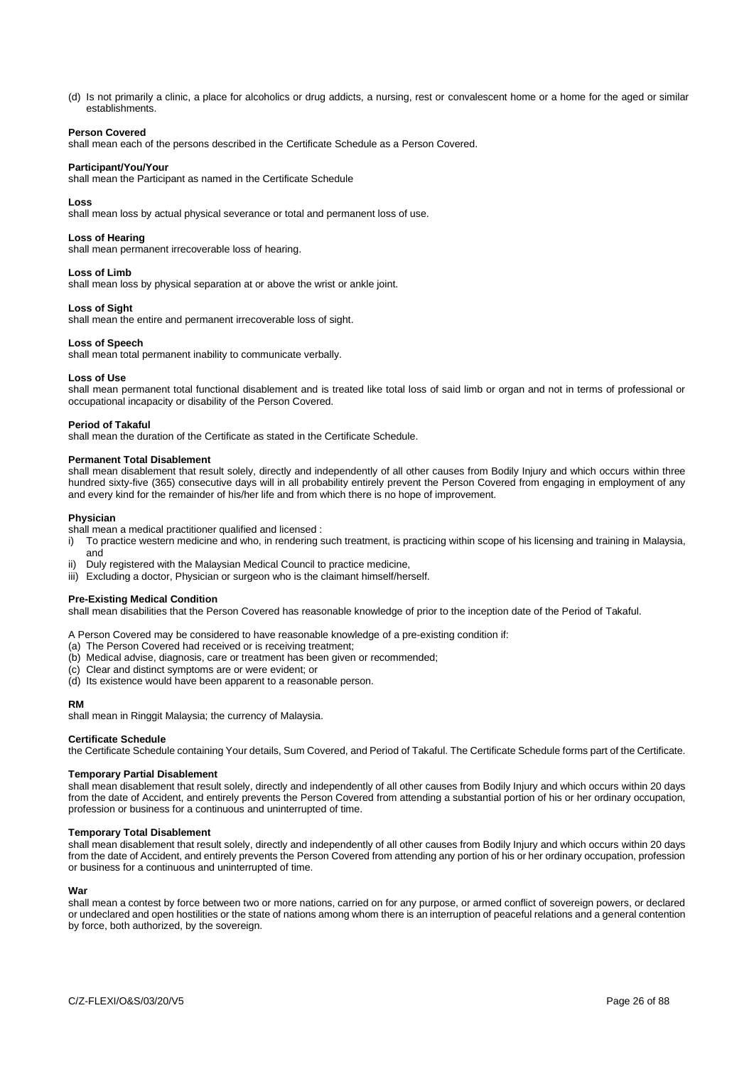(d) Is not primarily a clinic, a place for alcoholics or drug addicts, a nursing, rest or convalescent home or a home for the aged or similar establishments.

**Person Covered**
shall mean each of the persons described in the Certificate Schedule as a Person Covered.

**Participant/You/Your**
shall mean the Participant as named in the Certificate Schedule

**Loss**
shall mean loss by actual physical severance or total and permanent loss of use.

**Loss of Hearing**
shall mean permanent irrecoverable loss of hearing.

**Loss of Limb**
shall mean loss by physical separation at or above the wrist or ankle joint.

**Loss of Sight**
shall mean the entire and permanent irrecoverable loss of sight.

**Loss of Speech**
shall mean total permanent inability to communicate verbally.

**Loss of Use**
shall mean permanent total functional disablement and is treated like total loss of said limb or organ and not in terms of professional or occupational incapacity or disability of the Person Covered.

**Period of Takaful**
shall mean the duration of the Certificate as stated in the Certificate Schedule.

**Permanent Total Disablement**
shall mean disablement that result solely, directly and independently of all other causes from Bodily Injury and which occurs within three hundred sixty-five (365) consecutive days will in all probability entirely prevent the Person Covered from engaging in employment of any and every kind for the remainder of his/her life and from which there is no hope of improvement.

**Physician**
shall mean a medical practitioner qualified and licensed :

i) To practice western medicine and who, in rendering such treatment, is practicing within scope of his licensing and training in Malaysia, and
ii) Duly registered with the Malaysian Medical Council to practice medicine,
iii) Excluding a doctor, Physician or surgeon who is the claimant himself/herself.

**Pre-Existing Medical Condition**
shall mean disabilities that the Person Covered has reasonable knowledge of prior to the inception date of the Period of Takaful.

A Person Covered may be considered to have reasonable knowledge of a pre-existing condition if:

(a) The Person Covered had received or is receiving treatment;
(b) Medical advise, diagnosis, care or treatment has been given or recommended;
(c) Clear and distinct symptoms are or were evident; or
(d) Its existence would have been apparent to a reasonable person.

**RM**
shall mean in Ringgit Malaysia; the currency of Malaysia.

**Certificate Schedule**
the Certificate Schedule containing Your details, Sum Covered, and Period of Takaful. The Certificate Schedule forms part of the Certificate.

**Temporary Partial Disablement**
shall mean disablement that result solely, directly and independently of all other causes from Bodily Injury and which occurs within 20 days from the date of Accident, and entirely prevents the Person Covered from attending a substantial portion of his or her ordinary occupation, profession or business for a continuous and uninterrupted of time.

**Temporary Total Disablement**
shall mean disablement that result solely, directly and independently of all other causes from Bodily Injury and which occurs within 20 days from the date of Accident, and entirely prevents the Person Covered from attending any portion of his or her ordinary occupation, profession or business for a continuous and uninterrupted of time.

**War**
shall mean a contest by force between two or more nations, carried on for any purpose, or armed conflict of sovereign powers, or declared or undeclared and open hostilities or the state of nations among whom there is an interruption of peaceful relations and a general contention by force, both authorized, by the sovereign.

C/Z-FLEXI/O&S/03/20/V5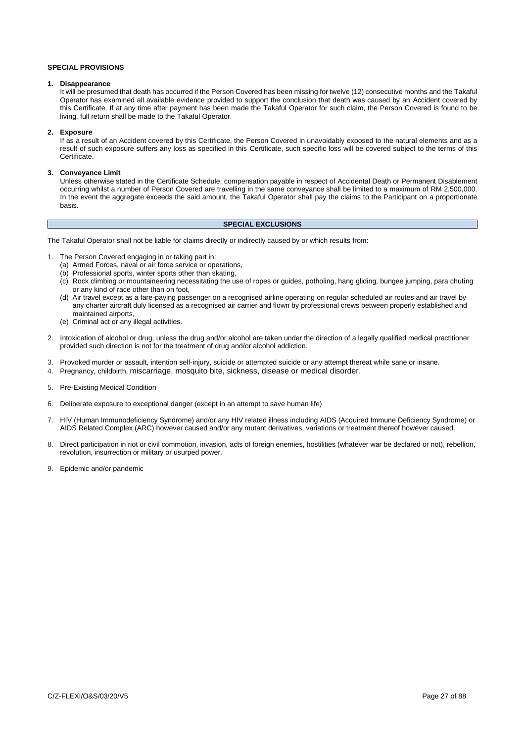**SPECIAL PROVISIONS**

**1. Disappearance**

It will be presumed that death has occurred if the Person Covered has been missing for twelve (12) consecutive months and the Takaful Operator has examined all available evidence provided to support the conclusion that death was caused by an Accident covered by this Certificate. If at any time after payment has been made the Takaful Operator for such claim, the Person Covered is found to be living, full return shall be made to the Takaful Operator.

**2. Exposure**

If as a result of an Accident covered by this Certificate, the Person Covered in unavoidably exposed to the natural elements and as a result of such exposure suffers any loss as specified in this Certificate, such specific loss will be covered subject to the terms of this Certificate.

**3. Conveyance Limit**

Unless otherwise stated in the Certificate Schedule, compensation payable in respect of Accidental Death or Permanent Disablement occurring whilst a number of Person Covered are travelling in the same conveyance shall be limited to a maximum of RM 2,500,000. In the event the aggregate exceeds the said amount, the Takaful Operator shall pay the claims to the Participant on a proportionate basis.

## SPECIAL EXCLUSIONS

The Takaful Operator shall not be liable for claims directly or indirectly caused by or which results from:

1. The Person Covered engaging in or taking part in:
   (a) Armed Forces, naval or air force service or operations,
   (b) Professional sports, winter sports other than skating,
   (c) Rock climbing or mountaineering necessitating the use of ropes or guides, potholing, hang gliding, bungee jumping, para chuting or any kind of race other than on foot,
   (d) Air travel except as a fare-paying passenger on a recognised airline operating on regular scheduled air routes and air travel by any charter aircraft duly licensed as a recognised air carrier and flown by professional crews between properly established and maintained airports,
   (e) Criminal act or any illegal activities.

2. Intoxication of alcohol or drug, unless the drug and/or alcohol are taken under the direction of a legally qualified medical practitioner provided such direction is not for the treatment of drug and/or alcohol addiction.

3. Provoked murder or assault, intention self-injury, suicide or attempted suicide or any attempt thereat while sane or insane.
4. Pregnancy, childbirth, miscarriage, mosquito bite, sickness, disease or medical disorder.

5. Pre-Existing Medical Condition

6. Deliberate exposure to exceptional danger (except in an attempt to save human life)

7. HIV (Human Immunodeficiency Syndrome) and/or any HIV related illness including AIDS (Acquired Immune Deficiency Syndrome) or AIDS Related Complex (ARC) however caused and/or any mutant derivatives, variations or treatment thereof however caused.

8. Direct participation in riot or civil commotion, invasion, acts of foreign enemies, hostilities (whatever war be declared or not), rebellion, revolution, insurrection or military or usurped power.

9. Epidemic and/or pandemic

C/Z-FLEXI/O&S/03/20/V5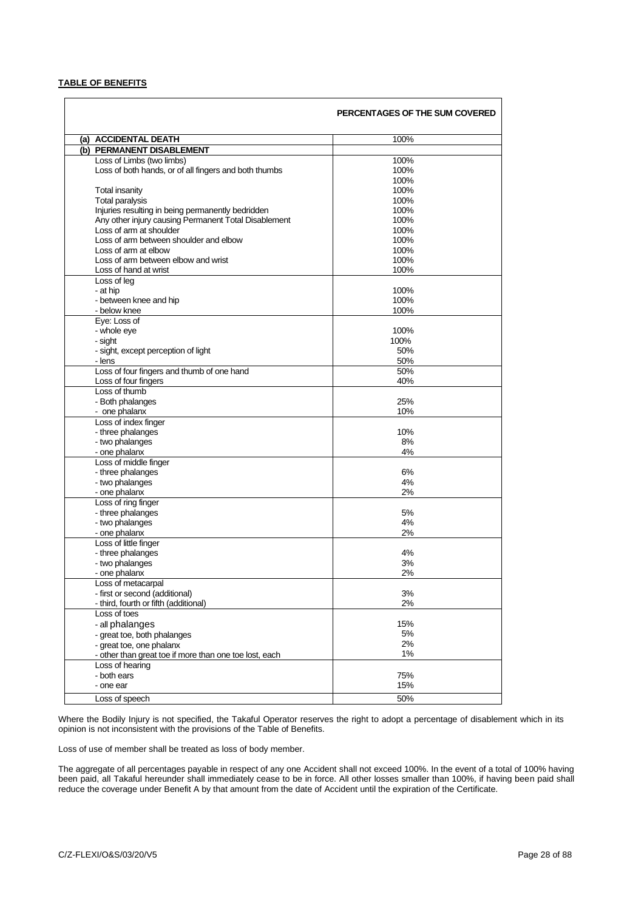**TABLE OF BENEFITS**

| | PERCENTAGES OF THE SUM COVERED |
|---|---|
| **(a) ACCIDENTAL DEATH** | 100% |
| **(b) PERMANENT DISABLEMENT** | |
| Loss of Limbs (two limbs) | 100% |
| Loss of both hands, or of all fingers and both thumbs | 100% |
| | 100% |
| Total insanity | 100% |
| Total paralysis | 100% |
| Injuries resulting in being permanently bedridden | 100% |
| Any other injury causing Permanent Total Disablement | 100% |
| Loss of arm at shoulder | 100% |
| Loss of arm between shoulder and elbow | 100% |
| Loss of arm at elbow | 100% |
| Loss of arm between elbow and wrist | 100% |
| Loss of hand at wrist | 100% |
| Loss of leg | |
| - at hip | 100% |
| - between knee and hip | 100% |
| - below knee | 100% |
| Eye: Loss of | |
| - whole eye | 100% |
| - sight | 100% |
| - sight, except perception of light | 50% |
| - lens | 50% |
| Loss of four fingers and thumb of one hand | 50% |
| Loss of four fingers | 40% |
| Loss of thumb | |
| - Both phalanges | 25% |
| - one phalanx | 10% |
| Loss of index finger | |
| - three phalanges | 10% |
| - two phalanges | 8% |
| - one phalanx | 4% |
| Loss of middle finger | |
| - three phalanges | 6% |
| - two phalanges | 4% |
| - one phalanx | 2% |
| Loss of ring finger | |
| - three phalanges | 5% |
| - two phalanges | 4% |
| - one phalanx | 2% |
| Loss of little finger | |
| - three phalanges | 4% |
| - two phalanges | 3% |
| - one phalanx | 2% |
| Loss of metacarpal | |
| - first or second (additional) | 3% |
| - third, fourth or fifth (additional) | 2% |
| Loss of toes | |
| - all phalanges | 15% |
| - great toe, both phalanges | 5% |
| - great toe, one phalanx | 2% |
| - other than great toe if more than one toe lost, each | 1% |
| Loss of hearing | |
| - both ears | 75% |
| - one ear | 15% |
| Loss of speech | 50% |

Where the Bodily Injury is not specified, the Takaful Operator reserves the right to adopt a percentage of disablement which in its opinion is not inconsistent with the provisions of the Table of Benefits.

Loss of use of member shall be treated as loss of body member.

The aggregate of all percentages payable in respect of any one Accident shall not exceed 100%. In the event of a total of 100% having been paid, all Takaful hereunder shall immediately cease to be in force. All other losses smaller than 100%, if having been paid shall reduce the coverage under Benefit A by that amount from the date of Accident until the expiration of the Certificate.

C/Z-FLEXI/O&S/03/20/V5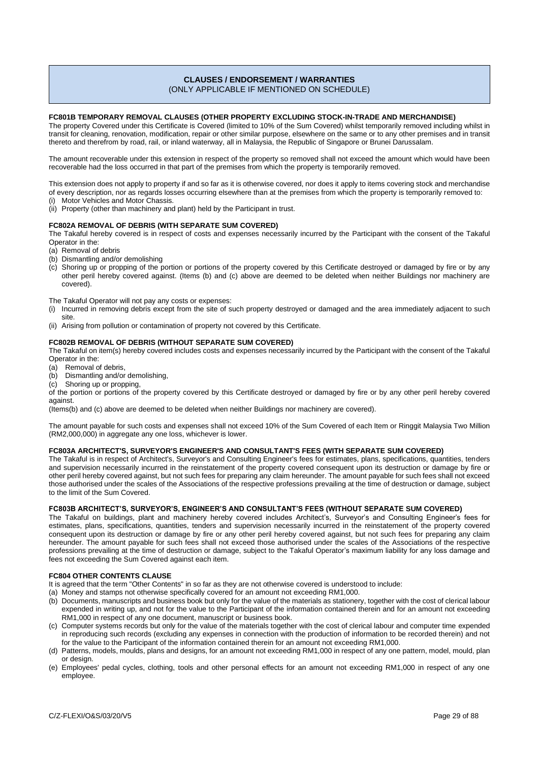## CLAUSES / ENDORSEMENT / WARRANTIES

(ONLY APPLICABLE IF MENTIONED ON SCHEDULE)

**FC801B TEMPORARY REMOVAL CLAUSES (OTHER PROPERTY EXCLUDING STOCK-IN-TRADE AND MERCHANDISE)**

The property Covered under this Certificate is Covered (limited to 10% of the Sum Covered) whilst temporarily removed including whilst in transit for cleaning, renovation, modification, repair or other similar purpose, elsewhere on the same or to any other premises and in transit thereto and therefrom by road, rail, or inland waterway, all in Malaysia, the Republic of Singapore or Brunei Darussalam.

The amount recoverable under this extension in respect of the property so removed shall not exceed the amount which would have been recoverable had the loss occurred in that part of the premises from which the property is temporarily removed.

This extension does not apply to property if and so far as it is otherwise covered, nor does it apply to items covering stock and merchandise of every description, nor as regards losses occurring elsewhere than at the premises from which the property is temporarily removed to:

(i) Motor Vehicles and Motor Chassis.
(ii) Property (other than machinery and plant) held by the Participant in trust.

**FC802A REMOVAL OF DEBRIS (WITH SEPARATE SUM COVERED)**

The Takaful hereby covered is in respect of costs and expenses necessarily incurred by the Participant with the consent of the Takaful Operator in the:

(a) Removal of debris
(b) Dismantling and/or demolishing
(c) Shoring up or propping of the portion or portions of the property covered by this Certificate destroyed or damaged by fire or by any other peril hereby covered against. (Items (b) and (c) above are deemed to be deleted when neither Buildings nor machinery are covered).

The Takaful Operator will not pay any costs or expenses:

(i) Incurred in removing debris except from the site of such property destroyed or damaged and the area immediately adjacent to such site.
(ii) Arising from pollution or contamination of property not covered by this Certificate.

**FC802B REMOVAL OF DEBRIS (WITHOUT SEPARATE SUM COVERED)**

The Takaful on item(s) hereby covered includes costs and expenses necessarily incurred by the Participant with the consent of the Takaful Operator in the:

(a) Removal of debris,
(b) Dismantling and/or demolishing,
(c) Shoring up or propping,

of the portion or portions of the property covered by this Certificate destroyed or damaged by fire or by any other peril hereby covered against.

(Items(b) and (c) above are deemed to be deleted when neither Buildings nor machinery are covered).

The amount payable for such costs and expenses shall not exceed 10% of the Sum Covered of each Item or Ringgit Malaysia Two Million (RM2,000,000) in aggregate any one loss, whichever is lower.

**FC803A ARCHITECT'S, SURVEYOR'S ENGINEER'S AND CONSULTANT'S FEES (WITH SEPARATE SUM COVERED)**

The Takaful is in respect of Architect's, Surveyor's and Consulting Engineer's fees for estimates, plans, specifications, quantities, tenders and supervision necessarily incurred in the reinstatement of the property covered consequent upon its destruction or damage by fire or other peril hereby covered against, but not such fees for preparing any claim hereunder. The amount payable for such fees shall not exceed those authorised under the scales of the Associations of the respective professions prevailing at the time of destruction or damage, subject to the limit of the Sum Covered.

**FC803B ARCHITECT'S, SURVEYOR'S, ENGINEER'S AND CONSULTANT'S FEES (WITHOUT SEPARATE SUM COVERED)**

The Takaful on buildings, plant and machinery hereby covered includes Architect's, Surveyor's and Consulting Engineer's fees for estimates, plans, specifications, quantities, tenders and supervision necessarily incurred in the reinstatement of the property covered consequent upon its destruction or damage by fire or any other peril hereby covered against, but not such fees for preparing any claim hereunder. The amount payable for such fees shall not exceed those authorised under the scales of the Associations of the respective professions prevailing at the time of destruction or damage, subject to the Takaful Operator's maximum liability for any loss damage and fees not exceeding the Sum Covered against each item.

**FC804 OTHER CONTENTS CLAUSE**

It is agreed that the term "Other Contents" in so far as they are not otherwise covered is understood to include:

(a) Money and stamps not otherwise specifically covered for an amount not exceeding RM1,000.
(b) Documents, manuscripts and business book but only for the value of the materials as stationery, together with the cost of clerical labour expended in writing up, and not for the value to the Participant of the information contained therein and for an amount not exceeding RM1,000 in respect of any one document, manuscript or business book.
(c) Computer systems records but only for the value of the materials together with the cost of clerical labour and computer time expended in reproducing such records (excluding any expenses in connection with the production of information to be recorded therein) and not for the value to the Participant of the information contained therein for an amount not exceeding RM1,000.
(d) Patterns, models, moulds, plans and designs, for an amount not exceeding RM1,000 in respect of any one pattern, model, mould, plan or design.
(e) Employees' pedal cycles, clothing, tools and other personal effects for an amount not exceeding RM1,000 in respect of any one employee.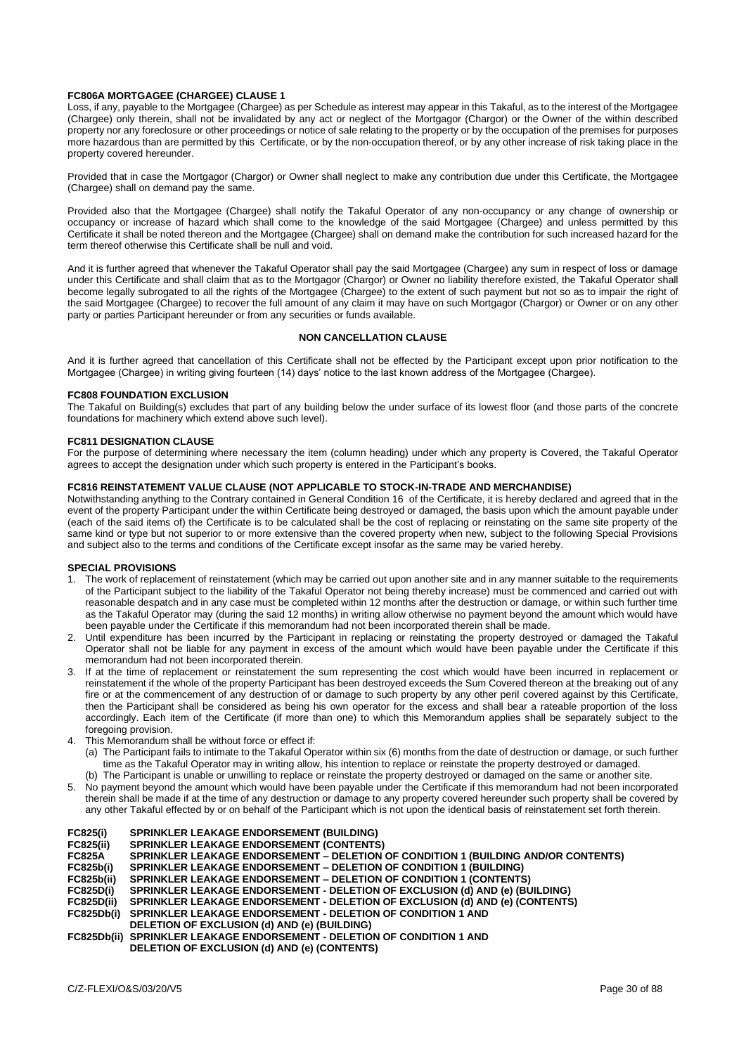**FC806A MORTGAGEE (CHARGEE) CLAUSE 1**

Loss, if any, payable to the Mortgagee (Chargee) as per Schedule as interest may appear in this Takaful, as to the interest of the Mortgagee (Chargee) only therein, shall not be invalidated by any act or neglect of the Mortgagor (Chargor) or the Owner of the within described property nor any foreclosure or other proceedings or notice of sale relating to the property or by the occupation of the premises for purposes more hazardous than are permitted by this Certificate, or by the non-occupation thereof, or by any other increase of risk taking place in the property covered hereunder.

Provided that in case the Mortgagor (Chargor) or Owner shall neglect to make any contribution due under this Certificate, the Mortgagee (Chargee) shall on demand pay the same.

Provided also that the Mortgagee (Chargee) shall notify the Takaful Operator of any non-occupancy or any change of ownership or occupancy or increase of hazard which shall come to the knowledge of the said Mortgagee (Chargee) and unless permitted by this Certificate it shall be noted thereon and the Mortgagee (Chargee) shall on demand make the contribution for such increased hazard for the term thereof otherwise this Certificate shall be null and void.

And it is further agreed that whenever the Takaful Operator shall pay the said Mortgagee (Chargee) any sum in respect of loss or damage under this Certificate and shall claim that as to the Mortgagor (Chargor) or Owner no liability therefore existed, the Takaful Operator shall become legally subrogated to all the rights of the Mortgagee (Chargee) to the extent of such payment but not so as to impair the right of the said Mortgagee (Chargee) to recover the full amount of any claim it may have on such Mortgagor (Chargor) or Owner or on any other party or parties Participant hereunder or from any securities or funds available.

**NON CANCELLATION CLAUSE**

And it is further agreed that cancellation of this Certificate shall not be effected by the Participant except upon prior notification to the Mortgagee (Chargee) in writing giving fourteen (14) days' notice to the last known address of the Mortgagee (Chargee).

**FC808 FOUNDATION EXCLUSION**

The Takaful on Building(s) excludes that part of any building below the under surface of its lowest floor (and those parts of the concrete foundations for machinery which extend above such level).

**FC811 DESIGNATION CLAUSE**

For the purpose of determining where necessary the item (column heading) under which any property is Covered, the Takaful Operator agrees to accept the designation under which such property is entered in the Participant's books.

**FC816 REINSTATEMENT VALUE CLAUSE (NOT APPLICABLE TO STOCK-IN-TRADE AND MERCHANDISE)**

Notwithstanding anything to the Contrary contained in General Condition 16 of the Certificate, it is hereby declared and agreed that in the event of the property Participant under the within Certificate being destroyed or damaged, the basis upon which the amount payable under (each of the said items of) the Certificate is to be calculated shall be the cost of replacing or reinstating on the same site property of the same kind or type but not superior to or more extensive than the covered property when new, subject to the following Special Provisions and subject also to the terms and conditions of the Certificate except insofar as the same may be varied hereby.

**SPECIAL PROVISIONS**

1. The work of replacement of reinstatement (which may be carried out upon another site and in any manner suitable to the requirements of the Participant subject to the liability of the Takaful Operator not being thereby increase) must be commenced and carried out with reasonable despatch and in any case must be completed within 12 months after the destruction or damage, or within such further time as the Takaful Operator may (during the said 12 months) in writing allow otherwise no payment beyond the amount which would have been payable under the Certificate if this memorandum had not been incorporated therein shall be made.
2. Until expenditure has been incurred by the Participant in replacing or reinstating the property destroyed or damaged the Takaful Operator shall not be liable for any payment in excess of the amount which would have been payable under the Certificate if this memorandum had not been incorporated therein.
3. If at the time of replacement or reinstatement the sum representing the cost which would have been incurred in replacement or reinstatement if the whole of the property Participant has been destroyed exceeds the Sum Covered thereon at the breaking out of any fire or at the commencement of any destruction of or damage to such property by any other peril covered against by this Certificate, then the Participant shall be considered as being his own operator for the excess and shall bear a rateable proportion of the loss accordingly. Each item of the Certificate (if more than one) to which this Memorandum applies shall be separately subject to the foregoing provision.
4. This Memorandum shall be without force or effect if:
   (a) The Participant fails to intimate to the Takaful Operator within six (6) months from the date of destruction or damage, or such further time as the Takaful Operator may in writing allow, his intention to replace or reinstate the property destroyed or damaged.
   (b) The Participant is unable or unwilling to replace or reinstate the property destroyed or damaged on the same or another site.
5. No payment beyond the amount which would have been payable under the Certificate if this memorandum had not been incorporated therein shall be made if at the time of any destruction or damage to any property covered hereunder such property shall be covered by any other Takaful effected by or on behalf of the Participant which is not upon the identical basis of reinstatement set forth therein.

**FC825(i) SPRINKLER LEAKAGE ENDORSEMENT (BUILDING)**
**FC825(ii) SPRINKLER LEAKAGE ENDORSEMENT (CONTENTS)**
**FC825A SPRINKLER LEAKAGE ENDORSEMENT – DELETION OF CONDITION 1 (BUILDING AND/OR CONTENTS)**
**FC825b(i) SPRINKLER LEAKAGE ENDORSEMENT – DELETION OF CONDITION 1 (BUILDING)**
**FC825b(ii) SPRINKLER LEAKAGE ENDORSEMENT – DELETION OF CONDITION 1 (CONTENTS)**
**FC825D(i) SPRINKLER LEAKAGE ENDORSEMENT - DELETION OF EXCLUSION (d) AND (e) (BUILDING)**
**FC825D(ii) SPRINKLER LEAKAGE ENDORSEMENT - DELETION OF EXCLUSION (d) AND (e) (CONTENTS)**
**FC825Db(i) SPRINKLER LEAKAGE ENDORSEMENT - DELETION OF CONDITION 1 AND DELETION OF EXCLUSION (d) AND (e) (BUILDING)**
**FC825Db(ii) SPRINKLER LEAKAGE ENDORSEMENT - DELETION OF CONDITION 1 AND DELETION OF EXCLUSION (d) AND (e) (CONTENTS)**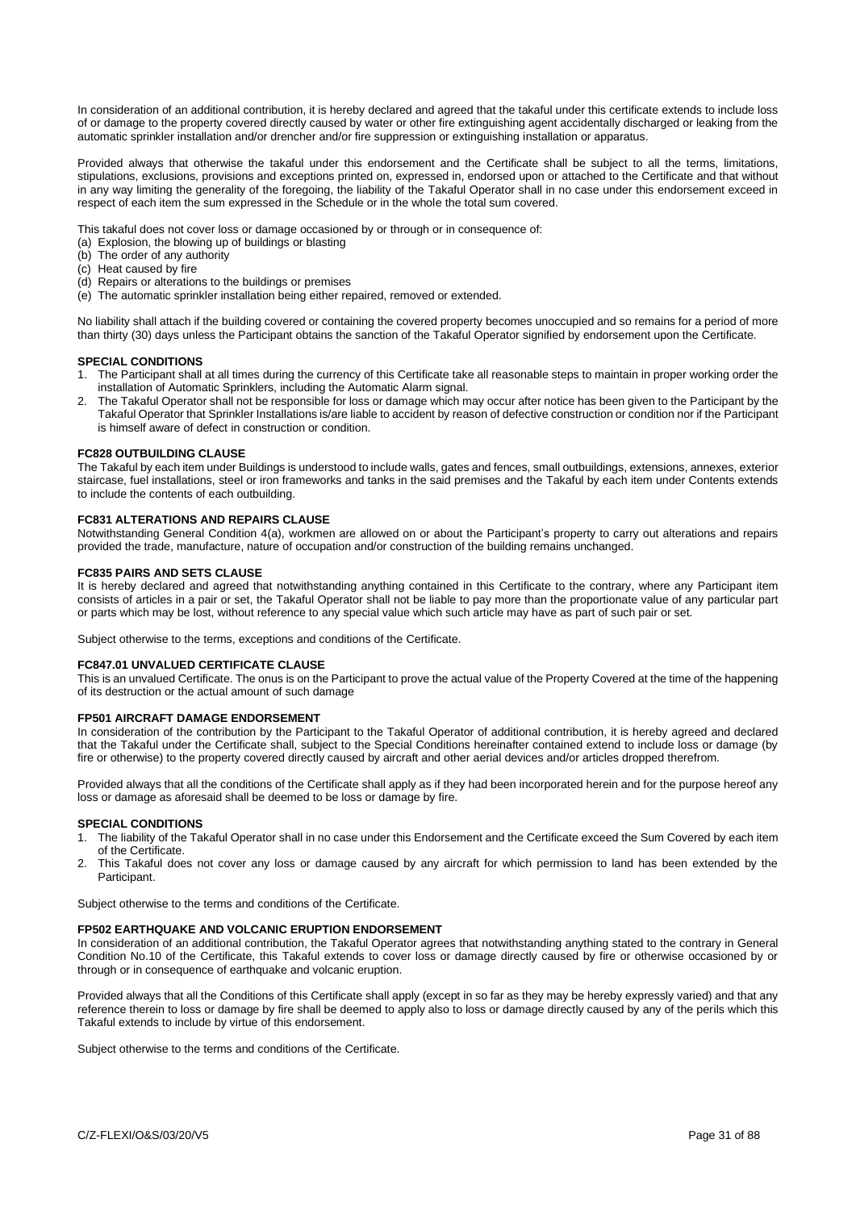In consideration of an additional contribution, it is hereby declared and agreed that the takaful under this certificate extends to include loss of or damage to the property covered directly caused by water or other fire extinguishing agent accidentally discharged or leaking from the automatic sprinkler installation and/or drencher and/or fire suppression or extinguishing installation or apparatus.

Provided always that otherwise the takaful under this endorsement and the Certificate shall be subject to all the terms, limitations, stipulations, exclusions, provisions and exceptions printed on, expressed in, endorsed upon or attached to the Certificate and that without in any way limiting the generality of the foregoing, the liability of the Takaful Operator shall in no case under this endorsement exceed in respect of each item the sum expressed in the Schedule or in the whole the total sum covered.

This takaful does not cover loss or damage occasioned by or through or in consequence of:

(a) Explosion, the blowing up of buildings or blasting
(b) The order of any authority
(c) Heat caused by fire
(d) Repairs or alterations to the buildings or premises
(e) The automatic sprinkler installation being either repaired, removed or extended.

No liability shall attach if the building covered or containing the covered property becomes unoccupied and so remains for a period of more than thirty (30) days unless the Participant obtains the sanction of the Takaful Operator signified by endorsement upon the Certificate.

**SPECIAL CONDITIONS**

1. The Participant shall at all times during the currency of this Certificate take all reasonable steps to maintain in proper working order the installation of Automatic Sprinklers, including the Automatic Alarm signal.
2. The Takaful Operator shall not be responsible for loss or damage which may occur after notice has been given to the Participant by the Takaful Operator that Sprinkler Installations is/are liable to accident by reason of defective construction or condition nor if the Participant is himself aware of defect in construction or condition.

**FC828 OUTBUILDING CLAUSE**

The Takaful by each item under Buildings is understood to include walls, gates and fences, small outbuildings, extensions, annexes, exterior staircase, fuel installations, steel or iron frameworks and tanks in the said premises and the Takaful by each item under Contents extends to include the contents of each outbuilding.

**FC831 ALTERATIONS AND REPAIRS CLAUSE**

Notwithstanding General Condition 4(a), workmen are allowed on or about the Participant's property to carry out alterations and repairs provided the trade, manufacture, nature of occupation and/or construction of the building remains unchanged.

**FC835 PAIRS AND SETS CLAUSE**

It is hereby declared and agreed that notwithstanding anything contained in this Certificate to the contrary, where any Participant item consists of articles in a pair or set, the Takaful Operator shall not be liable to pay more than the proportionate value of any particular part or parts which may be lost, without reference to any special value which such article may have as part of such pair or set.

Subject otherwise to the terms, exceptions and conditions of the Certificate.

**FC847.01 UNVALUED CERTIFICATE CLAUSE**

This is an unvalued Certificate. The onus is on the Participant to prove the actual value of the Property Covered at the time of the happening of its destruction or the actual amount of such damage

**FP501 AIRCRAFT DAMAGE ENDORSEMENT**

In consideration of the contribution by the Participant to the Takaful Operator of additional contribution, it is hereby agreed and declared that the Takaful under the Certificate shall, subject to the Special Conditions hereinafter contained extend to include loss or damage (by fire or otherwise) to the property covered directly caused by aircraft and other aerial devices and/or articles dropped therefrom.

Provided always that all the conditions of the Certificate shall apply as if they had been incorporated herein and for the purpose hereof any loss or damage as aforesaid shall be deemed to be loss or damage by fire.

**SPECIAL CONDITIONS**

1. The liability of the Takaful Operator shall in no case under this Endorsement and the Certificate exceed the Sum Covered by each item of the Certificate.
2. This Takaful does not cover any loss or damage caused by any aircraft for which permission to land has been extended by the Participant.

Subject otherwise to the terms and conditions of the Certificate.

**FP502 EARTHQUAKE AND VOLCANIC ERUPTION ENDORSEMENT**

In consideration of an additional contribution, the Takaful Operator agrees that notwithstanding anything stated to the contrary in General Condition No.10 of the Certificate, this Takaful extends to cover loss or damage directly caused by fire or otherwise occasioned by or through or in consequence of earthquake and volcanic eruption.

Provided always that all the Conditions of this Certificate shall apply (except in so far as they may be hereby expressly varied) and that any reference therein to loss or damage by fire shall be deemed to apply also to loss or damage directly caused by any of the perils which this Takaful extends to include by virtue of this endorsement.

Subject otherwise to the terms and conditions of the Certificate.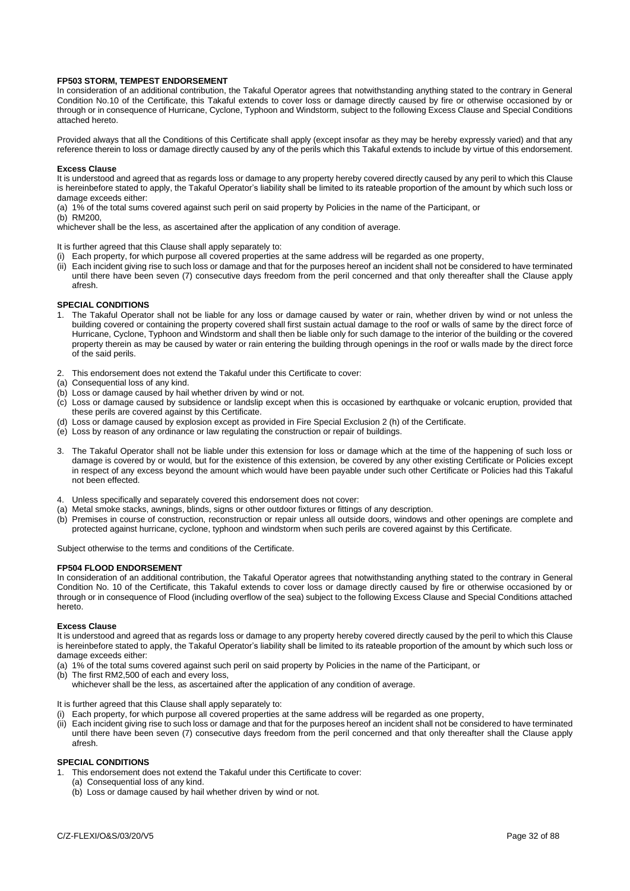### FP503 STORM, TEMPEST ENDORSEMENT

In consideration of an additional contribution, the Takaful Operator agrees that notwithstanding anything stated to the contrary in General Condition No.10 of the Certificate, this Takaful extends to cover loss or damage directly caused by fire or otherwise occasioned by or through or in consequence of Hurricane, Cyclone, Typhoon and Windstorm, subject to the following Excess Clause and Special Conditions attached hereto.

Provided always that all the Conditions of this Certificate shall apply (except insofar as they may be hereby expressly varied) and that any reference therein to loss or damage directly caused by any of the perils which this Takaful extends to include by virtue of this endorsement.

**Excess Clause**

It is understood and agreed that as regards loss or damage to any property hereby covered directly caused by any peril to which this Clause is hereinbefore stated to apply, the Takaful Operator's liability shall be limited to its rateable proportion of the amount by which such loss or damage exceeds either:

(a) 1% of the total sums covered against such peril on said property by Policies in the name of the Participant, or
(b) RM200,

whichever shall be the less, as ascertained after the application of any condition of average.

It is further agreed that this Clause shall apply separately to:

(i) Each property, for which purpose all covered properties at the same address will be regarded as one property,
(ii) Each incident giving rise to such loss or damage and that for the purposes hereof an incident shall not be considered to have terminated until there have been seven (7) consecutive days freedom from the peril concerned and that only thereafter shall the Clause apply afresh.

**SPECIAL CONDITIONS**

1. The Takaful Operator shall not be liable for any loss or damage caused by water or rain, whether driven by wind or not unless the building covered or containing the property covered shall first sustain actual damage to the roof or walls of same by the direct force of Hurricane, Cyclone, Typhoon and Windstorm and shall then be liable only for such damage to the interior of the building or the covered property therein as may be caused by water or rain entering the building through openings in the roof or walls made by the direct force of the said perils.

2. This endorsement does not extend the Takaful under this Certificate to cover:

(a) Consequential loss of any kind.
(b) Loss or damage caused by hail whether driven by wind or not.
(c) Loss or damage caused by subsidence or landslip except when this is occasioned by earthquake or volcanic eruption, provided that these perils are covered against by this Certificate.
(d) Loss or damage caused by explosion except as provided in Fire Special Exclusion 2 (h) of the Certificate.
(e) Loss by reason of any ordinance or law regulating the construction or repair of buildings.

3. The Takaful Operator shall not be liable under this extension for loss or damage which at the time of the happening of such loss or damage is covered by or would, but for the existence of this extension, be covered by any other existing Certificate or Policies except in respect of any excess beyond the amount which would have been payable under such other Certificate or Policies had this Takaful not been effected.

4. Unless specifically and separately covered this endorsement does not cover:

(a) Metal smoke stacks, awnings, blinds, signs or other outdoor fixtures or fittings of any description.
(b) Premises in course of construction, reconstruction or repair unless all outside doors, windows and other openings are complete and protected against hurricane, cyclone, typhoon and windstorm when such perils are covered against by this Certificate.

Subject otherwise to the terms and conditions of the Certificate.

### FP504 FLOOD ENDORSEMENT

In consideration of an additional contribution, the Takaful Operator agrees that notwithstanding anything stated to the contrary in General Condition No. 10 of the Certificate, this Takaful extends to cover loss or damage directly caused by fire or otherwise occasioned by or through or in consequence of Flood (including overflow of the sea) subject to the following Excess Clause and Special Conditions attached hereto.

**Excess Clause**

It is understood and agreed that as regards loss or damage to any property hereby covered directly caused by the peril to which this Clause is hereinbefore stated to apply, the Takaful Operator's liability shall be limited to its rateable proportion of the amount by which such loss or damage exceeds either:

(a) 1% of the total sums covered against such peril on said property by Policies in the name of the Participant, or
(b) The first RM2,500 of each and every loss,
whichever shall be the less, as ascertained after the application of any condition of average.

It is further agreed that this Clause shall apply separately to:

(i) Each property, for which purpose all covered properties at the same address will be regarded as one property,
(ii) Each incident giving rise to such loss or damage and that for the purposes hereof an incident shall not be considered to have terminated until there have been seven (7) consecutive days freedom from the peril concerned and that only thereafter shall the Clause apply afresh.

**SPECIAL CONDITIONS**

1. This endorsement does not extend the Takaful under this Certificate to cover:
   (a) Consequential loss of any kind.
   (b) Loss or damage caused by hail whether driven by wind or not.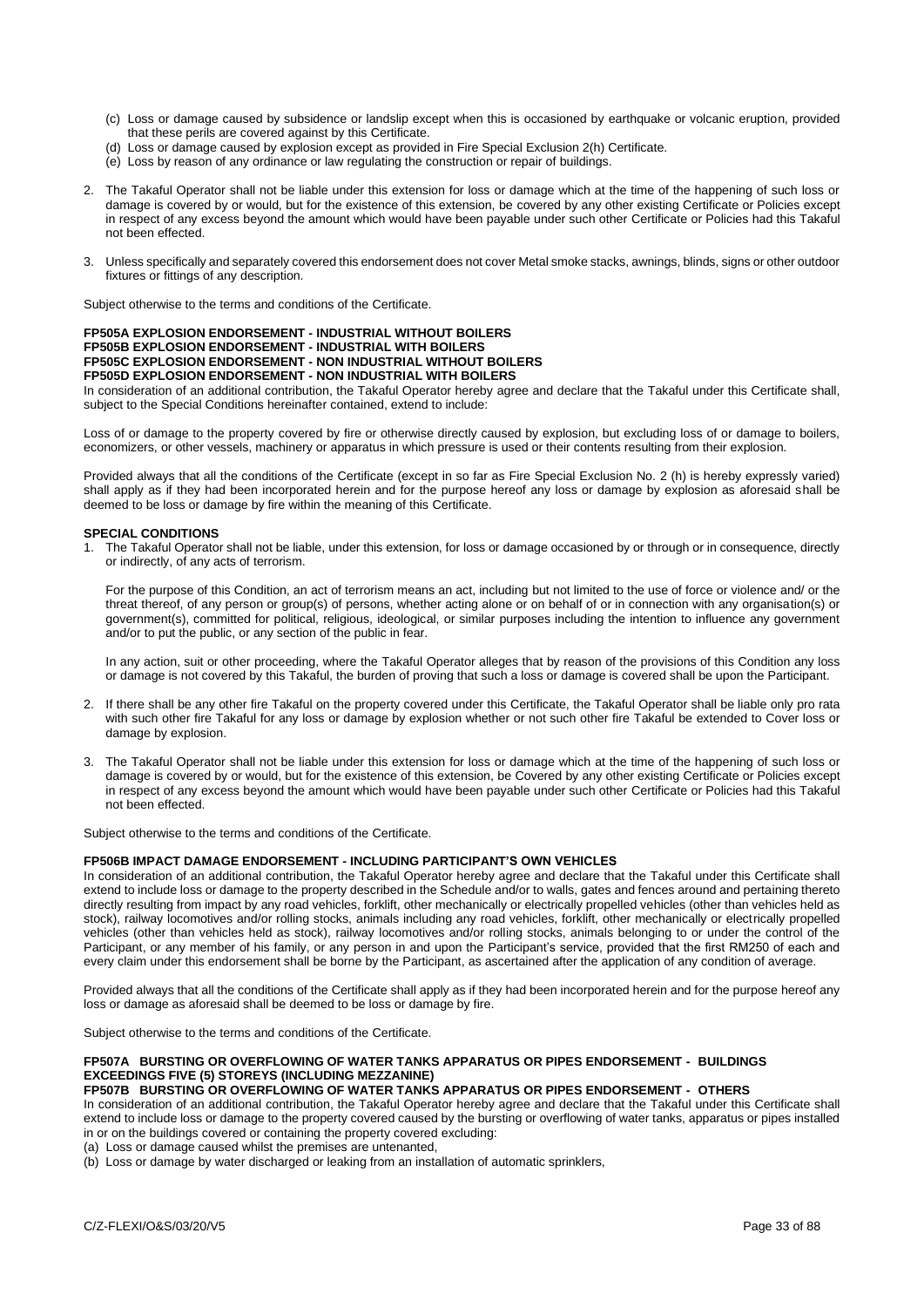(c) Loss or damage caused by subsidence or landslip except when this is occasioned by earthquake or volcanic eruption, provided that these perils are covered against by this Certificate.
(d) Loss or damage caused by explosion except as provided in Fire Special Exclusion 2(h) Certificate.
(e) Loss by reason of any ordinance or law regulating the construction or repair of buildings.

2. The Takaful Operator shall not be liable under this extension for loss or damage which at the time of the happening of such loss or damage is covered by or would, but for the existence of this extension, be covered by any other existing Certificate or Policies except in respect of any excess beyond the amount which would have been payable under such other Certificate or Policies had this Takaful not been effected.

3. Unless specifically and separately covered this endorsement does not cover Metal smoke stacks, awnings, blinds, signs or other outdoor fixtures or fittings of any description.

Subject otherwise to the terms and conditions of the Certificate.

**FP505A EXPLOSION ENDORSEMENT - INDUSTRIAL WITHOUT BOILERS**
**FP505B EXPLOSION ENDORSEMENT - INDUSTRIAL WITH BOILERS**
**FP505C EXPLOSION ENDORSEMENT - NON INDUSTRIAL WITHOUT BOILERS**
**FP505D EXPLOSION ENDORSEMENT - NON INDUSTRIAL WITH BOILERS**

In consideration of an additional contribution, the Takaful Operator hereby agree and declare that the Takaful under this Certificate shall, subject to the Special Conditions hereinafter contained, extend to include:

Loss of or damage to the property covered by fire or otherwise directly caused by explosion, but excluding loss of or damage to boilers, economizers, or other vessels, machinery or apparatus in which pressure is used or their contents resulting from their explosion.

Provided always that all the conditions of the Certificate (except in so far as Fire Special Exclusion No. 2 (h) is hereby expressly varied) shall apply as if they had been incorporated herein and for the purpose hereof any loss or damage by explosion as aforesaid shall be deemed to be loss or damage by fire within the meaning of this Certificate.

**SPECIAL CONDITIONS**

1. The Takaful Operator shall not be liable, under this extension, for loss or damage occasioned by or through or in consequence, directly or indirectly, of any acts of terrorism.

   For the purpose of this Condition, an act of terrorism means an act, including but not limited to the use of force or violence and/ or the threat thereof, of any person or group(s) of persons, whether acting alone or on behalf of or in connection with any organisation(s) or government(s), committed for political, religious, ideological, or similar purposes including the intention to influence any government and/or to put the public, or any section of the public in fear.

   In any action, suit or other proceeding, where the Takaful Operator alleges that by reason of the provisions of this Condition any loss or damage is not covered by this Takaful, the burden of proving that such a loss or damage is covered shall be upon the Participant.

2. If there shall be any other fire Takaful on the property covered under this Certificate, the Takaful Operator shall be liable only pro rata with such other fire Takaful for any loss or damage by explosion whether or not such other fire Takaful be extended to Cover loss or damage by explosion.

3. The Takaful Operator shall not be liable under this extension for loss or damage which at the time of the happening of such loss or damage is covered by or would, but for the existence of this extension, be Covered by any other existing Certificate or Policies except in respect of any excess beyond the amount which would have been payable under such other Certificate or Policies had this Takaful not been effected.

Subject otherwise to the terms and conditions of the Certificate.

**FP506B IMPACT DAMAGE ENDORSEMENT - INCLUDING PARTICIPANT'S OWN VEHICLES**

In consideration of an additional contribution, the Takaful Operator hereby agree and declare that the Takaful under this Certificate shall extend to include loss or damage to the property described in the Schedule and/or to walls, gates and fences around and pertaining thereto directly resulting from impact by any road vehicles, forklift, other mechanically or electrically propelled vehicles (other than vehicles held as stock), railway locomotives and/or rolling stocks, animals including any road vehicles, forklift, other mechanically or electrically propelled vehicles (other than vehicles held as stock), railway locomotives and/or rolling stocks, animals belonging to or under the control of the Participant, or any member of his family, or any person in and upon the Participant's service, provided that the first RM250 of each and every claim under this endorsement shall be borne by the Participant, as ascertained after the application of any condition of average.

Provided always that all the conditions of the Certificate shall apply as if they had been incorporated herein and for the purpose hereof any loss or damage as aforesaid shall be deemed to be loss or damage by fire.

Subject otherwise to the terms and conditions of the Certificate.

**FP507A BURSTING OR OVERFLOWING OF WATER TANKS APPARATUS OR PIPES ENDORSEMENT - BUILDINGS EXCEEDINGS FIVE (5) STOREYS (INCLUDING MEZZANINE)**
**FP507B BURSTING OR OVERFLOWING OF WATER TANKS APPARATUS OR PIPES ENDORSEMENT - OTHERS**

In consideration of an additional contribution, the Takaful Operator hereby agree and declare that the Takaful under this Certificate shall extend to include loss or damage to the property covered caused by the bursting or overflowing of water tanks, apparatus or pipes installed in or on the buildings covered or containing the property covered excluding:

(a) Loss or damage caused whilst the premises are untenanted,
(b) Loss or damage by water discharged or leaking from an installation of automatic sprinklers,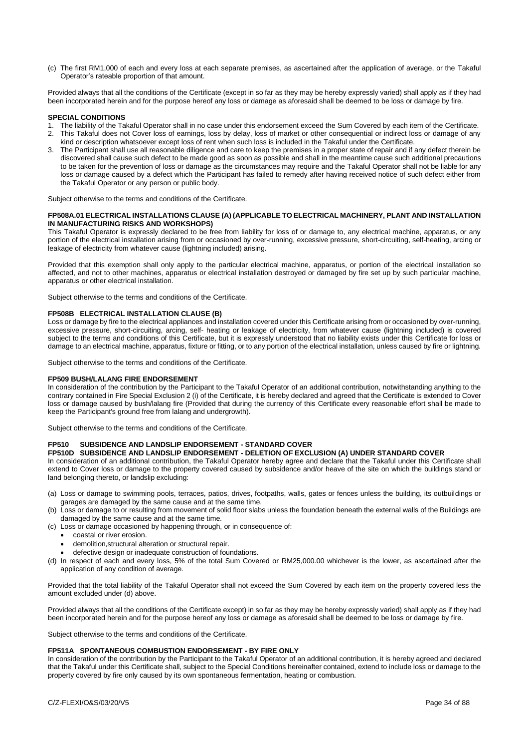(c) The first RM1,000 of each and every loss at each separate premises, as ascertained after the application of average, or the Takaful Operator's rateable proportion of that amount.

Provided always that all the conditions of the Certificate (except in so far as they may be hereby expressly varied) shall apply as if they had been incorporated herein and for the purpose hereof any loss or damage as aforesaid shall be deemed to be loss or damage by fire.

**SPECIAL CONDITIONS**

1. The liability of the Takaful Operator shall in no case under this endorsement exceed the Sum Covered by each item of the Certificate.
2. This Takaful does not Cover loss of earnings, loss by delay, loss of market or other consequential or indirect loss or damage of any kind or description whatsoever except loss of rent when such loss is included in the Takaful under the Certificate.
3. The Participant shall use all reasonable diligence and care to keep the premises in a proper state of repair and if any defect therein be discovered shall cause such defect to be made good as soon as possible and shall in the meantime cause such additional precautions to be taken for the prevention of loss or damage as the circumstances may require and the Takaful Operator shall not be liable for any loss or damage caused by a defect which the Participant has failed to remedy after having received notice of such defect either from the Takaful Operator or any person or public body.

Subject otherwise to the terms and conditions of the Certificate.

**FP508A.01 ELECTRICAL INSTALLATIONS CLAUSE (A) (APPLICABLE TO ELECTRICAL MACHINERY, PLANT AND INSTALLATION IN MANUFACTURING RISKS AND WORKSHOPS)**

This Takaful Operator is expressly declared to be free from liability for loss of or damage to, any electrical machine, apparatus, or any portion of the electrical installation arising from or occasioned by over-running, excessive pressure, short-circuiting, self-heating, arcing or leakage of electricity from whatever cause (lightning included) arising.

Provided that this exemption shall only apply to the particular electrical machine, apparatus, or portion of the electrical installation so affected, and not to other machines, apparatus or electrical installation destroyed or damaged by fire set up by such particular machine, apparatus or other electrical installation.

Subject otherwise to the terms and conditions of the Certificate.

**FP508B ELECTRICAL INSTALLATION CLAUSE (B)**

Loss or damage by fire to the electrical appliances and installation covered under this Certificate arising from or occasioned by over-running, excessive pressure, short-circuiting, arcing, self- heating or leakage of electricity, from whatever cause (lightning included) is covered subject to the terms and conditions of this Certificate, but it is expressly understood that no liability exists under this Certificate for loss or damage to an electrical machine, apparatus, fixture or fitting, or to any portion of the electrical installation, unless caused by fire or lightning.

Subject otherwise to the terms and conditions of the Certificate.

**FP509 BUSH/LALANG FIRE ENDORSEMENT**

In consideration of the contribution by the Participant to the Takaful Operator of an additional contribution, notwithstanding anything to the contrary contained in Fire Special Exclusion 2 (i) of the Certificate, it is hereby declared and agreed that the Certificate is extended to Cover loss or damage caused by bush/lalang fire (Provided that during the currency of this Certificate every reasonable effort shall be made to keep the Participant's ground free from lalang and undergrowth).

Subject otherwise to the terms and conditions of the Certificate.

**FP510 SUBSIDENCE AND LANDSLIP ENDORSEMENT - STANDARD COVER**
**FP510D SUBSIDENCE AND LANDSLIP ENDORSEMENT - DELETION OF EXCLUSION (A) UNDER STANDARD COVER**

In consideration of an additional contribution, the Takaful Operator hereby agree and declare that the Takaful under this Certificate shall extend to Cover loss or damage to the property covered caused by subsidence and/or heave of the site on which the buildings stand or land belonging thereto, or landslip excluding:

(a) Loss or damage to swimming pools, terraces, patios, drives, footpaths, walls, gates or fences unless the building, its outbuildings or garages are damaged by the same cause and at the same time.
(b) Loss or damage to or resulting from movement of solid floor slabs unless the foundation beneath the external walls of the Buildings are damaged by the same cause and at the same time.
(c) Loss or damage occasioned by happening through, or in consequence of:
    - coastal or river erosion.
    - demolition,structural alteration or structural repair.
    - defective design or inadequate construction of foundations.
(d) In respect of each and every loss, 5% of the total Sum Covered or RM25,000.00 whichever is the lower, as ascertained after the application of any condition of average.

Provided that the total liability of the Takaful Operator shall not exceed the Sum Covered by each item on the property covered less the amount excluded under (d) above.

Provided always that all the conditions of the Certificate except) in so far as they may be hereby expressly varied) shall apply as if they had been incorporated herein and for the purpose hereof any loss or damage as aforesaid shall be deemed to be loss or damage by fire.

Subject otherwise to the terms and conditions of the Certificate.

**FP511A SPONTANEOUS COMBUSTION ENDORSEMENT - BY FIRE ONLY**

In consideration of the contribution by the Participant to the Takaful Operator of an additional contribution, it is hereby agreed and declared that the Takaful under this Certificate shall, subject to the Special Conditions hereinafter contained, extend to include loss or damage to the property covered by fire only caused by its own spontaneous fermentation, heating or combustion.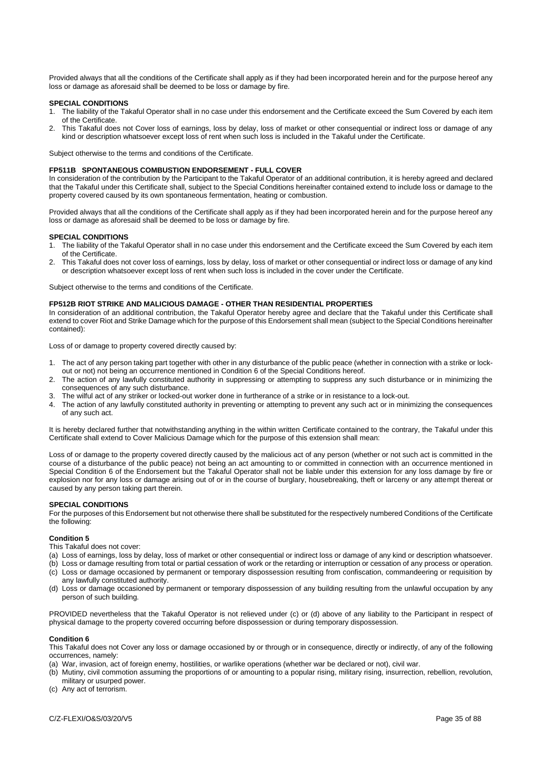Provided always that all the conditions of the Certificate shall apply as if they had been incorporated herein and for the purpose hereof any loss or damage as aforesaid shall be deemed to be loss or damage by fire.

**SPECIAL CONDITIONS**

1. The liability of the Takaful Operator shall in no case under this endorsement and the Certificate exceed the Sum Covered by each item of the Certificate.
2. This Takaful does not Cover loss of earnings, loss by delay, loss of market or other consequential or indirect loss or damage of any kind or description whatsoever except loss of rent when such loss is included in the Takaful under the Certificate.

Subject otherwise to the terms and conditions of the Certificate.

**FP511B SPONTANEOUS COMBUSTION ENDORSEMENT - FULL COVER**

In consideration of the contribution by the Participant to the Takaful Operator of an additional contribution, it is hereby agreed and declared that the Takaful under this Certificate shall, subject to the Special Conditions hereinafter contained extend to include loss or damage to the property covered caused by its own spontaneous fermentation, heating or combustion.

Provided always that all the conditions of the Certificate shall apply as if they had been incorporated herein and for the purpose hereof any loss or damage as aforesaid shall be deemed to be loss or damage by fire.

**SPECIAL CONDITIONS**

1. The liability of the Takaful Operator shall in no case under this endorsement and the Certificate exceed the Sum Covered by each item of the Certificate.
2. This Takaful does not cover loss of earnings, loss by delay, loss of market or other consequential or indirect loss or damage of any kind or description whatsoever except loss of rent when such loss is included in the cover under the Certificate.

Subject otherwise to the terms and conditions of the Certificate.

**FP512B RIOT STRIKE AND MALICIOUS DAMAGE - OTHER THAN RESIDENTIAL PROPERTIES**

In consideration of an additional contribution, the Takaful Operator hereby agree and declare that the Takaful under this Certificate shall extend to cover Riot and Strike Damage which for the purpose of this Endorsement shall mean (subject to the Special Conditions hereinafter contained):

Loss of or damage to property covered directly caused by:

1. The act of any person taking part together with other in any disturbance of the public peace (whether in connection with a strike or lock-out or not) not being an occurrence mentioned in Condition 6 of the Special Conditions hereof.
2. The action of any lawfully constituted authority in suppressing or attempting to suppress any such disturbance or in minimizing the consequences of any such disturbance.
3. The wilful act of any striker or locked-out worker done in furtherance of a strike or in resistance to a lock-out.
4. The action of any lawfully constituted authority in preventing or attempting to prevent any such act or in minimizing the consequences of any such act.

It is hereby declared further that notwithstanding anything in the within written Certificate contained to the contrary, the Takaful under this Certificate shall extend to Cover Malicious Damage which for the purpose of this extension shall mean:

Loss of or damage to the property covered directly caused by the malicious act of any person (whether or not such act is committed in the course of a disturbance of the public peace) not being an act amounting to or committed in connection with an occurrence mentioned in Special Condition 6 of the Endorsement but the Takaful Operator shall not be liable under this extension for any loss damage by fire or explosion nor for any loss or damage arising out of or in the course of burglary, housebreaking, theft or larceny or any attempt thereat or caused by any person taking part therein.

**SPECIAL CONDITIONS**

For the purposes of this Endorsement but not otherwise there shall be substituted for the respectively numbered Conditions of the Certificate the following:

**Condition 5**

This Takaful does not cover:

(a) Loss of earnings, loss by delay, loss of market or other consequential or indirect loss or damage of any kind or description whatsoever.
(b) Loss or damage resulting from total or partial cessation of work or the retarding or interruption or cessation of any process or operation.
(c) Loss or damage occasioned by permanent or temporary dispossession resulting from confiscation, commandeering or requisition by any lawfully constituted authority.
(d) Loss or damage occasioned by permanent or temporary dispossession of any building resulting from the unlawful occupation by any person of such building.

PROVIDED nevertheless that the Takaful Operator is not relieved under (c) or (d) above of any liability to the Participant in respect of physical damage to the property covered occurring before dispossession or during temporary dispossession.

**Condition 6**

This Takaful does not Cover any loss or damage occasioned by or through or in consequence, directly or indirectly, of any of the following occurrences, namely:

(a) War, invasion, act of foreign enemy, hostilities, or warlike operations (whether war be declared or not), civil war.
(b) Mutiny, civil commotion assuming the proportions of or amounting to a popular rising, military rising, insurrection, rebellion, revolution, military or usurped power.
(c) Any act of terrorism.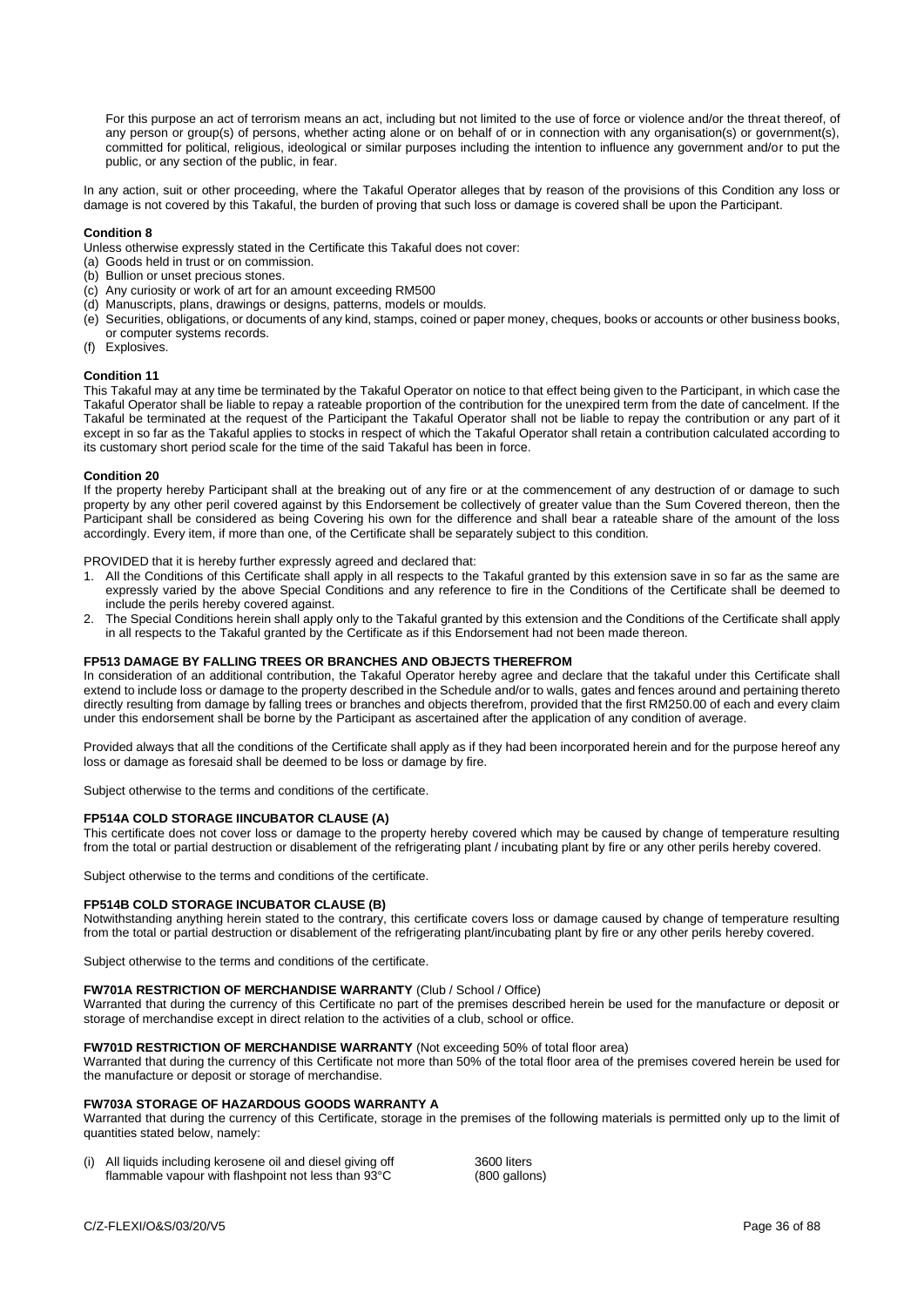For this purpose an act of terrorism means an act, including but not limited to the use of force or violence and/or the threat thereof, of any person or group(s) of persons, whether acting alone or on behalf of or in connection with any organisation(s) or government(s), committed for political, religious, ideological or similar purposes including the intention to influence any government and/or to put the public, or any section of the public, in fear.

In any action, suit or other proceeding, where the Takaful Operator alleges that by reason of the provisions of this Condition any loss or damage is not covered by this Takaful, the burden of proving that such loss or damage is covered shall be upon the Participant.

**Condition 8**

Unless otherwise expressly stated in the Certificate this Takaful does not cover:

(a) Goods held in trust or on commission.
(b) Bullion or unset precious stones.
(c) Any curiosity or work of art for an amount exceeding RM500
(d) Manuscripts, plans, drawings or designs, patterns, models or moulds.
(e) Securities, obligations, or documents of any kind, stamps, coined or paper money, cheques, books or accounts or other business books, or computer systems records.
(f) Explosives.

**Condition 11**

This Takaful may at any time be terminated by the Takaful Operator on notice to that effect being given to the Participant, in which case the Takaful Operator shall be liable to repay a rateable proportion of the contribution for the unexpired term from the date of cancelment. If the Takaful be terminated at the request of the Participant the Takaful Operator shall not be liable to repay the contribution or any part of it except in so far as the Takaful applies to stocks in respect of which the Takaful Operator shall retain a contribution calculated according to its customary short period scale for the time of the said Takaful has been in force.

**Condition 20**

If the property hereby Participant shall at the breaking out of any fire or at the commencement of any destruction of or damage to such property by any other peril covered against by this Endorsement be collectively of greater value than the Sum Covered thereon, then the Participant shall be considered as being Covering his own for the difference and shall bear a rateable share of the amount of the loss accordingly. Every item, if more than one, of the Certificate shall be separately subject to this condition.

PROVIDED that it is hereby further expressly agreed and declared that:

1. All the Conditions of this Certificate shall apply in all respects to the Takaful granted by this extension save in so far as the same are expressly varied by the above Special Conditions and any reference to fire in the Conditions of the Certificate shall be deemed to include the perils hereby covered against.
2. The Special Conditions herein shall apply only to the Takaful granted by this extension and the Conditions of the Certificate shall apply in all respects to the Takaful granted by the Certificate as if this Endorsement had not been made thereon.

**FP513 DAMAGE BY FALLING TREES OR BRANCHES AND OBJECTS THEREFROM**

In consideration of an additional contribution, the Takaful Operator hereby agree and declare that the takaful under this Certificate shall extend to include loss or damage to the property described in the Schedule and/or to walls, gates and fences around and pertaining thereto directly resulting from damage by falling trees or branches and objects therefrom, provided that the first RM250.00 of each and every claim under this endorsement shall be borne by the Participant as ascertained after the application of any condition of average.

Provided always that all the conditions of the Certificate shall apply as if they had been incorporated herein and for the purpose hereof any loss or damage as foresaid shall be deemed to be loss or damage by fire.

Subject otherwise to the terms and conditions of the certificate.

**FP514A COLD STORAGE IINCUBATOR CLAUSE (A)**

This certificate does not cover loss or damage to the property hereby covered which may be caused by change of temperature resulting from the total or partial destruction or disablement of the refrigerating plant / incubating plant by fire or any other perils hereby covered.

Subject otherwise to the terms and conditions of the certificate.

**FP514B COLD STORAGE INCUBATOR CLAUSE (B)**

Notwithstanding anything herein stated to the contrary, this certificate covers loss or damage caused by change of temperature resulting from the total or partial destruction or disablement of the refrigerating plant/incubating plant by fire or any other perils hereby covered.

Subject otherwise to the terms and conditions of the certificate.

**FW701A RESTRICTION OF MERCHANDISE WARRANTY** (Club / School / Office)

Warranted that during the currency of this Certificate no part of the premises described herein be used for the manufacture or deposit or storage of merchandise except in direct relation to the activities of a club, school or office.

**FW701D RESTRICTION OF MERCHANDISE WARRANTY** (Not exceeding 50% of total floor area)

Warranted that during the currency of this Certificate not more than 50% of the total floor area of the premises covered herein be used for the manufacture or deposit or storage of merchandise.

**FW703A STORAGE OF HAZARDOUS GOODS WARRANTY A**

Warranted that during the currency of this Certificate, storage in the premises of the following materials is permitted only up to the limit of quantities stated below, namely:

| | |
|---|---|
| (i) All liquids including kerosene oil and diesel giving off flammable vapour with flashpoint not less than 93°C | 3600 liters (800 gallons) |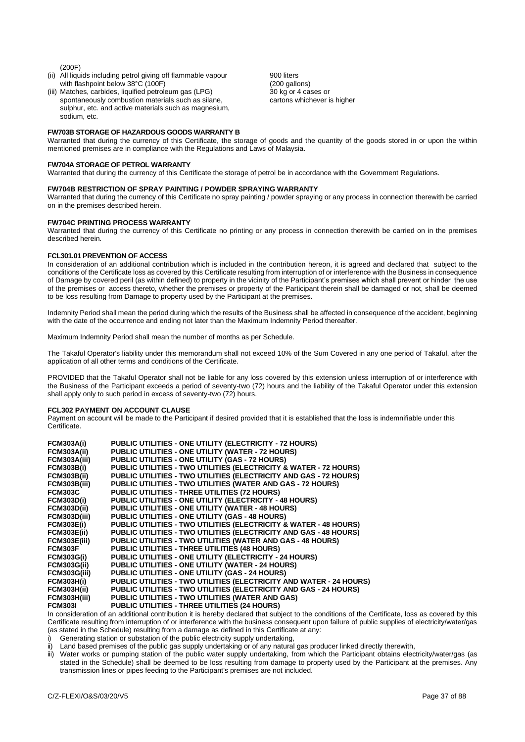(200F)

| | |
|---|---|
| (ii) All liquids including petrol giving off flammable vapour with flashpoint below 38°C (100F) | 900 liters (200 gallons) |
| (iii) Matches, carbides, liquified petroleum gas (LPG) spontaneously combustion materials such as silane, sulphur, etc. and active materials such as magnesium, sodium, etc. | 30 kg or 4 cases or cartons whichever is higher |

**FW703B STORAGE OF HAZARDOUS GOODS WARRANTY B**

Warranted that during the currency of this Certificate, the storage of goods and the quantity of the goods stored in or upon the within mentioned premises are in compliance with the Regulations and Laws of Malaysia.

**FW704A STORAGE OF PETROL WARRANTY**

Warranted that during the currency of this Certificate the storage of petrol be in accordance with the Government Regulations.

**FW704B RESTRICTION OF SPRAY PAINTING / POWDER SPRAYING WARRANTY**

Warranted that during the currency of this Certificate no spray painting / powder spraying or any process in connection therewith be carried on in the premises described herein.

**FW704C PRINTING PROCESS WARRANTY**

Warranted that during the currency of this Certificate no printing or any process in connection therewith be carried on in the premises described herein.

**FCL301.01 PREVENTION OF ACCESS**

In consideration of an additional contribution which is included in the contribution hereon, it is agreed and declared that subject to the conditions of the Certificate loss as covered by this Certificate resulting from interruption of or interference with the Business in consequence of Damage by covered peril (as within defined) to property in the vicinity of the Participant's premises which shall prevent or hinder the use of the premises or access thereto, whether the premises or property of the Participant therein shall be damaged or not, shall be deemed to be loss resulting from Damage to property used by the Participant at the premises.

Indemnity Period shall mean the period during which the results of the Business shall be affected in consequence of the accident, beginning with the date of the occurrence and ending not later than the Maximum Indemnity Period thereafter.

Maximum Indemnity Period shall mean the number of months as per Schedule.

The Takaful Operator's liability under this memorandum shall not exceed 10% of the Sum Covered in any one period of Takaful, after the application of all other terms and conditions of the Certificate.

PROVIDED that the Takaful Operator shall not be liable for any loss covered by this extension unless interruption of or interference with the Business of the Participant exceeds a period of seventy-two (72) hours and the liability of the Takaful Operator under this extension shall apply only to such period in excess of seventy-two (72) hours.

**FCL302 PAYMENT ON ACCOUNT CLAUSE**

Payment on account will be made to the Participant if desired provided that it is established that the loss is indemnifiable under this Certificate.

**FCM303A(i) PUBLIC UTILITIES - ONE UTILITY (ELECTRICITY - 72 HOURS)**
**FCM303A(ii) PUBLIC UTILITIES - ONE UTILITY (WATER - 72 HOURS)**
**FCM303A(iii) PUBLIC UTILITIES - ONE UTILITY (GAS - 72 HOURS)**
**FCM303B(i) PUBLIC UTILITIES - TWO UTILITIES (ELECTRICITY & WATER - 72 HOURS)**
**FCM303B(ii) PUBLIC UTILITIES - TWO UTILITIES (ELECTRICITY AND GAS - 72 HOURS)**
**FCM303B(iii) PUBLIC UTILITIES - TWO UTILITIES (WATER AND GAS - 72 HOURS)**
**FCM303C PUBLIC UTILITIES - THREE UTILITIES (72 HOURS)**
**FCM303D(i) PUBLIC UTILITIES - ONE UTILITY (ELECTRICITY - 48 HOURS)**
**FCM303D(ii) PUBLIC UTILITIES - ONE UTILITY (WATER - 48 HOURS)**
**FCM303D(iii) PUBLIC UTILITIES - ONE UTILITY (GAS - 48 HOURS)**
**FCM303E(i) PUBLIC UTILITIES - TWO UTILITIES (ELECTRICITY & WATER - 48 HOURS)**
**FCM303E(ii) PUBLIC UTILITIES - TWO UTILITIES (ELECTRICITY AND GAS - 48 HOURS)**
**FCM303E(iii) PUBLIC UTILITIES - TWO UTILITIES (WATER AND GAS - 48 HOURS)**
**FCM303F PUBLIC UTILITIES - THREE UTILITIES (48 HOURS)**
**FCM303G(i) PUBLIC UTILITIES - ONE UTILITY (ELECTRICITY - 24 HOURS)**
**FCM303G(ii) PUBLIC UTILITIES - ONE UTILITY (WATER - 24 HOURS)**
**FCM303G(iii) PUBLIC UTILITIES - ONE UTILITY (GAS - 24 HOURS)**
**FCM303H(i) PUBLIC UTILITIES - TWO UTILITIES (ELECTRICITY AND WATER - 24 HOURS)**
**FCM303H(ii) PUBLIC UTILITIES - TWO UTILITIES (ELECTRICITY AND GAS - 24 HOURS)**
**FCM303H(iii) PUBLIC UTILITIES - TWO UTILITIES (WATER AND GAS)**
**FCM303I PUBLIC UTILITIES - THREE UTILITIES (24 HOURS)**

In consideration of an additional contribution it is hereby declared that subject to the conditions of the Certificate, loss as covered by this Certificate resulting from interruption of or interference with the business consequent upon failure of public supplies of electricity/water/gas (as stated in the Schedule) resulting from a damage as defined in this Certificate at any:

i) Generating station or substation of the public electricity supply undertaking,
ii) Land based premises of the public gas supply undertaking or of any natural gas producer linked directly therewith,
iii) Water works or pumping station of the public water supply undertaking, from which the Participant obtains electricity/water/gas (as stated in the Schedule) shall be deemed to be loss resulting from damage to property used by the Participant at the premises. Any transmission lines or pipes feeding to the Participant's premises are not included.

C/Z-FLEXI/O&S/03/20/V5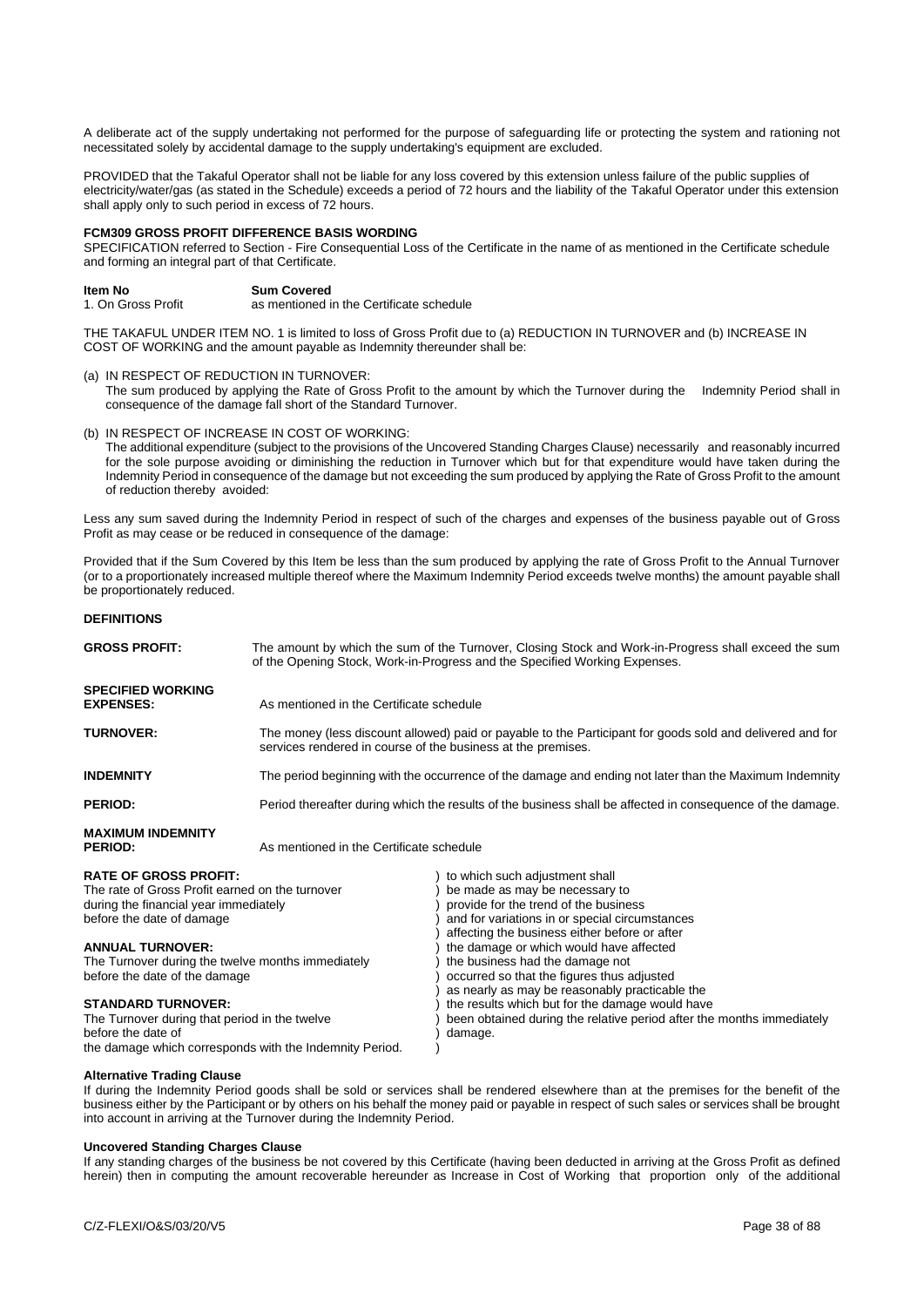A deliberate act of the supply undertaking not performed for the purpose of safeguarding life or protecting the system and rationing not necessitated solely by accidental damage to the supply undertaking's equipment are excluded.

PROVIDED that the Takaful Operator shall not be liable for any loss covered by this extension unless failure of the public supplies of electricity/water/gas (as stated in the Schedule) exceeds a period of 72 hours and the liability of the Takaful Operator under this extension shall apply only to such period in excess of 72 hours.

**FCM309 GROSS PROFIT DIFFERENCE BASIS WORDING**

SPECIFICATION referred to Section - Fire Consequential Loss of the Certificate in the name of as mentioned in the Certificate schedule and forming an integral part of that Certificate.

| **Item No** | **Sum Covered** |
|---|---|
| 1. On Gross Profit | as mentioned in the Certificate schedule |

THE TAKAFUL UNDER ITEM NO. 1 is limited to loss of Gross Profit due to (a) REDUCTION IN TURNOVER and (b) INCREASE IN COST OF WORKING and the amount payable as Indemnity thereunder shall be:

(a) IN RESPECT OF REDUCTION IN TURNOVER:
The sum produced by applying the Rate of Gross Profit to the amount by which the Turnover during the Indemnity Period shall in consequence of the damage fall short of the Standard Turnover.

(b) IN RESPECT OF INCREASE IN COST OF WORKING:
The additional expenditure (subject to the provisions of the Uncovered Standing Charges Clause) necessarily and reasonably incurred for the sole purpose avoiding or diminishing the reduction in Turnover which but for that expenditure would have taken during the Indemnity Period in consequence of the damage but not exceeding the sum produced by applying the Rate of Gross Profit to the amount of reduction thereby avoided:

Less any sum saved during the Indemnity Period in respect of such of the charges and expenses of the business payable out of Gross Profit as may cease or be reduced in consequence of the damage:

Provided that if the Sum Covered by this Item be less than the sum produced by applying the rate of Gross Profit to the Annual Turnover (or to a proportionately increased multiple thereof where the Maximum Indemnity Period exceeds twelve months) the amount payable shall be proportionately reduced.

**DEFINITIONS**

| | |
|---|---|
| **GROSS PROFIT:** | The amount by which the sum of the Turnover, Closing Stock and Work-in-Progress shall exceed the sum of the Opening Stock, Work-in-Progress and the Specified Working Expenses. |
| **SPECIFIED WORKING EXPENSES:** | As mentioned in the Certificate schedule |
| **TURNOVER:** | The money (less discount allowed) paid or payable to the Participant for goods sold and delivered and for services rendered in course of the business at the premises. |
| **INDEMNITY PERIOD:** | The period beginning with the occurrence of the damage and ending not later than the Maximum Indemnity Period thereafter during which the results of the business shall be affected in consequence of the damage. |
| **MAXIMUM INDEMNITY PERIOD:** | As mentioned in the Certificate schedule |

**RATE OF GROSS PROFIT:**
The rate of Gross Profit earned on the turnover during the financial year immediately before the date of damage

**ANNUAL TURNOVER:**
The Turnover during the twelve months immediately before the date of the damage

**STANDARD TURNOVER:**
The Turnover during that period in the twelve before the date of the damage which corresponds with the Indemnity Period.

) to which such adjustment shall be made as may be necessary to provide for the trend of the business and for variations in or special circumstances affecting the business either before or after the damage or which would have affected the business had the damage not occurred so that the figures thus adjusted as nearly as may be reasonably practicable the results which but for the damage would have been obtained during the relative period after the months immediately damage.

**Alternative Trading Clause**

If during the Indemnity Period goods shall be sold or services shall be rendered elsewhere than at the premises for the benefit of the business either by the Participant or by others on his behalf the money paid or payable in respect of such sales or services shall be brought into account in arriving at the Turnover during the Indemnity Period.

**Uncovered Standing Charges Clause**

If any standing charges of the business be not covered by this Certificate (having been deducted in arriving at the Gross Profit as defined herein) then in computing the amount recoverable hereunder as Increase in Cost of Working that proportion only of the additional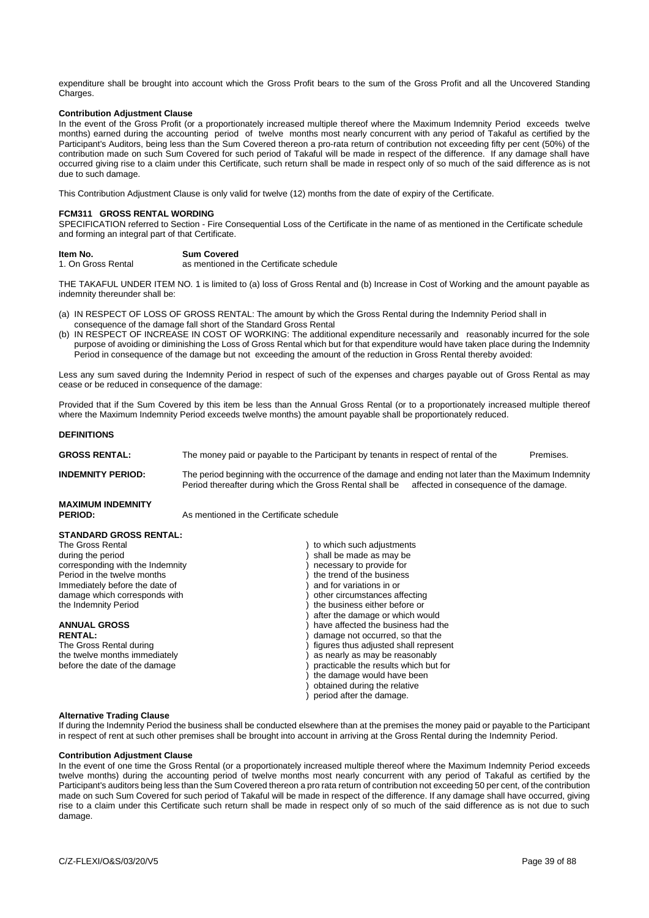expenditure shall be brought into account which the Gross Profit bears to the sum of the Gross Profit and all the Uncovered Standing Charges.

**Contribution Adjustment Clause**

In the event of the Gross Profit (or a proportionately increased multiple thereof where the Maximum Indemnity Period exceeds twelve months) earned during the accounting period of twelve months most nearly concurrent with any period of Takaful as certified by the Participant's Auditors, being less than the Sum Covered thereon a pro-rata return of contribution not exceeding fifty per cent (50%) of the contribution made on such Sum Covered for such period of Takaful will be made in respect of the difference. If any damage shall have occurred giving rise to a claim under this Certificate, such return shall be made in respect only of so much of the said difference as is not due to such damage.

This Contribution Adjustment Clause is only valid for twelve (12) months from the date of expiry of the Certificate.

**FCM311 GROSS RENTAL WORDING**

SPECIFICATION referred to Section - Fire Consequential Loss of the Certificate in the name of as mentioned in the Certificate schedule and forming an integral part of that Certificate.

| **Item No.** | **Sum Covered** |
|---|---|
| 1. On Gross Rental | as mentioned in the Certificate schedule |

THE TAKAFUL UNDER ITEM NO. 1 is limited to (a) loss of Gross Rental and (b) Increase in Cost of Working and the amount payable as indemnity thereunder shall be:

(a) IN RESPECT OF LOSS OF GROSS RENTAL: The amount by which the Gross Rental during the Indemnity Period shall in consequence of the damage fall short of the Standard Gross Rental

(b) IN RESPECT OF INCREASE IN COST OF WORKING: The additional expenditure necessarily and reasonably incurred for the sole purpose of avoiding or diminishing the Loss of Gross Rental which but for that expenditure would have taken place during the Indemnity Period in consequence of the damage but not exceeding the amount of the reduction in Gross Rental thereby avoided:

Less any sum saved during the Indemnity Period in respect of such of the expenses and charges payable out of Gross Rental as may cease or be reduced in consequence of the damage:

Provided that if the Sum Covered by this item be less than the Annual Gross Rental (or to a proportionately increased multiple thereof where the Maximum Indemnity Period exceeds twelve months) the amount payable shall be proportionately reduced.

**DEFINITIONS**

**GROSS RENTAL:** The money paid or payable to the Participant by tenants in respect of rental of the Premises.

**INDEMNITY PERIOD:** The period beginning with the occurrence of the damage and ending not later than the Maximum Indemnity Period thereafter during which the Gross Rental shall be affected in consequence of the damage.

**MAXIMUM INDEMNITY PERIOD:** As mentioned in the Certificate schedule

**STANDARD GROSS RENTAL:** The Gross Rental during the period corresponding with the Indemnity Period in the twelve months Immediately before the date of damage which corresponds with the Indemnity Period

**ANNUAL GROSS RENTAL:** The Gross Rental during the twelve months immediately before the date of the damage

) to which such adjustments shall be made as may be necessary to provide for the trend of the business and for variations in or other circumstances affecting the business either before or after the damage or which would have affected the business had the damage not occurred, so that the figures thus adjusted shall represent as nearly as may be reasonably practicable the results which but for the damage would have been obtained during the relative period after the damage.

**Alternative Trading Clause**

If during the Indemnity Period the business shall be conducted elsewhere than at the premises the money paid or payable to the Participant in respect of rent at such other premises shall be brought into account in arriving at the Gross Rental during the Indemnity Period.

**Contribution Adjustment Clause**

In the event of one time the Gross Rental (or a proportionately increased multiple thereof where the Maximum Indemnity Period exceeds twelve months) during the accounting period of twelve months most nearly concurrent with any period of Takaful as certified by the Participant's auditors being less than the Sum Covered thereon a pro rata return of contribution not exceeding 50 per cent, of the contribution made on such Sum Covered for such period of Takaful will be made in respect of the difference. If any damage shall have occurred, giving rise to a claim under this Certificate such return shall be made in respect only of so much of the said difference as is not due to such damage.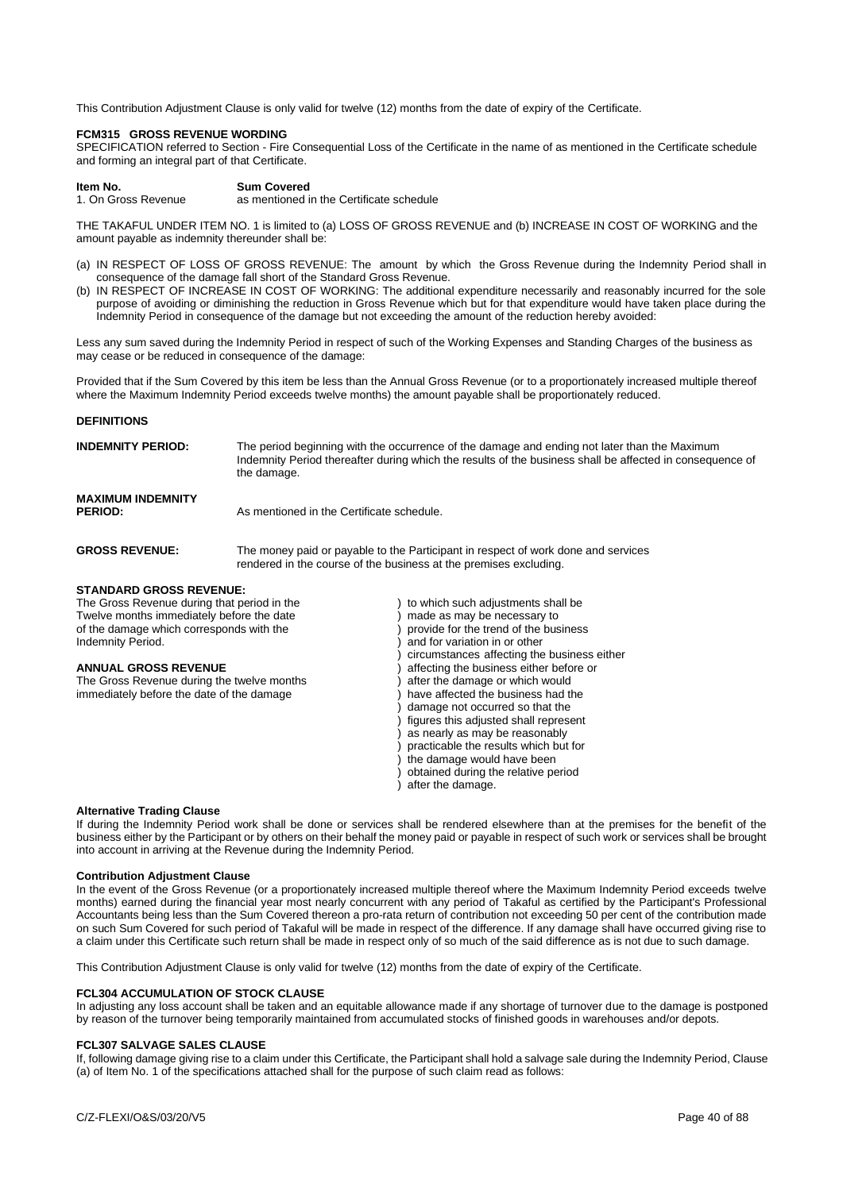This Contribution Adjustment Clause is only valid for twelve (12) months from the date of expiry of the Certificate.

**FCM315 GROSS REVENUE WORDING**

SPECIFICATION referred to Section - Fire Consequential Loss of the Certificate in the name of as mentioned in the Certificate schedule and forming an integral part of that Certificate.

| **Item No.** | **Sum Covered** |
|---|---|
| 1. On Gross Revenue | as mentioned in the Certificate schedule |

THE TAKAFUL UNDER ITEM NO. 1 is limited to (a) LOSS OF GROSS REVENUE and (b) INCREASE IN COST OF WORKING and the amount payable as indemnity thereunder shall be:

(a) IN RESPECT OF LOSS OF GROSS REVENUE: The amount by which the Gross Revenue during the Indemnity Period shall in consequence of the damage fall short of the Standard Gross Revenue.

(b) IN RESPECT OF INCREASE IN COST OF WORKING: The additional expenditure necessarily and reasonably incurred for the sole purpose of avoiding or diminishing the reduction in Gross Revenue which but for that expenditure would have taken place during the Indemnity Period in consequence of the damage but not exceeding the amount of the reduction hereby avoided:

Less any sum saved during the Indemnity Period in respect of such of the Working Expenses and Standing Charges of the business as may cease or be reduced in consequence of the damage:

Provided that if the Sum Covered by this item be less than the Annual Gross Revenue (or to a proportionately increased multiple thereof where the Maximum Indemnity Period exceeds twelve months) the amount payable shall be proportionately reduced.

**DEFINITIONS**

**INDEMNITY PERIOD:** The period beginning with the occurrence of the damage and ending not later than the Maximum Indemnity Period thereafter during which the results of the business shall be affected in consequence of the damage.

**MAXIMUM INDEMNITY PERIOD:** As mentioned in the Certificate schedule.

**GROSS REVENUE:** The money paid or payable to the Participant in respect of work done and services rendered in the course of the business at the premises excluding.

**STANDARD GROSS REVENUE:**
The Gross Revenue during that period in the Twelve months immediately before the date of the damage which corresponds with the Indemnity Period.

**ANNUAL GROSS REVENUE**
The Gross Revenue during the twelve months immediately before the date of the damage

) to which such adjustments shall be made as may be necessary to provide for the trend of the business and for variation in or other circumstances affecting the business either affecting the business either before or after the damage or which would have affected the business had the damage not occurred so that the figures this adjusted shall represent as nearly as may be reasonably practicable the results which but for the damage would have been obtained during the relative period after the damage.

**Alternative Trading Clause**

If during the Indemnity Period work shall be done or services shall be rendered elsewhere than at the premises for the benefit of the business either by the Participant or by others on their behalf the money paid or payable in respect of such work or services shall be brought into account in arriving at the Revenue during the Indemnity Period.

**Contribution Adjustment Clause**

In the event of the Gross Revenue (or a proportionately increased multiple thereof where the Maximum Indemnity Period exceeds twelve months) earned during the financial year most nearly concurrent with any period of Takaful as certified by the Participant's Professional Accountants being less than the Sum Covered thereon a pro-rata return of contribution not exceeding 50 per cent of the contribution made on such Sum Covered for such period of Takaful will be made in respect of the difference. If any damage shall have occurred giving rise to a claim under this Certificate such return shall be made in respect only of so much of the said difference as is not due to such damage.

This Contribution Adjustment Clause is only valid for twelve (12) months from the date of expiry of the Certificate.

**FCL304 ACCUMULATION OF STOCK CLAUSE**

In adjusting any loss account shall be taken and an equitable allowance made if any shortage of turnover due to the damage is postponed by reason of the turnover being temporarily maintained from accumulated stocks of finished goods in warehouses and/or depots.

**FCL307 SALVAGE SALES CLAUSE**

If, following damage giving rise to a claim under this Certificate, the Participant shall hold a salvage sale during the Indemnity Period, Clause (a) of Item No. 1 of the specifications attached shall for the purpose of such claim read as follows: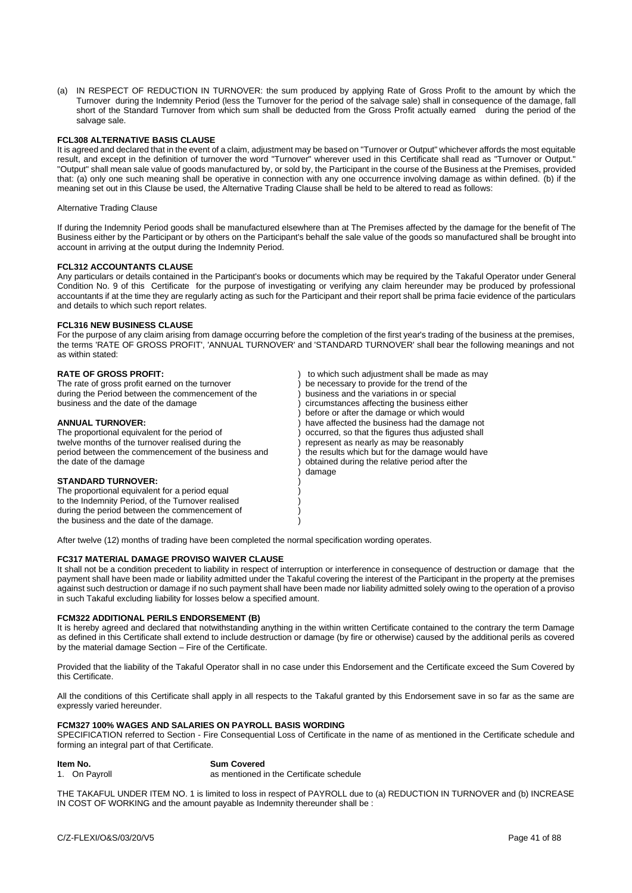(a) IN RESPECT OF REDUCTION IN TURNOVER: the sum produced by applying Rate of Gross Profit to the amount by which the Turnover during the Indemnity Period (less the Turnover for the period of the salvage sale) shall in consequence of the damage, fall short of the Standard Turnover from which sum shall be deducted from the Gross Profit actually earned during the period of the salvage sale.

**FCL308 ALTERNATIVE BASIS CLAUSE**

It is agreed and declared that in the event of a claim, adjustment may be based on "Turnover or Output" whichever affords the most equitable result, and except in the definition of turnover the word "Turnover" wherever used in this Certificate shall read as "Turnover or Output." "Output" shall mean sale value of goods manufactured by, or sold by, the Participant in the course of the Business at the Premises, provided that: (a) only one such meaning shall be operative in connection with any one occurrence involving damage as within defined. (b) if the meaning set out in this Clause be used, the Alternative Trading Clause shall be held to be altered to read as follows:

Alternative Trading Clause

If during the Indemnity Period goods shall be manufactured elsewhere than at The Premises affected by the damage for the benefit of The Business either by the Participant or by others on the Participant's behalf the sale value of the goods so manufactured shall be brought into account in arriving at the output during the Indemnity Period.

**FCL312 ACCOUNTANTS CLAUSE**

Any particulars or details contained in the Participant's books or documents which may be required by the Takaful Operator under General Condition No. 9 of this Certificate for the purpose of investigating or verifying any claim hereunder may be produced by professional accountants if at the time they are regularly acting as such for the Participant and their report shall be prima facie evidence of the particulars and details to which such report relates.

**FCL316 NEW BUSINESS CLAUSE**

For the purpose of any claim arising from damage occurring before the completion of the first year's trading of the business at the premises, the terms 'RATE OF GROSS PROFIT', 'ANNUAL TURNOVER' and 'STANDARD TURNOVER' shall bear the following meanings and not as within stated:

**RATE OF GROSS PROFIT:**
The rate of gross profit earned on the turnover during the Period between the commencement of the business and the date of the damage

**ANNUAL TURNOVER:**
The proportional equivalent for the period of twelve months of the turnover realised during the period between the commencement of the business and the date of the damage

**STANDARD TURNOVER:**
The proportional equivalent for a period equal to the Indemnity Period, of the Turnover realised during the period between the commencement of the business and the date of the damage.

) to which such adjustment shall be made as may be necessary to provide for the trend of the business and the variations in or special circumstances affecting the business either before or after the damage or which would have affected the business had the damage not occurred, so that the figures thus adjusted shall represent as nearly as may be reasonably the results which but for the damage would have obtained during the relative period after the damage

After twelve (12) months of trading have been completed the normal specification wording operates.

**FC317 MATERIAL DAMAGE PROVISO WAIVER CLAUSE**

It shall not be a condition precedent to liability in respect of interruption or interference in consequence of destruction or damage that the payment shall have been made or liability admitted under the Takaful covering the interest of the Participant in the property at the premises against such destruction or damage if no such payment shall have been made nor liability admitted solely owing to the operation of a proviso in such Takaful excluding liability for losses below a specified amount.

**FCM322 ADDITIONAL PERILS ENDORSEMENT (B)**

It is hereby agreed and declared that notwithstanding anything in the within written Certificate contained to the contrary the term Damage as defined in this Certificate shall extend to include destruction or damage (by fire or otherwise) caused by the additional perils as covered by the material damage Section – Fire of the Certificate.

Provided that the liability of the Takaful Operator shall in no case under this Endorsement and the Certificate exceed the Sum Covered by this Certificate.

All the conditions of this Certificate shall apply in all respects to the Takaful granted by this Endorsement save in so far as the same are expressly varied hereunder.

**FCM327 100% WAGES AND SALARIES ON PAYROLL BASIS WORDING**

SPECIFICATION referred to Section - Fire Consequential Loss of Certificate in the name of as mentioned in the Certificate schedule and forming an integral part of that Certificate.

| **Item No.** | **Sum Covered** |
|---|---|
| 1. On Payroll | as mentioned in the Certificate schedule |

THE TAKAFUL UNDER ITEM NO. 1 is limited to loss in respect of PAYROLL due to (a) REDUCTION IN TURNOVER and (b) INCREASE IN COST OF WORKING and the amount payable as Indemnity thereunder shall be :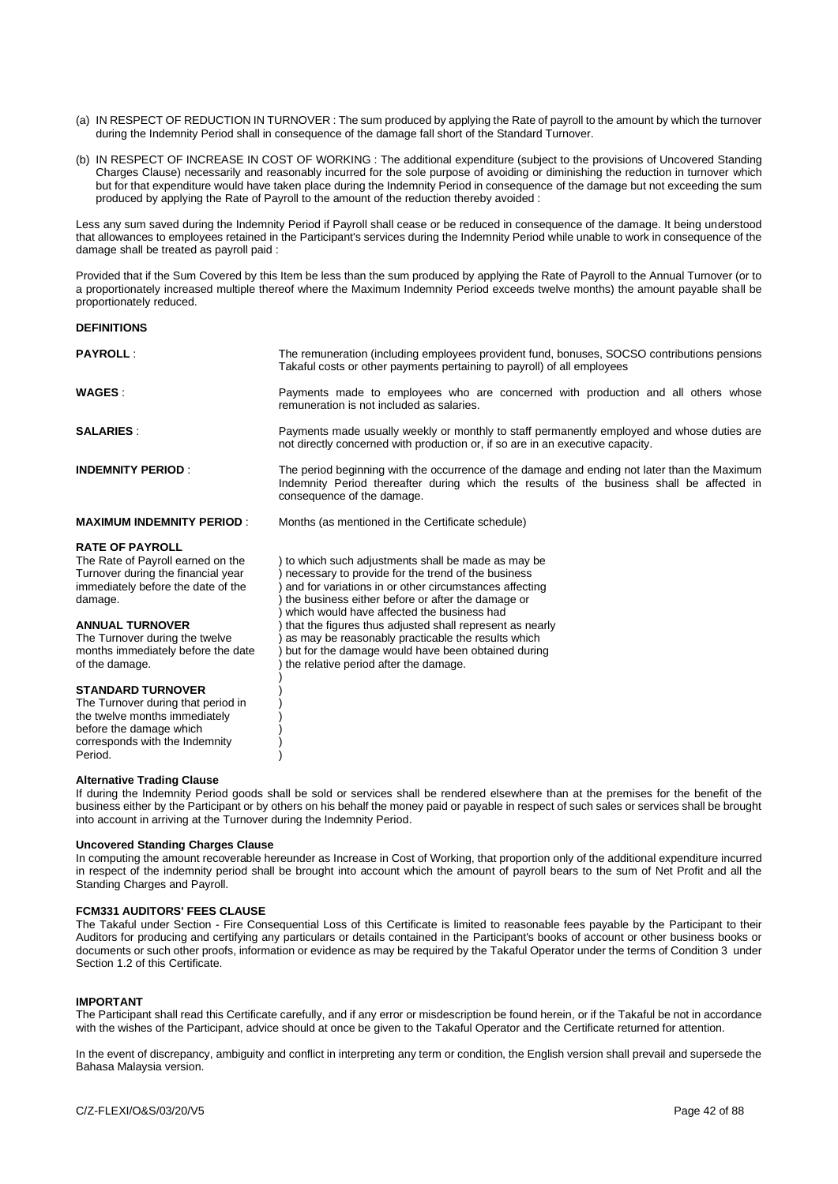(a) IN RESPECT OF REDUCTION IN TURNOVER : The sum produced by applying the Rate of payroll to the amount by which the turnover during the Indemnity Period shall in consequence of the damage fall short of the Standard Turnover.

(b) IN RESPECT OF INCREASE IN COST OF WORKING : The additional expenditure (subject to the provisions of Uncovered Standing Charges Clause) necessarily and reasonably incurred for the sole purpose of avoiding or diminishing the reduction in turnover which but for that expenditure would have taken place during the Indemnity Period in consequence of the damage but not exceeding the sum produced by applying the Rate of Payroll to the amount of the reduction thereby avoided :

Less any sum saved during the Indemnity Period if Payroll shall cease or be reduced in consequence of the damage. It being understood that allowances to employees retained in the Participant's services during the Indemnity Period while unable to work in consequence of the damage shall be treated as payroll paid :

Provided that if the Sum Covered by this Item be less than the sum produced by applying the Rate of Payroll to the Annual Turnover (or to a proportionately increased multiple thereof where the Maximum Indemnity Period exceeds twelve months) the amount payable shall be proportionately reduced.

**DEFINITIONS**

| | |
|---|---|
| **PAYROLL** : | The remuneration (including employees provident fund, bonuses, SOCSO contributions pensions Takaful costs or other payments pertaining to payroll) of all employees |
| **WAGES** : | Payments made to employees who are concerned with production and all others whose remuneration is not included as salaries. |
| **SALARIES** : | Payments made usually weekly or monthly to staff permanently employed and whose duties are not directly concerned with production or, if so are in an executive capacity. |
| **INDEMNITY PERIOD** : | The period beginning with the occurrence of the damage and ending not later than the Maximum Indemnity Period thereafter during which the results of the business shall be affected in consequence of the damage. |
| **MAXIMUM INDEMNITY PERIOD** : | Months (as mentioned in the Certificate schedule) |

**RATE OF PAYROLL**
The Rate of Payroll earned on the Turnover during the financial year immediately before the date of the damage.

**ANNUAL TURNOVER**
The Turnover during the twelve months immediately before the date of the damage.

**STANDARD TURNOVER**
The Turnover during that period in the twelve months immediately before the damage which corresponds with the Indemnity Period.

) to which such adjustments shall be made as may be necessary to provide for the trend of the business and for variations in or other circumstances affecting the business either before or after the damage or which would have affected the business had that the figures thus adjusted shall represent as nearly as may be reasonably practicable the results which but for the damage would have been obtained during the relative period after the damage.

**Alternative Trading Clause**
If during the Indemnity Period goods shall be sold or services shall be rendered elsewhere than at the premises for the benefit of the business either by the Participant or by others on his behalf the money paid or payable in respect of such sales or services shall be brought into account in arriving at the Turnover during the Indemnity Period.

**Uncovered Standing Charges Clause**
In computing the amount recoverable hereunder as Increase in Cost of Working, that proportion only of the additional expenditure incurred in respect of the indemnity period shall be brought into account which the amount of payroll bears to the sum of Net Profit and all the Standing Charges and Payroll.

**FCM331 AUDITORS' FEES CLAUSE**
The Takaful under Section - Fire Consequential Loss of this Certificate is limited to reasonable fees payable by the Participant to their Auditors for producing and certifying any particulars or details contained in the Participant's books of account or other business books or documents or such other proofs, information or evidence as may be required by the Takaful Operator under the terms of Condition 3 under Section 1.2 of this Certificate.

**IMPORTANT**
The Participant shall read this Certificate carefully, and if any error or misdescription be found herein, or if the Takaful be not in accordance with the wishes of the Participant, advice should at once be given to the Takaful Operator and the Certificate returned for attention.

In the event of discrepancy, ambiguity and conflict in interpreting any term or condition, the English version shall prevail and supersede the Bahasa Malaysia version.

C/Z-FLEXI/O&S/03/20/V5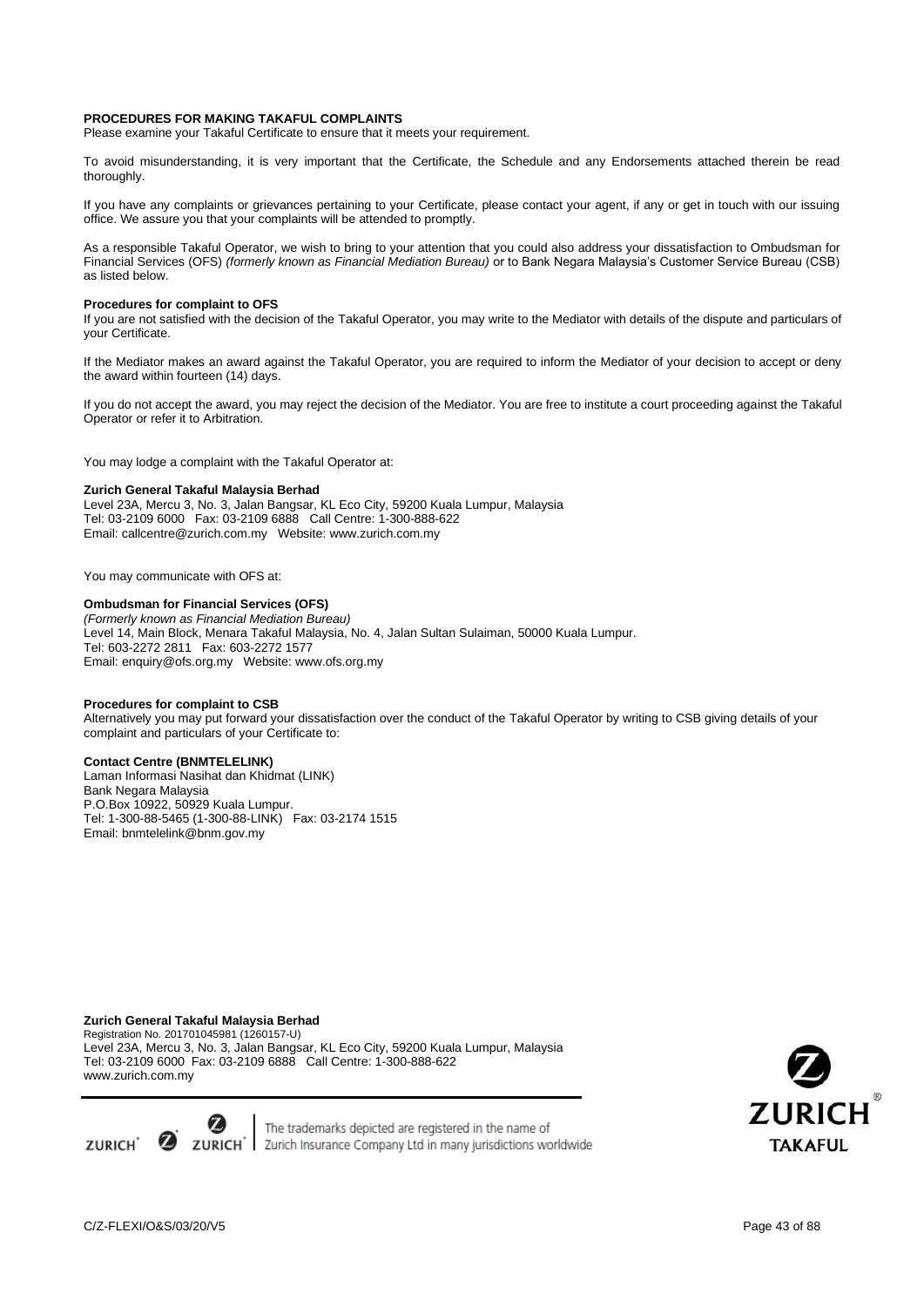## PROCEDURES FOR MAKING TAKAFUL COMPLAINTS

Please examine your Takaful Certificate to ensure that it meets your requirement.

To avoid misunderstanding, it is very important that the Certificate, the Schedule and any Endorsements attached therein be read thoroughly.

If you have any complaints or grievances pertaining to your Certificate, please contact your agent, if any or get in touch with our issuing office. We assure you that your complaints will be attended to promptly.

As a responsible Takaful Operator, we wish to bring to your attention that you could also address your dissatisfaction to Ombudsman for Financial Services (OFS) *(formerly known as Financial Mediation Bureau)* or to Bank Negara Malaysia's Customer Service Bureau (CSB) as listed below.

### Procedures for complaint to OFS

If you are not satisfied with the decision of the Takaful Operator, you may write to the Mediator with details of the dispute and particulars of your Certificate.

If the Mediator makes an award against the Takaful Operator, you are required to inform the Mediator of your decision to accept or deny the award within fourteen (14) days.

If you do not accept the award, you may reject the decision of the Mediator. You are free to institute a court proceeding against the Takaful Operator or refer it to Arbitration.

You may lodge a complaint with the Takaful Operator at:

**Zurich General Takaful Malaysia Berhad**
Level 23A, Mercu 3, No. 3, Jalan Bangsar, KL Eco City, 59200 Kuala Lumpur, Malaysia
Tel: 03-2109 6000 Fax: 03-2109 6888 Call Centre: 1-300-888-622
Email: callcentre@zurich.com.my Website: www.zurich.com.my

You may communicate with OFS at:

**Ombudsman for Financial Services (OFS)**
*(Formerly known as Financial Mediation Bureau)*
Level 14, Main Block, Menara Takaful Malaysia, No. 4, Jalan Sultan Sulaiman, 50000 Kuala Lumpur.
Tel: 603-2272 2811 Fax: 603-2272 1577
Email: enquiry@ofs.org.my Website: www.ofs.org.my

### Procedures for complaint to CSB

Alternatively you may put forward your dissatisfaction over the conduct of the Takaful Operator by writing to CSB giving details of your complaint and particulars of your Certificate to:

**Contact Centre (BNMTELELINK)**
Laman Informasi Nasihat dan Khidmat (LINK)
Bank Negara Malaysia
P.O.Box 10922, 50929 Kuala Lumpur.
Tel: 1-300-88-5465 (1-300-88-LINK) Fax: 03-2174 1515
Email: bnmtelelink@bnm.gov.my

**Zurich General Takaful Malaysia Berhad**
Registration No. 201701045981 (1260157-U)
Level 23A, Mercu 3, No. 3, Jalan Bangsar, KL Eco City, 59200 Kuala Lumpur, Malaysia
Tel: 03-2109 6000 Fax: 03-2109 6888 Call Centre: 1-300-888-622
www.zurich.com.my

The trademarks depicted are registered in the name of Zurich Insurance Company Ltd in many jurisdictions worldwide

C/Z-FLEXI/O&S/03/20/V5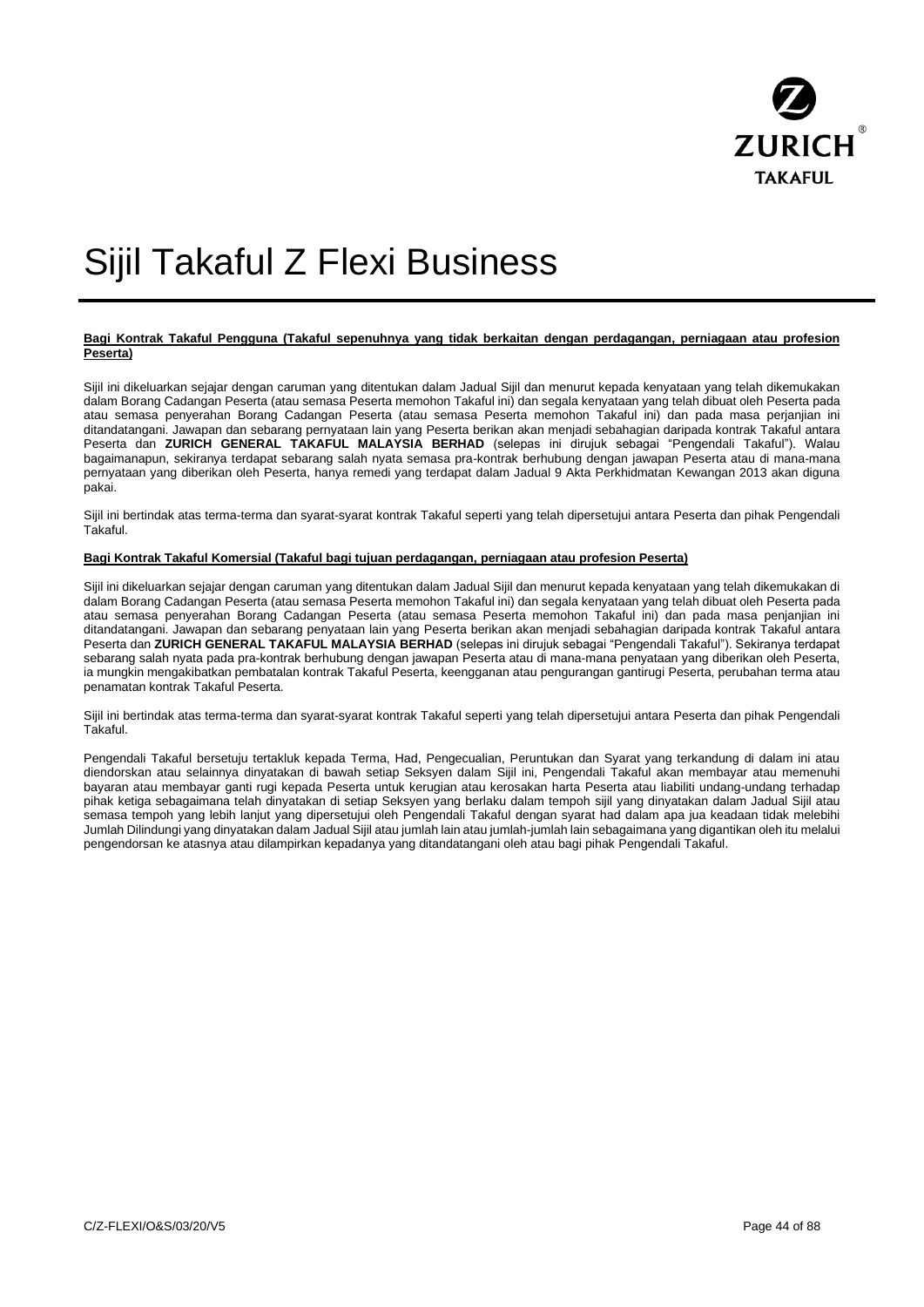# Sijil Takaful Z Flexi Business

**Bagi Kontrak Takaful Pengguna (Takaful sepenuhnya yang tidak berkaitan dengan perdagangan, perniagaan atau profesion Peserta)**

Sijil ini dikeluarkan sejajar dengan caruman yang ditentukan dalam Jadual Sijil dan menurut kepada kenyataan yang telah dikemukakan dalam Borang Cadangan Peserta (atau semasa Peserta memohon Takaful ini) dan segala kenyataan yang telah dibuat oleh Peserta pada atau semasa penyerahan Borang Cadangan Peserta (atau semasa Peserta memohon Takaful ini) dan pada masa perjanjian ini ditandatangani. Jawapan dan sebarang pernyataan lain yang Peserta berikan akan menjadi sebahagian daripada kontrak Takaful antara Peserta dan **ZURICH GENERAL TAKAFUL MALAYSIA BERHAD** (selepas ini dirujuk sebagai "Pengendali Takaful"). Walau bagaimanapun, sekiranya terdapat sebarang salah nyata semasa pra-kontrak berhubung dengan jawapan Peserta atau di mana-mana pernyataan yang diberikan oleh Peserta, hanya remedi yang terdapat dalam Jadual 9 Akta Perkhidmatan Kewangan 2013 akan diguna pakai.

Sijil ini bertindak atas terma-terma dan syarat-syarat kontrak Takaful seperti yang telah dipersetujui antara Peserta dan pihak Pengendali Takaful.

**Bagi Kontrak Takaful Komersial (Takaful bagi tujuan perdagangan, perniagaan atau profesion Peserta)**

Sijil ini dikeluarkan sejajar dengan caruman yang ditentukan dalam Jadual Sijil dan menurut kepada kenyataan yang telah dikemukakan di dalam Borang Cadangan Peserta (atau semasa Peserta memohon Takaful ini) dan segala kenyataan yang telah dibuat oleh Peserta pada atau semasa penyerahan Borang Cadangan Peserta (atau semasa Peserta memohon Takaful ini) dan pada masa penjanjian ini ditandatangani. Jawapan dan sebarang penyataan lain yang Peserta berikan akan menjadi sebahagian daripada kontrak Takaful antara Peserta dan **ZURICH GENERAL TAKAFUL MALAYSIA BERHAD** (selepas ini dirujuk sebagai "Pengendali Takaful"). Sekiranya terdapat sebarang salah nyata pada pra-kontrak berhubung dengan jawapan Peserta atau di mana-mana penyataan yang diberikan oleh Peserta, ia mungkin mengakibatkan pembatalan kontrak Takaful Peserta, keengganan atau pengurangan gantirugi Peserta, perubahan terma atau penamatan kontrak Takaful Peserta.

Sijil ini bertindak atas terma-terma dan syarat-syarat kontrak Takaful seperti yang telah dipersetujui antara Peserta dan pihak Pengendali Takaful.

Pengendali Takaful bersetuju tertakluk kepada Terma, Had, Pengecualian, Peruntukan dan Syarat yang terkandung di dalam ini atau diendorskan atau selainnya dinyatakan di bawah setiap Seksyen dalam Sijil ini, Pengendali Takaful akan membayar atau memenuhi bayaran atau membayar ganti rugi kepada Peserta untuk kerugian atau kerosakan harta Peserta atau liabiliti undang-undang terhadap pihak ketiga sebagaimana telah dinyatakan di setiap Seksyen yang berlaku dalam tempoh sijil yang dinyatakan dalam Jadual Sijil atau semasa tempoh yang lebih lanjut yang dipersetujui oleh Pengendali Takaful dengan syarat had dalam apa jua keadaan tidak melebihi Jumlah Dilindungi yang dinyatakan dalam Jadual Sijil atau jumlah lain atau jumlah-jumlah lain sebagaimana yang digantikan oleh itu melalui pengendorsan ke atasnya atau dilampirkan kepadanya yang ditandatangani oleh atau bagi pihak Pengendali Takaful.

C/Z-FLEXI/O&S/03/20/V5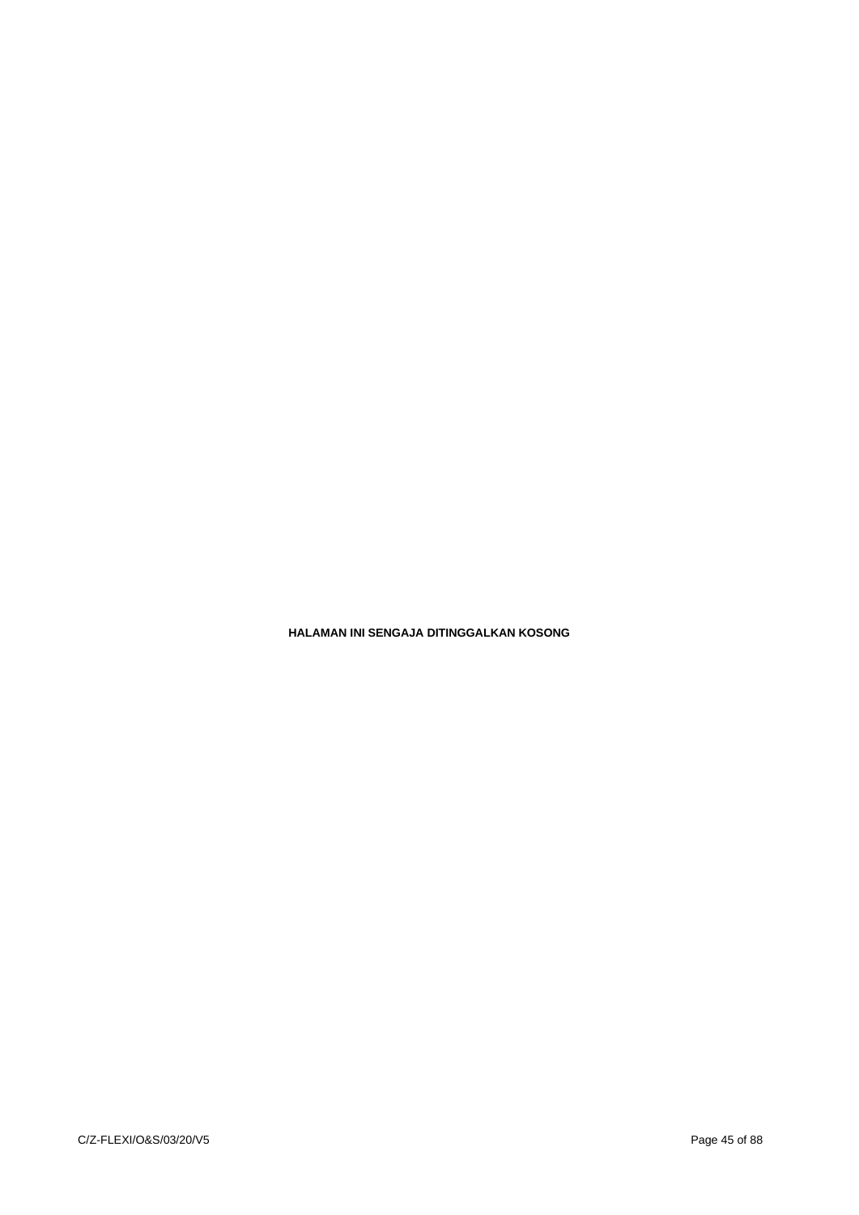**HALAMAN INI SENGAJA DITINGGALKAN KOSONG**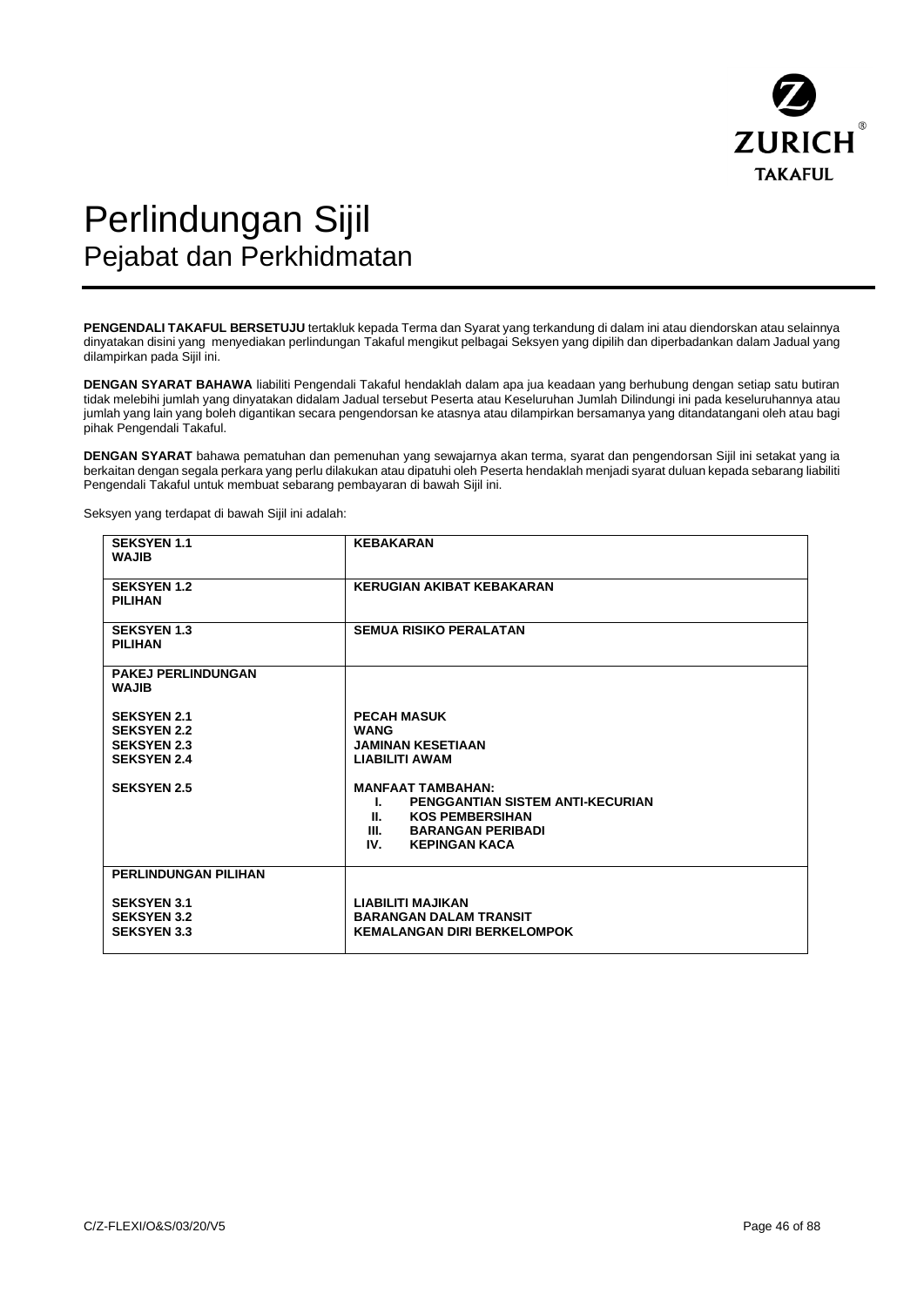# Perlindungan Sijil

## Pejabat dan Perkhidmatan

**PENGENDALI TAKAFUL BERSETUJU** tertakluk kepada Terma dan Syarat yang terkandung di dalam ini atau diendorskan atau selainnya dinyatakan disini yang menyediakan perlindungan Takaful mengikut pelbagai Seksyen yang dipilih dan diperbadankan dalam Jadual yang dilampirkan pada Sijil ini.

**DENGAN SYARAT BAHAWA** liabiliti Pengendali Takaful hendaklah dalam apa jua keadaan yang berhubung dengan setiap satu butiran tidak melebihi jumlah yang dinyatakan didalam Jadual tersebut Peserta atau Keseluruhan Jumlah Dilindungi ini pada keseluruhannya atau jumlah yang lain yang boleh digantikan secara pengendorsan ke atasnya atau dilampirkan bersamanya yang ditandatangani oleh atau bagi pihak Pengendali Takaful.

**DENGAN SYARAT** bahawa pematuhan dan pemenuhan yang sewajarnya akan terma, syarat dan pengendorsan Sijil ini setakat yang ia berkaitan dengan segala perkara yang perlu dilakukan atau dipatuhi oleh Peserta hendaklah menjadi syarat duluan kepada sebarang liabiliti Pengendali Takaful untuk membuat sebarang pembayaran di bawah Sijil ini.

Seksyen yang terdapat di bawah Sijil ini adalah:

| | |
|---|---|
| **SEKSYEN 1.1**<br>**WAJIB** | **KEBAKARAN** |
| **SEKSYEN 1.2**<br>**PILIHAN** | **KERUGIAN AKIBAT KEBAKARAN** |
| **SEKSYEN 1.3**<br>**PILIHAN** | **SEMUA RISIKO PERALATAN** |
| **PAKEJ PERLINDUNGAN**<br>**WAJIB**<br><br>**SEKSYEN 2.1**<br>**SEKSYEN 2.2**<br>**SEKSYEN 2.3**<br>**SEKSYEN 2.4**<br><br>**SEKSYEN 2.5** | <br><br><br>**PECAH MASUK**<br>**WANG**<br>**JAMINAN KESETIAAN**<br>**LIABILITI AWAM**<br><br>**MANFAAT TAMBAHAN:**<br>**I. PENGGANTIAN SISTEM ANTI-KECURIAN**<br>**II. KOS PEMBERSIHAN**<br>**III. BARANGAN PERIBADI**<br>**IV. KEPINGAN KACA** |
| **PERLINDUNGAN PILIHAN**<br><br>**SEKSYEN 3.1**<br>**SEKSYEN 3.2**<br>**SEKSYEN 3.3** | <br><br>**LIABILITI MAJIKAN**<br>**BARANGAN DALAM TRANSIT**<br>**KEMALANGAN DIRI BERKELOMPOK** |

C/Z-FLEXI/O&S/03/20/V5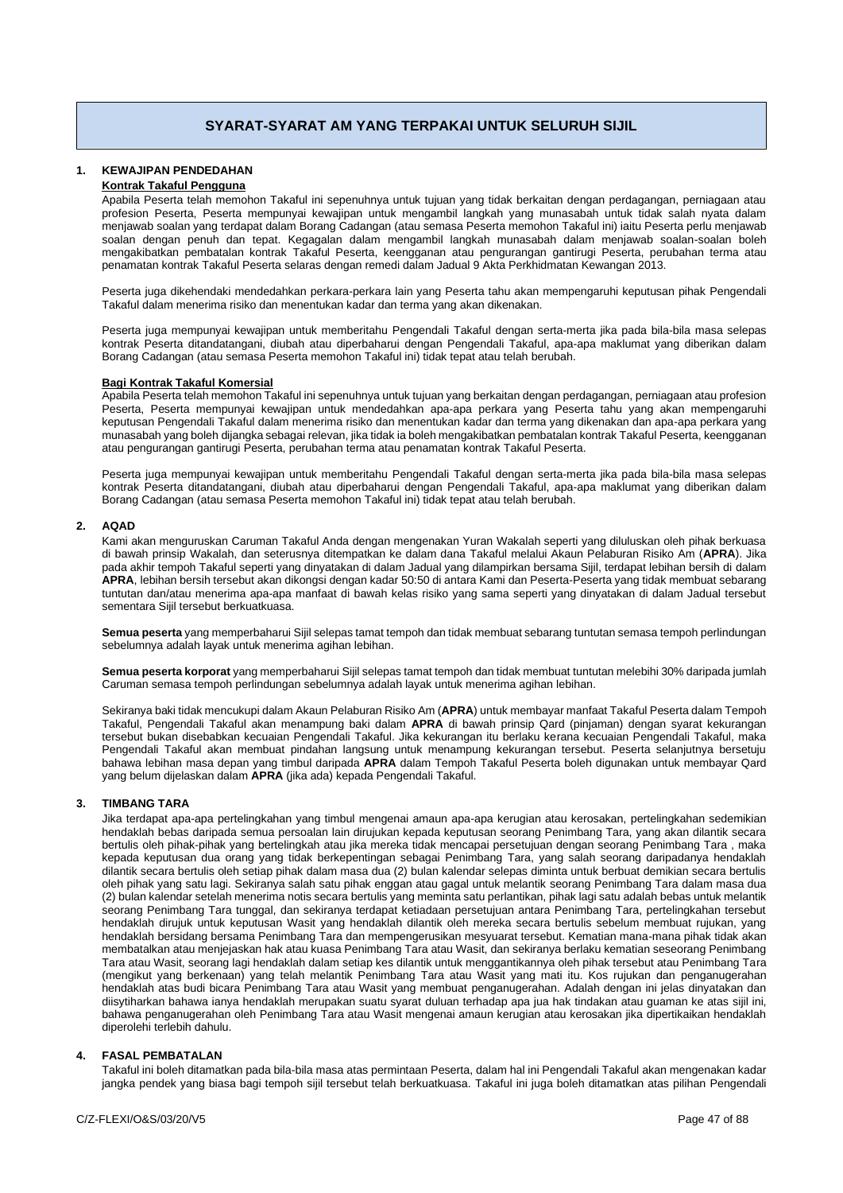# SYARAT-SYARAT AM YANG TERPAKAI UNTUK SELURUH SIJIL

## 1. KEWAJIPAN PENDEDAHAN

**Kontrak Takaful Pengguna**

Apabila Peserta telah memohon Takaful ini sepenuhnya untuk tujuan yang tidak berkaitan dengan perdagangan, perniagaan atau profesion Peserta, Peserta mempunyai kewajipan untuk mengambil langkah yang munasabah untuk tidak salah nyata dalam menjawab soalan yang terdapat dalam Borang Cadangan (atau semasa Peserta memohon Takaful ini) iaitu Peserta perlu menjawab soalan dengan penuh dan tepat. Kegagalan dalam mengambil langkah munasabah dalam menjawab soalan-soalan boleh mengakibatkan pembatalan kontrak Takaful Peserta, keengganan atau pengurangan gantirugi Peserta, perubahan terma atau penamatan kontrak Takaful Peserta selaras dengan remedi dalam Jadual 9 Akta Perkhidmatan Kewangan 2013.

Peserta juga dikehendaki mendedahkan perkara-perkara lain yang Peserta tahu akan mempengaruhi keputusan pihak Pengendali Takaful dalam menerima risiko dan menentukan kadar dan terma yang akan dikenakan.

Peserta juga mempunyai kewajipan untuk memberitahu Pengendali Takaful dengan serta-merta jika pada bila-bila masa selepas kontrak Peserta ditandatangani, diubah atau diperbaharui dengan Pengendali Takaful, apa-apa maklumat yang diberikan dalam Borang Cadangan (atau semasa Peserta memohon Takaful ini) tidak tepat atau telah berubah.

**Bagi Kontrak Takaful Komersial**

Apabila Peserta telah memohon Takaful ini sepenuhnya untuk tujuan yang berkaitan dengan perdagangan, perniagaan atau profesion Peserta, Peserta mempunyai kewajipan untuk mendedahkan apa-apa perkara yang Peserta tahu yang akan mempengaruhi keputusan Pengendali Takaful dalam menerima risiko dan menentukan kadar dan terma yang dikenakan dan apa-apa perkara yang munasabah yang boleh dijangka sebagai relevan, jika tidak ia boleh mengakibatkan pembatalan kontrak Takaful Peserta, keengganan atau pengurangan gantirugi Peserta, perubahan terma atau penamatan kontrak Takaful Peserta.

Peserta juga mempunyai kewajipan untuk memberitahu Pengendali Takaful dengan serta-merta jika pada bila-bila masa selepas kontrak Peserta ditandatangani, diubah atau diperbaharui dengan Pengendali Takaful, apa-apa maklumat yang diberikan dalam Borang Cadangan (atau semasa Peserta memohon Takaful ini) tidak tepat atau telah berubah.

## 2. AQAD

Kami akan menguruskan Caruman Takaful Anda dengan mengenakan Yuran Wakalah seperti yang diluluskan oleh pihak berkuasa di bawah prinsip Wakalah, dan seterusnya ditempatkan ke dalam dana Takaful melalui Akaun Pelaburan Risiko Am (**APRA**). Jika pada akhir tempoh Takaful seperti yang dinyatakan di dalam Jadual yang dilampirkan bersama Sijil, terdapat lebihan bersih di dalam **APRA**, lebihan bersih tersebut akan dikongsi dengan kadar 50:50 di antara Kami dan Peserta-Peserta yang tidak membuat sebarang tuntutan dan/atau menerima apa-apa manfaat di bawah kelas risiko yang sama seperti yang dinyatakan di dalam Jadual tersebut sementara Sijil tersebut berkuatkuasa.

**Semua peserta** yang memperbaharui Sijil selepas tamat tempoh dan tidak membuat sebarang tuntutan semasa tempoh perlindungan sebelumnya adalah layak untuk menerima agihan lebihan.

**Semua peserta korporat** yang memperbaharui Sijil selepas tamat tempoh dan tidak membuat tuntutan melebihi 30% daripada jumlah Caruman semasa tempoh perlindungan sebelumnya adalah layak untuk menerima agihan lebihan.

Sekiranya baki tidak mencukupi dalam Akaun Pelaburan Risiko Am (**APRA**) untuk membayar manfaat Takaful Peserta dalam Tempoh Takaful, Pengendali Takaful akan menampung baki dalam **APRA** di bawah prinsip Qard (pinjaman) dengan syarat kekurangan tersebut bukan disebabkan kecuaian Pengendali Takaful. Jika kekurangan itu berlaku kerana kecuaian Pengendali Takaful, maka Pengendali Takaful akan membuat pindahan langsung untuk menampung kekurangan tersebut. Peserta selanjutnya bersetuju bahawa lebihan masa depan yang timbul daripada **APRA** dalam Tempoh Takaful Peserta boleh digunakan untuk membayar Qard yang belum dijelaskan dalam **APRA** (jika ada) kepada Pengendali Takaful.

## 3. TIMBANG TARA

Jika terdapat apa-apa pertelingkahan yang timbul mengenai amaun apa-apa kerugian atau kerosakan, pertelingkahan sedemikian hendaklah bebas daripada semua persoalan lain dirujukan kepada keputusan seorang Penimbang Tara, yang akan dilantik secara bertulis oleh pihak-pihak yang bertelingkah atau jika mereka tidak mencapai persetujuan dengan seorang Penimbang Tara , maka kepada keputusan dua orang yang tidak berkepentingan sebagai Penimbang Tara, yang salah seorang daripadanya hendaklah dilantik secara bertulis oleh setiap pihak dalam masa dua (2) bulan kalendar selepas diminta untuk berbuat demikian secara bertulis oleh pihak yang satu lagi. Sekiranya salah satu pihak enggan atau gagal untuk melantik seorang Penimbang Tara dalam masa dua (2) bulan kalendar setelah menerima notis secara bertulis yang meminta satu perlantikan, pihak lagi satu adalah bebas untuk melantik seorang Penimbang Tara tunggal, dan sekiranya terdapat ketiadaan persetujuan antara Penimbang Tara, pertelingkahan tersebut hendaklah dirujuk untuk keputusan Wasit yang hendaklah dilantik oleh mereka secara bertulis sebelum membuat rujukan, yang hendaklah bersidang bersama Penimbang Tara dan mempengerusikan mesyuarat tersebut. Kematian mana-mana pihak tidak akan membatalkan atau menjejaskan hak atau kuasa Penimbang Tara atau Wasit, dan sekiranya berlaku kematian seseorang Penimbang Tara atau Wasit, seorang lagi hendaklah dalam setiap kes dilantik untuk menggantikannya oleh pihak tersebut atau Penimbang Tara (mengikut yang berkenaan) yang telah melantik Penimbang Tara atau Wasit yang mati itu. Kos rujukan dan penganugerahan hendaklah atas budi bicara Penimbang Tara atau Wasit yang membuat penganugerahan. Adalah dengan ini jelas dinyatakan dan diisytiharkan bahawa ianya hendaklah merupakan suatu syarat duluan terhadap apa jua hak tindakan atau guaman ke atas sijil ini, bahawa penganugerahan oleh Penimbang Tara atau Wasit mengenai amaun kerugian atau kerosakan jika dipertikaikan hendaklah diperolehi terlebih dahulu.

## 4. FASAL PEMBATALAN

Takaful ini boleh ditamatkan pada bila-bila masa atas permintaan Peserta, dalam hal ini Pengendali Takaful akan mengenakan kadar jangka pendek yang biasa bagi tempoh sijil tersebut telah berkuatkuasa. Takaful ini juga boleh ditamatkan atas pilihan Pengendali

C/Z-FLEXI/O&S/03/20/V5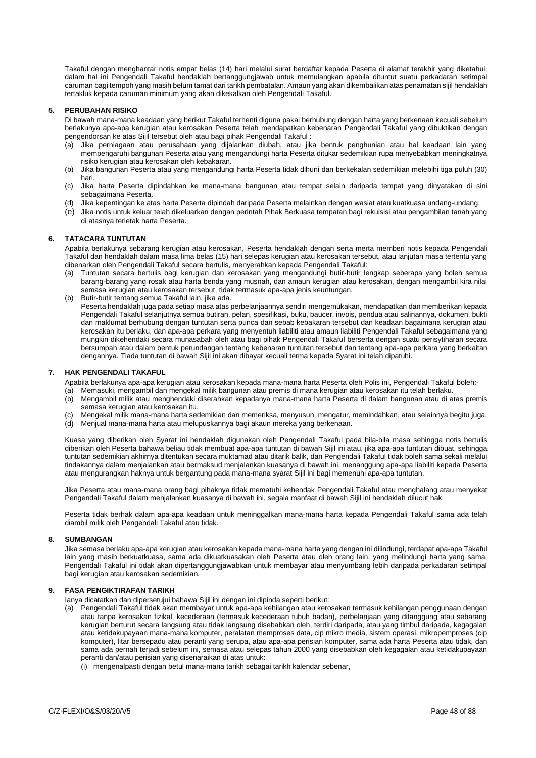Takaful dengan menghantar notis empat belas (14) hari melalui surat berdaftar kepada Peserta di alamat terakhir yang diketahui, dalam hal ini Pengendali Takaful hendaklah bertanggungjawab untuk memulangkan apabila dituntut suatu perkadaran setimpal caruman bagi tempoh yang masih belum tamat dari tarikh pembatalan. Amaun yang akan dikembalikan atas penamatan sijil hendaklah tertakluk kepada caruman minimum yang akan dikekalkan oleh Pengendali Takaful.

## 5. PERUBAHAN RISIKO

Di bawah mana-mana keadaan yang berikut Takaful terhenti diguna pakai berhubung dengan harta yang berkenaan kecuali sebelum berlakunya apa-apa kerugian atau kerosakan Peserta telah mendapatkan kebenaran Pengendali Takaful yang dibuktikan dengan pengendorsan ke atas Sijil tersebut oleh atau bagi pihak Pengendali Takaful :

(a) Jika perniagaan atau perusahaan yang dijalankan diubah, atau jika bentuk penghunian atau hal keadaan lain yang mempengaruhi bangunan Peserta atau yang mengandungi harta Peserta ditukar sedemikian rupa menyebabkan meningkatnya risiko kerugian atau kerosakan oleh kebakaran.

(b) Jika bangunan Peserta atau yang mengandungi harta Peserta tidak dihuni dan berkekalan sedemikian melebihi tiga puluh (30) hari.

(c) Jika harta Peserta dipindahkan ke mana-mana bangunan atau tempat selain daripada tempat yang dinyatakan di sini sebagaimana Peserta.

(d) Jika kepentingan ke atas harta Peserta dipindah daripada Peserta melainkan dengan wasiat atau kuatkuasa undang-undang.

(e) Jika notis untuk keluar telah dikeluarkan dengan perintah Pihak Berkuasa tempatan bagi rekuisisi atau pengambilan tanah yang di atasnya terletak harta Peserta.

## 6. TATACARA TUNTUTAN

Apabila berlakunya sebarang kerugian atau kerosakan, Peserta hendaklah dengan serta merta memberi notis kepada Pengendali Takaful dan hendaklah dalam masa lima belas (15) hari selepas kerugian atau kerosakan tersebut, atau lanjutan masa tertentu yang dibenarkan oleh Pengendali Takaful secara bertulis, menyerahkan kepada Pengendali Takaful:

(a) Tuntutan secara bertulis bagi kerugian dan kerosakan yang mengandungi butir-butir lengkap seberapa yang boleh semua barang-barang yang rosak atau harta benda yang musnah, dan amaun kerugian atau kerosakan, dengan mengambil kira nilai semasa kerugian atau kerosakan tersebut, tidak termasuk apa-apa jenis keuntungan.

(b) Butir-butir tentang semua Takaful lain, jika ada.

Peserta hendaklah juga pada setiap masa atas perbelanjaannya sendiri mengemukakan, mendapatkan dan memberikan kepada Pengendali Takaful selanjutnya semua butiran, pelan, spesifikasi, buku, baucer, invois, pendua atau salinannya, dokumen, bukti dan maklumat berhubung dengan tuntutan serta punca dan sebab kebakaran tersebut dan keadaan bagaimana kerugian atau kerosakan itu berlaku, dan apa-apa perkara yang menyentuh liabiliti atau amaun liabiliti Pengendali Takaful sebagaimana yang mungkin dikehendaki secara munasabah oleh atau bagi pihak Pengendali Takaful berserta dengan suatu perisytiharan secara bersumpah atau dalam bentuk perundangan tentang kebenaran tuntutan tersebut dan tentang apa-apa perkara yang berkaitan dengannya. Tiada tuntutan di bawah Sijil ini akan dibayar kecuali terma kepada Syarat ini telah dipatuhi.

## 7. HAK PENGENDALI TAKAFUL

Apabila berlakunya apa-apa kerugian atau kerosakan kepada mana-mana harta Peserta oleh Polis ini, Pengendali Takaful boleh:-

(a) Memasuki, mengambil dan mengekal milik bangunan atau premis di mana kerugian atau kerosakan itu telah berlaku.

(b) Mengambil milik atau menghendaki diserahkan kepadanya mana-mana harta Peserta di dalam bangunan atau di atas premis semasa kerugian atau kerosakan itu.

(c) Mengekal milik mana-mana harta sedemikian dan memeriksa, menyusun, mengatur, memindahkan, atau selainnya begitu juga.

(d) Menjual mana-mana harta atau melupuskannya bagi akaun mereka yang berkenaan.

Kuasa yang diberikan oleh Syarat ini hendaklah digunakan oleh Pengendali Takaful pada bila-bila masa sehingga notis bertulis diberikan oleh Peserta bahawa beliau tidak membuat apa-apa tuntutan di bawah Sijil ini atau, jika apa-apa tuntutan dibuat, sehingga tuntutan sedemikian akhirnya ditentukan secara muktamad atau ditarik balik, dan Pengendali Takaful tidak boleh sama sekali melalui tindakannya dalam menjalankan atau bermaksud menjalankan kuasanya di bawah ini, menanggung apa-apa liabiliti kepada Peserta atau mengurangkan haknya untuk bergantung pada mana-mana syarat Sijil ini bagi memenuhi apa-apa tuntutan.

Jika Peserta atau mana-mana orang bagi pihaknya tidak mematuhi kehendak Pengendali Takaful atau menghalang atau menyekat Pengendali Takaful dalam menjalankan kuasanya di bawah ini, segala manfaat di bawah Sijil ini hendaklah dilucut hak.

Peserta tidak berhak dalam apa-apa keadaan untuk meninggalkan mana-mana harta kepada Pengendali Takaful sama ada telah diambil milik oleh Pengendali Takaful atau tidak.

## 8. SUMBANGAN

Jika semasa berlaku apa-apa kerugian atau kerosakan kepada mana-mana harta yang dengan ini dilindungi, terdapat apa-apa Takaful lain yang masih berkuatkuasa, sama ada dikuatkuasakan oleh Peserta atau oleh orang lain, yang melindungi harta yang sama, Pengendali Takaful ini tidak akan dipertanggungjawabkan untuk membayar atau menyumbang lebih daripada perkadaran setimpal bagi kerugian atau kerosakan sedemikian.

## 9. FASA PENGIKTIRAFAN TARIKH

Ianya dicatatkan dan dipersetujui bahawa Sijil ini dengan ini dipinda seperti berikut:

(a) Pengendali Takaful tidak akan membayar untuk apa-apa kehilangan atau kerosakan termasuk kehilangan penggunaan dengan atau tanpa kerosakan fizikal, kecederaan (termasuk kecederaan tubuh badan), perbelanjaan yang ditanggung atau sebarang kerugian berturut secara langsung atau tidak langsung disebabkan oleh, terdiri daripada, atau yang timbul daripada, kegagalan atau ketidakupayaan mana-mana komputer, peralatan memproses data, cip mikro media, sistem operasi, mikropemproses (cip komputer), litar bersepadu atau peranti yang serupa, atau apa-apa perisian komputer, sama ada harta Peserta atau tidak, dan sama ada pernah terjadi sebelum ini, semasa atau selepas tahun 2000 yang disebabkan oleh kegagalan atau ketidakupayaan peranti dan/atau perisian yang disenaraikan di atas untuk:

(i) mengenalpasti dengan betul mana-mana tarikh sebagai tarikh kalendar sebenar,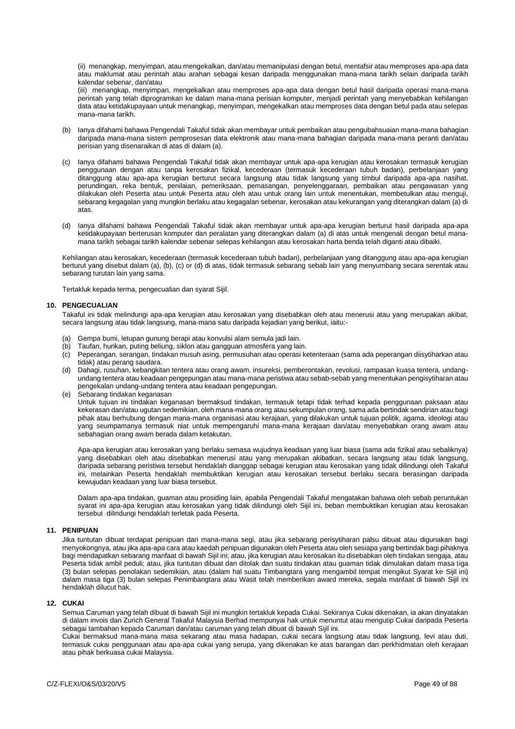(ii) menangkap, menyimpan, atau mengekalkan, dan/atau memanipulasi dengan betul, mentafsir atau memproses apa-apa data atau maklumat atau perintah atau arahan sebagai kesan daripada menggunakan mana-mana tarikh selain daripada tarikh kalendar sebenar, dan/atau

(iii) menangkap, menyimpan, mengekalkan atau memproses apa-apa data dengan betul hasil daripada operasi mana-mana perintah yang telah diprogramkan ke dalam mana-mana perisian komputer, menjadi perintah yang menyebabkan kehilangan data atau ketidakupayaan untuk menangkap, menyimpan, mengekalkan atau memproses data dengan betul pada atau selepas mana-mana tarikh.

(b) Ianya difahami bahawa Pengendali Takaful tidak akan membayar untuk pembaikan atau pengubahsuaian mana-mana bahagian daripada mana-mana sistem pemprosesan data elektronik atau mana-mana bahagian daripada mana-mana peranti dan/atau perisian yang disenaraikan di atas di dalam (a).

(c) Ianya difahami bahawa Pengendali Takaful tidak akan membayar untuk apa-apa kerugian atau kerosakan termasuk kerugian penggunaan dengan atau tanpa kerosakan fizikal, kecederaan (termasuk kecederaan tubuh badan), perbelanjaan yang ditanggung atau apa-apa kerugian berturut secara langsung atau tidak langsung yang timbul daripada apa-apa nasihat, perundingan, reka bentuk, penilaian, pemeriksaan, pemasangan, penyelenggaraan, pembaikan atau pengawasan yang dilakukan oleh Peserta atau untuk Peserta atau oleh atau untuk orang lain untuk menentukan, membetulkan atau menguji, sebarang kegagalan yang mungkin berlaku atau kegagalan sebenar, kerosakan atau kekurangan yang diterangkan dalam (a) di atas.

(d) Ianya difahami bahawa Pengendali Takaful tidak akan membayar untuk apa-apa kerugian berturut hasil daripada apa-apa ketidakupayaan berterusan komputer dan peralatan yang diterangkan dalam (a) di atas untuk mengenali dengan betul mana-mana tarikh sebagai tarikh kalendar sebenar selepas kehilangan atau kerosakan harta benda telah diganti atau dibaiki.

Kehilangan atau kerosakan, kecederaan (termasuk kecederaan tubuh badan), perbelanjaan yang ditanggung atau apa-apa kerugian berturut yang disebut dalam (a), (b), (c) or (d) di atas, tidak termasuk sebarang sebab lain yang menyumbang secara serentak atau sebarang turutan lain yang sama.

Tertakluk kepada terma, pengecualian dan syarat Sijil.

## 10. PENGECUALIAN

Takaful ini tidak melindungi apa-apa kerugian atau kerosakan yang disebabkan oleh atau menerusi atau yang merupakan akibat, secara langsung atau tidak langsung, mana-mana satu daripada kejadian yang berikut, iaitu:-

(a) Gempa bumi, letupan gunung berapi atau konvulsi alam semula jadi lain.
(b) Taufan, hurikan, puting beliung, siklon atau gangguan atmosfera yang lain.
(c) Peperangan, serangan, tindakan musuh asing, permusuhan atau operasi ketenteraan (sama ada peperangan diisytiharkan atau tidak) atau perang saudara.
(d) Dahagi, rusuhan, kebangkitan tentera atau orang awam, insureksi, pemberontakan, revolusi, rampasan kuasa tentera, undang-undang tentera atau keadaan pengepungan atau mana-mana peristiwa atau sebab-sebab yang menentukan pengisytiharan atau pengekalan undang-undang tentera atau keadaan pengepungan.
(e) Sebarang tindakan keganasan
Untuk tujuan ini tindakan keganasan bermaksud tindakan, termasuk tetapi tidak terhad kepada penggunaan paksaan atau kekerasan dan/atau ugutan sedemikian, oleh mana-mana orang atau sekumpulan orang, sama ada bertindak sendirian atau bagi pihak atau berhubung dengan mana-mana organisasi atau kerajaan, yang dilakukan untuk tujuan politik, agama, ideologi atau yang seumpamanya termasuk niat untuk mempengaruhi mana-mana kerajaan dan/atau menyebabkan orang awam atau sebahagian orang awam berada dalam ketakutan.

Apa-apa kerugian atau kerosakan yang berlaku semasa wujudnya keadaan yang luar biasa (sama ada fizikal atau sebaliknya) yang disebabkan oleh atau disebabkan menerusi atau yang merupakan akibatkan, secara langsung atau tidak langsung, daripada sebarang peristiwa tersebut hendaklah dianggap sebagai kerugian atau kerosakan yang tidak dilindungi oleh Takaful ini, melainkan Peserta hendaklah membuktikan kerugian atau kerosakan tersebut berlaku secara berasingan daripada kewujudan keadaan yang luar biasa tersebut.

Dalam apa-apa tindakan, guaman atau prosiding lain, apabila Pengendali Takaful mengatakan bahawa oleh sebab peruntukan syarat ini apa-apa kerugian atau kerosakan yang tidak dilindungi oleh Sijil ini, beban membuktikan kerugian atau kerosakan tersebut dilindungi hendaklah terletak pada Peserta.

## 11. PENIPUAN

Jika tuntutan dibuat terdapat penipuan dari mana-mana segi, atau jika sebarang perisytiharan palsu dibuat atau digunakan bagi menyokongnya, atau jika apa-apa cara atau kaedah penipuan digunakan oleh Peserta atau oleh sesiapa yang bertindak bagi pihaknya bagi mendapatkan sebarang manfaat di bawah Sijil ini; atau, jika kerugian atau kerosakan itu disebabkan oleh tindakan sengaja, atau Peserta tidak ambil peduli; atau, jika tuntutan dibuat dan ditolak dan suatu tindakan atau guaman tidak dimulakan dalam masa tiga (3) bulan selepas penolakan sedemikian, atau (dalam hal suatu Timbangtara yang mengambil tempat mengikut Syarat ke Sijil ini) dalam masa tiga (3) bulan selepas Penimbangtara atau Wasit telah memberikan award mereka, segala manfaat di bawah Sijil ini hendaklah dilucut hak.

## 12. CUKAI

Semua Caruman yang telah dibuat di bawah Sijil ini mungkin tertakluk kepada Cukai. Sekiranya Cukai dikenakan, ia akan dinyatakan di dalam invois dan Zurich General Takaful Malaysia Berhad mempunyai hak untuk menuntut atau mengutip Cukai daripada Peserta sebagai tambahan kepada Caruman dan/atau caruman yang telah dibuat di bawah Sijil ini.
Cukai bermaksud mana-mana masa sekarang atau masa hadapan, cukai secara langsung atau tidak langsung, levi atau duti, termasuk cukai penggunaan atau apa-apa cukai yang serupa, yang dikenakan ke atas barangan dan perkhidmatan oleh kerajaan atau pihak berkuasa cukai Malaysia.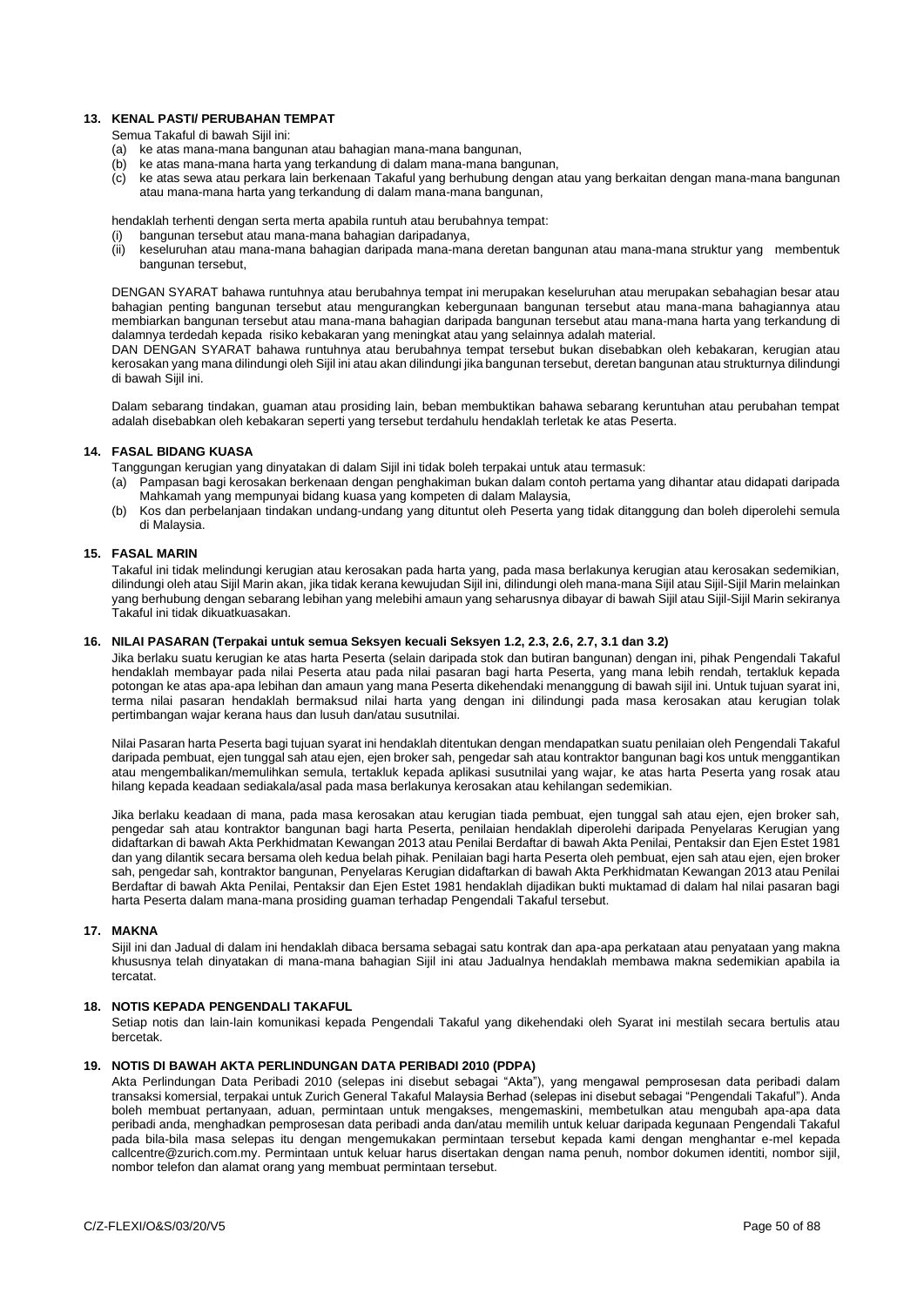**13. KENAL PASTI/ PERUBAHAN TEMPAT**

Semua Takaful di bawah Sijil ini:

(a) ke atas mana-mana bangunan atau bahagian mana-mana bangunan,
(b) ke atas mana-mana harta yang terkandung di dalam mana-mana bangunan,
(c) ke atas sewa atau perkara lain berkenaan Takaful yang berhubung dengan atau yang berkaitan dengan mana-mana bangunan atau mana-mana harta yang terkandung di dalam mana-mana bangunan,

hendaklah terhenti dengan serta merta apabila runtuh atau berubahnya tempat:

(i) bangunan tersebut atau mana-mana bahagian daripadanya,
(ii) keseluruhan atau mana-mana bahagian daripada mana-mana deretan bangunan atau mana-mana struktur yang membentuk bangunan tersebut,

DENGAN SYARAT bahawa runtuhnya atau berubahnya tempat ini merupakan keseluruhan atau merupakan sebahagian besar atau bahagian penting bangunan tersebut atau mengurangkan kebergunaan bangunan tersebut atau mana-mana bahagiannya atau membiarkan bangunan tersebut atau mana-mana bahagian daripada bangunan tersebut atau mana-mana harta yang terkandung di dalamnya terdedah kepada risiko kebakaran yang meningkat atau yang selainnya adalah material.
DAN DENGAN SYARAT bahawa runtuhnya atau berubahnya tempat tersebut bukan disebabkan oleh kebakaran, kerugian atau kerosakan yang mana dilindungi oleh Sijil ini atau akan dilindungi jika bangunan tersebut, deretan bangunan atau strukturnya dilindungi di bawah Sijil ini.

Dalam sebarang tindakan, guaman atau prosiding lain, beban membuktikan bahawa sebarang keruntuhan atau perubahan tempat adalah disebabkan oleh kebakaran seperti yang tersebut terdahulu hendaklah terletak ke atas Peserta.

**14. FASAL BIDANG KUASA**

Tanggungan kerugian yang dinyatakan di dalam Sijil ini tidak boleh terpakai untuk atau termasuk:

(a) Pampasan bagi kerosakan berkenaan dengan penghakiman bukan dalam contoh pertama yang dihantar atau didapati daripada Mahkamah yang mempunyai bidang kuasa yang kompeten di dalam Malaysia,
(b) Kos dan perbelanjaan tindakan undang-undang yang dituntut oleh Peserta yang tidak ditanggung dan boleh diperolehi semula di Malaysia.

**15. FASAL MARIN**

Takaful ini tidak melindungi kerugian atau kerosakan pada harta yang, pada masa berlakunya kerugian atau kerosakan sedemikian, dilindungi oleh atau Sijil Marin akan, jika tidak kerana kewujudan Sijil ini, dilindungi oleh mana-mana Sijil atau Sijil-Sijil Marin melainkan yang berhubung dengan sebarang lebihan yang melebihi amaun yang seharusnya dibayar di bawah Sijil atau Sijil-Sijil Marin sekiranya Takaful ini tidak dikuatkuasakan.

**16. NILAI PASARAN (Terpakai untuk semua Seksyen kecuali Seksyen 1.2, 2.3, 2.6, 2.7, 3.1 dan 3.2)**

Jika berlaku suatu kerugian ke atas harta Peserta (selain daripada stok dan butiran bangunan) dengan ini, pihak Pengendali Takaful hendaklah membayar pada nilai Peserta atau pada nilai pasaran bagi harta Peserta, yang mana lebih rendah, tertakluk kepada potongan ke atas apa-apa lebihan dan amaun yang mana Peserta dikehendaki menanggung di bawah sijil ini. Untuk tujuan syarat ini, terma nilai pasaran hendaklah bermaksud nilai harta yang dengan ini dilindungi pada masa kerosakan atau kerugian tolak pertimbangan wajar kerana haus dan lusuh dan/atau susutnilai.

Nilai Pasaran harta Peserta bagi tujuan syarat ini hendaklah ditentukan dengan mendapatkan suatu penilaian oleh Pengendali Takaful daripada pembuat, ejen tunggal sah atau ejen, ejen broker sah, pengedar sah atau kontraktor bangunan bagi kos untuk menggantikan atau mengembalikan/memulihkan semula, tertakluk kepada aplikasi susutnilai yang wajar, ke atas harta Peserta yang rosak atau hilang kepada keadaan sediakala/asal pada masa berlakunya kerosakan atau kehilangan sedemikian.

Jika berlaku keadaan di mana, pada masa kerosakan atau kerugian tiada pembuat, ejen tunggal sah atau ejen, ejen broker sah, pengedar sah atau kontraktor bangunan bagi harta Peserta, penilaian hendaklah diperolehi daripada Penyelaras Kerugian yang didaftarkan di bawah Akta Perkhidmatan Kewangan 2013 atau Penilai Berdaftar di bawah Akta Penilai, Pentaksir dan Ejen Estet 1981 dan yang dilantik secara bersama oleh kedua belah pihak. Penilaian bagi harta Peserta oleh pembuat, ejen sah atau ejen, ejen broker sah, pengedar sah, kontraktor bangunan, Penyelaras Kerugian didaftarkan di bawah Akta Perkhidmatan Kewangan 2013 atau Penilai Berdaftar di bawah Akta Penilai, Pentaksir dan Ejen Estet 1981 hendaklah dijadikan bukti muktamad di dalam hal nilai pasaran bagi harta Peserta dalam mana-mana prosiding guaman terhadap Pengendali Takaful tersebut.

**17. MAKNA**

Sijil ini dan Jadual di dalam ini hendaklah dibaca bersama sebagai satu kontrak dan apa-apa perkataan atau penyataan yang makna khususnya telah dinyatakan di mana-mana bahagian Sijil ini atau Jadualnya hendaklah membawa makna sedemikian apabila ia tercatat.

**18. NOTIS KEPADA PENGENDALI TAKAFUL**

Setiap notis dan lain-lain komunikasi kepada Pengendali Takaful yang dikehendaki oleh Syarat ini mestilah secara bertulis atau bercetak.

**19. NOTIS DI BAWAH AKTA PERLINDUNGAN DATA PERIBADI 2010 (PDPA)**

Akta Perlindungan Data Peribadi 2010 (selepas ini disebut sebagai "Akta"), yang mengawal pemprosesan data peribadi dalam transaksi komersial, terpakai untuk Zurich General Takaful Malaysia Berhad (selepas ini disebut sebagai "Pengendali Takaful"). Anda boleh membuat pertanyaan, aduan, permintaan untuk mengakses, mengemaskini, membetulkan atau mengubah apa-apa data peribadi anda, menghadkan pemprosesan data peribadi anda dan/atau memilih untuk keluar daripada kegunaan Pengendali Takaful pada bila-bila masa selepas itu dengan mengemukakan permintaan tersebut kepada kami dengan menghantar e-mel kepada callcentre@zurich.com.my. Permintaan untuk keluar harus disertakan dengan nama penuh, nombor dokumen identiti, nombor sijil, nombor telefon dan alamat orang yang membuat permintaan tersebut.

C/Z-FLEXI/O&S/03/20/V5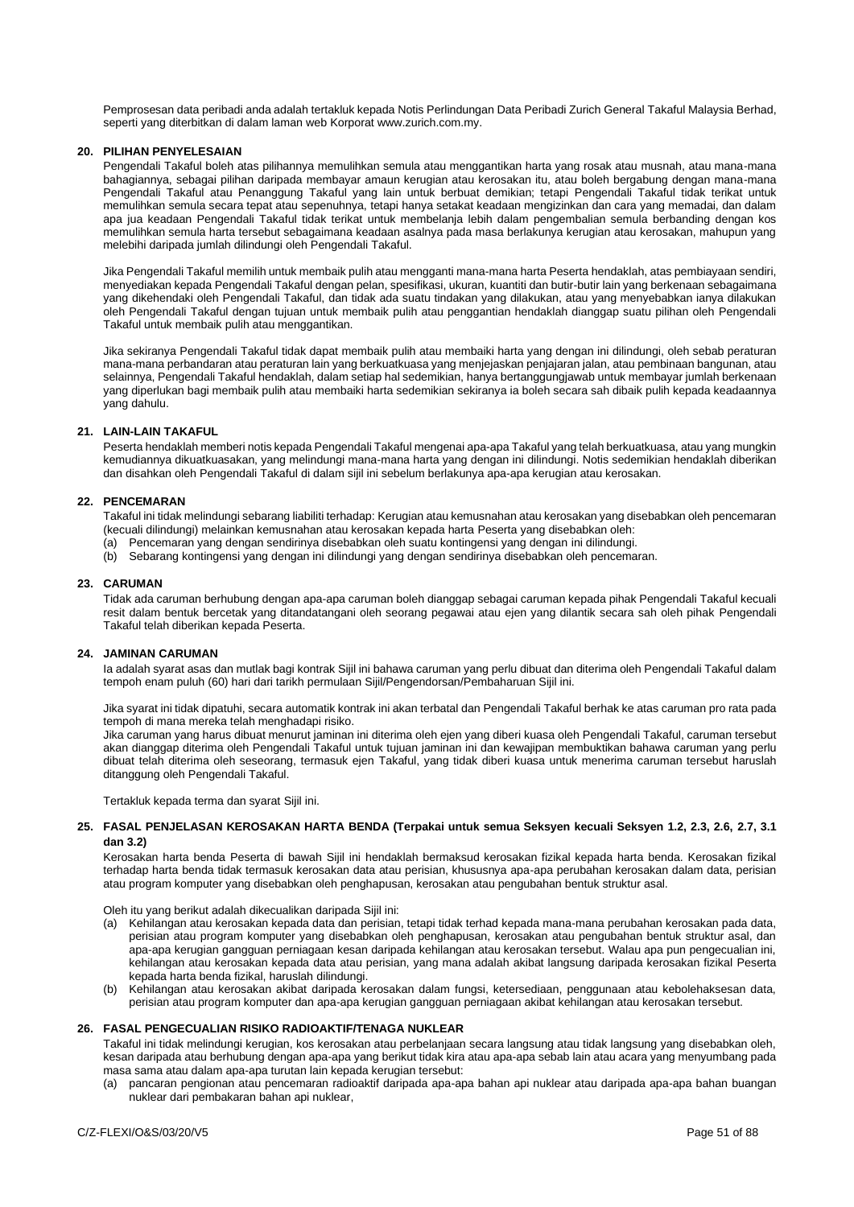Pemprosesan data peribadi anda adalah tertakluk kepada Notis Perlindungan Data Peribadi Zurich General Takaful Malaysia Berhad, seperti yang diterbitkan di dalam laman web Korporat www.zurich.com.my.

**20. PILIHAN PENYELESAIAN**

Pengendali Takaful boleh atas pilihannya memulihkan semula atau menggantikan harta yang rosak atau musnah, atau mana-mana bahagiannya, sebagai pilihan daripada membayar amaun kerugian atau kerosakan itu, atau boleh bergabung dengan mana-mana Pengendali Takaful atau Penanggung Takaful yang lain untuk berbuat demikian; tetapi Pengendali Takaful tidak terikat untuk memulihkan semula secara tepat atau sepenuhnya, tetapi hanya setakat keadaan mengizinkan dan cara yang memadai, dan dalam apa jua keadaan Pengendali Takaful tidak terikat untuk membelanja lebih dalam pengembalian semula berbanding dengan kos memulihkan semula harta tersebut sebagaimana keadaan asalnya pada masa berlakunya kerugian atau kerosakan, mahupun yang melebihi daripada jumlah dilindungi oleh Pengendali Takaful.

Jika Pengendali Takaful memilih untuk membaik pulih atau mengganti mana-mana harta Peserta hendaklah, atas pembiayaan sendiri, menyediakan kepada Pengendali Takaful dengan pelan, spesifikasi, ukuran, kuantiti dan butir-butir lain yang berkenaan sebagaimana yang dikehendaki oleh Pengendali Takaful, dan tidak ada suatu tindakan yang dilakukan, atau yang menyebabkan ianya dilakukan oleh Pengendali Takaful dengan tujuan untuk membaik pulih atau penggantian hendaklah dianggap suatu pilihan oleh Pengendali Takaful untuk membaik pulih atau menggantikan.

Jika sekiranya Pengendali Takaful tidak dapat membaik pulih atau membaiki harta yang dengan ini dilindungi, oleh sebab peraturan mana-mana perbandaran atau peraturan lain yang berkuatkuasa yang menjejaskan penjajaran jalan, atau pembinaan bangunan, atau selainnya, Pengendali Takaful hendaklah, dalam setiap hal sedemikian, hanya bertanggungjawab untuk membayar jumlah berkenaan yang diperlukan bagi membaik pulih atau membaiki harta sedemikian sekiranya ia boleh secara sah dibaik pulih kepada keadaannya yang dahulu.

**21. LAIN-LAIN TAKAFUL**

Peserta hendaklah memberi notis kepada Pengendali Takaful mengenai apa-apa Takaful yang telah berkuatkuasa, atau yang mungkin kemudiannya dikuatkuasakan, yang melindungi mana-mana harta yang dengan ini dilindungi. Notis sedemikian hendaklah diberikan dan disahkan oleh Pengendali Takaful di dalam sijil ini sebelum berlakunya apa-apa kerugian atau kerosakan.

**22. PENCEMARAN**

Takaful ini tidak melindungi sebarang liabiliti terhadap: Kerugian atau kemusnahan atau kerosakan yang disebabkan oleh pencemaran (kecuali dilindungi) melainkan kemusnahan atau kerosakan kepada harta Peserta yang disebabkan oleh:

(a) Pencemaran yang dengan sendirinya disebabkan oleh suatu kontingensi yang dengan ini dilindungi.
(b) Sebarang kontingensi yang dengan ini dilindungi yang dengan sendirinya disebabkan oleh pencemaran.

**23. CARUMAN**

Tidak ada caruman berhubung dengan apa-apa caruman boleh dianggap sebagai caruman kepada pihak Pengendali Takaful kecuali resit dalam bentuk bercetak yang ditandatangani oleh seorang pegawai atau ejen yang dilantik secara sah oleh pihak Pengendali Takaful telah diberikan kepada Peserta.

**24. JAMINAN CARUMAN**

Ia adalah syarat asas dan mutlak bagi kontrak Sijil ini bahawa caruman yang perlu dibuat dan diterima oleh Pengendali Takaful dalam tempoh enam puluh (60) hari dari tarikh permulaan Sijil/Pengendorsan/Pembaharuan Sijil ini.

Jika syarat ini tidak dipatuhi, secara automatik kontrak ini akan terbatal dan Pengendali Takaful berhak ke atas caruman pro rata pada tempoh di mana mereka telah menghadapi risiko.
Jika caruman yang harus dibuat menurut jaminan ini diterima oleh ejen yang diberi kuasa oleh Pengendali Takaful, caruman tersebut akan dianggap diterima oleh Pengendali Takaful untuk tujuan jaminan ini dan kewajipan membuktikan bahawa caruman yang perlu dibuat telah diterima oleh seseorang, termasuk ejen Takaful, yang tidak diberi kuasa untuk menerima caruman tersebut haruslah ditanggung oleh Pengendali Takaful.

Tertakluk kepada terma dan syarat Sijil ini.

**25. FASAL PENJELASAN KEROSAKAN HARTA BENDA (Terpakai untuk semua Seksyen kecuali Seksyen 1.2, 2.3, 2.6, 2.7, 3.1 dan 3.2)**

Kerosakan harta benda Peserta di bawah Sijil ini hendaklah bermaksud kerosakan fizikal kepada harta benda. Kerosakan fizikal terhadap harta benda tidak termasuk kerosakan data atau perisian, khususnya apa-apa perubahan kerosakan dalam data, perisian atau program komputer yang disebabkan oleh penghapusan, kerosakan atau pengubahan bentuk struktur asal.

Oleh itu yang berikut adalah dikecualikan daripada Sijil ini:

(a) Kehilangan atau kerosakan kepada data dan perisian, tetapi tidak terhad kepada mana-mana perubahan kerosakan pada data, perisian atau program komputer yang disebabkan oleh penghapusan, kerosakan atau pengubahan bentuk struktur asal, dan apa-apa kerugian gangguan perniagaan kesan daripada kehilangan atau kerosakan tersebut. Walau apa pun pengecualian ini, kehilangan atau kerosakan kepada data atau perisian, yang mana adalah akibat langsung daripada kerosakan fizikal Peserta kepada harta benda fizikal, haruslah dilindungi.
(b) Kehilangan atau kerosakan akibat daripada kerosakan dalam fungsi, ketersediaan, penggunaan atau kebolehaksesan data, perisian atau program komputer dan apa-apa kerugian gangguan perniagaan akibat kehilangan atau kerosakan tersebut.

**26. FASAL PENGECUALIAN RISIKO RADIOAKTIF/TENAGA NUKLEAR**

Takaful ini tidak melindungi kerugian, kos kerosakan atau perbelanjaan secara langsung atau tidak langsung yang disebabkan oleh, kesan daripada atau berhubung dengan apa-apa yang berikut tidak kira atau apa-apa sebab lain atau acara yang menyumbang pada masa sama atau dalam apa-apa turutan lain kepada kerugian tersebut:

(a) pancaran pengionan atau pencemaran radioaktif daripada apa-apa bahan api nuklear atau daripada apa-apa bahan buangan nuklear dari pembakaran bahan api nuklear,

C/Z-FLEXI/O&S/03/20/V5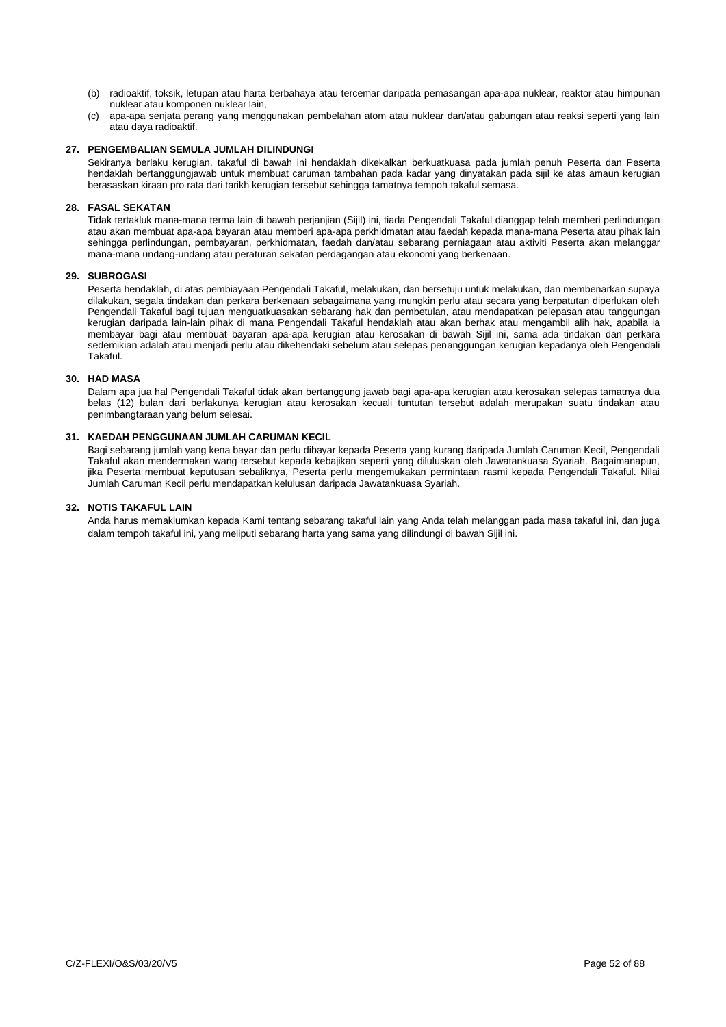(b) radioaktif, toksik, letupan atau harta berbahaya atau tercemar daripada pemasangan apa-apa nuklear, reaktor atau himpunan nuklear atau komponen nuklear lain,

(c) apa-apa senjata perang yang menggunakan pembelahan atom atau nuklear dan/atau gabungan atau reaksi seperti yang lain atau daya radioaktif.

### 27. PENGEMBALIAN SEMULA JUMLAH DILINDUNGI

Sekiranya berlaku kerugian, takaful di bawah ini hendaklah dikekalkan berkuatkuasa pada jumlah penuh Peserta dan Peserta hendaklah bertanggungjawab untuk membuat caruman tambahan pada kadar yang dinyatakan pada sijil ke atas amaun kerugian berasaskan kiraan pro rata dari tarikh kerugian tersebut sehingga tamatnya tempoh takaful semasa.

### 28. FASAL SEKATAN

Tidak tertakluk mana-mana terma lain di bawah perjanjian (Sijil) ini, tiada Pengendali Takaful dianggap telah memberi perlindungan atau akan membuat apa-apa bayaran atau memberi apa-apa perkhidmatan atau faedah kepada mana-mana Peserta atau pihak lain sehingga perlindungan, pembayaran, perkhidmatan, faedah dan/atau sebarang perniagaan atau aktiviti Peserta akan melanggar mana-mana undang-undang atau peraturan sekatan perdagangan atau ekonomi yang berkenaan.

### 29. SUBROGASI

Peserta hendaklah, di atas pembiayaan Pengendali Takaful, melakukan, dan bersetuju untuk melakukan, dan membenarkan supaya dilakukan, segala tindakan dan perkara berkenaan sebagaimana yang mungkin perlu atau secara yang berpatutan diperlukan oleh Pengendali Takaful bagi tujuan menguatkuasakan sebarang hak dan pembetulan, atau mendapatkan pelepasan atau tanggungan kerugian daripada lain-lain pihak di mana Pengendali Takaful hendaklah atau akan berhak atau mengambil alih hak, apabila ia membayar bagi atau membuat bayaran apa-apa kerugian atau kerosakan di bawah Sijil ini, sama ada tindakan dan perkara sedemikian adalah atau menjadi perlu atau dikehendaki sebelum atau selepas penanggungan kerugian kepadanya oleh Pengendali Takaful.

### 30. HAD MASA

Dalam apa jua hal Pengendali Takaful tidak akan bertanggung jawab bagi apa-apa kerugian atau kerosakan selepas tamatnya dua belas (12) bulan dari berlakunya kerugian atau kerosakan kecuali tuntutan tersebut adalah merupakan suatu tindakan atau penimbangtaraan yang belum selesai.

### 31. KAEDAH PENGGUNAAN JUMLAH CARUMAN KECIL

Bagi sebarang jumlah yang kena bayar dan perlu dibayar kepada Peserta yang kurang daripada Jumlah Caruman Kecil, Pengendali Takaful akan mendermakan wang tersebut kepada kebajikan seperti yang diluluskan oleh Jawatankuasa Syariah. Bagaimanapun, jika Peserta membuat keputusan sebaliknya, Peserta perlu mengemukakan permintaan rasmi kepada Pengendali Takaful. Nilai Jumlah Caruman Kecil perlu mendapatkan kelulusan daripada Jawatankuasa Syariah.

### 32. NOTIS TAKAFUL LAIN

Anda harus memaklumkan kepada Kami tentang sebarang takaful lain yang Anda telah melanggan pada masa takaful ini, dan juga dalam tempoh takaful ini, yang meliputi sebarang harta yang sama yang dilindungi di bawah Sijil ini.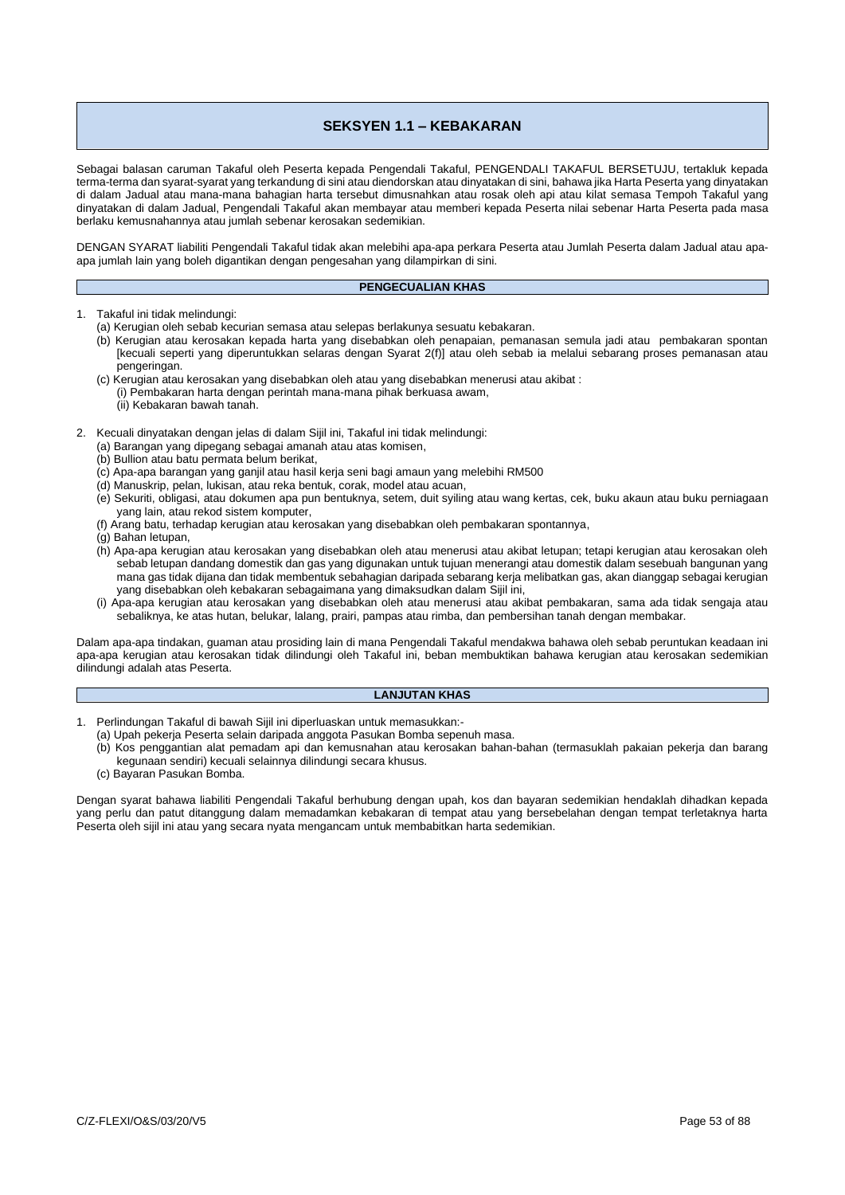## SEKSYEN 1.1 – KEBAKARAN

Sebagai balasan caruman Takaful oleh Peserta kepada Pengendali Takaful, PENGENDALI TAKAFUL BERSETUJU, tertakluk kepada terma-terma dan syarat-syarat yang terkandung di sini atau diendorskan atau dinyatakan di sini, bahawa jika Harta Peserta yang dinyatakan di dalam Jadual atau mana-mana bahagian harta tersebut dimusnahkan atau rosak oleh api atau kilat semasa Tempoh Takaful yang dinyatakan di dalam Jadual, Pengendali Takaful akan membayar atau memberi kepada Peserta nilai sebenar Harta Peserta pada masa berlaku kemusnahannya atau jumlah sebenar kerosakan sedemikian.

DENGAN SYARAT liabiliti Pengendali Takaful tidak akan melebihi apa-apa perkara Peserta atau Jumlah Peserta dalam Jadual atau apa-apa jumlah lain yang boleh digantikan dengan pengesahan yang dilampirkan di sini.

### PENGECUALIAN KHAS

1. Takaful ini tidak melindungi:
   (a) Kerugian oleh sebab kecurian semasa atau selepas berlakunya sesuatu kebakaran.
   (b) Kerugian atau kerosakan kepada harta yang disebabkan oleh penapaian, pemanasan semula jadi atau pembakaran spontan [kecuali seperti yang diperuntukkan selaras dengan Syarat 2(f)] atau oleh sebab ia melalui sebarang proses pemanasan atau pengeringan.
   (c) Kerugian atau kerosakan yang disebabkan oleh atau yang disebabkan menerusi atau akibat :
      (i) Pembakaran harta dengan perintah mana-mana pihak berkuasa awam,
      (ii) Kebakaran bawah tanah.

2. Kecuali dinyatakan dengan jelas di dalam Sijil ini, Takaful ini tidak melindungi:
   (a) Barangan yang dipegang sebagai amanah atau atas komisen,
   (b) Bullion atau batu permata belum berikat,
   (c) Apa-apa barangan yang ganjil atau hasil kerja seni bagi amaun yang melebihi RM500
   (d) Manuskrip, pelan, lukisan, atau reka bentuk, corak, model atau acuan,
   (e) Sekuriti, obligasi, atau dokumen apa pun bentuknya, setem, duit syiling atau wang kertas, cek, buku akaun atau buku perniagaan yang lain, atau rekod sistem komputer,
   (f) Arang batu, terhadap kerugian atau kerosakan yang disebabkan oleh pembakaran spontannya,
   (g) Bahan letupan,
   (h) Apa-apa kerugian atau kerosakan yang disebabkan oleh atau menerusi atau akibat letupan; tetapi kerugian atau kerosakan oleh sebab letupan dandang domestik dan gas yang digunakan untuk tujuan menerangi atau domestik dalam sesebuah bangunan yang mana gas tidak dijana dan tidak membentuk sebahagian daripada sebarang kerja melibatkan gas, akan dianggap sebagai kerugian yang disebabkan oleh kebakaran sebagaimana yang dimaksudkan dalam Sijil ini,
   (i) Apa-apa kerugian atau kerosakan yang disebabkan oleh atau menerusi atau akibat pembakaran, sama ada tidak sengaja atau sebaliknya, ke atas hutan, belukar, lalang, prairi, pampas atau rimba, dan pembersihan tanah dengan membakar.

Dalam apa-apa tindakan, guaman atau prosiding lain di mana Pengendali Takaful mendakwa bahawa oleh sebab peruntukan keadaan ini apa-apa kerugian atau kerosakan tidak dilindungi oleh Takaful ini, beban membuktikan bahawa kerugian atau kerosakan sedemikian dilindungi adalah atas Peserta.

### LANJUTAN KHAS

1. Perlindungan Takaful di bawah Sijil ini diperluaskan untuk memasukkan:-
   (a) Upah pekerja Peserta selain daripada anggota Pasukan Bomba sepenuh masa.
   (b) Kos penggantian alat pemadam api dan kemusnahan atau kerosakan bahan-bahan (termasuklah pakaian pekerja dan barang kegunaan sendiri) kecuali selainnya dilindungi secara khusus.
   (c) Bayaran Pasukan Bomba.

Dengan syarat bahawa liabiliti Pengendali Takaful berhubung dengan upah, kos dan bayaran sedemikian hendaklah dihadkan kepada yang perlu dan patut ditanggung dalam memadamkan kebakaran di tempat atau yang bersebelahan dengan tempat terletaknya harta Peserta oleh sijil ini atau yang secara nyata mengancam untuk membabitkan harta sedemikian.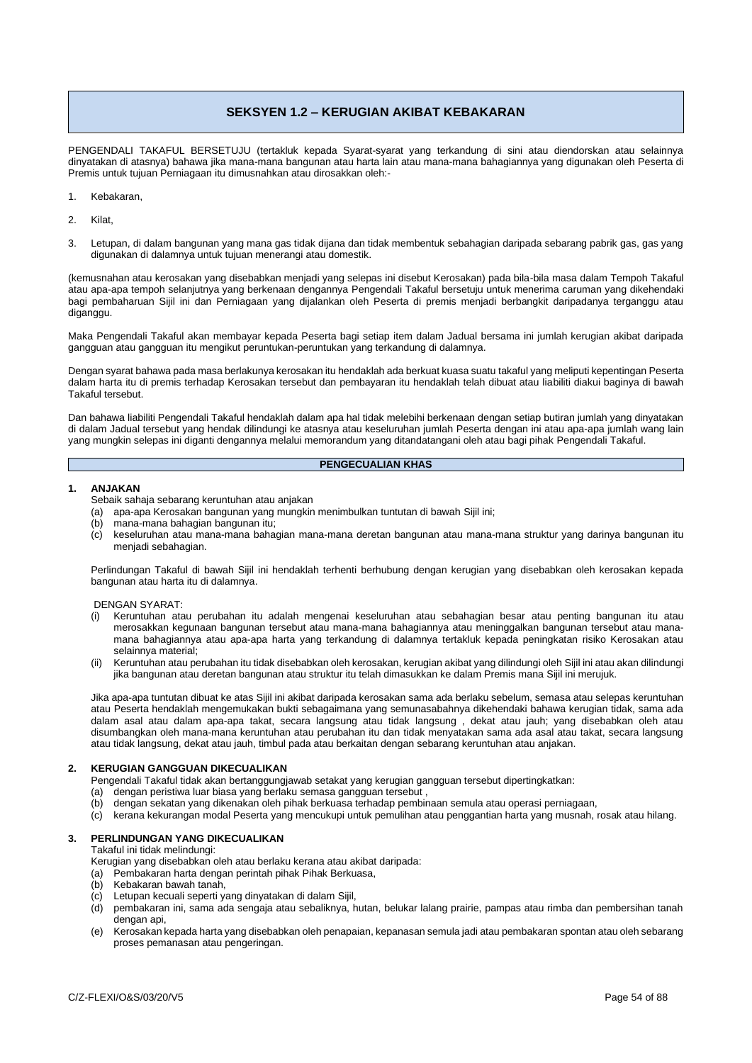## SEKSYEN 1.2 – KERUGIAN AKIBAT KEBAKARAN

PENGENDALI TAKAFUL BERSETUJU (tertakluk kepada Syarat-syarat yang terkandung di sini atau diendorskan atau selainnya dinyatakan di atasnya) bahawa jika mana-mana bangunan atau harta lain atau mana-mana bahagiannya yang digunakan oleh Peserta di Premis untuk tujuan Perniagaan itu dimusnahkan atau dirosakkan oleh:-

1. Kebakaran,
2. Kilat,
3. Letupan, di dalam bangunan yang mana gas tidak dijana dan tidak membentuk sebahagian daripada sebarang pabrik gas, gas yang digunakan di dalamnya untuk tujuan menerangi atau domestik.

(kemusnahan atau kerosakan yang disebabkan menjadi yang selepas ini disebut Kerosakan) pada bila-bila masa dalam Tempoh Takaful atau apa-apa tempoh selanjutnya yang berkenaan dengannya Pengendali Takaful bersetuju untuk menerima caruman yang dikehendaki bagi pembaharuan Sijil ini dan Perniagaan yang dijalankan oleh Peserta di premis menjadi berbangkit daripadanya terganggu atau diganggu.

Maka Pengendali Takaful akan membayar kepada Peserta bagi setiap item dalam Jadual bersama ini jumlah kerugian akibat daripada gangguan atau gangguan itu mengikut peruntukan-peruntukan yang terkandung di dalamnya.

Dengan syarat bahawa pada masa berlakunya kerosakan itu hendaklah ada berkuat kuasa suatu takaful yang meliputi kepentingan Peserta dalam harta itu di premis terhadap Kerosakan tersebut dan pembayaran itu hendaklah telah dibuat atau liabiliti diakui baginya di bawah Takaful tersebut.

Dan bahawa liabiliti Pengendali Takaful hendaklah dalam apa hal tidak melebihi berkenaan dengan setiap butiran jumlah yang dinyatakan di dalam Jadual tersebut yang hendak dilindungi ke atasnya atau keseluruhan jumlah Peserta dengan ini atau apa-apa jumlah wang lain yang mungkin selepas ini diganti dengannya melalui memorandum yang ditandatangani oleh atau bagi pihak Pengendali Takaful.

### PENGECUALIAN KHAS

**1. ANJAKAN**

Sebaik sahaja sebarang keruntuhan atau anjakan

(a) apa-apa Kerosakan bangunan yang mungkin menimbulkan tuntutan di bawah Sijil ini;
(b) mana-mana bahagian bangunan itu;
(c) keseluruhan atau mana-mana bahagian mana-mana deretan bangunan atau mana-mana struktur yang darinya bangunan itu menjadi sebahagian.

Perlindungan Takaful di bawah Sijil ini hendaklah terhenti berhubung dengan kerugian yang disebabkan oleh kerosakan kepada bangunan atau harta itu di dalamnya.

DENGAN SYARAT:

(i) Keruntuhan atau perubahan itu adalah mengenai keseluruhan atau sebahagian besar atau penting bangunan itu atau merosakkan kegunaan bangunan tersebut atau mana-mana bahagiannya atau meninggalkan bangunan tersebut atau mana-mana bahagiannya atau apa-apa harta yang terkandung di dalamnya tertakluk kepada peningkatan risiko Kerosakan atau selainnya material;
(ii) Keruntuhan atau perubahan itu tidak disebabkan oleh kerosakan, kerugian akibat yang dilindungi oleh Sijil ini atau akan dilindungi jika bangunan atau deretan bangunan atau struktur itu telah dimasukkan ke dalam Premis mana Sijil ini merujuk.

Jika apa-apa tuntutan dibuat ke atas Sijil ini akibat daripada kerosakan sama ada berlaku sebelum, semasa atau selepas keruntuhan atau Peserta hendaklah mengemukakan bukti sebagaimana yang semunasabahnya dikehendaki bahawa kerugian tidak, sama ada dalam asal atau dalam apa-apa takat, secara langsung atau tidak langsung , dekat atau jauh; yang disebabkan oleh atau disumbangkan oleh mana-mana keruntuhan atau perubahan itu dan tidak menyatakan sama ada asal atau takat, secara langsung atau tidak langsung, dekat atau jauh, timbul pada atau berkaitan dengan sebarang keruntuhan atau anjakan.

**2. KERUGIAN GANGGUAN DIKECUALIKAN**

Pengendali Takaful tidak akan bertanggungjawab setakat yang kerugian gangguan tersebut dipertingkatkan:

(a) dengan peristiwa luar biasa yang berlaku semasa gangguan tersebut ,
(b) dengan sekatan yang dikenakan oleh pihak berkuasa terhadap pembinaan semula atau operasi perniagaan,
(c) kerana kekurangan modal Peserta yang mencukupi untuk pemulihan atau penggantian harta yang musnah, rosak atau hilang.

**3. PERLINDUNGAN YANG DIKECUALIKAN**

Takaful ini tidak melindungi:

Kerugian yang disebabkan oleh atau berlaku kerana atau akibat daripada:

(a) Pembakaran harta dengan perintah pihak Pihak Berkuasa,
(b) Kebakaran bawah tanah,
(c) Letupan kecuali seperti yang dinyatakan di dalam Sijil,
(d) pembakaran ini, sama ada sengaja atau sebaliknya, hutan, belukar lalang prairie, pampas atau rimba dan pembersihan tanah dengan api,
(e) Kerosakan kepada harta yang disebabkan oleh penapaian, kepanasan semula jadi atau pembakaran spontan atau oleh sebarang proses pemanasan atau pengeringan.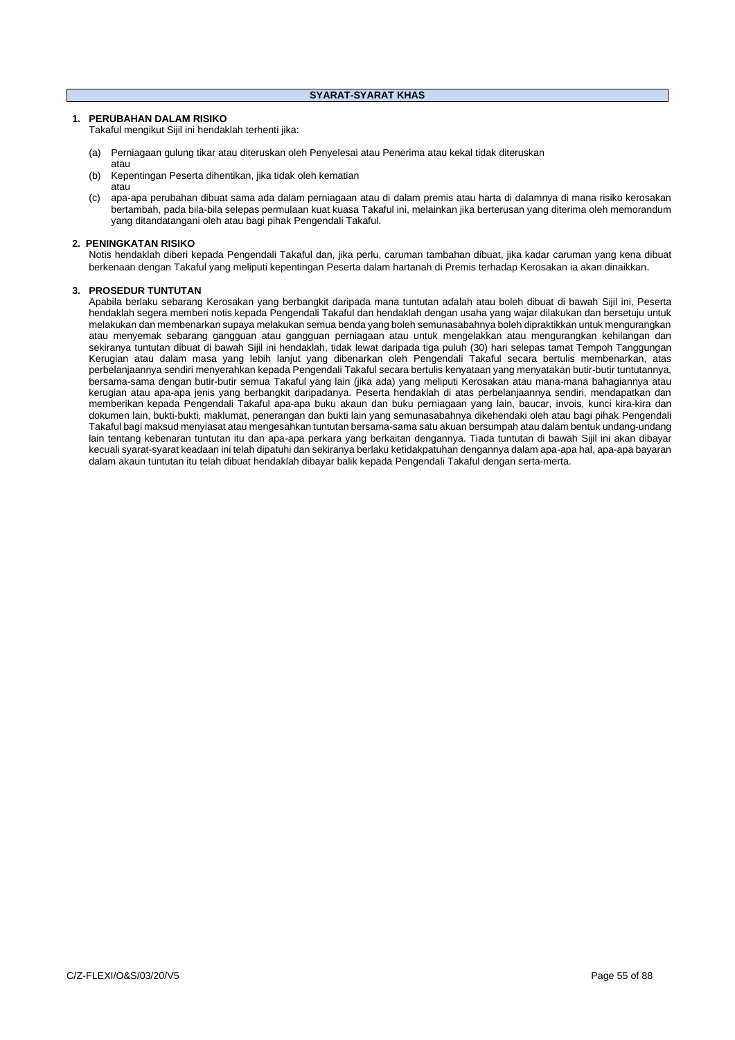## SYARAT-SYARAT KHAS

### 1. PERUBAHAN DALAM RISIKO

Takaful mengikut Sijil ini hendaklah terhenti jika:

(a) Perniagaan gulung tikar atau diteruskan oleh Penyelesai atau Penerima atau kekal tidak diteruskan
atau

(b) Kepentingan Peserta dihentikan, jika tidak oleh kematian
atau

(c) apa-apa perubahan dibuat sama ada dalam perniagaan atau di dalam premis atau harta di dalamnya di mana risiko kerosakan bertambah, pada bila-bila selepas permulaan kuat kuasa Takaful ini, melainkan jika berterusan yang diterima oleh memorandum yang ditandatangani oleh atau bagi pihak Pengendali Takaful.

### 2. PENINGKATAN RISIKO

Notis hendaklah diberi kepada Pengendali Takaful dan, jika perlu, caruman tambahan dibuat, jika kadar caruman yang kena dibuat berkenaan dengan Takaful yang meliputi kepentingan Peserta dalam hartanah di Premis terhadap Kerosakan ia akan dinaikkan.

### 3. PROSEDUR TUNTUTAN

Apabila berlaku sebarang Kerosakan yang berbangkit daripada mana tuntutan adalah atau boleh dibuat di bawah Sijil ini, Peserta hendaklah segera memberi notis kepada Pengendali Takaful dan hendaklah dengan usaha yang wajar dilakukan dan bersetuju untuk melakukan dan membenarkan supaya melakukan semua benda yang boleh semunasabahnya boleh dipraktikkan untuk mengurangkan atau menyemak sebarang gangguan atau gangguan perniagaan atau untuk mengelakkan atau mengurangkan kehilangan dan sekiranya tuntutan dibuat di bawah Sijil ini hendaklah, tidak lewat daripada tiga puluh (30) hari selepas tamat Tempoh Tanggungan Kerugian atau dalam masa yang lebih lanjut yang dibenarkan oleh Pengendali Takaful secara bertulis membenarkan, atas perbelanjaannya sendiri menyerahkan kepada Pengendali Takaful secara bertulis kenyataan yang menyatakan butir-butir tuntutannya, bersama-sama dengan butir-butir semua Takaful yang lain (jika ada) yang meliputi Kerosakan atau mana-mana bahagiannya atau kerugian atau apa-apa jenis yang berbangkit daripadanya. Peserta hendaklah di atas perbelanjaannya sendiri, mendapatkan dan memberikan kepada Pengendali Takaful apa-apa buku akaun dan buku perniagaan yang lain, baucar, invois, kunci kira-kira dan dokumen lain, bukti-bukti, maklumat, penerangan dan bukti lain yang semunasabahnya dikehendaki oleh atau bagi pihak Pengendali Takaful bagi maksud menyiasat atau mengesahkan tuntutan bersama-sama satu akuan bersumpah atau dalam bentuk undang-undang lain tentang kebenaran tuntutan itu dan apa-apa perkara yang berkaitan dengannya. Tiada tuntutan di bawah Sijil ini akan dibayar kecuali syarat-syarat keadaan ini telah dipatuhi dan sekiranya berlaku ketidakpatuhan dengannya dalam apa-apa hal, apa-apa bayaran dalam akaun tuntutan itu telah dibuat hendaklah dibayar balik kepada Pengendali Takaful dengan serta-merta.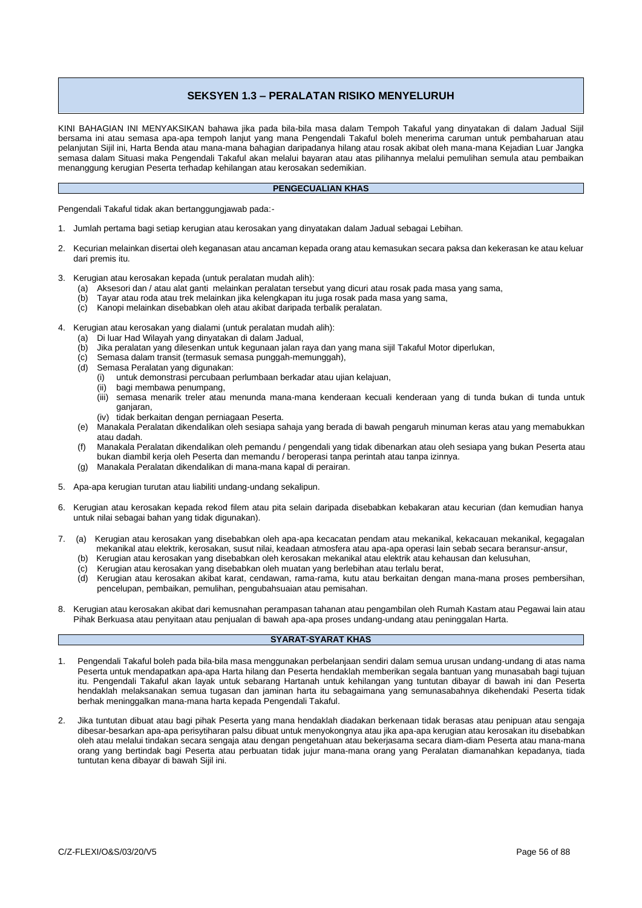## SEKSYEN 1.3 – PERALATAN RISIKO MENYELURUH

KINI BAHAGIAN INI MENYAKSIKAN bahawa jika pada bila-bila masa dalam Tempoh Takaful yang dinyatakan di dalam Jadual Sijil bersama ini atau semasa apa-apa tempoh lanjut yang mana Pengendali Takaful boleh menerima caruman untuk pembaharuan atau pelanjutan Sijil ini, Harta Benda atau mana-mana bahagian daripadanya hilang atau rosak akibat oleh mana-mana Kejadian Luar Jangka semasa dalam Situasi maka Pengendali Takaful akan melalui bayaran atau atas pilihannya melalui pemulihan semula atau pembaikan menanggung kerugian Peserta terhadap kehilangan atau kerosakan sedemikian.

### PENGECUALIAN KHAS

Pengendali Takaful tidak akan bertanggungjawab pada:-

1. Jumlah pertama bagi setiap kerugian atau kerosakan yang dinyatakan dalam Jadual sebagai Lebihan.
2. Kecurian melainkan disertai oleh keganasan atau ancaman kepada orang atau kemasukan secara paksa dan kekerasan ke atau keluar dari premis itu.
3. Kerugian atau kerosakan kepada (untuk peralatan mudah alih):
   (a) Aksesori dan / atau alat ganti melainkan peralatan tersebut yang dicuri atau rosak pada masa yang sama,
   (b) Tayar atau roda atau trek melainkan jika kelengkapan itu juga rosak pada masa yang sama,
   (c) Kanopi melainkan disebabkan oleh atau akibat daripada terbalik peralatan.
4. Kerugian atau kerosakan yang dialami (untuk peralatan mudah alih):
   (a) Di luar Had Wilayah yang dinyatakan di dalam Jadual,
   (b) Jika peralatan yang dilesenkan untuk kegunaan jalan raya dan yang mana sijil Takaful Motor diperlukan,
   (c) Semasa dalam transit (termasuk semasa punggah-memunggah),
   (d) Semasa Peralatan yang digunakan:
      (i) untuk demonstrasi percubaan perlumbaan berkadar atau ujian kelajuan,
      (ii) bagi membawa penumpang,
      (iii) semasa menarik treler atau menunda mana-mana kenderaan kecuali kenderaan yang di tunda bukan di tunda untuk ganjaran,
      (iv) tidak berkaitan dengan perniagaan Peserta.
   (e) Manakala Peralatan dikendalikan oleh sesiapa sahaja yang berada di bawah pengaruh minuman keras atau yang memabukkan atau dadah.
   (f) Manakala Peralatan dikendalikan oleh pemandu / pengendali yang tidak dibenarkan atau oleh sesiapa yang bukan Peserta atau bukan diambil kerja oleh Peserta dan memandu / beroperasi tanpa perintah atau tanpa izinnya.
   (g) Manakala Peralatan dikendalikan di mana-mana kapal di perairan.
5. Apa-apa kerugian turutan atau liabiliti undang-undang sekalipun.
6. Kerugian atau kerosakan kepada rekod filem atau pita selain daripada disebabkan kebakaran atau kecurian (dan kemudian hanya untuk nilai sebagai bahan yang tidak digunakan).
7. (a) Kerugian atau kerosakan yang disebabkan oleh apa-apa kecacatan pendam atau mekanikal, kekacauan mekanikal, kegagalan mekanikal atau elektrik, kerosakan, susut nilai, keadaan atmosfera atau apa-apa operasi lain sebab secara beransur-ansur,
   (b) Kerugian atau kerosakan yang disebabkan oleh kerosakan mekanikal atau elektrik atau kehausan dan kelusuhan,
   (c) Kerugian atau kerosakan yang disebabkan oleh muatan yang berlebihan atau terlalu berat,
   (d) Kerugian atau kerosakan akibat karat, cendawan, rama-rama, kutu atau berkaitan dengan mana-mana proses pembersihan, pencelupan, pembaikan, pemulihan, pengubahsuaian atau pemisahan.
8. Kerugian atau kerosakan akibat dari kemusnahan perampasan tahanan atau pengambilan oleh Rumah Kastam atau Pegawai lain atau Pihak Berkuasa atau penyitaan atau penjualan di bawah apa-apa proses undang-undang atau peninggalan Harta.

### SYARAT-SYARAT KHAS

1. Pengendali Takaful boleh pada bila-bila masa menggunakan perbelanjaan sendiri dalam semua urusan undang-undang di atas nama Peserta untuk mendapatkan apa-apa Harta hilang dan Peserta hendaklah memberikan segala bantuan yang munasabah bagi tujuan itu. Pengendali Takaful akan layak untuk sebarang Hartanah untuk kehilangan yang tuntutan dibayar di bawah ini dan Peserta hendaklah melaksanakan semua tugasan dan jaminan harta itu sebagaimana yang semunasabahnya dikehendaki Peserta tidak berhak meninggalkan mana-mana harta kepada Pengendali Takaful.
2. Jika tuntutan dibuat atau bagi pihak Peserta yang mana hendaklah diadakan berkenaan tidak berasas atau penipuan atau sengaja dibesar-besarkan apa-apa perisytiharan palsu dibuat untuk menyokongnya atau jika apa-apa kerugian atau kerosakan itu disebabkan oleh atau melalui tindakan secara sengaja atau dengan pengetahuan atau bekerjasama secara diam-diam Peserta atau mana-mana orang yang bertindak bagi Peserta atau perbuatan tidak jujur mana-mana orang yang Peralatan diamanahkan kepadanya, tiada tuntutan kena dibayar di bawah Sijil ini.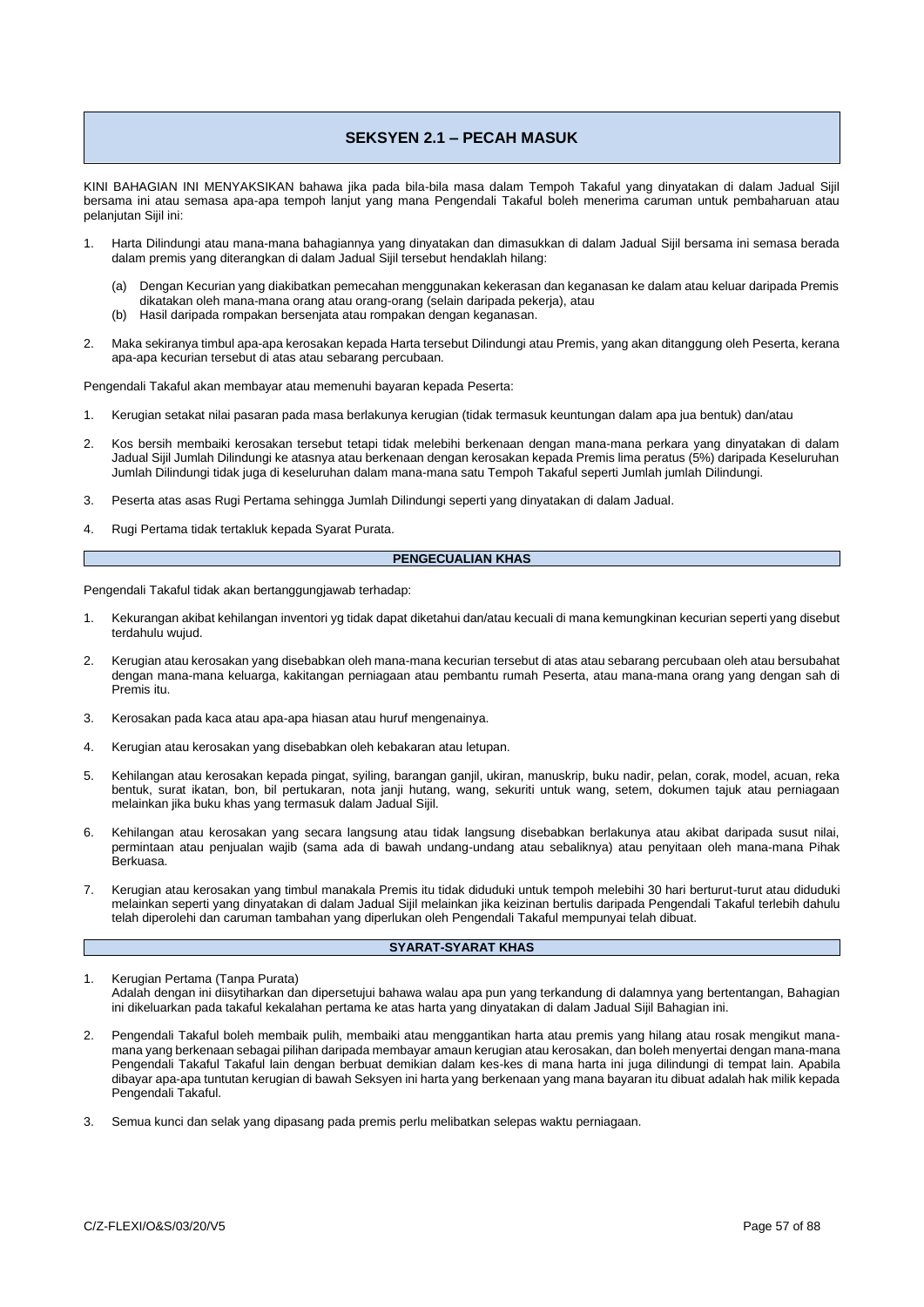## SEKSYEN 2.1 – PECAH MASUK

KINI BAHAGIAN INI MENYAKSIKAN bahawa jika pada bila-bila masa dalam Tempoh Takaful yang dinyatakan di dalam Jadual Sijil bersama ini atau semasa apa-apa tempoh lanjut yang mana Pengendali Takaful boleh menerima caruman untuk pembaharuan atau pelanjutan Sijil ini:

1. Harta Dilindungi atau mana-mana bahagiannya yang dinyatakan dan dimasukkan di dalam Jadual Sijil bersama ini semasa berada dalam premis yang diterangkan di dalam Jadual Sijil tersebut hendaklah hilang:

   (a) Dengan Kecurian yang diakibatkan pemecahan menggunakan kekerasan dan keganasan ke dalam atau keluar daripada Premis dikatakan oleh mana-mana orang atau orang-orang (selain daripada pekerja), atau
   
   (b) Hasil daripada rompakan bersenjata atau rompakan dengan keganasan.

2. Maka sekiranya timbul apa-apa kerosakan kepada Harta tersebut Dilindungi atau Premis, yang akan ditanggung oleh Peserta, kerana apa-apa kecurian tersebut di atas atau sebarang percubaan.

Pengendali Takaful akan membayar atau memenuhi bayaran kepada Peserta:

1. Kerugian setakat nilai pasaran pada masa berlakunya kerugian (tidak termasuk keuntungan dalam apa jua bentuk) dan/atau

2. Kos bersih membaiki kerosakan tersebut tetapi tidak melebihi berkenaan dengan mana-mana perkara yang dinyatakan di dalam Jadual Sijil Jumlah Dilindungi ke atasnya atau berkenaan dengan kerosakan kepada Premis lima peratus (5%) daripada Keseluruhan Jumlah Dilindungi tidak juga di keseluruhan dalam mana-mana satu Tempoh Takaful seperti Jumlah jumlah Dilindungi.

3. Peserta atas asas Rugi Pertama sehingga Jumlah Dilindungi seperti yang dinyatakan di dalam Jadual.

4. Rugi Pertama tidak tertakluk kepada Syarat Purata.

### PENGECUALIAN KHAS

Pengendali Takaful tidak akan bertanggungjawab terhadap:

1. Kekurangan akibat kehilangan inventori yg tidak dapat diketahui dan/atau kecuali di mana kemungkinan kecurian seperti yang disebut terdahulu wujud.

2. Kerugian atau kerosakan yang disebabkan oleh mana-mana kecurian tersebut di atas atau sebarang percubaan oleh atau bersubahat dengan mana-mana keluarga, kakitangan perniagaan atau pembantu rumah Peserta, atau mana-mana orang yang dengan sah di Premis itu.

3. Kerosakan pada kaca atau apa-apa hiasan atau huruf mengenainya.

4. Kerugian atau kerosakan yang disebabkan oleh kebakaran atau letupan.

5. Kehilangan atau kerosakan kepada pingat, syiling, barangan ganjil, ukiran, manuskrip, buku nadir, pelan, corak, model, acuan, reka bentuk, surat ikatan, bon, bil pertukaran, nota janji hutang, wang, sekuriti untuk wang, setem, dokumen tajuk atau perniagaan melainkan jika buku khas yang termasuk dalam Jadual Sijil.

6. Kehilangan atau kerosakan yang secara langsung atau tidak langsung disebabkan berlakunya atau akibat daripada susut nilai, permintaan atau penjualan wajib (sama ada di bawah undang-undang atau sebaliknya) atau penyitaan oleh mana-mana Pihak Berkuasa.

7. Kerugian atau kerosakan yang timbul manakala Premis itu tidak diduduki untuk tempoh melebihi 30 hari berturut-turut atau diduduki melainkan seperti yang dinyatakan di dalam Jadual Sijil melainkan jika keizinan bertulis daripada Pengendali Takaful terlebih dahulu telah diperolehi dan caruman tambahan yang diperlukan oleh Pengendali Takaful mempunyai telah dibuat.

### SYARAT-SYARAT KHAS

1. Kerugian Pertama (Tanpa Purata)
   Adalah dengan ini diisytiharkan dan dipersetujui bahawa walau apa pun yang terkandung di dalamnya yang bertentangan, Bahagian ini dikeluarkan pada takaful kekalahan pertama ke atas harta yang dinyatakan di dalam Jadual Sijil Bahagian ini.

2. Pengendali Takaful boleh membaik pulih, membaiki atau menggantikan harta atau premis yang hilang atau rosak mengikut mana-mana yang berkenaan sebagai pilihan daripada membayar amaun kerugian atau kerosakan, dan boleh menyertai dengan mana-mana Pengendali Takaful Takaful lain dengan berbuat demikian dalam kes-kes di mana harta ini juga dilindungi di tempat lain. Apabila dibayar apa-apa tuntutan kerugian di bawah Seksyen ini harta yang berkenaan yang mana bayaran itu dibuat adalah hak milik kepada Pengendali Takaful.

3. Semua kunci dan selak yang dipasang pada premis perlu melibatkan selepas waktu perniagaan.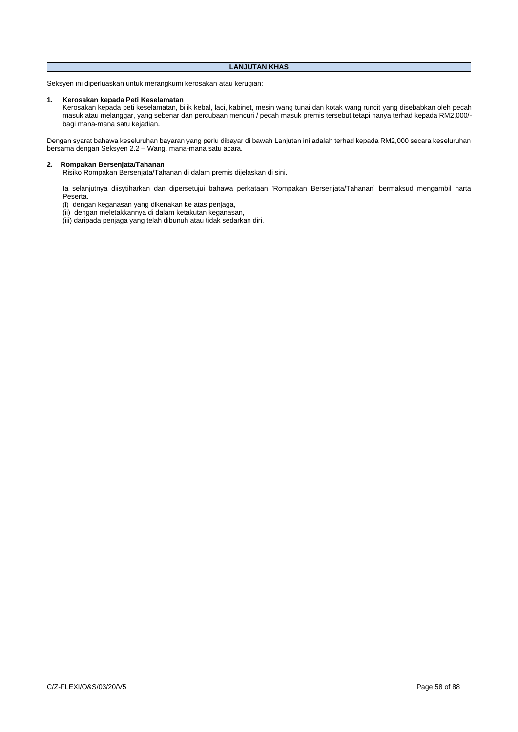## LANJUTAN KHAS

Seksyen ini diperluaskan untuk merangkumi kerosakan atau kerugian:

**1. Kerosakan kepada Peti Keselamatan**

Kerosakan kepada peti keselamatan, bilik kebal, laci, kabinet, mesin wang tunai dan kotak wang runcit yang disebabkan oleh pecah masuk atau melanggar, yang sebenar dan percubaan mencuri / pecah masuk premis tersebut tetapi hanya terhad kepada RM2,000/- bagi mana-mana satu kejadian.

Dengan syarat bahawa keseluruhan bayaran yang perlu dibayar di bawah Lanjutan ini adalah terhad kepada RM2,000 secara keseluruhan bersama dengan Seksyen 2.2 – Wang, mana-mana satu acara.

**2. Rompakan Bersenjata/Tahanan**

Risiko Rompakan Bersenjata/Tahanan di dalam premis dijelaskan di sini.

Ia selanjutnya diisytiharkan dan dipersetujui bahawa perkataan 'Rompakan Bersenjata/Tahanan' bermaksud mengambil harta Peserta.

(i) dengan keganasan yang dikenakan ke atas penjaga,
(ii) dengan meletakkannya di dalam ketakutan keganasan,
(iii) daripada penjaga yang telah dibunuh atau tidak sedarkan diri.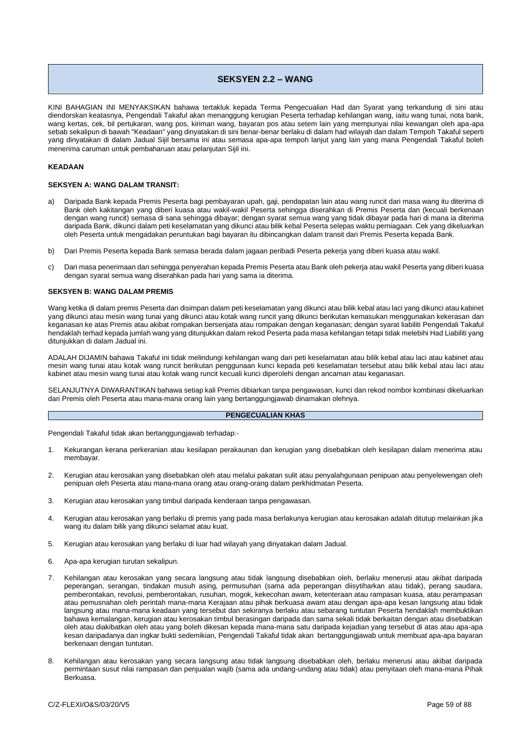## SEKSYEN 2.2 – WANG

KINI BAHAGIAN INI MENYAKSIKAN bahawa tertakluk kepada Terma Pengecualian Had dan Syarat yang terkandung di sini atau diendorskan keatasnya, Pengendali Takaful akan menanggung kerugian Peserta terhadap kehilangan wang, iaitu wang tunai, nota bank, wang kertas, cek, bil pertukaran, wang pos, kiriman wang, bayaran pos atau setem lain yang mempunyai nilai kewangan oleh apa-apa sebab sekalipun di bawah "Keadaan" yang dinyatakan di sini benar-benar berlaku di dalam had wilayah dan dalam Tempoh Takaful seperti yang dinyatakan di dalam Jadual Sijil bersama ini atau semasa apa-apa tempoh lanjut yang lain yang mana Pengendali Takaful boleh menerima caruman untuk pembaharuan atau pelanjutan Sijil ini.

**KEADAAN**

**SEKSYEN A: WANG DALAM TRANSIT:**

a) Daripada Bank kepada Premis Peserta bagi pembayaran upah, gaji, pendapatan lain atau wang runcit dari masa wang itu diterima di Bank oleh kakitangan yang diberi kuasa atau wakil-wakil Peserta sehingga diserahkan di Premis Peserta dan (kecuali berkenaan dengan wang runcit) semasa di sana sehingga dibayar; dengan syarat semua wang yang tidak dibayar pada hari di mana ia diterima daripada Bank, dikunci dalam peti keselamatan yang dikunci atau bilik kebal Peserta selepas waktu perniagaan. Cek yang dikeluarkan oleh Peserta untuk mengadakan peruntukan bagi bayaran itu dibincangkan dalam transit dari Premis Peserta kepada Bank.

b) Dari Premis Peserta kepada Bank semasa berada dalam jagaan peribadi Peserta pekerja yang diberi kuasa atau wakil.

c) Dari masa penerimaan dan sehingga penyerahan kepada Premis Peserta atau Bank oleh pekerja atau wakil Peserta yang diberi kuasa dengan syarat semua wang diserahkan pada hari yang sama ia diterima.

**SEKSYEN B: WANG DALAM PREMIS**

Wang ketika di dalam premis Peserta dan disimpan dalam peti keselamatan yang dikunci atau bilik kebal atau laci yang dikunci atau kabinet yang dikunci atau mesin wang tunai yang dikunci atau kotak wang runcit yang dikunci berikutan kemasukan menggunakan kekerasan dan keganasan ke atas Premis atau akibat rompakan bersenjata atau rompakan dengan keganasan; dengan syarat liabiliti Pengendali Takaful hendaklah terhad kepada jumlah wang yang ditunjukkan dalam rekod Peserta pada masa kehilangan tetapi tidak melebihi Had Liabiliti yang ditunjukkan di dalam Jadual ini.

ADALAH DIJAMIN bahawa Takaful ini tidak melindungi kehilangan wang dari peti keselamatan atau bilik kebal atau laci atau kabinet atau mesin wang tunai atau kotak wang runcit berikutan penggunaan kunci kepada peti keselamatan tersebut atau bilik kebal atau laci atau kabinet atau mesin wang tunai atau kotak wang runcit kecuali kunci diperolehi dengan ancaman atau keganasan.

SELANJUTNYA DIWARANTIKAN bahawa setiap kali Premis dibiarkan tanpa pengawasan, kunci dan rekod nombor kombinasi dikeluarkan dari Premis oleh Peserta atau mana-mana orang lain yang bertanggungjawab dinamakan olehnya.

**PENGECUALIAN KHAS**

Pengendali Takaful tidak akan bertanggungjawab terhadap:-

1. Kekurangan kerana perkeranian atau kesilapan perakaunan dan kerugian yang disebabkan oleh kesilapan dalam menerima atau membayar.

2. Kerugian atau kerosakan yang disebabkan oleh atau melalui pakatan sulit atau penyalahgunaan penipuan atau penyelewengan oleh penipuan oleh Peserta atau mana-mana orang atau orang-orang dalam perkhidmatan Peserta.

3. Kerugian atau kerosakan yang timbul daripada kenderaan tanpa pengawasan.

4. Kerugian atau kerosakan yang berlaku di premis yang pada masa berlakunya kerugian atau kerosakan adalah ditutup melainkan jika wang itu dalam bilik yang dikunci selamat atau kuat.

5. Kerugian atau kerosakan yang berlaku di luar had wilayah yang dinyatakan dalam Jadual.

6. Apa-apa kerugian turutan sekalipun.

7. Kehilangan atau kerosakan yang secara langsung atau tidak langsung disebabkan oleh, berlaku menerusi atau akibat daripada peperangan, serangan, tindakan musuh asing, permusuhan (sama ada peperangan diisytiharkan atau tidak), perang saudara, pemberontakan, revolusi, pemberontakan, rusuhan, mogok, kekecohan awam, ketenteraan atau rampasan kuasa, atau perampasan atau pemusnahan oleh perintah mana-mana Kerajaan atau pihak berkuasa awam atau dengan apa-apa kesan langsung atau tidak langsung atau mana-mana keadaan yang tersebut dan sekiranya berlaku atau sebarang tuntutan Peserta hendaklah membuktikan bahawa kemalangan, kerugian atau kerosakan timbul berasingan daripada dan sama sekali tidak berkaitan dengan atau disebabkan oleh atau diakibatkan oleh atau yang boleh dikesan kepada mana-mana satu daripada kejadian yang tersebut di atas atau apa-apa kesan daripadanya dan ingkar bukti sedemikian, Pengendali Takaful tidak akan bertanggungjawab untuk membuat apa-apa bayaran berkenaan dengan tuntutan.

8. Kehilangan atau kerosakan yang secara langsung atau tidak langsung disebabkan oleh, berlaku menerusi atau akibat daripada permintaan susut nilai rampasan dan penjualan wajib (sama ada undang-undang atau tidak) atau penyitaan oleh mana-mana Pihak Berkuasa.

C/Z-FLEXI/O&S/03/20/V5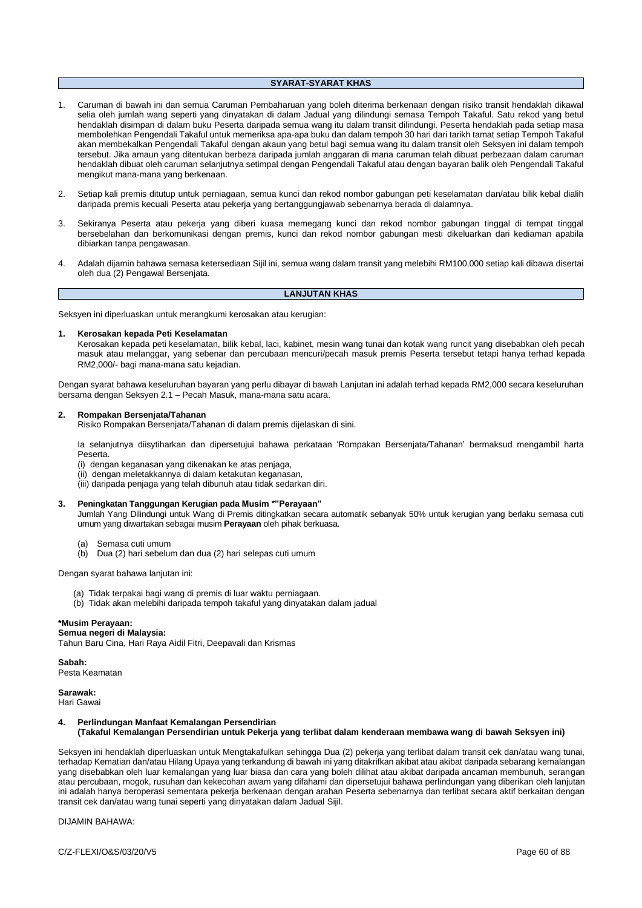## SYARAT-SYARAT KHAS

1. Caruman di bawah ini dan semua Caruman Pembaharuan yang boleh diterima berkenaan dengan risiko transit hendaklah dikawal selia oleh jumlah wang seperti yang dinyatakan di dalam Jadual yang dilindungi semasa Tempoh Takaful. Satu rekod yang betul hendaklah disimpan di dalam buku Peserta daripada semua wang itu dalam transit dilindungi. Peserta hendaklah pada setiap masa membolehkan Pengendali Takaful untuk memeriksa apa-apa buku dan dalam tempoh 30 hari dari tarikh tamat setiap Tempoh Takaful akan membekalkan Pengendali Takaful dengan akaun yang betul bagi semua wang itu dalam transit oleh Seksyen ini dalam tempoh tersebut. Jika amaun yang ditentukan berbeza daripada jumlah anggaran di mana caruman telah dibuat perbezaan dalam caruman hendaklah dibuat oleh caruman selanjutnya setimpal dengan Pengendali Takaful atau dengan bayaran balik oleh Pengendali Takaful mengikut mana-mana yang berkenaan.

2. Setiap kali premis ditutup untuk perniagaan, semua kunci dan rekod nombor gabungan peti keselamatan dan/atau bilik kebal dialih daripada premis kecuali Peserta atau pekerja yang bertanggungjawab sebenarnya berada di dalamnya.

3. Sekiranya Peserta atau pekerja yang diberi kuasa memegang kunci dan rekod nombor gabungan tinggal di tempat tinggal bersebelahan dan berkomunikasi dengan premis, kunci dan rekod nombor gabungan mesti dikeluarkan dari kediaman apabila dibiarkan tanpa pengawasan.

4. Adalah dijamin bahawa semasa ketersediaan Sijil ini, semua wang dalam transit yang melebihi RM100,000 setiap kali dibawa disertai oleh dua (2) Pengawal Bersenjata.

## LANJUTAN KHAS

Seksyen ini diperluaskan untuk merangkumi kerosakan atau kerugian:

**1. Kerosakan kepada Peti Keselamatan**

Kerosakan kepada peti keselamatan, bilik kebal, laci, kabinet, mesin wang tunai dan kotak wang runcit yang disebabkan oleh pecah masuk atau melanggar, yang sebenar dan percubaan mencuri/pecah masuk premis Peserta tersebut tetapi hanya terhad kepada RM2,000/- bagi mana-mana satu kejadian.

Dengan syarat bahawa keseluruhan bayaran yang perlu dibayar di bawah Lanjutan ini adalah terhad kepada RM2,000 secara keseluruhan bersama dengan Seksyen 2.1 – Pecah Masuk, mana-mana satu acara.

**2. Rompakan Bersenjata/Tahanan**

Risiko Rompakan Bersenjata/Tahanan di dalam premis dijelaskan di sini.

Ia selanjutnya diisytiharkan dan dipersetujui bahawa perkataan 'Rompakan Bersenjata/Tahanan' bermaksud mengambil harta Peserta.

(i) dengan keganasan yang dikenakan ke atas penjaga,
(ii) dengan meletakkannya di dalam ketakutan keganasan,
(iii) daripada penjaga yang telah dibunuh atau tidak sedarkan diri.

**3. Peningkatan Tanggungan Kerugian pada Musim *"Perayaan"**

Jumlah Yang Dilindungi untuk Wang di Premis ditingkatkan secara automatik sebanyak 50% untuk kerugian yang berlaku semasa cuti umum yang diwartakan sebagai musim **Perayaan** oleh pihak berkuasa.

(a) Semasa cuti umum
(b) Dua (2) hari sebelum dan dua (2) hari selepas cuti umum

Dengan syarat bahawa lanjutan ini:

(a) Tidak terpakai bagi wang di premis di luar waktu perniagaan.
(b) Tidak akan melebihi daripada tempoh takaful yang dinyatakan dalam jadual

**\*Musim Perayaan:**
**Semua negeri di Malaysia:**
Tahun Baru Cina, Hari Raya Aidil Fitri, Deepavali dan Krismas

**Sabah:**
Pesta Keamatan

**Sarawak:**
Hari Gawai

**4. Perlindungan Manfaat Kemalangan Persendirian**
**(Takaful Kemalangan Persendirian untuk Pekerja yang terlibat dalam kenderaan membawa wang di bawah Seksyen ini)**

Seksyen ini hendaklah diperluaskan untuk Mengtakafulkan sehingga Dua (2) pekerja yang terlibat dalam transit cek dan/atau wang tunai, terhadap Kematian dan/atau Hilang Upaya yang terkandung di bawah ini yang ditakrifkan akibat atau akibat daripada sebarang kemalangan yang disebabkan oleh luar kemalangan yang luar biasa dan cara yang boleh dilihat atau akibat daripada ancaman membunuh, serangan atau percubaan, mogok, rusuhan dan kekecohan awam yang difahami dan dipersetujui bahawa perlindungan yang diberikan oleh lanjutan ini adalah hanya beroperasi sementara pekerja berkenaan dengan arahan Peserta sebenarnya dan terlibat secara aktif berkaitan dengan transit cek dan/atau wang tunai seperti yang dinyatakan dalam Jadual Sijil.

DIJAMIN BAHAWA: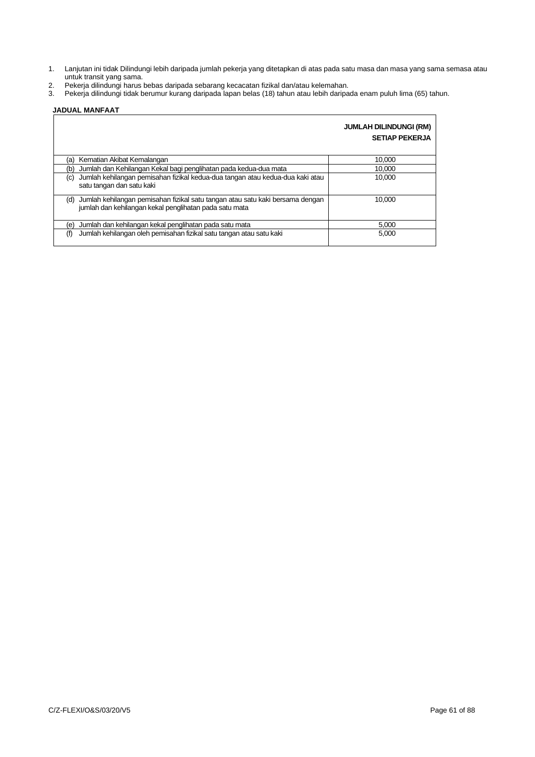1. Lanjutan ini tidak Dilindungi lebih daripada jumlah pekerja yang ditetapkan di atas pada satu masa dan masa yang sama semasa atau untuk transit yang sama.
2. Pekerja dilindungi harus bebas daripada sebarang kecacatan fizikal dan/atau kelemahan.
3. Pekerja dilindungi tidak berumur kurang daripada lapan belas (18) tahun atau lebih daripada enam puluh lima (65) tahun.

**JADUAL MANFAAT**

| | **JUMLAH DILINDUNGI (RM) SETIAP PEKERJA** |
|---|---|
| (a) Kematian Akibat Kemalangan | 10,000 |
| (b) Jumlah dan Kehilangan Kekal bagi penglihatan pada kedua-dua mata | 10,000 |
| (c) Jumlah kehilangan pemisahan fizikal kedua-dua tangan atau kedua-dua kaki atau satu tangan dan satu kaki | 10,000 |
| (d) Jumlah kehilangan pemisahan fizikal satu tangan atau satu kaki bersama dengan jumlah dan kehilangan kekal penglihatan pada satu mata | 10,000 |
| (e) Jumlah dan kehilangan kekal penglihatan pada satu mata | 5,000 |
| (f) Jumlah kehilangan oleh pemisahan fizikal satu tangan atau satu kaki | 5,000 |

C/Z-FLEXI/O&S/03/20/V5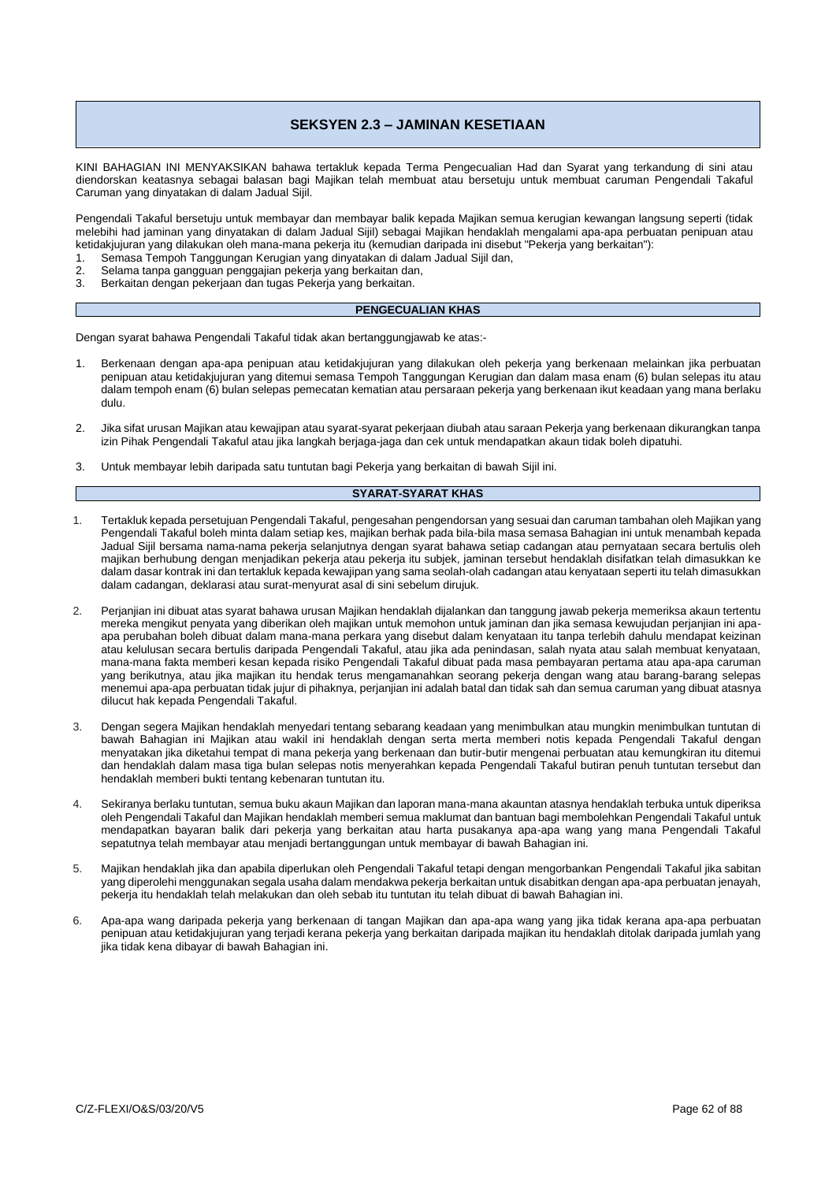## SEKSYEN 2.3 – JAMINAN KESETIAAN

KINI BAHAGIAN INI MENYAKSIKAN bahawa tertakluk kepada Terma Pengecualian Had dan Syarat yang terkandung di sini atau diendorskan keatasnya sebagai balasan bagi Majikan telah membuat atau bersetuju untuk membuat caruman Pengendali Takaful Caruman yang dinyatakan di dalam Jadual Sijil.

Pengendali Takaful bersetuju untuk membayar dan membayar balik kepada Majikan semua kerugian kewangan langsung seperti (tidak melebihi had jaminan yang dinyatakan di dalam Jadual Sijil) sebagai Majikan hendaklah mengalami apa-apa perbuatan penipuan atau ketidakjujuran yang dilakukan oleh mana-mana pekerja itu (kemudian daripada ini disebut "Pekerja yang berkaitan"):

1. Semasa Tempoh Tanggungan Kerugian yang dinyatakan di dalam Jadual Sijil dan,
2. Selama tanpa gangguan penggajian pekerja yang berkaitan dan,
3. Berkaitan dengan pekerjaan dan tugas Pekerja yang berkaitan.

### PENGECUALIAN KHAS

Dengan syarat bahawa Pengendali Takaful tidak akan bertanggungjawab ke atas:-

1. Berkenaan dengan apa-apa penipuan atau ketidakjujuran yang dilakukan oleh pekerja yang berkenaan melainkan jika perbuatan penipuan atau ketidakjujuran yang ditemui semasa Tempoh Tanggungan Kerugian dan dalam masa enam (6) bulan selepas itu atau dalam tempoh enam (6) bulan selepas pemecatan kematian atau persaraan pekerja yang berkenaan ikut keadaan yang mana berlaku dulu.

2. Jika sifat urusan Majikan atau kewajipan atau syarat-syarat pekerjaan diubah atau saraan Pekerja yang berkenaan dikurangkan tanpa izin Pihak Pengendali Takaful atau jika langkah berjaga-jaga dan cek untuk mendapatkan akaun tidak boleh dipatuhi.

3. Untuk membayar lebih daripada satu tuntutan bagi Pekerja yang berkaitan di bawah Sijil ini.

### SYARAT-SYARAT KHAS

1. Tertakluk kepada persetujuan Pengendali Takaful, pengesahan pengendorsan yang sesuai dan caruman tambahan oleh Majikan yang Pengendali Takaful boleh minta dalam setiap kes, majikan berhak pada bila-bila masa semasa Bahagian ini untuk menambah kepada Jadual Sijil bersama nama-nama pekerja selanjutnya dengan syarat bahawa setiap cadangan atau pernyataan secara bertulis oleh majikan berhubung dengan menjadikan pekerja atau pekerja itu subjek, jaminan tersebut hendaklah disifatkan telah dimasukkan ke dalam dasar kontrak ini dan tertakluk kepada kewajipan yang sama seolah-olah cadangan atau kenyataan seperti itu telah dimasukkan dalam cadangan, deklarasi atau surat-menyurat asal di sini sebelum dirujuk.

2. Perjanjian ini dibuat atas syarat bahawa urusan Majikan hendaklah dijalankan dan tanggung jawab pekerja memeriksa akaun tertentu mereka mengikut penyata yang diberikan oleh majikan untuk memohon untuk jaminan dan jika semasa kewujudan perjanjian ini apa-apa perubahan boleh dibuat dalam mana-mana perkara yang disebut dalam kenyataan itu tanpa terlebih dahulu mendapat keizinan atau kelulusan secara bertulis daripada Pengendali Takaful, atau jika ada penindasan, salah nyata atau salah membuat kenyataan, mana-mana fakta memberi kesan kepada risiko Pengendali Takaful dibuat pada masa pembayaran pertama atau apa-apa caruman yang berikutnya, atau jika majikan itu hendak terus mengamanahkan seorang pekerja dengan wang atau barang-barang selepas menemui apa-apa perbuatan tidak jujur di pihaknya, perjanjian ini adalah batal dan tidak sah dan semua caruman yang dibuat atasnya dilucut hak kepada Pengendali Takaful.

3. Dengan segera Majikan hendaklah menyedari tentang sebarang keadaan yang menimbulkan atau mungkin menimbulkan tuntutan di bawah Bahagian ini Majikan atau wakil ini hendaklah dengan serta merta memberi notis kepada Pengendali Takaful dengan menyatakan jika diketahui tempat di mana pekerja yang berkenaan dan butir-butir mengenai perbuatan atau kemungkiran itu ditemui dan hendaklah dalam masa tiga bulan selepas notis menyerahkan kepada Pengendali Takaful butiran penuh tuntutan tersebut dan hendaklah memberi bukti tentang kebenaran tuntutan itu.

4. Sekiranya berlaku tuntutan, semua buku akaun Majikan dan laporan mana-mana akauntan atasnya hendaklah terbuka untuk diperiksa oleh Pengendali Takaful dan Majikan hendaklah memberi semua maklumat dan bantuan bagi membolehkan Pengendali Takaful untuk mendapatkan bayaran balik dari pekerja yang berkaitan atau harta pusakanya apa-apa wang yang mana Pengendali Takaful sepatutnya telah membayar atau menjadi bertanggungan untuk membayar di bawah Bahagian ini.

5. Majikan hendaklah jika dan apabila diperlukan oleh Pengendali Takaful tetapi dengan mengorbankan Pengendali Takaful jika sabitan yang diperolehi menggunakan segala usaha dalam mendakwa pekerja berkaitan untuk disabitkan dengan apa-apa perbuatan jenayah, pekerja itu hendaklah telah melakukan dan oleh sebab itu tuntutan itu telah dibuat di bawah Bahagian ini.

6. Apa-apa wang daripada pekerja yang berkenaan di tangan Majikan dan apa-apa wang yang jika tidak kerana apa-apa perbuatan penipuan atau ketidakjujuran yang terjadi kerana pekerja yang berkaitan daripada majikan itu hendaklah ditolak daripada jumlah yang jika tidak kena dibayar di bawah Bahagian ini.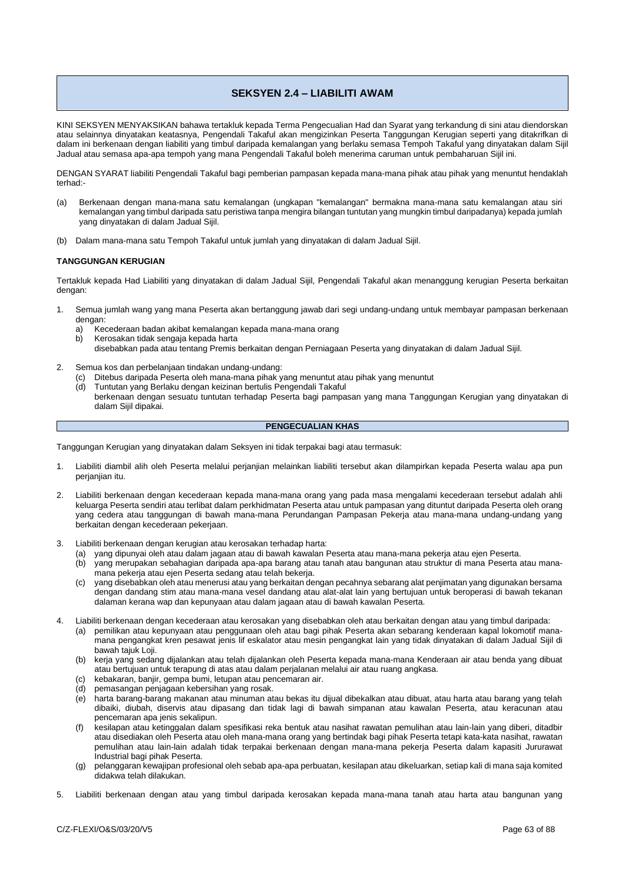# SEKSYEN 2.4 – LIABILITI AWAM

KINI SEKSYEN MENYAKSIKAN bahawa tertakluk kepada Terma Pengecualian Had dan Syarat yang terkandung di sini atau diendorskan atau selainnya dinyatakan keatasnya, Pengendali Takaful akan mengizinkan Peserta Tanggungan Kerugian seperti yang ditakrifkan di dalam ini berkenaan dengan liabiliti yang timbul daripada kemalangan yang berlaku semasa Tempoh Takaful yang dinyatakan dalam Sijil Jadual atau semasa apa-apa tempoh yang mana Pengendali Takaful boleh menerima caruman untuk pembaharuan Sijil ini.

DENGAN SYARAT liabiliti Pengendali Takaful bagi pemberian pampasan kepada mana-mana pihak atau pihak yang menuntut hendaklah terhad:-

(a) Berkenaan dengan mana-mana satu kemalangan (ungkapan "kemalangan" bermakna mana-mana satu kemalangan atau siri kemalangan yang timbul daripada satu peristiwa tanpa mengira bilangan tuntutan yang mungkin timbul daripadanya) kepada jumlah yang dinyatakan di dalam Jadual Sijil.

(b) Dalam mana-mana satu Tempoh Takaful untuk jumlah yang dinyatakan di dalam Jadual Sijil.

**TANGGUNGAN KERUGIAN**

Tertakluk kepada Had Liabiliti yang dinyatakan di dalam Jadual Sijil, Pengendali Takaful akan menanggung kerugian Peserta berkaitan dengan:

1. Semua jumlah wang yang mana Peserta akan bertanggung jawab dari segi undang-undang untuk membayar pampasan berkenaan dengan:
   a) Kecederaan badan akibat kemalangan kepada mana-mana orang
   b) Kerosakan tidak sengaja kepada harta

   disebabkan pada atau tentang Premis berkaitan dengan Perniagaan Peserta yang dinyatakan di dalam Jadual Sijil.

2. Semua kos dan perbelanjaan tindakan undang-undang:
   (c) Ditebus daripada Peserta oleh mana-mana pihak yang menuntut atau pihak yang menuntut
   (d) Tuntutan yang Berlaku dengan keizinan bertulis Pengendali Takaful

   berkenaan dengan sesuatu tuntutan terhadap Peserta bagi pampasan yang mana Tanggungan Kerugian yang dinyatakan di dalam Sijil dipakai.

## PENGECUALIAN KHAS

Tanggungan Kerugian yang dinyatakan dalam Seksyen ini tidak terpakai bagi atau termasuk:

1. Liabiliti diambil alih oleh Peserta melalui perjanjian melainkan liabiliti tersebut akan dilampirkan kepada Peserta walau apa pun perjanjian itu.

2. Liabiliti berkenaan dengan kecederaan kepada mana-mana orang yang pada masa mengalami kecederaan tersebut adalah ahli keluarga Peserta sendiri atau terlibat dalam perkhidmatan Peserta atau untuk pampasan yang dituntut daripada Peserta oleh orang yang cedera atau tanggungan di bawah mana-mana Perundangan Pampasan Pekerja atau mana-mana undang-undang yang berkaitan dengan kecederaan pekerjaan.

3. Liabiliti berkenaan dengan kerugian atau kerosakan terhadap harta:
   (a) yang dipunyai oleh atau dalam jagaan atau di bawah kawalan Peserta atau mana-mana pekerja atau ejen Peserta.
   (b) yang merupakan sebahagian daripada apa-apa barang atau tanah atau bangunan atau struktur di mana Peserta atau mana-mana pekerja atau ejen Peserta sedang atau telah bekerja.
   (c) yang disebabkan oleh atau menerusi atau yang berkaitan dengan pecahnya sebarang alat penjimatan yang digunakan bersama dengan dandang stim atau mana-mana vesel dandang atau alat-alat lain yang bertujuan untuk beroperasi di bawah tekanan dalaman kerana wap dan kepunyaan atau dalam jagaan atau di bawah kawalan Peserta.

4. Liabiliti berkenaan dengan kecederaan atau kerosakan yang disebabkan oleh atau berkaitan dengan atau yang timbul daripada:
   (a) pemilikan atau kepunyaan atau penggunaan oleh atau bagi pihak Peserta akan sebarang kenderaan kapal lokomotif mana-mana pengangkat kren pesawat jenis lif eskalator atau mesin pengangkat lain yang tidak dinyatakan di dalam Jadual Sijil di bawah tajuk Loji.
   (b) kerja yang sedang dijalankan atau telah dijalankan oleh Peserta kepada mana-mana Kenderaan air atau benda yang dibuat atau bertujuan untuk terapung di atas atau dalam perjalanan melalui air atau ruang angkasa.
   (c) kebakaran, banjir, gempa bumi, letupan atau pencemaran air.
   (d) pemasangan penjagaan kebersihan yang rosak.
   (e) harta barang-barang makanan atau minuman atau bekas itu dijual dibekalkan atau dibuat, atau harta atau barang yang telah dibaiki, diubah, diservis atau dipasang dan tidak lagi di bawah simpanan atau kawalan Peserta, atau keracunan atau pencemaran apa jenis sekalipun.
   (f) kesilapan atau ketinggalan dalam spesifikasi reka bentuk atau nasihat rawatan pemulihan atau lain-lain yang diberi, ditadbir atau disediakan oleh Peserta atau oleh mana-mana orang yang bertindak bagi pihak Peserta tetapi kata-kata nasihat, rawatan pemulihan atau lain-lain adalah tidak terpakai berkenaan dengan mana-mana pekerja Peserta dalam kapasiti Jururawat Industrial bagi pihak Peserta.
   (g) pelanggaran kewajipan profesional oleh sebab apa-apa perbuatan, kesilapan atau dikeluarkan, setiap kali di mana saja komited didakwa telah dilakukan.

5. Liabiliti berkenaan dengan atau yang timbul daripada kerosakan kepada mana-mana tanah atau harta atau bangunan yang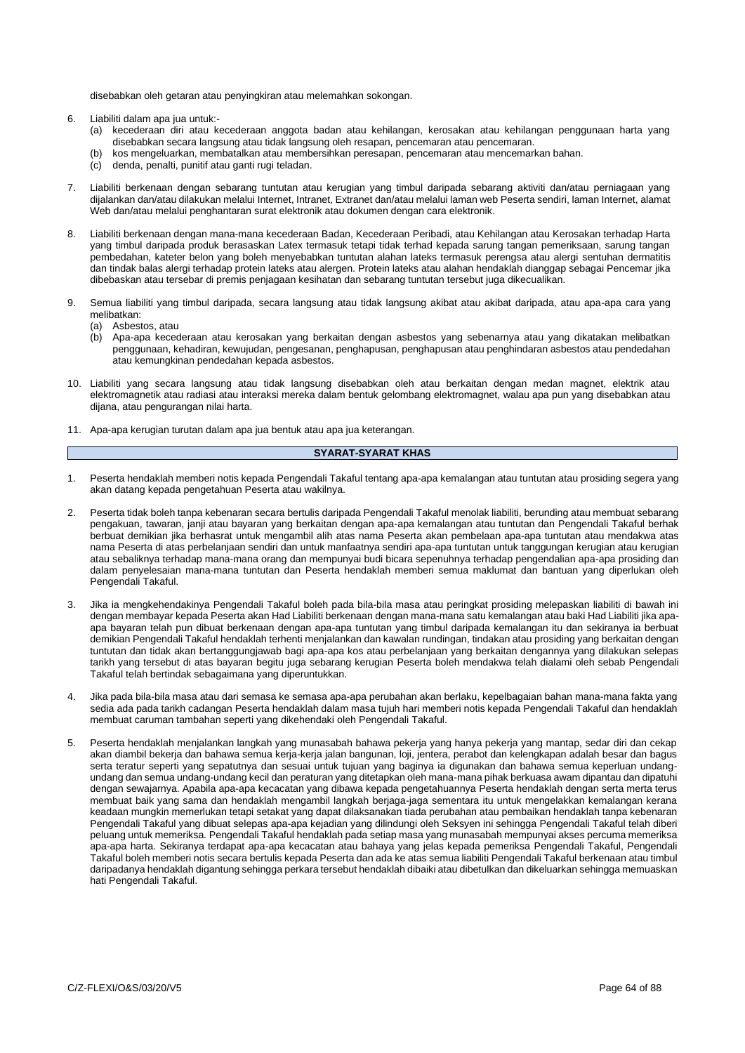disebabkan oleh getaran atau penyingkiran atau melemahkan sokongan.

6. Liabiliti dalam apa jua untuk:-
   (a) kecederaan diri atau kecederaan anggota badan atau kehilangan, kerosakan atau kehilangan penggunaan harta yang disebabkan secara langsung atau tidak langsung oleh resapan, pencemaran atau pencemaran.
   (b) kos mengeluarkan, membatalkan atau membersihkan peresapan, pencemaran atau mencemarkan bahan.
   (c) denda, penalti, punitif atau ganti rugi teladan.

7. Liabiliti berkenaan dengan sebarang tuntutan atau kerugian yang timbul daripada sebarang aktiviti dan/atau perniagaan yang dijalankan dan/atau dilakukan melalui Internet, Intranet, Extranet dan/atau melalui laman web Peserta sendiri, laman Internet, alamat Web dan/atau melalui penghantaran surat elektronik atau dokumen dengan cara elektronik.

8. Liabiliti berkenaan dengan mana-mana kecederaan Badan, Kecederaan Peribadi, atau Kehilangan atau Kerosakan terhadap Harta yang timbul daripada produk berasaskan Latex termasuk tetapi tidak terhad kepada sarung tangan pemeriksaan, sarung tangan pembedahan, kateter belon yang boleh menyebabkan tuntutan alahan lateks termasuk perengsa atau alergi sentuhan dermatitis dan tindak balas alergi terhadap protein lateks atau alergen. Protein lateks atau alahan hendaklah dianggap sebagai Pencemar jika dibebaskan atau tersebar di premis penjagaan kesihatan dan sebarang tuntutan tersebut juga dikecualikan.

9. Semua liabiliti yang timbul daripada, secara langsung atau tidak langsung akibat atau akibat daripada, atau apa-apa cara yang melibatkan:
   (a) Asbestos, atau
   (b) Apa-apa kecederaan atau kerosakan yang berkaitan dengan asbestos yang sebenarnya atau yang dikatakan melibatkan penggunaan, kehadiran, kewujudan, pengesanan, penghapusan, penghapusan atau penghindaran asbestos atau pendedahan atau kemungkinan pendedahan kepada asbestos.

10. Liabiliti yang secara langsung atau tidak langsung disebabkan oleh atau berkaitan dengan medan magnet, elektrik atau elektromagnetik atau radiasi atau interaksi mereka dalam bentuk gelombang elektromagnet, walau apa pun yang disebabkan atau dijana, atau pengurangan nilai harta.

11. Apa-apa kerugian turutan dalam apa jua bentuk atau apa jua keterangan.

## SYARAT-SYARAT KHAS

1. Peserta hendaklah memberi notis kepada Pengendali Takaful tentang apa-apa kemalangan atau tuntutan atau prosiding segera yang akan datang kepada pengetahuan Peserta atau wakilnya.

2. Peserta tidak boleh tanpa kebenaran secara bertulis daripada Pengendali Takaful menolak liabiliti, berunding atau membuat sebarang pengakuan, tawaran, janji atau bayaran yang berkaitan dengan apa-apa kemalangan atau tuntutan dan Pengendali Takaful berhak berbuat demikian jika berhasrat untuk mengambil alih atas nama Peserta akan pembelaan apa-apa tuntutan atau mendakwa atas nama Peserta di atas perbelanjaan sendiri dan untuk manfaatnya sendiri apa-apa tuntutan untuk tanggungan kerugian atau kerugian atau sebaliknya terhadap mana-mana orang dan mempunyai budi bicara sepenuhnya terhadap pengendalian apa-apa prosiding dan dalam penyelesaian mana-mana tuntutan dan Peserta hendaklah memberi semua maklumat dan bantuan yang diperlukan oleh Pengendali Takaful.

3. Jika ia mengkehendakinya Pengendali Takaful boleh pada bila-bila masa atau peringkat prosiding melepaskan liabiliti di bawah ini dengan membayar kepada Peserta akan Had Liabiliti berkenaan dengan mana-mana satu kemalangan atau baki Had Liabiliti jika apa-apa bayaran telah pun dibuat berkenaan dengan apa-apa tuntutan yang timbul daripada kemalangan itu dan sekiranya ia berbuat demikian Pengendali Takaful hendaklah terhenti menjalankan dan kawalan rundingan, tindakan atau prosiding yang berkaitan dengan tuntutan dan tidak akan bertanggungjawab bagi apa-apa kos atau perbelanjaan yang berkaitan dengannya yang dilakukan selepas tarikh yang tersebut di atas bayaran begitu juga sebarang kerugian Peserta boleh mendakwa telah dialami oleh sebab Pengendali Takaful telah bertindak sebagaimana yang diperuntukkan.

4. Jika pada bila-bila masa atau dari semasa ke semasa apa-apa perubahan akan berlaku, kepelbagaian bahan mana-mana fakta yang sedia ada pada tarikh cadangan Peserta hendaklah dalam masa tujuh hari memberi notis kepada Pengendali Takaful dan hendaklah membuat caruman tambahan seperti yang dikehendaki oleh Pengendali Takaful.

5. Peserta hendaklah menjalankan langkah yang munasabah bahawa pekerja yang hanya pekerja yang mantap, sedar diri dan cekap akan diambil bekerja dan bahawa semua kerja-kerja jalan bangunan, loji, jentera, perabot dan kelengkapan adalah besar dan bagus serta teratur seperti yang sepatutnya dan sesuai untuk tujuan yang baginya ia digunakan dan bahawa semua keperluan undang-undang dan semua undang-undang kecil dan peraturan yang ditetapkan oleh mana-mana pihak berkuasa awam dipantau dan dipatuhi dengan sewajarnya. Apabila apa-apa kecacatan yang dibawa kepada pengetahuannya Peserta hendaklah dengan serta merta terus membuat baik yang sama dan hendaklah mengambil langkah berjaga-jaga sementara itu untuk mengelakkan kemalangan kerana keadaan mungkin memerlukan tetapi setakat yang dapat dilaksanakan tiada perubahan atau pembaikan hendaklah tanpa kebenaran Pengendali Takaful yang dibuat selepas apa-apa kejadian yang dilindungi oleh Seksyen ini sehingga Pengendali Takaful telah diberi peluang untuk memeriksa. Pengendali Takaful hendaklah pada setiap masa yang munasabah mempunyai akses percuma memeriksa apa-apa harta. Sekiranya terdapat apa-apa kecacatan atau bahaya yang jelas kepada pemeriksa Pengendali Takaful, Pengendali Takaful boleh memberi notis secara bertulis kepada Peserta dan ada ke atas semua liabiliti Pengendali Takaful berkenaan atau timbul daripadanya hendaklah digantung sehingga perkara tersebut hendaklah dibaiki atau dibetulkan dan dikeluarkan sehingga memuaskan hati Pengendali Takaful.

C/Z-FLEXI/O&S/03/20/V5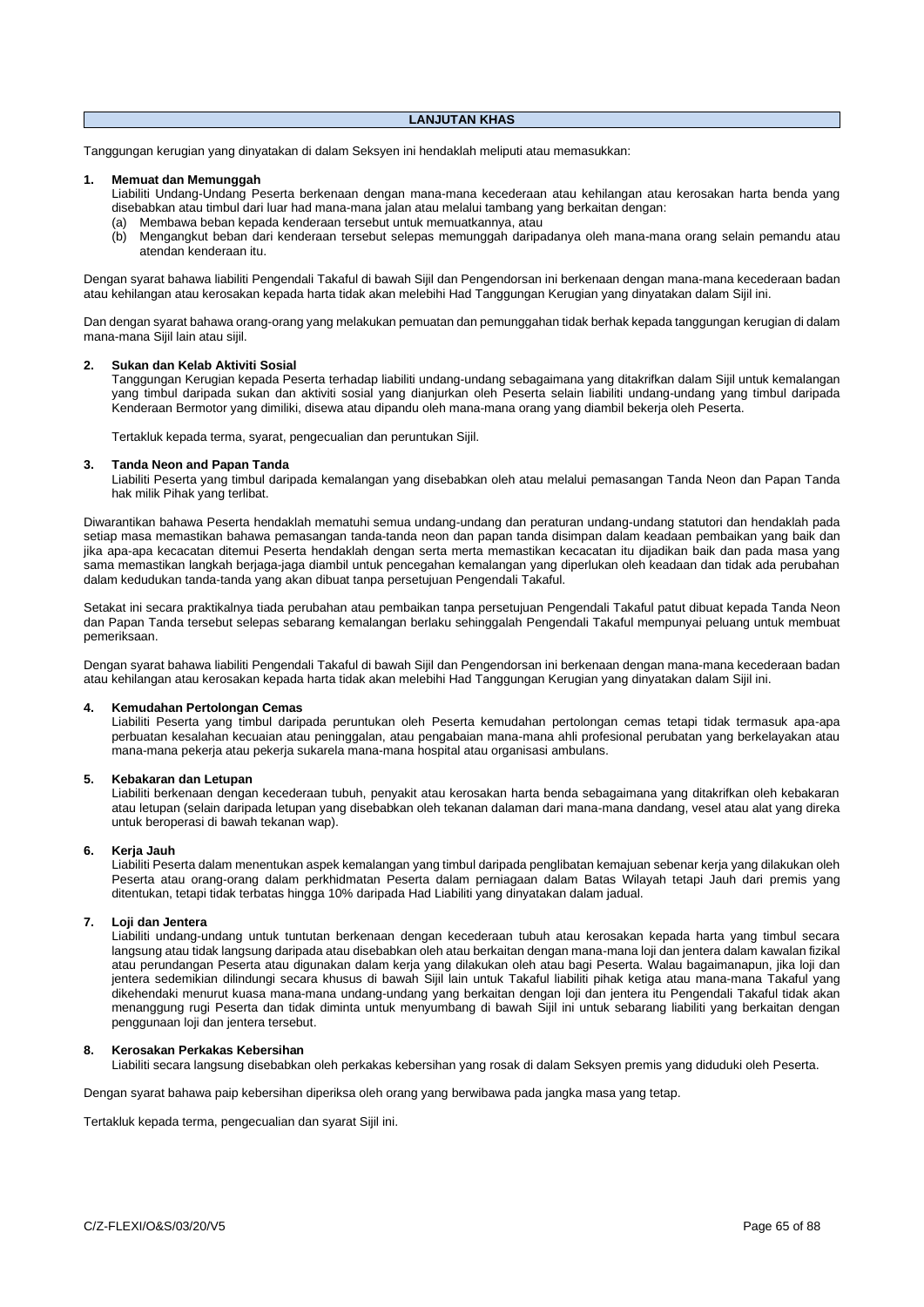## LANJUTAN KHAS

Tanggungan kerugian yang dinyatakan di dalam Seksyen ini hendaklah meliputi atau memasukkan:

**1. Memuat dan Memunggah**

Liabiliti Undang-Undang Peserta berkenaan dengan mana-mana kecederaan atau kehilangan atau kerosakan harta benda yang disebabkan atau timbul dari luar had mana-mana jalan atau melalui tambang yang berkaitan dengan:

(a) Membawa beban kepada kenderaan tersebut untuk memuatkannya, atau
(b) Mengangkut beban dari kenderaan tersebut selepas memunggah daripadanya oleh mana-mana orang selain pemandu atau atendan kenderaan itu.

Dengan syarat bahawa liabiliti Pengendali Takaful di bawah Sijil dan Pengendorsan ini berkenaan dengan mana-mana kecederaan badan atau kehilangan atau kerosakan kepada harta tidak akan melebihi Had Tanggungan Kerugian yang dinyatakan dalam Sijil ini.

Dan dengan syarat bahawa orang-orang yang melakukan pemuatan dan pemunggahan tidak berhak kepada tanggungan kerugian di dalam mana-mana Sijil lain atau sijil.

**2. Sukan dan Kelab Aktiviti Sosial**

Tanggungan Kerugian kepada Peserta terhadap liabiliti undang-undang sebagaimana yang ditakrifkan dalam Sijil untuk kemalangan yang timbul daripada sukan dan aktiviti sosial yang dianjurkan oleh Peserta selain liabiliti undang-undang yang timbul daripada Kenderaan Bermotor yang dimiliki, disewa atau dipandu oleh mana-mana orang yang diambil bekerja oleh Peserta.

Tertakluk kepada terma, syarat, pengecualian dan peruntukan Sijil.

**3. Tanda Neon and Papan Tanda**

Liabiliti Peserta yang timbul daripada kemalangan yang disebabkan oleh atau melalui pemasangan Tanda Neon dan Papan Tanda hak milik Pihak yang terlibat.

Diwarantikan bahawa Peserta hendaklah mematuhi semua undang-undang dan peraturan undang-undang statutori dan hendaklah pada setiap masa memastikan bahawa pemasangan tanda-tanda neon dan papan tanda disimpan dalam keadaan pembaikan yang baik dan jika apa-apa kecacatan ditemui Peserta hendaklah dengan serta merta memastikan kecacatan itu dijadikan baik dan pada masa yang sama memastikan langkah berjaga-jaga diambil untuk pencegahan kemalangan yang diperlukan oleh keadaan dan tidak ada perubahan dalam kedudukan tanda-tanda yang akan dibuat tanpa persetujuan Pengendali Takaful.

Setakat ini secara praktikalnya tiada perubahan atau pembaikan tanpa persetujuan Pengendali Takaful patut dibuat kepada Tanda Neon dan Papan Tanda tersebut selepas sebarang kemalangan berlaku sehinggalah Pengendali Takaful mempunyai peluang untuk membuat pemeriksaan.

Dengan syarat bahawa liabiliti Pengendali Takaful di bawah Sijil dan Pengendorsan ini berkenaan dengan mana-mana kecederaan badan atau kehilangan atau kerosakan kepada harta tidak akan melebihi Had Tanggungan Kerugian yang dinyatakan dalam Sijil ini.

**4. Kemudahan Pertolongan Cemas**

Liabiliti Peserta yang timbul daripada peruntukan oleh Peserta kemudahan pertolongan cemas tetapi tidak termasuk apa-apa perbuatan kesalahan kecuaian atau peninggalan, atau pengabaian mana-mana ahli profesional perubatan yang berkelayakan atau mana-mana pekerja atau pekerja sukarela mana-mana hospital atau organisasi ambulans.

**5. Kebakaran dan Letupan**

Liabiliti berkenaan dengan kecederaan tubuh, penyakit atau kerosakan harta benda sebagaimana yang ditakrifkan oleh kebakaran atau letupan (selain daripada letupan yang disebabkan oleh tekanan dalaman dari mana-mana dandang, vesel atau alat yang direka untuk beroperasi di bawah tekanan wap).

**6. Kerja Jauh**

Liabiliti Peserta dalam menentukan aspek kemalangan yang timbul daripada penglibatan kemajuan sebenar kerja yang dilakukan oleh Peserta atau orang-orang dalam perkhidmatan Peserta dalam perniagaan dalam Batas Wilayah tetapi Jauh dari premis yang ditentukan, tetapi tidak terbatas hingga 10% daripada Had Liabiliti yang dinyatakan dalam jadual.

**7. Loji dan Jentera**

Liabiliti undang-undang untuk tuntutan berkenaan dengan kecederaan tubuh atau kerosakan kepada harta yang timbul secara langsung atau tidak langsung daripada atau disebabkan oleh atau berkaitan dengan mana-mana loji dan jentera dalam kawalan fizikal atau perundangan Peserta atau digunakan dalam kerja yang dilakukan oleh atau bagi Peserta. Walau bagaimanapun, jika loji dan jentera sedemikian dilindungi secara khusus di bawah Sijil lain untuk Takaful liabiliti pihak ketiga atau mana-mana Takaful yang dikehendaki menurut kuasa mana-mana undang-undang yang berkaitan dengan loji dan jentera itu Pengendali Takaful tidak akan menanggung rugi Peserta dan tidak diminta untuk menyumbang di bawah Sijil ini untuk sebarang liabiliti yang berkaitan dengan penggunaan loji dan jentera tersebut.

**8. Kerosakan Perkakas Kebersihan**

Liabiliti secara langsung disebabkan oleh perkakas kebersihan yang rosak di dalam Seksyen premis yang diduduki oleh Peserta.

Dengan syarat bahawa paip kebersihan diperiksa oleh orang yang berwibawa pada jangka masa yang tetap.

Tertakluk kepada terma, pengecualian dan syarat Sijil ini.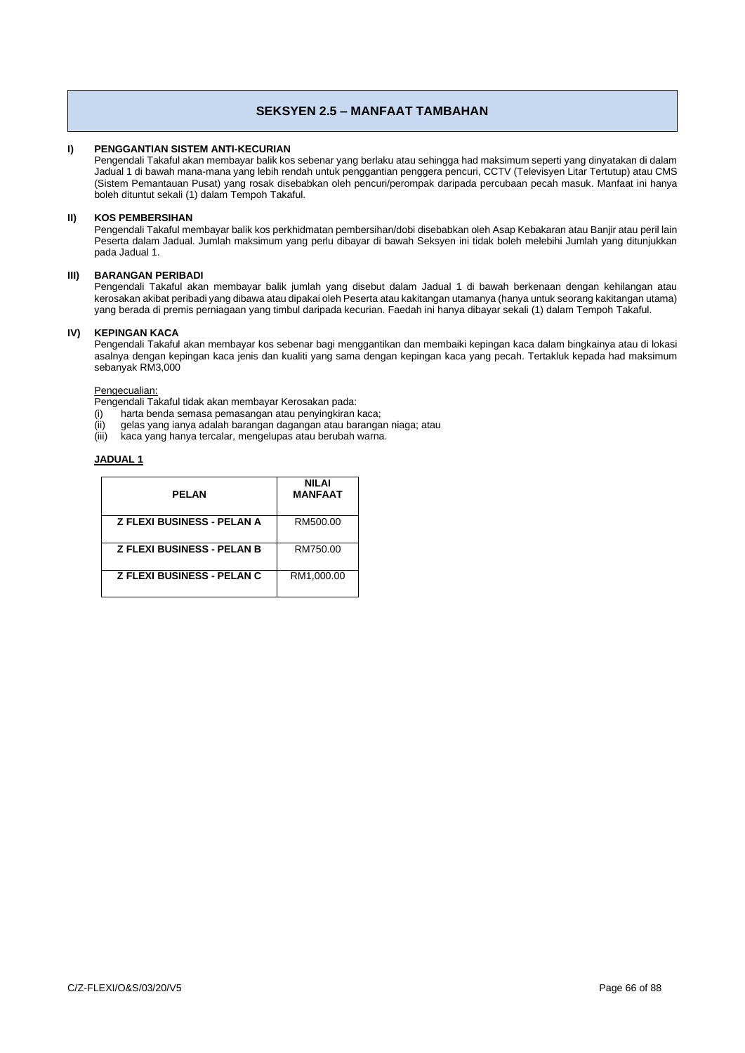## SEKSYEN 2.5 – MANFAAT TAMBAHAN

**I) PENGGANTIAN SISTEM ANTI-KECURIAN**

Pengendali Takaful akan membayar balik kos sebenar yang berlaku atau sehingga had maksimum seperti yang dinyatakan di dalam Jadual 1 di bawah mana-mana yang lebih rendah untuk penggantian penggera pencuri, CCTV (Televisyen Litar Tertutup) atau CMS (Sistem Pemantauan Pusat) yang rosak disebabkan oleh pencuri/perompak daripada percubaan pecah masuk. Manfaat ini hanya boleh dituntut sekali (1) dalam Tempoh Takaful.

**II) KOS PEMBERSIHAN**

Pengendali Takaful membayar balik kos perkhidmatan pembersihan/dobi disebabkan oleh Asap Kebakaran atau Banjir atau peril lain Peserta dalam Jadual. Jumlah maksimum yang perlu dibayar di bawah Seksyen ini tidak boleh melebihi Jumlah yang ditunjukkan pada Jadual 1.

**III) BARANGAN PERIBADI**

Pengendali Takaful akan membayar balik jumlah yang disebut dalam Jadual 1 di bawah berkenaan dengan kehilangan atau kerosakan akibat peribadi yang dibawa atau dipakai oleh Peserta atau kakitangan utamanya (hanya untuk seorang kakitangan utama) yang berada di premis perniagaan yang timbul daripada kecurian. Faedah ini hanya dibayar sekali (1) dalam Tempoh Takaful.

**IV) KEPINGAN KACA**

Pengendali Takaful akan membayar kos sebenar bagi menggantikan dan membaiki kepingan kaca dalam bingkainya atau di lokasi asalnya dengan kepingan kaca jenis dan kualiti yang sama dengan kepingan kaca yang pecah. Tertakluk kepada had maksimum sebanyak RM3,000

Pengecualian:

Pengendali Takaful tidak akan membayar Kerosakan pada:

(i) harta benda semasa pemasangan atau penyingkiran kaca;
(ii) gelas yang ianya adalah barangan dagangan atau barangan niaga; atau
(iii) kaca yang hanya tercalar, mengelupas atau berubah warna.

**JADUAL 1**

| PELAN | NILAI MANFAAT |
|---|---|
| Z FLEXI BUSINESS - PELAN A | RM500.00 |
| Z FLEXI BUSINESS - PELAN B | RM750.00 |
| Z FLEXI BUSINESS - PELAN C | RM1,000.00 |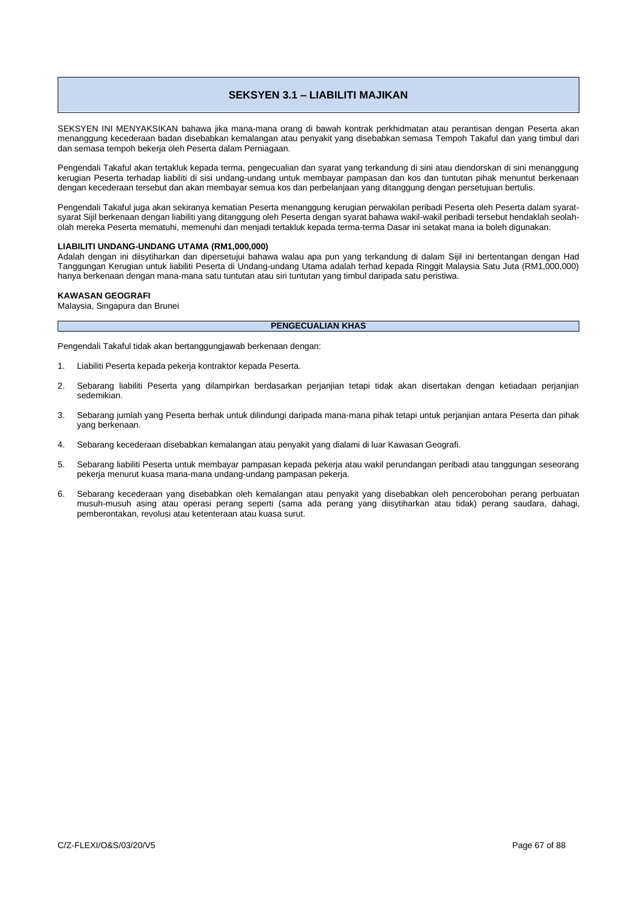# SEKSYEN 3.1 – LIABILITI MAJIKAN

SEKSYEN INI MENYAKSIKAN bahawa jika mana-mana orang di bawah kontrak perkhidmatan atau perantisan dengan Peserta akan menanggung kecederaan badan disebabkan kemalangan atau penyakit yang disebabkan semasa Tempoh Takaful dan yang timbul dari dan semasa tempoh bekerja oleh Peserta dalam Perniagaan.

Pengendali Takaful akan tertakluk kepada terma, pengecualian dan syarat yang terkandung di sini atau diendorskan di sini menanggung kerugian Peserta terhadap liabiliti di sisi undang-undang untuk membayar pampasan dan kos dan tuntutan pihak menuntut berkenaan dengan kecederaan tersebut dan akan membayar semua kos dan perbelanjaan yang ditanggung dengan persetujuan bertulis.

Pengendali Takaful juga akan sekiranya kematian Peserta menanggung kerugian perwakilan peribadi Peserta oleh Peserta dalam syarat-syarat Sijil berkenaan dengan liabiliti yang ditanggung oleh Peserta dengan syarat bahawa wakil-wakil peribadi tersebut hendaklah seolah-olah mereka Peserta mematuhi, memenuhi dan menjadi tertakluk kepada terma-terma Dasar ini setakat mana ia boleh digunakan.

**LIABILITI UNDANG-UNDANG UTAMA (RM1,000,000)**
Adalah dengan ini diisytiharkan dan dipersetujui bahawa walau apa pun yang terkandung di dalam Sijil ini bertentangan dengan Had Tanggungan Kerugian untuk liabiliti Peserta di Undang-undang Utama adalah terhad kepada Ringgit Malaysia Satu Juta (RM1,000,000) hanya berkenaan dengan mana-mana satu tuntutan atau siri tuntutan yang timbul daripada satu peristiwa.

**KAWASAN GEOGRAFI**
Malaysia, Singapura dan Brunei

## PENGECUALIAN KHAS

Pengendali Takaful tidak akan bertanggungjawab berkenaan dengan:

1. Liabiliti Peserta kepada pekerja kontraktor kepada Peserta.

2. Sebarang liabiliti Peserta yang dilampirkan berdasarkan perjanjian tetapi tidak akan disertakan dengan ketiadaan perjanjian sedemikian.

3. Sebarang jumlah yang Peserta berhak untuk dilindungi daripada mana-mana pihak tetapi untuk perjanjian antara Peserta dan pihak yang berkenaan.

4. Sebarang kecederaan disebabkan kemalangan atau penyakit yang dialami di luar Kawasan Geografi.

5. Sebarang liabiliti Peserta untuk membayar pampasan kepada pekerja atau wakil perundangan peribadi atau tanggungan seseorang pekerja menurut kuasa mana-mana undang-undang pampasan pekerja.

6. Sebarang kecederaan yang disebabkan oleh kemalangan atau penyakit yang disebabkan oleh pencerobohan perang perbuatan musuh-musuh asing atau operasi perang seperti (sama ada perang yang diisytiharkan atau tidak) perang saudara, dahagi, pemberontakan, revolusi atau ketenteraan atau kuasa surut.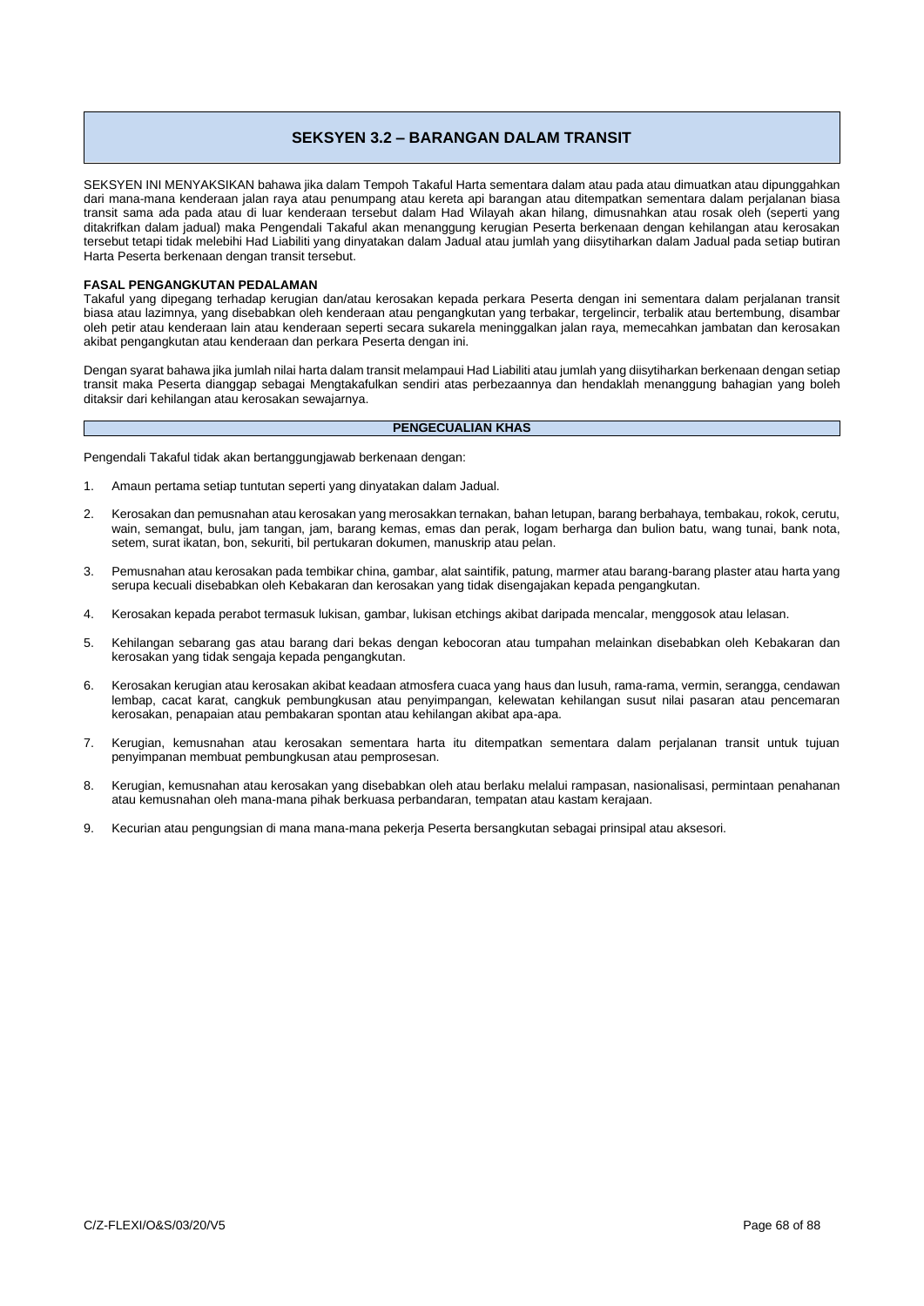## SEKSYEN 3.2 – BARANGAN DALAM TRANSIT

SEKSYEN INI MENYAKSIKAN bahawa jika dalam Tempoh Takaful Harta sementara dalam atau pada atau dimuatkan atau dipunggahkan dari mana-mana kenderaan jalan raya atau penumpang atau kereta api barangan atau ditempatkan sementara dalam perjalanan biasa transit sama ada pada atau di luar kenderaan tersebut dalam Had Wilayah akan hilang, dimusnahkan atau rosak oleh (seperti yang ditakrifkan dalam jadual) maka Pengendali Takaful akan menanggung kerugian Peserta berkenaan dengan kehilangan atau kerosakan tersebut tetapi tidak melebihi Had Liabiliti yang dinyatakan dalam Jadual atau jumlah yang diisytiharkan dalam Jadual pada setiap butiran Harta Peserta berkenaan dengan transit tersebut.

**FASAL PENGANGKUTAN PEDALAMAN**

Takaful yang dipegang terhadap kerugian dan/atau kerosakan kepada perkara Peserta dengan ini sementara dalam perjalanan transit biasa atau lazimnya, yang disebabkan oleh kenderaan atau pengangkutan yang terbakar, tergelincir, terbalik atau bertembung, disambar oleh petir atau kenderaan lain atau kenderaan seperti secara sukarela meninggalkan jalan raya, memecahkan jambatan dan kerosakan akibat pengangkutan atau kenderaan dan perkara Peserta dengan ini.

Dengan syarat bahawa jika jumlah nilai harta dalam transit melampaui Had Liabiliti atau jumlah yang diisytiharkan berkenaan dengan setiap transit maka Peserta dianggap sebagai Mengtakafulkan sendiri atas perbezaannya dan hendaklah menanggung bahagian yang boleh ditaksir dari kehilangan atau kerosakan sewajarnya.

### PENGECUALIAN KHAS

Pengendali Takaful tidak akan bertanggungjawab berkenaan dengan:

1. Amaun pertama setiap tuntutan seperti yang dinyatakan dalam Jadual.
2. Kerosakan dan pemusnahan atau kerosakan yang merosakkan ternakan, bahan letupan, barang berbahaya, tembakau, rokok, cerutu, wain, semangat, bulu, jam tangan, jam, barang kemas, emas dan perak, logam berharga dan bulion batu, wang tunai, bank nota, setem, surat ikatan, bon, sekuriti, bil pertukaran dokumen, manuskrip atau pelan.
3. Pemusnahan atau kerosakan pada tembikar china, gambar, alat saintifik, patung, marmer atau barang-barang plaster atau harta yang serupa kecuali disebabkan oleh Kebakaran dan kerosakan yang tidak disengajakan kepada pengangkutan.
4. Kerosakan kepada perabot termasuk lukisan, gambar, lukisan etchings akibat daripada mencalar, menggosok atau lelasan.
5. Kehilangan sebarang gas atau barang dari bekas dengan kebocoran atau tumpahan melainkan disebabkan oleh Kebakaran dan kerosakan yang tidak sengaja kepada pengangkutan.
6. Kerosakan kerugian atau kerosakan akibat keadaan atmosfera cuaca yang haus dan lusuh, rama-rama, vermin, serangga, cendawan lembap, cacat karat, cangkuk pembungkusan atau penyimpangan, kelewatan kehilangan susut nilai pasaran atau pencemaran kerosakan, penapaian atau pembakaran spontan atau kehilangan akibat apa-apa.
7. Kerugian, kemusnahan atau kerosakan sementara harta itu ditempatkan sementara dalam perjalanan transit untuk tujuan penyimpanan membuat pembungkusan atau pemprosesan.
8. Kerugian, kemusnahan atau kerosakan yang disebabkan oleh atau berlaku melalui rampasan, nasionalisasi, permintaan penahanan atau kemusnahan oleh mana-mana pihak berkuasa perbandaran, tempatan atau kastam kerajaan.
9. Kecurian atau pengungsian di mana mana-mana pekerja Peserta bersangkutan sebagai prinsipal atau aksesori.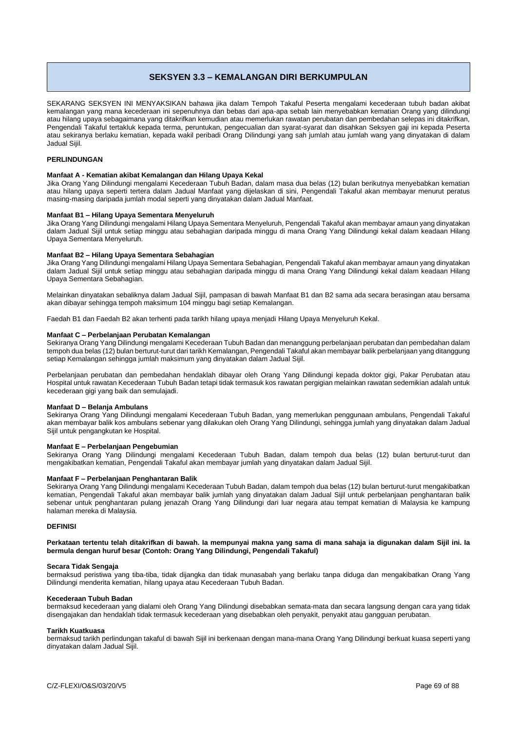# SEKSYEN 3.3 – KEMALANGAN DIRI BERKUMPULAN

SEKARANG SEKSYEN INI MENYAKSIKAN bahawa jika dalam Tempoh Takaful Peserta mengalami kecederaan tubuh badan akibat kemalangan yang mana kecederaan ini sepenuhnya dan bebas dari apa-apa sebab lain menyebabkan kematian Orang yang dilindungi atau hilang upaya sebagaimana yang ditakrifkan kemudian atau memerlukan rawatan perubatan dan pembedahan selepas ini ditakrifkan, Pengendali Takaful tertakluk kepada terma, peruntukan, pengecualian dan syarat-syarat dan disahkan Seksyen gaji ini kepada Peserta atau sekiranya berlaku kematian, kepada wakil peribadi Orang Dilindungi yang sah jumlah atau jumlah wang yang dinyatakan di dalam Jadual Sijil.

## PERLINDUNGAN

### Manfaat A - Kematian akibat Kemalangan dan Hilang Upaya Kekal

Jika Orang Yang Dilindungi mengalami Kecederaan Tubuh Badan, dalam masa dua belas (12) bulan berikutnya menyebabkan kematian atau hilang upaya seperti tertera dalam Jadual Manfaat yang dijelaskan di sini, Pengendali Takaful akan membayar menurut peratus masing-masing daripada jumlah modal seperti yang dinyatakan dalam Jadual Manfaat.

### Manfaat B1 – Hilang Upaya Sementara Menyeluruh

Jika Orang Yang Dilindungi mengalami Hilang Upaya Sementara Menyeluruh, Pengendali Takaful akan membayar amaun yang dinyatakan dalam Jadual Sijil untuk setiap minggu atau sebahagian daripada minggu di mana Orang Yang Dilindungi kekal dalam keadaan Hilang Upaya Sementara Menyeluruh.

### Manfaat B2 – Hilang Upaya Sementara Sebahagian

Jika Orang Yang Dilindungi mengalami Hilang Upaya Sementara Sebahagian, Pengendali Takaful akan membayar amaun yang dinyatakan dalam Jadual Sijil untuk setiap minggu atau sebahagian daripada minggu di mana Orang Yang Dilindungi kekal dalam keadaan Hilang Upaya Sementara Sebahagian.

Melainkan dinyatakan sebaliknya dalam Jadual Sijil, pampasan di bawah Manfaat B1 dan B2 sama ada secara berasingan atau bersama akan dibayar sehingga tempoh maksimum 104 minggu bagi setiap Kemalangan.

Faedah B1 dan Faedah B2 akan terhenti pada tarikh hilang upaya menjadi Hilang Upaya Menyeluruh Kekal.

### Manfaat C – Perbelanjaan Perubatan Kemalangan

Sekiranya Orang Yang Dilindungi mengalami Kecederaan Tubuh Badan dan menanggung perbelanjaan perubatan dan pembedahan dalam tempoh dua belas (12) bulan berturut-turut dari tarikh Kemalangan, Pengendali Takaful akan membayar balik perbelanjaan yang ditanggung setiap Kemalangan sehingga jumlah maksimum yang dinyatakan dalam Jadual Sijil.

Perbelanjaan perubatan dan pembedahan hendaklah dibayar oleh Orang Yang Dilindungi kepada doktor gigi, Pakar Perubatan atau Hospital untuk rawatan Kecederaan Tubuh Badan tetapi tidak termasuk kos rawatan pergigian melainkan rawatan sedemikian adalah untuk kecederaan gigi yang baik dan semulajadi.

### Manfaat D – Belanja Ambulans

Sekiranya Orang Yang Dilindungi mengalami Kecederaan Tubuh Badan, yang memerlukan penggunaan ambulans, Pengendali Takaful akan membayar balik kos ambulans sebenar yang dilakukan oleh Orang Yang Dilindungi, sehingga jumlah yang dinyatakan dalam Jadual Sijil untuk pengangkutan ke Hospital.

### Manfaat E – Perbelanjaan Pengebumian

Sekiranya Orang Yang Dilindungi mengalami Kecederaan Tubuh Badan, dalam tempoh dua belas (12) bulan berturut-turut dan mengakibatkan kematian, Pengendali Takaful akan membayar jumlah yang dinyatakan dalam Jadual Sijil.

### Manfaat F – Perbelanjaan Penghantaran Balik

Sekiranya Orang Yang Dilindungi mengalami Kecederaan Tubuh Badan, dalam tempoh dua belas (12) bulan berturut-turut mengakibatkan kematian, Pengendali Takaful akan membayar balik jumlah yang dinyatakan dalam Jadual Sijil untuk perbelanjaan penghantaran balik sebenar untuk penghantaran pulang jenazah Orang Yang Dilindungi dari luar negara atau tempat kematian di Malaysia ke kampung halaman mereka di Malaysia.

## DEFINISI

**Perkataan tertentu telah ditakrifkan di bawah. Ia mempunyai makna yang sama di mana sahaja ia digunakan dalam Sijil ini. Ia bermula dengan huruf besar (Contoh: Orang Yang Dilindungi, Pengendali Takaful)**

### Secara Tidak Sengaja

bermaksud peristiwa yang tiba-tiba, tidak dijangka dan tidak munasabah yang berlaku tanpa diduga dan mengakibatkan Orang Yang Dilindungi menderita kematian, hilang upaya atau Kecederaan Tubuh Badan.

### Kecederaan Tubuh Badan

bermaksud kecederaan yang dialami oleh Orang Yang Dilindungi disebabkan semata-mata dan secara langsung dengan cara yang tidak disengajakan dan hendaklah tidak termasuk kecederaan yang disebabkan oleh penyakit, penyakit atau gangguan perubatan.

### Tarikh Kuatkuasa

bermaksud tarikh perlindungan takaful di bawah Sijil ini berkenaan dengan mana-mana Orang Yang Dilindungi berkuat kuasa seperti yang dinyatakan dalam Jadual Sijil.

C/Z-FLEXI/O&S/03/20/V5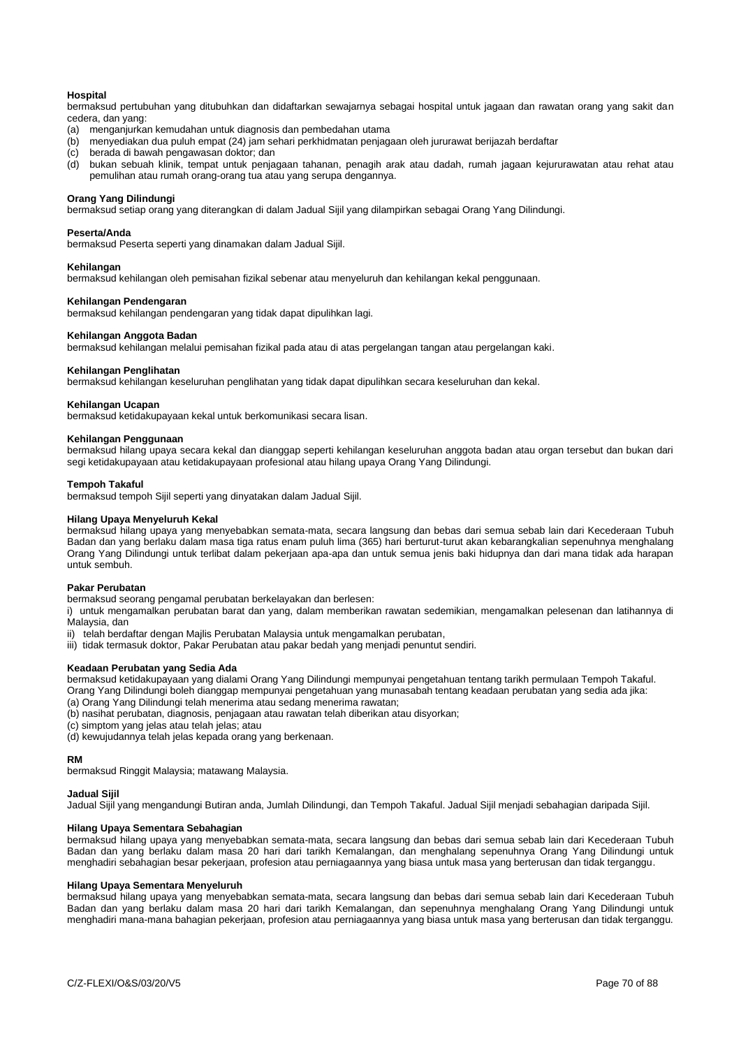**Hospital**
bermaksud pertubuhan yang ditubuhkan dan didaftarkan sewajarnya sebagai hospital untuk jagaan dan rawatan orang yang sakit dan cedera, dan yang:

(a) menganjurkan kemudahan untuk diagnosis dan pembedahan utama
(b) menyediakan dua puluh empat (24) jam sehari perkhidmatan penjagaan oleh jururawat berijazah berdaftar
(c) berada di bawah pengawasan doktor; dan
(d) bukan sebuah klinik, tempat untuk penjagaan tahanan, penagih arak atau dadah, rumah jagaan kejururawatan atau rehat atau pemulihan atau rumah orang-orang tua atau yang serupa dengannya.

**Orang Yang Dilindungi**
bermaksud setiap orang yang diterangkan di dalam Jadual Sijil yang dilampirkan sebagai Orang Yang Dilindungi.

**Peserta/Anda**
bermaksud Peserta seperti yang dinamakan dalam Jadual Sijil.

**Kehilangan**
bermaksud kehilangan oleh pemisahan fizikal sebenar atau menyeluruh dan kehilangan kekal penggunaan.

**Kehilangan Pendengaran**
bermaksud kehilangan pendengaran yang tidak dapat dipulihkan lagi.

**Kehilangan Anggota Badan**
bermaksud kehilangan melalui pemisahan fizikal pada atau di atas pergelangan tangan atau pergelangan kaki.

**Kehilangan Penglihatan**
bermaksud kehilangan keseluruhan penglihatan yang tidak dapat dipulihkan secara keseluruhan dan kekal.

**Kehilangan Ucapan**
bermaksud ketidakupayaan kekal untuk berkomunikasi secara lisan.

**Kehilangan Penggunaan**
bermaksud hilang upaya secara kekal dan dianggap seperti kehilangan keseluruhan anggota badan atau organ tersebut dan bukan dari segi ketidakupayaan atau ketidakupayaan profesional atau hilang upaya Orang Yang Dilindungi.

**Tempoh Takaful**
bermaksud tempoh Sijil seperti yang dinyatakan dalam Jadual Sijil.

**Hilang Upaya Menyeluruh Kekal**
bermaksud hilang upaya yang menyebabkan semata-mata, secara langsung dan bebas dari semua sebab lain dari Kecederaan Tubuh Badan dan yang berlaku dalam masa tiga ratus enam puluh lima (365) hari berturut-turut akan kebarangkalian sepenuhnya menghalang Orang Yang Dilindungi untuk terlibat dalam pekerjaan apa-apa dan untuk semua jenis baki hidupnya dan dari mana tidak ada harapan untuk sembuh.

**Pakar Perubatan**
bermaksud seorang pengamal perubatan berkelayakan dan berlesen:

i) untuk mengamalkan perubatan barat dan yang, dalam memberikan rawatan sedemikian, mengamalkan pelesenan dan latihannya di Malaysia, dan
ii) telah berdaftar dengan Majlis Perubatan Malaysia untuk mengamalkan perubatan,
iii) tidak termasuk doktor, Pakar Perubatan atau pakar bedah yang menjadi penuntut sendiri.

**Keadaan Perubatan yang Sedia Ada**
bermaksud ketidakupayaan yang dialami Orang Yang Dilindungi mempunyai pengetahuan tentang tarikh permulaan Tempoh Takaful. Orang Yang Dilindungi boleh dianggap mempunyai pengetahuan yang munasabah tentang keadaan perubatan yang sedia ada jika:
(a) Orang Yang Dilindungi telah menerima atau sedang menerima rawatan;
(b) nasihat perubatan, diagnosis, penjagaan atau rawatan telah diberikan atau disyorkan;
(c) simptom yang jelas atau telah jelas; atau
(d) kewujudannya telah jelas kepada orang yang berkenaan.

**RM**
bermaksud Ringgit Malaysia; matawang Malaysia.

**Jadual Sijil**
Jadual Sijil yang mengandungi Butiran anda, Jumlah Dilindungi, dan Tempoh Takaful. Jadual Sijil menjadi sebahagian daripada Sijil.

**Hilang Upaya Sementara Sebahagian**
bermaksud hilang upaya yang menyebabkan semata-mata, secara langsung dan bebas dari semua sebab lain dari Kecederaan Tubuh Badan dan yang berlaku dalam masa 20 hari dari tarikh Kemalangan, dan menghalang sepenuhnya Orang Yang Dilindungi untuk menghadiri sebahagian besar pekerjaan, profesion atau perniagaannya yang biasa untuk masa yang berterusan dan tidak terganggu.

**Hilang Upaya Sementara Menyeluruh**
bermaksud hilang upaya yang menyebabkan semata-mata, secara langsung dan bebas dari semua sebab lain dari Kecederaan Tubuh Badan dan yang berlaku dalam masa 20 hari dari tarikh Kemalangan, dan sepenuhnya menghalang Orang Yang Dilindungi untuk menghadiri mana-mana bahagian pekerjaan, profesion atau perniagaannya yang biasa untuk masa yang berterusan dan tidak terganggu.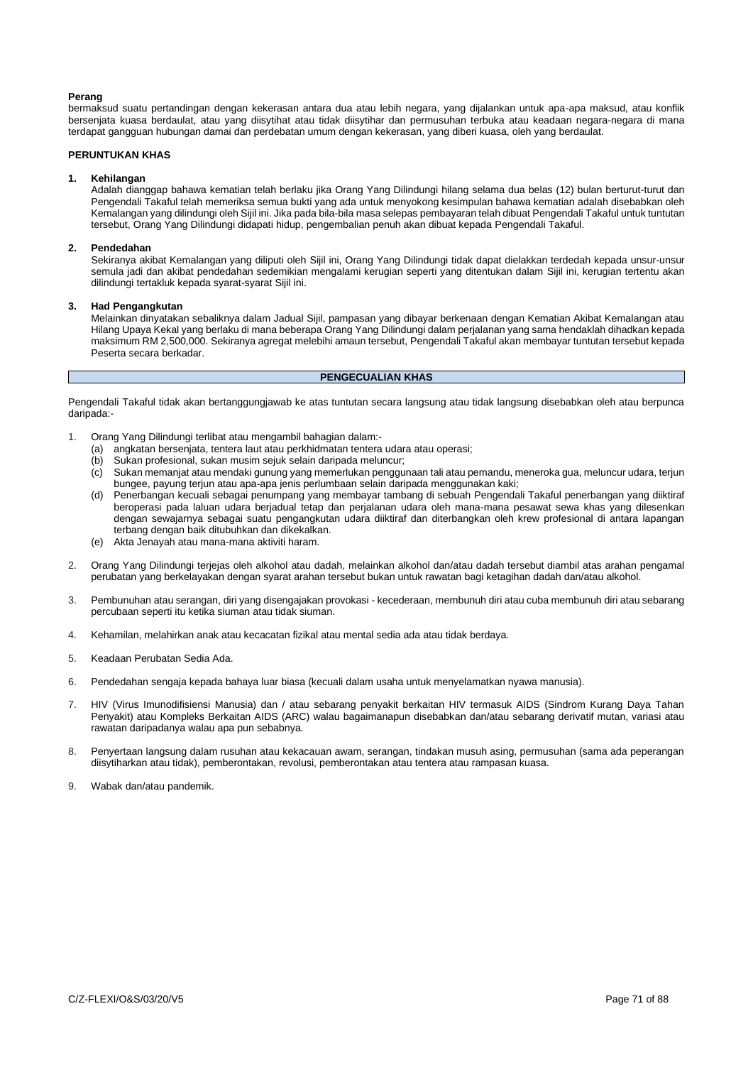**Perang**
bermaksud suatu pertandingan dengan kekerasan antara dua atau lebih negara, yang dijalankan untuk apa-apa maksud, atau konflik bersenjata kuasa berdaulat, atau yang diisytihat atau tidak diisytihar dan permusuhan terbuka atau keadaan negara-negara di mana terdapat gangguan hubungan damai dan perdebatan umum dengan kekerasan, yang diberi kuasa, oleh yang berdaulat.

**PERUNTUKAN KHAS**

**1. Kehilangan**
Adalah dianggap bahawa kematian telah berlaku jika Orang Yang Dilindungi hilang selama dua belas (12) bulan berturut-turut dan Pengendali Takaful telah memeriksa semua bukti yang ada untuk menyokong kesimpulan bahawa kematian adalah disebabkan oleh Kemalangan yang dilindungi oleh Sijil ini. Jika pada bila-bila masa selepas pembayaran telah dibuat Pengendali Takaful untuk tuntutan tersebut, Orang Yang Dilindungi didapati hidup, pengembalian penuh akan dibuat kepada Pengendali Takaful.

**2. Pendedahan**
Sekiranya akibat Kemalangan yang diliputi oleh Sijil ini, Orang Yang Dilindungi tidak dapat dielakkan terdedah kepada unsur-unsur semula jadi dan akibat pendedahan sedemikian mengalami kerugian seperti yang ditentukan dalam Sijil ini, kerugian tertentu akan dilindungi tertakluk kepada syarat-syarat Sijil ini.

**3. Had Pengangkutan**
Melainkan dinyatakan sebaliknya dalam Jadual Sijil, pampasan yang dibayar berkenaan dengan Kematian Akibat Kemalangan atau Hilang Upaya Kekal yang berlaku di mana beberapa Orang Yang Dilindungi dalam perjalanan yang sama hendaklah dihadkan kepada maksimum RM 2,500,000. Sekiranya agregat melebihi amaun tersebut, Pengendali Takaful akan membayar tuntutan tersebut kepada Peserta secara berkadar.

**PENGECUALIAN KHAS**

Pengendali Takaful tidak akan bertanggungjawab ke atas tuntutan secara langsung atau tidak langsung disebabkan oleh atau berpunca daripada:-

1. Orang Yang Dilindungi terlibat atau mengambil bahagian dalam:-
   (a) angkatan bersenjata, tentera laut atau perkhidmatan tentera udara atau operasi;
   (b) Sukan profesional, sukan musim sejuk selain daripada meluncur;
   (c) Sukan memanjat atau mendaki gunung yang memerlukan penggunaan tali atau pemandu, meneroka gua, meluncur udara, terjun bungee, payung terjun atau apa-apa jenis perlumbaan selain daripada menggunakan kaki;
   (d) Penerbangan kecuali sebagai penumpang yang membayar tambang di sebuah Pengendali Takaful penerbangan yang diiktiraf beroperasi pada laluan udara berjadual tetap dan perjalanan udara oleh mana-mana pesawat sewa khas yang dilesenkan dengan sewajarnya sebagai suatu pengangkutan udara diiktiraf dan diterbangkan oleh krew profesional di antara lapangan terbang dengan baik ditubuhkan dan dikekalkan.
   (e) Akta Jenayah atau mana-mana aktiviti haram.

2. Orang Yang Dilindungi terjejas oleh alkohol atau dadah, melainkan alkohol dan/atau dadah tersebut diambil atas arahan pengamal perubatan yang berkelayakan dengan syarat arahan tersebut bukan untuk rawatan bagi ketagihan dadah dan/atau alkohol.

3. Pembunuhan atau serangan, diri yang disengajakan provokasi - kecederaan, membunuh diri atau cuba membunuh diri atau sebarang percubaan seperti itu ketika siuman atau tidak siuman.

4. Kehamilan, melahirkan anak atau kecacatan fizikal atau mental sedia ada atau tidak berdaya.

5. Keadaan Perubatan Sedia Ada.

6. Pendedahan sengaja kepada bahaya luar biasa (kecuali dalam usaha untuk menyelamatkan nyawa manusia).

7. HIV (Virus Imunodifisiensi Manusia) dan / atau sebarang penyakit berkaitan HIV termasuk AIDS (Sindrom Kurang Daya Tahan Penyakit) atau Kompleks Berkaitan AIDS (ARC) walau bagaimanapun disebabkan dan/atau sebarang derivatif mutan, variasi atau rawatan daripadanya walau apa pun sebabnya.

8. Penyertaan langsung dalam rusuhan atau kekacauan awam, serangan, tindakan musuh asing, permusuhan (sama ada peperangan diisytiharkan atau tidak), pemberontakan, revolusi, pemberontakan atau tentera atau rampasan kuasa.

9. Wabak dan/atau pandemik.

C/Z-FLEXI/O&S/03/20/V5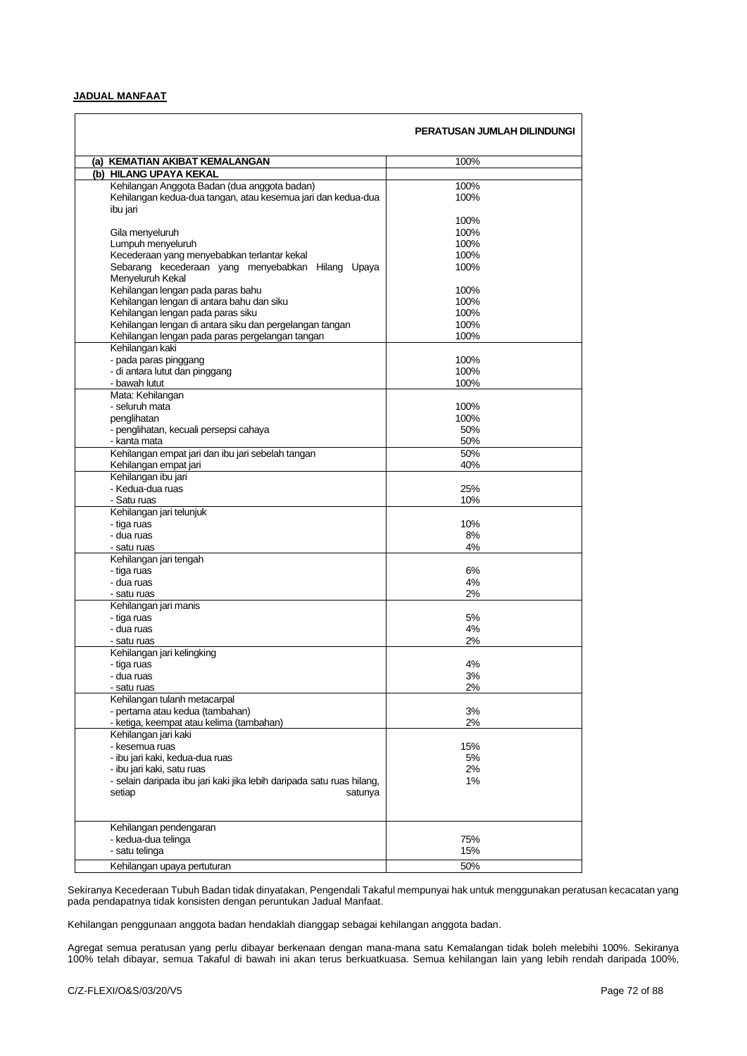**JADUAL MANFAAT**

| | PERATUSAN JUMLAH DILINDUNGI |
|---|---|
| **(a) KEMATIAN AKIBAT KEMALANGAN** | 100% |
| **(b) HILANG UPAYA KEKAL** | |
| Kehilangan Anggota Badan (dua anggota badan) | 100% |
| Kehilangan kedua-dua tangan, atau kesemua jari dan kedua-dua ibu jari | 100% |
| | 100% |
| Gila menyeluruh | 100% |
| Lumpuh menyeluruh | 100% |
| Kecederaan yang menyebabkan terlantar kekal | 100% |
| Sebarang kecederaan yang menyebabkan Hilang Upaya Menyeluruh Kekal | 100% |
| Kehilangan lengan pada paras bahu | 100% |
| Kehilangan lengan di antara bahu dan siku | 100% |
| Kehilangan lengan pada paras siku | 100% |
| Kehilangan lengan di antara siku dan pergelangan tangan | 100% |
| Kehilangan lengan pada paras pergelangan tangan | 100% |
| Kehilangan kaki | |
| - pada paras pinggang | 100% |
| - di antara lutut dan pinggang | 100% |
| - bawah lutut | 100% |
| Mata: Kehilangan | |
| - seluruh mata | 100% |
| penglihatan | 100% |
| - penglihatan, kecuali persepsi cahaya | 50% |
| - kanta mata | 50% |
| Kehilangan empat jari dan ibu jari sebelah tangan | 50% |
| Kehilangan empat jari | 40% |
| Kehilangan ibu jari | |
| - Kedua-dua ruas | 25% |
| - Satu ruas | 10% |
| Kehilangan jari telunjuk | |
| - tiga ruas | 10% |
| - dua ruas | 8% |
| - satu ruas | 4% |
| Kehilangan jari tengah | |
| - tiga ruas | 6% |
| - dua ruas | 4% |
| - satu ruas | 2% |
| Kehilangan jari manis | |
| - tiga ruas | 5% |
| - dua ruas | 4% |
| - satu ruas | 2% |
| Kehilangan jari kelingking | |
| - tiga ruas | 4% |
| - dua ruas | 3% |
| - satu ruas | 2% |
| Kehilangan tulanh metacarpal | |
| - pertama atau kedua (tambahan) | 3% |
| - ketiga, keempat atau kelima (tambahan) | 2% |
| Kehilangan jari kaki | |
| - kesemua ruas | 15% |
| - ibu jari kaki, kedua-dua ruas | 5% |
| - ibu jari kaki, satu ruas | 2% |
| - selain daripada ibu jari kaki jika lebih daripada satu ruas hilang, setiap satunya | 1% |
| Kehilangan pendengaran | |
| - kedua-dua telinga | 75% |
| - satu telinga | 15% |
| Kehilangan upaya pertuturan | 50% |

Sekiranya Kecederaan Tubuh Badan tidak dinyatakan, Pengendali Takaful mempunyai hak untuk menggunakan peratusan kecacatan yang pada pendapatnya tidak konsisten dengan peruntukan Jadual Manfaat.

Kehilangan penggunaan anggota badan hendaklah dianggap sebagai kehilangan anggota badan.

Agregat semua peratusan yang perlu dibayar berkenaan dengan mana-mana satu Kemalangan tidak boleh melebihi 100%. Sekiranya 100% telah dibayar, semua Takaful di bawah ini akan terus berkuatkuasa. Semua kehilangan lain yang lebih rendah daripada 100%,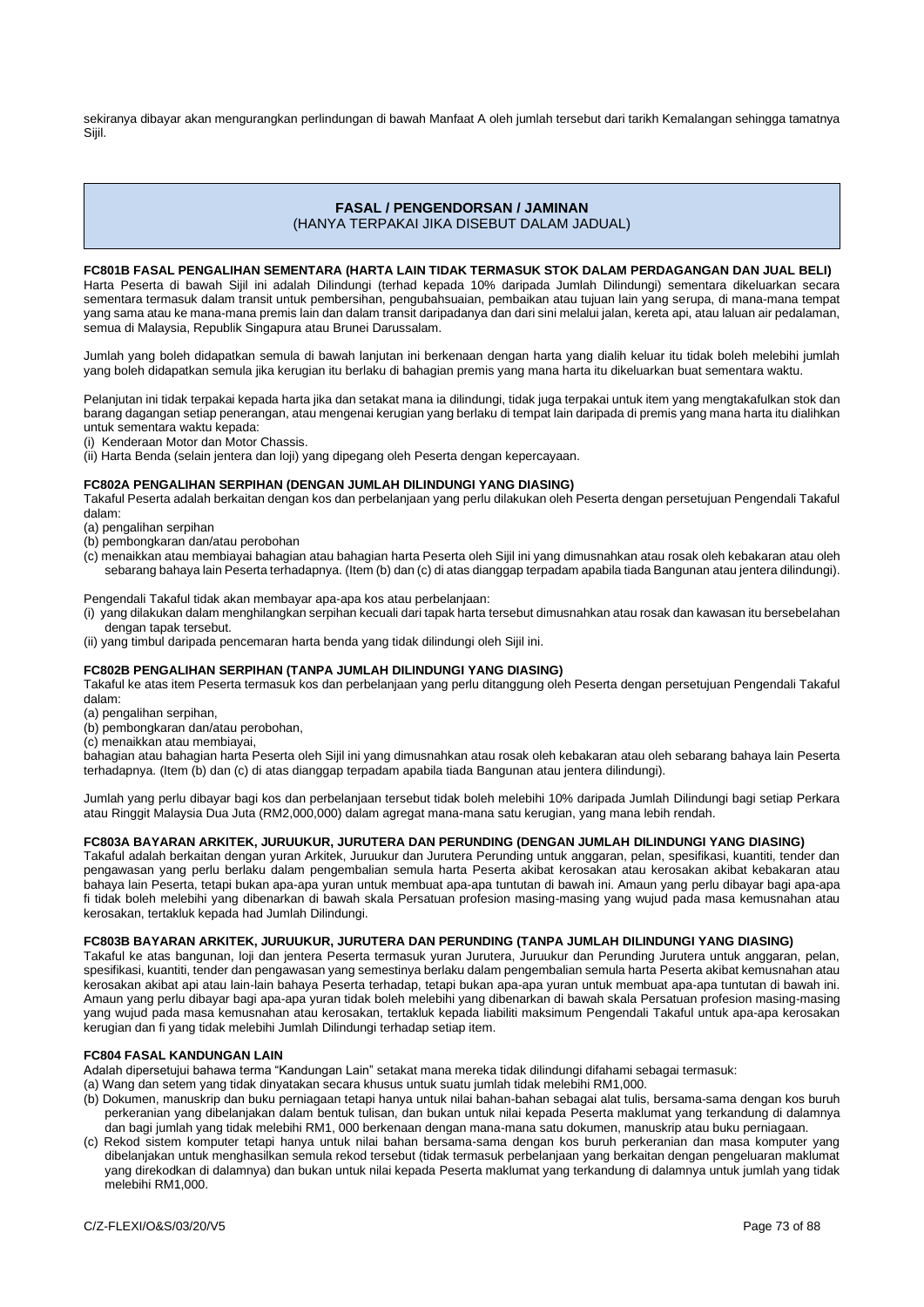sekiranya dibayar akan mengurangkan perlindungan di bawah Manfaat A oleh jumlah tersebut dari tarikh Kemalangan sehingga tamatnya Sijil.

## FASAL / PENGENDORSAN / JAMINAN
(HANYA TERPAKAI JIKA DISEBUT DALAM JADUAL)

**FC801B FASAL PENGALIHAN SEMENTARA (HARTA LAIN TIDAK TERMASUK STOK DALAM PERDAGANGAN DAN JUAL BELI)**
Harta Peserta di bawah Sijil ini adalah Dilindungi (terhad kepada 10% daripada Jumlah Dilindungi) sementara dikeluarkan secara sementara termasuk dalam transit untuk pembersihan, pengubahsuaian, pembaikan atau tujuan lain yang serupa, di mana-mana tempat yang sama atau ke mana-mana premis lain dan dalam transit daripadanya dan dari sini melalui jalan, kereta api, atau laluan air pedalaman, semua di Malaysia, Republik Singapura atau Brunei Darussalam.

Jumlah yang boleh didapatkan semula di bawah lanjutan ini berkenaan dengan harta yang dialih keluar itu tidak boleh melebihi jumlah yang boleh didapatkan semula jika kerugian itu berlaku di bahagian premis yang mana harta itu dikeluarkan buat sementara waktu.

Pelanjutan ini tidak terpakai kepada harta jika dan setakat mana ia dilindungi, tidak juga terpakai untuk item yang mengtakafulkan stok dan barang dagangan setiap penerangan, atau mengenai kerugian yang berlaku di tempat lain daripada di premis yang mana harta itu dialihkan untuk sementara waktu kepada:
(i) Kenderaan Motor dan Motor Chassis.
(ii) Harta Benda (selain jentera dan loji) yang dipegang oleh Peserta dengan kepercayaan.

**FC802A PENGALIHAN SERPIHAN (DENGAN JUMLAH DILINDUNGI YANG DIASING)**
Takaful Peserta adalah berkaitan dengan kos dan perbelanjaan yang perlu dilakukan oleh Peserta dengan persetujuan Pengendali Takaful dalam:
(a) pengalihan serpihan
(b) pembongkaran dan/atau perobohan
(c) menaikkan atau membiayai bahagian atau bahagian harta Peserta oleh Sijil ini yang dimusnahkan atau rosak oleh kebakaran atau oleh sebarang bahaya lain Peserta terhadapnya. (Item (b) dan (c) di atas dianggap terpadam apabila tiada Bangunan atau jentera dilindungi).

Pengendali Takaful tidak akan membayar apa-apa kos atau perbelanjaan:
(i) yang dilakukan dalam menghilangkan serpihan kecuali dari tapak harta tersebut dimusnahkan atau rosak dan kawasan itu bersebelahan dengan tapak tersebut.
(ii) yang timbul daripada pencemaran harta benda yang tidak dilindungi oleh Sijil ini.

**FC802B PENGALIHAN SERPIHAN (TANPA JUMLAH DILINDUNGI YANG DIASING)**
Takaful ke atas item Peserta termasuk kos dan perbelanjaan yang perlu ditanggung oleh Peserta dengan persetujuan Pengendali Takaful dalam:
(a) pengalihan serpihan,
(b) pembongkaran dan/atau perobohan,
(c) menaikkan atau membiayai,
bahagian atau bahagian harta Peserta oleh Sijil ini yang dimusnahkan atau rosak oleh kebakaran atau oleh sebarang bahaya lain Peserta terhadapnya. (Item (b) dan (c) di atas dianggap terpadam apabila tiada Bangunan atau jentera dilindungi).

Jumlah yang perlu dibayar bagi kos dan perbelanjaan tersebut tidak boleh melebihi 10% daripada Jumlah Dilindungi bagi setiap Perkara atau Ringgit Malaysia Dua Juta (RM2,000,000) dalam agregat mana-mana satu kerugian, yang mana lebih rendah.

**FC803A BAYARAN ARKITEK, JURUUKUR, JURUTERA DAN PERUNDING (DENGAN JUMLAH DILINDUNGI YANG DIASING)**
Takaful adalah berkaitan dengan yuran Arkitek, Juruukur dan Jurutera Perunding untuk anggaran, pelan, spesifikasi, kuantiti, tender dan pengawasan yang perlu berlaku dalam pengembalian semula harta Peserta akibat kerosakan atau kerosakan akibat kebakaran atau bahaya lain Peserta, tetapi bukan apa-apa yuran untuk membuat apa-apa tuntutan di bawah ini. Amaun yang perlu dibayar bagi apa-apa fi tidak boleh melebihi yang dibenarkan di bawah skala Persatuan profesion masing-masing yang wujud pada masa kemusnahan atau kerosakan, tertakluk kepada had Jumlah Dilindungi.

**FC803B BAYARAN ARKITEK, JURUUKUR, JURUTERA DAN PERUNDING (TANPA JUMLAH DILINDUNGI YANG DIASING)**
Takaful ke atas bangunan, loji dan jentera Peserta termasuk yuran Jurutera, Juruukur dan Perunding Jurutera untuk anggaran, pelan, spesifikasi, kuantiti, tender dan pengawasan yang semestinya berlaku dalam pengembalian semula harta Peserta akibat kemusnahan atau kerosakan akibat api atau lain-lain bahaya Peserta terhadap, tetapi bukan apa-apa yuran untuk membuat apa-apa tuntutan di bawah ini. Amaun yang perlu dibayar bagi apa-apa yuran tidak boleh melebihi yang dibenarkan di bawah skala Persatuan profesion masing-masing yang wujud pada masa kemusnahan atau kerosakan, tertakluk kepada liabiliti maksimum Pengendali Takaful untuk apa-apa kerosakan kerugian dan fi yang tidak melebihi Jumlah Dilindungi terhadap setiap item.

**FC804 FASAL KANDUNGAN LAIN**
Adalah dipersetujui bahawa terma "Kandungan Lain" setakat mana mereka tidak dilindungi difahami sebagai termasuk:
(a) Wang dan setem yang tidak dinyatakan secara khusus untuk suatu jumlah tidak melebihi RM1,000.
(b) Dokumen, manuskrip dan buku perniagaan tetapi hanya untuk nilai bahan-bahan sebagai alat tulis, bersama-sama dengan kos buruh perkeranian yang dibelanjakan dalam bentuk tulisan, dan bukan untuk nilai kepada Peserta maklumat yang terkandung di dalamnya dan bagi jumlah yang tidak melebihi RM1, 000 berkenaan dengan mana-mana satu dokumen, manuskrip atau buku perniagaan.
(c) Rekod sistem komputer tetapi hanya untuk nilai bahan bersama-sama dengan kos buruh perkeranian dan masa komputer yang dibelanjakan untuk menghasilkan semula rekod tersebut (tidak termasuk perbelanjaan yang berkaitan dengan pengeluaran maklumat yang direkodkan di dalamnya) dan bukan untuk nilai kepada Peserta maklumat yang terkandung di dalamnya untuk jumlah yang tidak melebihi RM1,000.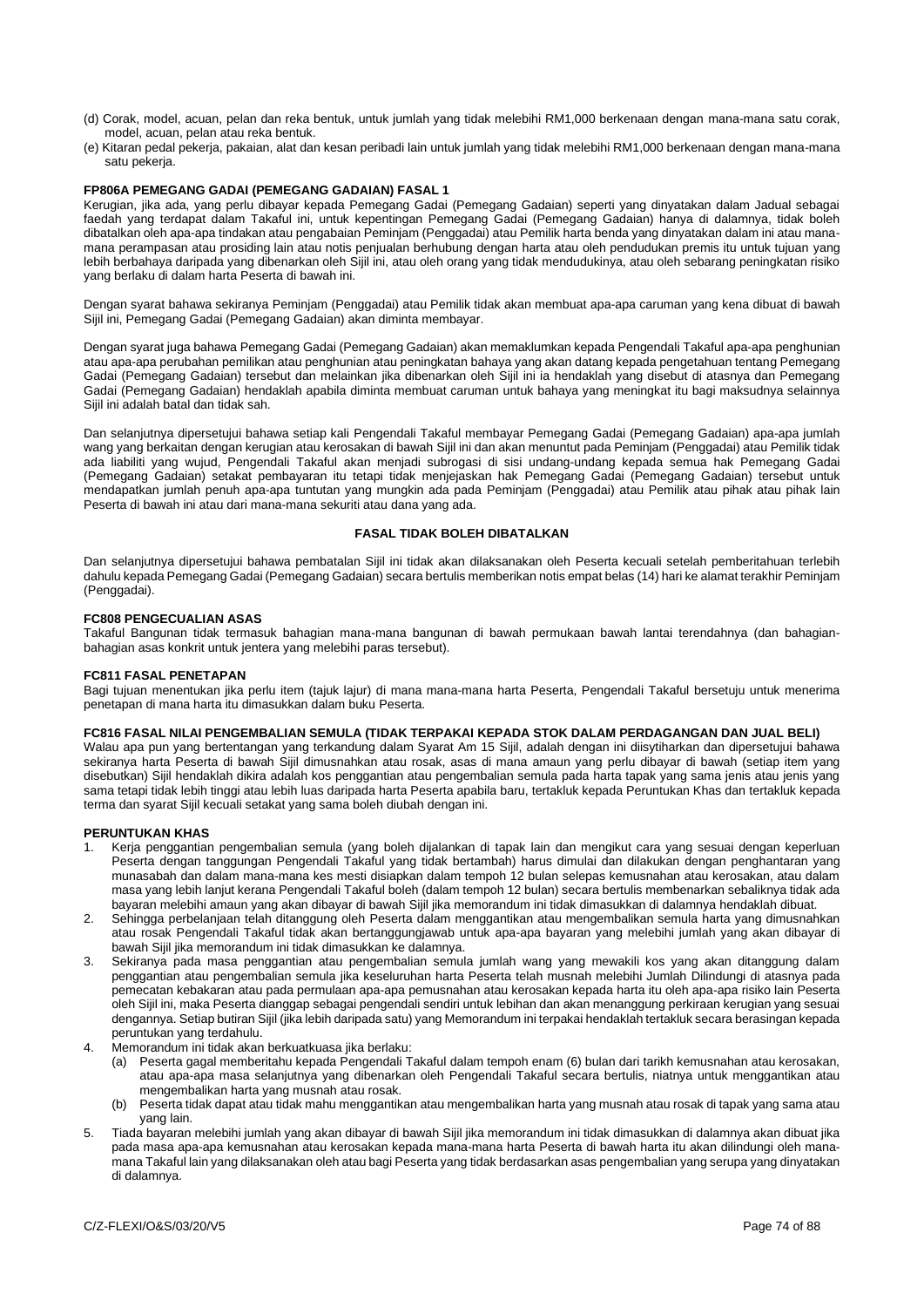(d) Corak, model, acuan, pelan dan reka bentuk, untuk jumlah yang tidak melebihi RM1,000 berkenaan dengan mana-mana satu corak, model, acuan, pelan atau reka bentuk.

(e) Kitaran pedal pekerja, pakaian, alat dan kesan peribadi lain untuk jumlah yang tidak melebihi RM1,000 berkenaan dengan mana-mana satu pekerja.

**FP806A PEMEGANG GADAI (PEMEGANG GADAIAN) FASAL 1**

Kerugian, jika ada, yang perlu dibayar kepada Pemegang Gadai (Pemegang Gadaian) seperti yang dinyatakan dalam Jadual sebagai faedah yang terdapat dalam Takaful ini, untuk kepentingan Pemegang Gadai (Pemegang Gadaian) hanya di dalamnya, tidak boleh dibatalkan oleh apa-apa tindakan atau pengabaian Peminjam (Penggadai) atau Pemilik harta benda yang dinyatakan dalam ini atau mana-mana perampasan atau prosiding lain atau notis penjualan berhubung dengan harta atau oleh pendudukan premis itu untuk tujuan yang lebih berbahaya daripada yang dibenarkan oleh Sijil ini, atau oleh orang yang tidak mendudukinya, atau oleh sebarang peningkatan risiko yang berlaku di dalam harta Peserta di bawah ini.

Dengan syarat bahawa sekiranya Peminjam (Penggadai) atau Pemilik tidak akan membuat apa-apa caruman yang kena dibuat di bawah Sijil ini, Pemegang Gadai (Pemegang Gadaian) akan diminta membayar.

Dengan syarat juga bahawa Pemegang Gadai (Pemegang Gadaian) akan memaklumkan kepada Pengendali Takaful apa-apa penghunian atau apa-apa perubahan pemilikan atau penghunian atau peningkatan bahaya yang akan datang kepada pengetahuan tentang Pemegang Gadai (Pemegang Gadaian) tersebut dan melainkan jika dibenarkan oleh Sijil ini ia hendaklah yang disebut di atasnya dan Pemegang Gadai (Pemegang Gadaian) hendaklah apabila diminta membuat caruman untuk bahaya yang meningkat itu bagi maksudnya selainnya Sijil ini adalah batal dan tidak sah.

Dan selanjutnya dipersetujui bahawa setiap kali Pengendali Takaful membayar Pemegang Gadai (Pemegang Gadaian) apa-apa jumlah wang yang berkaitan dengan kerugian atau kerosakan di bawah Sijil ini dan akan menuntut pada Peminjam (Penggadai) atau Pemilik tidak ada liabiliti yang wujud, Pengendali Takaful akan menjadi subrogasi di sisi undang-undang kepada semua hak Pemegang Gadai (Pemegang Gadaian) setakat pembayaran itu tetapi tidak menjejaskan hak Pemegang Gadai (Pemegang Gadaian) tersebut untuk mendapatkan jumlah penuh apa-apa tuntutan yang mungkin ada pada Peminjam (Penggadai) atau Pemilik atau pihak atau pihak lain Peserta di bawah ini atau dari mana-mana sekuriti atau dana yang ada.

**FASAL TIDAK BOLEH DIBATALKAN**

Dan selanjutnya dipersetujui bahawa pembatalan Sijil ini tidak akan dilaksanakan oleh Peserta kecuali setelah pemberitahuan terlebih dahulu kepada Pemegang Gadai (Pemegang Gadaian) secara bertulis memberikan notis empat belas (14) hari ke alamat terakhir Peminjam (Penggadai).

**FC808 PENGECUALIAN ASAS**

Takaful Bangunan tidak termasuk bahagian mana-mana bangunan di bawah permukaan bawah lantai terendahnya (dan bahagian-bahagian asas konkrit untuk jentera yang melebihi paras tersebut).

**FC811 FASAL PENETAPAN**

Bagi tujuan menentukan jika perlu item (tajuk lajur) di mana mana-mana harta Peserta, Pengendali Takaful bersetuju untuk menerima penetapan di mana harta itu dimasukkan dalam buku Peserta.

**FC816 FASAL NILAI PENGEMBALIAN SEMULA (TIDAK TERPAKAI KEPADA STOK DALAM PERDAGANGAN DAN JUAL BELI)**

Walau apa pun yang bertentangan yang terkandung dalam Syarat Am 15 Sijil, adalah dengan ini diisytiharkan dan dipersetujui bahawa sekiranya harta Peserta di bawah Sijil dimusnahkan atau rosak, asas di mana amaun yang perlu dibayar di bawah (setiap item yang disebutkan) Sijil hendaklah dikira adalah kos penggantian atau pengembalian semula pada harta tapak yang sama jenis atau jenis yang sama tetapi tidak lebih tinggi atau lebih luas daripada harta Peserta apabila baru, tertakluk kepada Peruntukan Khas dan tertakluk kepada terma dan syarat Sijil kecuali setakat yang sama boleh diubah dengan ini.

**PERUNTUKAN KHAS**

1. Kerja penggantian pengembalian semula (yang boleh dijalankan di tapak lain dan mengikut cara yang sesuai dengan keperluan Peserta dengan tanggungan Pengendali Takaful yang tidak bertambah) harus dimulai dan dilakukan dengan penghantaran yang munasabah dan dalam mana-mana kes mesti disiapkan dalam tempoh 12 bulan selepas kemusnahan atau kerosakan, atau dalam masa yang lebih lanjut kerana Pengendali Takaful boleh (dalam tempoh 12 bulan) secara bertulis membenarkan sebaliknya tidak ada bayaran melebihi amaun yang akan dibayar di bawah Sijil jika memorandum ini tidak dimasukkan di dalamnya hendaklah dibuat.
2. Sehingga perbelanjaan telah ditanggung oleh Peserta dalam menggantikan atau mengembalikan semula harta yang dimusnahkan atau rosak Pengendali Takaful tidak akan bertanggungjawab untuk apa-apa bayaran yang melebihi jumlah yang akan dibayar di bawah Sijil jika memorandum ini tidak dimasukkan ke dalamnya.
3. Sekiranya pada masa penggantian atau pengembalian semula jumlah wang yang mewakili kos yang akan ditanggung dalam penggantian atau pengembalian semula jika keseluruhan harta Peserta telah musnah melebihi Jumlah Dilindungi di atasnya pada pemecatan kebakaran atau pada permulaan apa-apa pemusnahan atau kerosakan kepada harta itu oleh apa-apa risiko lain Peserta oleh Sijil ini, maka Peserta dianggap sebagai pengendali sendiri untuk lebihan dan akan menanggung perkiraan kerugian yang sesuai dengannya. Setiap butiran Sijil (jika lebih daripada satu) yang Memorandum ini terpakai hendaklah tertakluk secara berasingan kepada peruntukan yang terdahulu.
4. Memorandum ini tidak akan berkuatkuasa jika berlaku:
   - (a) Peserta gagal memberitahu kepada Pengendali Takaful dalam tempoh enam (6) bulan dari tarikh kemusnahan atau kerosakan, atau apa-apa masa selanjutnya yang dibenarkan oleh Pengendali Takaful secara bertulis, niatnya untuk menggantikan atau mengembalikan harta yang musnah atau rosak.
   - (b) Peserta tidak dapat atau tidak mahu menggantikan atau mengembalikan harta yang musnah atau rosak di tapak yang sama atau yang lain.
5. Tiada bayaran melebihi jumlah yang akan dibayar di bawah Sijil jika memorandum ini tidak dimasukkan di dalamnya akan dibuat jika pada masa apa-apa kemusnahan atau kerosakan kepada mana-mana harta Peserta di bawah harta itu akan dilindungi oleh mana-mana Takaful lain yang dilaksanakan oleh atau bagi Peserta yang tidak berdasarkan asas pengembalian yang serupa yang dinyatakan di dalamnya.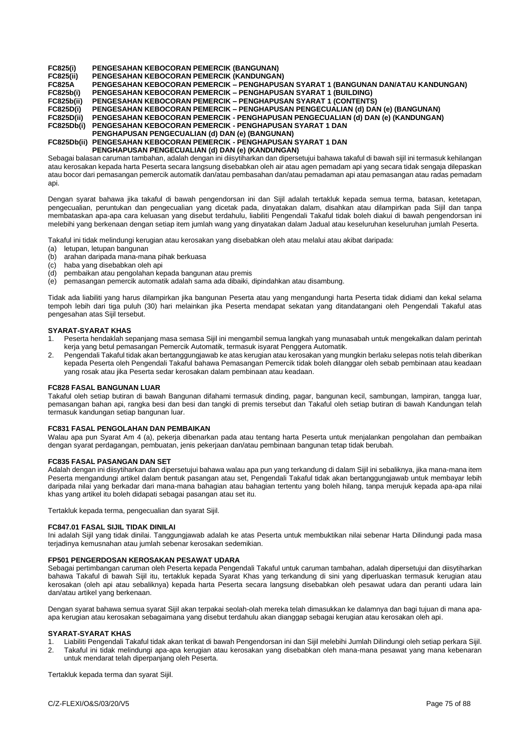**FC825(i) PENGESAHAN KEBOCORAN PEMERCIK (BANGUNAN)**
**FC825(ii) PENGESAHAN KEBOCORAN PEMERCIK (KANDUNGAN)**
**FC825A PENGESAHAN KEBOCORAN PEMERCIK – PENGHAPUSAN SYARAT 1 (BANGUNAN DAN/ATAU KANDUNGAN)**
**FC825b(i) PENGESAHAN KEBOCORAN PEMERCIK – PENGHAPUSAN SYARAT 1 (BUILDING)**
**FC825b(ii) PENGESAHAN KEBOCORAN PEMERCIK – PENGHAPUSAN SYARAT 1 (CONTENTS)**
**FC825D(i) PENGESAHAN KEBOCORAN PEMERCIK – PENGHAPUSAN PENGECUALIAN (d) DAN (e) (BANGUNAN)**
**FC825D(ii) PENGESAHAN KEBOCORAN PEMERCIK - PENGHAPUSAN PENGECUALIAN (d) DAN (e) (KANDUNGAN)**
**FC825Db(i) PENGESAHAN KEBOCORAN PEMERCIK - PENGHAPUSAN SYARAT 1 DAN PENGHAPUSAN PENGECUALIAN (d) DAN (e) (BANGUNAN)**
**FC825Db(ii) PENGESAHAN KEBOCORAN PEMERCIK - PENGHAPUSAN SYARAT 1 DAN PENGHAPUSAN PENGECUALIAN (d) DAN (e) (KANDUNGAN)**

Sebagai balasan caruman tambahan, adalah dengan ini diisytiharkan dan dipersetujui bahawa takaful di bawah sijil ini termasuk kehilangan atau kerosakan kepada harta Peserta secara langsung disebabkan oleh air atau agen pemadam api yang secara tidak sengaja dilepaskan atau bocor dari pemasangan pemercik automatik dan/atau pembasahan dan/atau pemadaman api atau pemasangan atau radas pemadam api.

Dengan syarat bahawa jika takaful di bawah pengendorsan ini dan Sijil adalah tertakluk kepada semua terma, batasan, ketetapan, pengecualian, peruntukan dan pengecualian yang dicetak pada, dinyatakan dalam, disahkan atau dilampirkan pada Sijil dan tanpa membataskan apa-apa cara keluasan yang disebut terdahulu, liabiliti Pengendali Takaful tidak boleh diakui di bawah pengendorsan ini melebihi yang berkenaan dengan setiap item jumlah wang yang dinyatakan dalam Jadual atau keseluruhan keseluruhan jumlah Peserta.

Takaful ini tidak melindungi kerugian atau kerosakan yang disebabkan oleh atau melalui atau akibat daripada:

(a) letupan, letupan bangunan
(b) arahan daripada mana-mana pihak berkuasa
(c) haba yang disebabkan oleh api
(d) pembaikan atau pengolahan kepada bangunan atau premis
(e) pemasangan pemercik automatik adalah sama ada dibaiki, dipindahkan atau disambung.

Tidak ada liabiliti yang harus dilampirkan jika bangunan Peserta atau yang mengandungi harta Peserta tidak didiami dan kekal selama tempoh lebih dari tiga puluh (30) hari melainkan jika Peserta mendapat sekatan yang ditandatangani oleh Pengendali Takaful atas pengesahan atas Sijil tersebut.

**SYARAT-SYARAT KHAS**

1. Peserta hendaklah sepanjang masa semasa Sijil ini mengambil semua langkah yang munasabah untuk mengekalkan dalam perintah kerja yang betul pemasangan Pemercik Automatik, termasuk isyarat Penggera Automatik.
2. Pengendali Takaful tidak akan bertanggungjawab ke atas kerugian atau kerosakan yang mungkin berlaku selepas notis telah diberikan kepada Peserta oleh Pengendali Takaful bahawa Pemasangan Pemercik tidak boleh dilanggar oleh sebab pembinaan atau keadaan yang rosak atau jika Peserta sedar kerosakan dalam pembinaan atau keadaan.

**FC828 FASAL BANGUNAN LUAR**

Takaful oleh setiap butiran di bawah Bangunan difahami termasuk dinding, pagar, bangunan kecil, sambungan, lampiran, tangga luar, pemasangan bahan api, rangka besi dan besi dan tangki di premis tersebut dan Takaful oleh setiap butiran di bawah Kandungan telah termasuk kandungan setiap bangunan luar.

**FC831 FASAL PENGOLAHAN DAN PEMBAIKAN**

Walau apa pun Syarat Am 4 (a), pekerja dibenarkan pada atau tentang harta Peserta untuk menjalankan pengolahan dan pembaikan dengan syarat perdagangan, pembuatan, jenis pekerjaan dan/atau pembinaan bangunan tetap tidak berubah.

**FC835 FASAL PASANGAN DAN SET**

Adalah dengan ini diisytiharkan dan dipersetujui bahawa walau apa pun yang terkandung di dalam Sijil ini sebaliknya, jika mana-mana item Peserta mengandungi artikel dalam bentuk pasangan atau set, Pengendali Takaful tidak akan bertanggungjawab untuk membayar lebih daripada nilai yang berkadar dari mana-mana bahagian atau bahagian tertentu yang boleh hilang, tanpa merujuk kepada apa-apa nilai khas yang artikel itu boleh didapati sebagai pasangan atau set itu.

Tertakluk kepada terma, pengecualian dan syarat Sijil.

**FC847.01 FASAL SIJIL TIDAK DINILAI**

Ini adalah Sijil yang tidak dinilai. Tanggungjawab adalah ke atas Peserta untuk membuktikan nilai sebenar Harta Dilindungi pada masa terjadinya kemusnahan atau jumlah sebenar kerosakan sedemikian.

**FP501 PENGERDOSAN KEROSAKAN PESAWAT UDARA**

Sebagai pertimbangan caruman oleh Peserta kepada Pengendali Takaful untuk caruman tambahan, adalah dipersetujui dan diisytiharkan bahawa Takaful di bawah Sijil itu, tertakluk kepada Syarat Khas yang terkandung di sini yang diperluaskan termasuk kerugian atau kerosakan (oleh api atau sebaliknya) kepada harta Peserta secara langsung disebabkan oleh pesawat udara dan peranti udara lain dan/atau artikel yang berkenaan.

Dengan syarat bahawa semua syarat Sijil akan terpakai seolah-olah mereka telah dimasukkan ke dalamnya dan bagi tujuan di mana apa-apa kerugian atau kerosakan sebagaimana yang disebut terdahulu akan dianggap sebagai kerugian atau kerosakan oleh api.

**SYARAT-SYARAT KHAS**

1. Liabiliti Pengendali Takaful tidak akan terikat di bawah Pengendorsan ini dan Sijil melebihi Jumlah Dilindungi oleh setiap perkara Sijil.
2. Takaful ini tidak melindungi apa-apa kerugian atau kerosakan yang disebabkan oleh mana-mana pesawat yang mana kebenaran untuk mendarat telah diperpanjang oleh Peserta.

Tertakluk kepada terma dan syarat Sijil.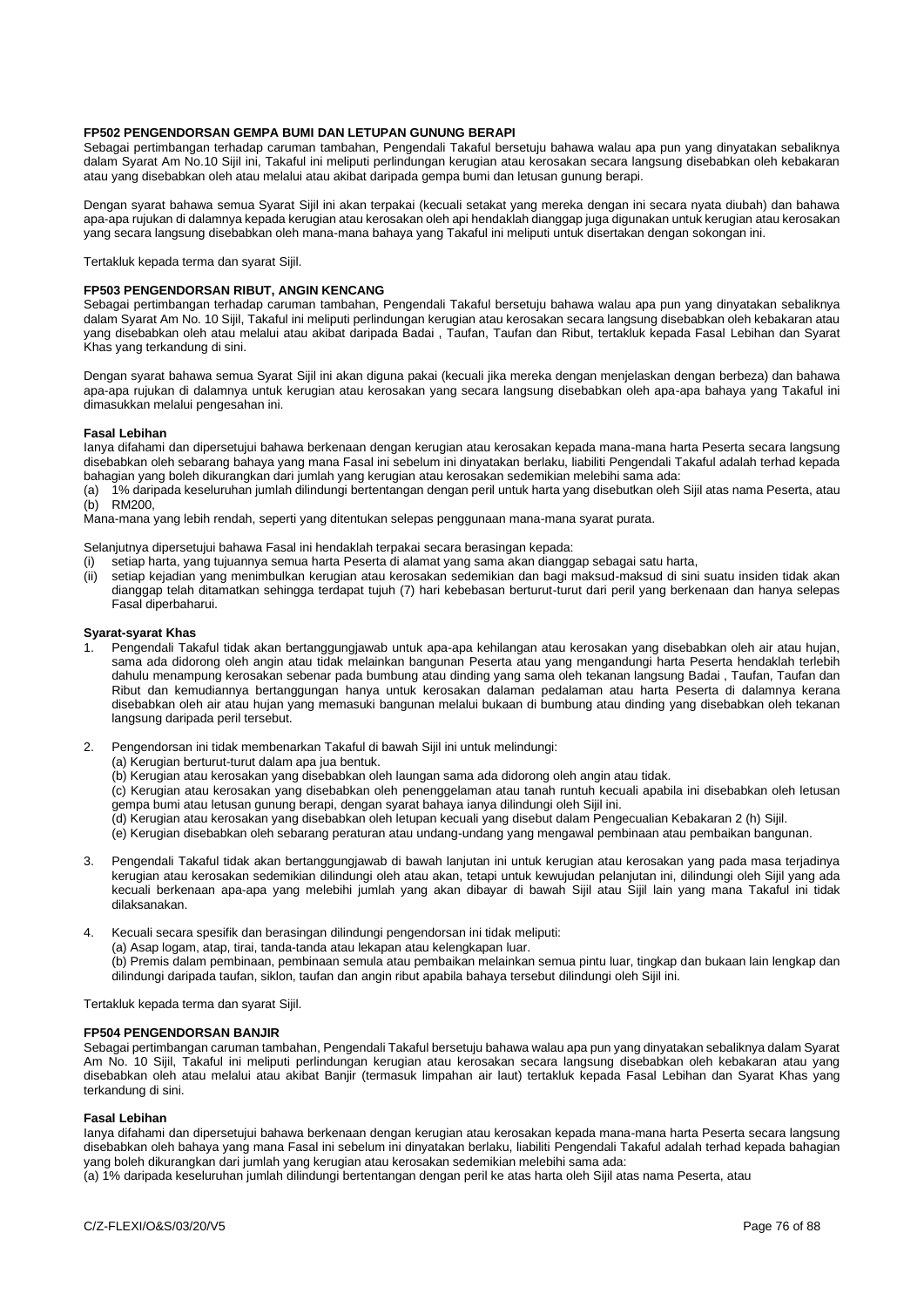**FP502 PENGENDORSAN GEMPA BUMI DAN LETUPAN GUNUNG BERAPI**

Sebagai pertimbangan terhadap caruman tambahan, Pengendali Takaful bersetuju bahawa walau apa pun yang dinyatakan sebaliknya dalam Syarat Am No.10 Sijil ini, Takaful ini meliputi perlindungan kerugian atau kerosakan secara langsung disebabkan oleh kebakaran atau yang disebabkan oleh atau melalui atau akibat daripada gempa bumi dan letusan gunung berapi.

Dengan syarat bahawa semua Syarat Sijil ini akan terpakai (kecuali setakat yang mereka dengan ini secara nyata diubah) dan bahawa apa-apa rujukan di dalamnya kepada kerugian atau kerosakan oleh api hendaklah dianggap juga digunakan untuk kerugian atau kerosakan yang secara langsung disebabkan oleh mana-mana bahaya yang Takaful ini meliputi untuk disertakan dengan sokongan ini.

Tertakluk kepada terma dan syarat Sijil.

**FP503 PENGENDORSAN RIBUT, ANGIN KENCANG**

Sebagai pertimbangan terhadap caruman tambahan, Pengendali Takaful bersetuju bahawa walau apa pun yang dinyatakan sebaliknya dalam Syarat Am No. 10 Sijil, Takaful ini meliputi perlindungan kerugian atau kerosakan secara langsung disebabkan oleh kebakaran atau yang disebabkan oleh atau melalui atau akibat daripada Badai , Taufan, Taufan dan Ribut, tertakluk kepada Fasal Lebihan dan Syarat Khas yang terkandung di sini.

Dengan syarat bahawa semua Syarat Sijil ini akan diguna pakai (kecuali jika mereka dengan menjelaskan dengan berbeza) dan bahawa apa-apa rujukan di dalamnya untuk kerugian atau kerosakan yang secara langsung disebabkan oleh apa-apa bahaya yang Takaful ini dimasukkan melalui pengesahan ini.

**Fasal Lebihan**

Ianya difahami dan dipersetujui bahawa berkenaan dengan kerugian atau kerosakan kepada mana-mana harta Peserta secara langsung disebabkan oleh sebarang bahaya yang mana Fasal ini sebelum ini dinyatakan berlaku, liabiliti Pengendali Takaful adalah terhad kepada bahagian yang boleh dikurangkan dari jumlah yang kerugian atau kerosakan sedemikian melebihi sama ada:

(a) 1% daripada keseluruhan jumlah dilindungi bertentangan dengan peril untuk harta yang disebutkan oleh Sijil atas nama Peserta, atau
(b) RM200,

Mana-mana yang lebih rendah, seperti yang ditentukan selepas penggunaan mana-mana syarat purata.

Selanjutnya dipersetujui bahawa Fasal ini hendaklah terpakai secara berasingan kepada:

(i) setiap harta, yang tujuannya semua harta Peserta di alamat yang sama akan dianggap sebagai satu harta,
(ii) setiap kejadian yang menimbulkan kerugian atau kerosakan sedemikian dan bagi maksud-maksud di sini suatu insiden tidak akan dianggap telah ditamatkan sehingga terdapat tujuh (7) hari kebebasan berturut-turut dari peril yang berkenaan dan hanya selepas Fasal diperbaharui.

**Syarat-syarat Khas**

1. Pengendali Takaful tidak akan bertanggungjawab untuk apa-apa kehilangan atau kerosakan yang disebabkan oleh air atau hujan, sama ada didorong oleh angin atau tidak melainkan bangunan Peserta atau yang mengandungi harta Peserta hendaklah terlebih dahulu menampung kerosakan sebenar pada bumbung atau dinding yang sama oleh tekanan langsung Badai , Taufan, Taufan dan Ribut dan kemudiannya bertanggungan hanya untuk kerosakan dalaman pedalaman atau harta Peserta di dalamnya kerana disebabkan oleh air atau hujan yang memasuki bangunan melalui bukaan di bumbung atau dinding yang disebabkan oleh tekanan langsung daripada peril tersebut.

2. Pengendorsan ini tidak membenarkan Takaful di bawah Sijil ini untuk melindungi:
   (a) Kerugian berturut-turut dalam apa jua bentuk.
   (b) Kerugian atau kerosakan yang disebabkan oleh laungan sama ada didorong oleh angin atau tidak.
   (c) Kerugian atau kerosakan yang disebabkan oleh penenggelaman atau tanah runtuh kecuali apabila ini disebabkan oleh letusan gempa bumi atau letusan gunung berapi, dengan syarat bahaya ianya dilindungi oleh Sijil ini.
   (d) Kerugian atau kerosakan yang disebabkan oleh letupan kecuali yang disebut dalam Pengecualian Kebakaran 2 (h) Sijil.
   (e) Kerugian disebabkan oleh sebarang peraturan atau undang-undang yang mengawal pembinaan atau pembaikan bangunan.

3. Pengendali Takaful tidak akan bertanggungjawab di bawah lanjutan ini untuk kerugian atau kerosakan yang pada masa terjadinya kerugian atau kerosakan sedemikian dilindungi oleh atau akan, tetapi untuk kewujudan pelanjutan ini, dilindungi oleh Sijil yang ada kecuali berkenaan apa-apa yang melebihi jumlah yang akan dibayar di bawah Sijil atau Sijil lain yang mana Takaful ini tidak dilaksanakan.

4. Kecuali secara spesifik dan berasingan dilindungi pengendorsan ini tidak meliputi:
   (a) Asap logam, atap, tirai, tanda-tanda atau lekapan atau kelengkapan luar.
   (b) Premis dalam pembinaan, pembinaan semula atau pembaikan melainkan semua pintu luar, tingkap dan bukaan lain lengkap dan dilindungi daripada taufan, siklon, taufan dan angin ribut apabila bahaya tersebut dilindungi oleh Sijil ini.

Tertakluk kepada terma dan syarat Sijil.

**FP504 PENGENDORSAN BANJIR**

Sebagai pertimbangan caruman tambahan, Pengendali Takaful bersetuju bahawa walau apa pun yang dinyatakan sebaliknya dalam Syarat Am No. 10 Sijil, Takaful ini meliputi perlindungan kerugian atau kerosakan secara langsung disebabkan oleh kebakaran atau yang disebabkan oleh atau melalui atau akibat Banjir (termasuk limpahan air laut) tertakluk kepada Fasal Lebihan dan Syarat Khas yang terkandung di sini.

**Fasal Lebihan**

Ianya difahami dan dipersetujui bahawa berkenaan dengan kerugian atau kerosakan kepada mana-mana harta Peserta secara langsung disebabkan oleh bahaya yang mana Fasal ini sebelum ini dinyatakan berlaku, liabiliti Pengendali Takaful adalah terhad kepada bahagian yang boleh dikurangkan dari jumlah yang kerugian atau kerosakan sedemikian melebihi sama ada:

(a) 1% daripada keseluruhan jumlah dilindungi bertentangan dengan peril ke atas harta oleh Sijil atas nama Peserta, atau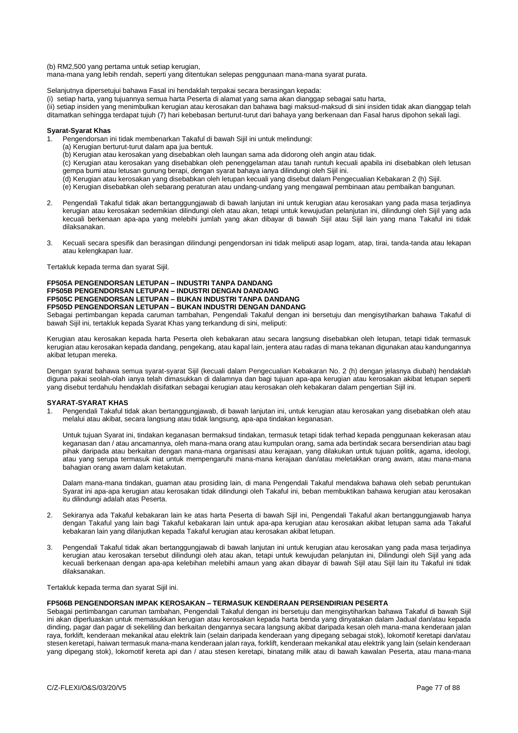(b) RM2,500 yang pertama untuk setiap kerugian,
mana-mana yang lebih rendah, seperti yang ditentukan selepas penggunaan mana-mana syarat purata.

Selanjutnya dipersetujui bahawa Fasal ini hendaklah terpakai secara berasingan kepada:
(i) setiap harta, yang tujuannya semua harta Peserta di alamat yang sama akan dianggap sebagai satu harta,
(ii) setiap insiden yang menimbulkan kerugian atau kerosakan dan bahawa bagi maksud-maksud di sini insiden tidak akan dianggap telah ditamatkan sehingga terdapat tujuh (7) hari kebebasan berturut-turut dari bahaya yang berkenaan dan Fasal harus dipohon sekali lagi.

**Syarat-Syarat Khas**

1. Pengendorsan ini tidak membenarkan Takaful di bawah Sijil ini untuk melindungi:
   (a) Kerugian berturut-turut dalam apa jua bentuk.
   (b) Kerugian atau kerosakan yang disebabkan oleh laungan sama ada didorong oleh angin atau tidak.
   (c) Kerugian atau kerosakan yang disebabkan oleh penenggelaman atau tanah runtuh kecuali apabila ini disebabkan oleh letusan gempa bumi atau letusan gunung berapi, dengan syarat bahaya ianya dilindungi oleh Sijil ini.
   (d) Kerugian atau kerosakan yang disebabkan oleh letupan kecuali yang disebut dalam Pengecualian Kebakaran 2 (h) Sijil.
   (e) Kerugian disebabkan oleh sebarang peraturan atau undang-undang yang mengawal pembinaan atau pembaikan bangunan.

2. Pengendali Takaful tidak akan bertanggungjawab di bawah lanjutan ini untuk kerugian atau kerosakan yang pada masa terjadinya kerugian atau kerosakan sedemikian dilindungi oleh atau akan, tetapi untuk kewujudan pelanjutan ini, dilindungi oleh Sijil yang ada kecuali berkenaan apa-apa yang melebihi jumlah yang akan dibayar di bawah Sijil atau Sijil lain yang mana Takaful ini tidak dilaksanakan.

3. Kecuali secara spesifik dan berasingan dilindungi pengendorsan ini tidak meliputi asap logam, atap, tirai, tanda-tanda atau lekapan atau kelengkapan luar.

Tertakluk kepada terma dan syarat Sijil.

**FP505A PENGENDORSAN LETUPAN – INDUSTRI TANPA DANDANG**
**FP505B PENGENDORSAN LETUPAN – INDUSTRI DENGAN DANDANG**
**FP505C PENGENDORSAN LETUPAN – BUKAN INDUSTRI TANPA DANDANG**
**FP505D PENGENDORSAN LETUPAN – BUKAN INDUSTRI DENGAN DANDANG**

Sebagai pertimbangan kepada caruman tambahan, Pengendali Takaful dengan ini bersetuju dan mengisytiharkan bahawa Takaful di bawah Sijil ini, tertakluk kepada Syarat Khas yang terkandung di sini, meliputi:

Kerugian atau kerosakan kepada harta Peserta oleh kebakaran atau secara langsung disebabkan oleh letupan, tetapi tidak termasuk kerugian atau kerosakan kepada dandang, pengekang, atau kapal lain, jentera atau radas di mana tekanan digunakan atau kandungannya akibat letupan mereka.

Dengan syarat bahawa semua syarat-syarat Sijil (kecuali dalam Pengecualian Kebakaran No. 2 (h) dengan jelasnya diubah) hendaklah diguna pakai seolah-olah ianya telah dimasukkan di dalamnya dan bagi tujuan apa-apa kerugian atau kerosakan akibat letupan seperti yang disebut terdahulu hendaklah disifatkan sebagai kerugian atau kerosakan oleh kebakaran dalam pengertian Sijil ini.

**SYARAT-SYARAT KHAS**

1. Pengendali Takaful tidak akan bertanggungjawab, di bawah lanjutan ini, untuk kerugian atau kerosakan yang disebabkan oleh atau melalui atau akibat, secara langsung atau tidak langsung, apa-apa tindakan keganasan.

   Untuk tujuan Syarat ini, tindakan keganasan bermaksud tindakan, termasuk tetapi tidak terhad kepada penggunaan kekerasan atau keganasan dan / atau ancamannya, oleh mana-mana orang atau kumpulan orang, sama ada bertindak secara bersendirian atau bagi pihak daripada atau berkaitan dengan mana-mana organisasi atau kerajaan, yang dilakukan untuk tujuan politik, agama, ideologi, atau yang serupa termasuk niat untuk mempengaruhi mana-mana kerajaan dan/atau meletakkan orang awam, atau mana-mana bahagian orang awam dalam ketakutan.

   Dalam mana-mana tindakan, guaman atau prosiding lain, di mana Pengendali Takaful mendakwa bahawa oleh sebab peruntukan Syarat ini apa-apa kerugian atau kerosakan tidak dilindungi oleh Takaful ini, beban membuktikan bahawa kerugian atau kerosakan itu dilindungi adalah atas Peserta.

2. Sekiranya ada Takaful kebakaran lain ke atas harta Peserta di bawah Sijil ini, Pengendali Takaful akan bertanggungjawab hanya dengan Takaful yang lain bagi Takaful kebakaran lain untuk apa-apa kerugian atau kerosakan akibat letupan sama ada Takaful kebakaran lain yang dilanjutkan kepada Takaful kerugian atau kerosakan akibat letupan.

3. Pengendali Takaful tidak akan bertanggungjawab di bawah lanjutan ini untuk kerugian atau kerosakan yang pada masa terjadinya kerugian atau kerosakan tersebut dilindungi oleh atau akan, tetapi untuk kewujudan pelanjutan ini, Dilindungi oleh Sijil yang ada kecuali berkenaan dengan apa-apa kelebihan melebihi amaun yang akan dibayar di bawah Sijil atau Sijil lain itu Takaful ini tidak dilaksanakan.

Tertakluk kepada terma dan syarat Sijil ini.

**FP506B PENGENDORSAN IMPAK KEROSAKAN – TERMASUK KENDERAAN PERSENDIRIAN PESERTA**

Sebagai pertimbangan caruman tambahan, Pengendali Takaful dengan ini bersetuju dan mengisytiharkan bahawa Takaful di bawah Sijil ini akan diperluaskan untuk memasukkan kerugian atau kerosakan kepada harta benda yang dinyatakan dalam Jadual dan/atau kepada dinding, pagar dan pagar di sekeliling dan berkaitan dengannya secara langsung akibat daripada kesan oleh mana-mana kenderaan jalan raya, forklift, kenderaan mekanikal atau elektrik lain (selain daripada kenderaan yang dipegang sebagai stok), lokomotif keretapi dan/atau stesen keretapi, haiwan termasuk mana-mana kenderaan jalan raya, forklift, kenderaan mekanikal atau elektrik yang lain (selain kenderaan yang dipegang stok), lokomotif kereta api dan / atau stesen keretapi, binatang milik atau di bawah kawalan Peserta, atau mana-mana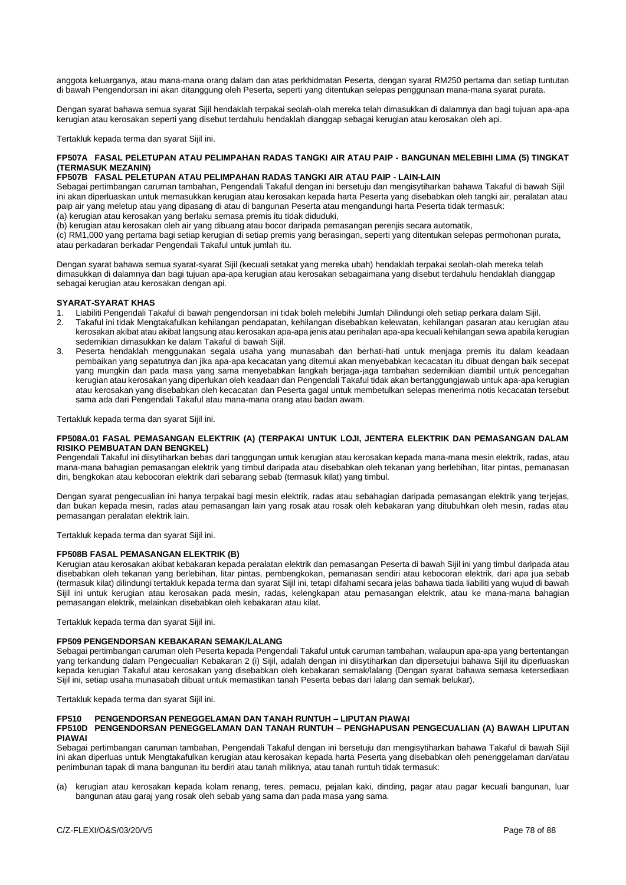anggota keluarganya, atau mana-mana orang dalam dan atas perkhidmatan Peserta, dengan syarat RM250 pertama dan setiap tuntutan di bawah Pengendorsan ini akan ditanggung oleh Peserta, seperti yang ditentukan selepas penggunaan mana-mana syarat purata.

Dengan syarat bahawa semua syarat Sijil hendaklah terpakai seolah-olah mereka telah dimasukkan di dalamnya dan bagi tujuan apa-apa kerugian atau kerosakan seperti yang disebut terdahulu hendaklah dianggap sebagai kerugian atau kerosakan oleh api.

Tertakluk kepada terma dan syarat Sijil ini.

**FP507A FASAL PELETUPAN ATAU PELIMPAHAN RADAS TANGKI AIR ATAU PAIP - BANGUNAN MELEBIHI LIMA (5) TINGKAT (TERMASUK MEZANIN)**
**FP507B FASAL PELETUPAN ATAU PELIMPAHAN RADAS TANGKI AIR ATAU PAIP - LAIN-LAIN**

Sebagai pertimbangan caruman tambahan, Pengendali Takaful dengan ini bersetuju dan mengisytiharkan bahawa Takaful di bawah Sijil ini akan diperluaskan untuk memasukkan kerugian atau kerosakan kepada harta Peserta yang disebabkan oleh tangki air, peralatan atau paip air yang meletup atau yang dipasang di atau di bangunan Peserta atau mengandungi harta Peserta tidak termasuk:
(a) kerugian atau kerosakan yang berlaku semasa premis itu tidak diduduki,
(b) kerugian atau kerosakan oleh air yang dibuang atau bocor daripada pemasangan perenjis secara automatik,
(c) RM1,000 yang pertama bagi setiap kerugian di setiap premis yang berasingan, seperti yang ditentukan selepas permohonan purata, atau perkadaran berkadar Pengendali Takaful untuk jumlah itu.

Dengan syarat bahawa semua syarat-syarat Sijil (kecuali setakat yang mereka ubah) hendaklah terpakai seolah-olah mereka telah dimasukkan di dalamnya dan bagi tujuan apa-apa kerugian atau kerosakan sebagaimana yang disebut terdahulu hendaklah dianggap sebagai kerugian atau kerosakan dengan api.

**SYARAT-SYARAT KHAS**

1. Liabiliti Pengendali Takaful di bawah pengendorsan ini tidak boleh melebihi Jumlah Dilindungi oleh setiap perkara dalam Sijil.
2. Takaful ini tidak Mengtakafulkan kehilangan pendapatan, kehilangan disebabkan kelewatan, kehilangan pasaran atau kerugian atau kerosakan akibat atau akibat langsung atau kerosakan apa-apa jenis atau perihalan apa-apa kecuali kehilangan sewa apabila kerugian sedemikian dimasukkan ke dalam Takaful di bawah Sijil.
3. Peserta hendaklah menggunakan segala usaha yang munasabah dan berhati-hati untuk menjaga premis itu dalam keadaan pembaikan yang sepatutnya dan jika apa-apa kecacatan yang ditemui akan menyebabkan kecacatan itu dibuat dengan baik secepat yang mungkin dan pada masa yang sama menyebabkan langkah berjaga-jaga tambahan sedemikian diambil untuk pencegahan kerugian atau kerosakan yang diperlukan oleh keadaan dan Pengendali Takaful tidak akan bertanggungjawab untuk apa-apa kerugian atau kerosakan yang disebabkan oleh kecacatan dan Peserta gagal untuk membetulkan selepas menerima notis kecacatan tersebut sama ada dari Pengendali Takaful atau mana-mana orang atau badan awam.

Tertakluk kepada terma dan syarat Sijil ini.

**FP508A.01 FASAL PEMASANGAN ELEKTRIK (A) (TERPAKAI UNTUK LOJI, JENTERA ELEKTRIK DAN PEMASANGAN DALAM RISIKO PEMBUATAN DAN BENGKEL)**

Pengendali Takaful ini diisytiharkan bebas dari tanggungan untuk kerugian atau kerosakan kepada mana-mana mesin elektrik, radas, atau mana-mana bahagian pemasangan elektrik yang timbul daripada atau disebabkan oleh tekanan yang berlebihan, litar pintas, pemanasan diri, bengkokan atau kebocoran elektrik dari sebarang sebab (termasuk kilat) yang timbul.

Dengan syarat pengecualian ini hanya terpakai bagi mesin elektrik, radas atau sebahagian daripada pemasangan elektrik yang terjejas, dan bukan kepada mesin, radas atau pemasangan lain yang rosak atau rosak oleh kebakaran yang ditubuhkan oleh mesin, radas atau pemasangan peralatan elektrik lain.

Tertakluk kepada terma dan syarat Sijil ini.

**FP508B FASAL PEMASANGAN ELEKTRIK (B)**

Kerugian atau kerosakan akibat kebakaran kepada peralatan elektrik dan pemasangan Peserta di bawah Sijil ini yang timbul daripada atau disebabkan oleh tekanan yang berlebihan, litar pintas, pembengkokan, pemanasan sendiri atau kebocoran elektrik, dari apa jua sebab (termasuk kilat) dilindungi tertakluk kepada terma dan syarat Sijil ini, tetapi difahami secara jelas bahawa tiada liabiliti yang wujud di bawah Sijil ini untuk kerugian atau kerosakan pada mesin, radas, kelengkapan atau pemasangan elektrik, atau ke mana-mana bahagian pemasangan elektrik, melainkan disebabkan oleh kebakaran atau kilat.

Tertakluk kepada terma dan syarat Sijil ini.

**FP509 PENGENDORSAN KEBAKARAN SEMAK/LALANG**

Sebagai pertimbangan caruman oleh Peserta kepada Pengendali Takaful untuk caruman tambahan, walaupun apa-apa yang bertentangan yang terkandung dalam Pengecualian Kebakaran 2 (i) Sijil, adalah dengan ini diisytiharkan dan dipersetujui bahawa Sijil itu diperluaskan kepada kerugian Takaful atau kerosakan yang disebabkan oleh kebakaran semak/lalang (Dengan syarat bahawa semasa ketersediaan Sijil ini, setiap usaha munasabah dibuat untuk memastikan tanah Peserta bebas dari lalang dan semak belukar).

Tertakluk kepada terma dan syarat Sijil ini.

**FP510 PENGENDORSAN PENEGGELAMAN DAN TANAH RUNTUH – LIPUTAN PIAWAI**
**FP510D PENGENDORSAN PENEGGELAMAN DAN TANAH RUNTUH – PENGHAPUSAN PENGECUALIAN (A) BAWAH LIPUTAN PIAWAI**

Sebagai pertimbangan caruman tambahan, Pengendali Takaful dengan ini bersetuju dan mengisytiharkan bahawa Takaful di bawah Sijil ini akan diperluas untuk Mengtakafulkan kerugian atau kerosakan kepada harta Peserta yang disebabkan oleh penenggelaman dan/atau penimbunan tapak di mana bangunan itu berdiri atau tanah miliknya, atau tanah runtuh tidak termasuk:

(a) kerugian atau kerosakan kepada kolam renang, teres, pemacu, pejalan kaki, dinding, pagar atau pagar kecuali bangunan, luar bangunan atau garaj yang rosak oleh sebab yang sama dan pada masa yang sama.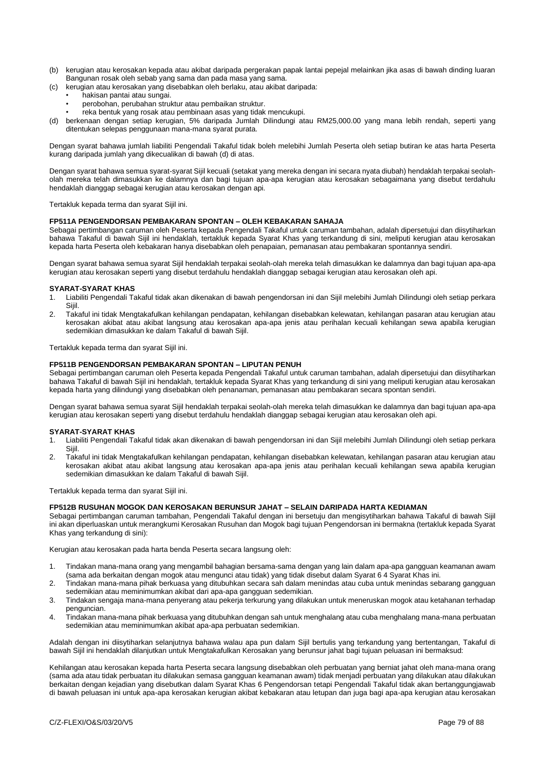(b) kerugian atau kerosakan kepada atau akibat daripada pergerakan papak lantai pepejal melainkan jika asas di bawah dinding luaran Bangunan rosak oleh sebab yang sama dan pada masa yang sama.
(c) kerugian atau kerosakan yang disebabkan oleh berlaku, atau akibat daripada:
    - hakisan pantai atau sungai.
    - perobohan, perubahan struktur atau pembaikan struktur.
    - reka bentuk yang rosak atau pembinaan asas yang tidak mencukupi.
(d) berkenaan dengan setiap kerugian, 5% daripada Jumlah Dilindungi atau RM25,000.00 yang mana lebih rendah, seperti yang ditentukan selepas penggunaan mana-mana syarat purata.

Dengan syarat bahawa jumlah liabiliti Pengendali Takaful tidak boleh melebihi Jumlah Peserta oleh setiap butiran ke atas harta Peserta kurang daripada jumlah yang dikecualikan di bawah (d) di atas.

Dengan syarat bahawa semua syarat-syarat Sijil kecuali (setakat yang mereka dengan ini secara nyata diubah) hendaklah terpakai seolah-olah mereka telah dimasukkan ke dalamnya dan bagi tujuan apa-apa kerugian atau kerosakan sebagaimana yang disebut terdahulu hendaklah dianggap sebagai kerugian atau kerosakan dengan api.

Tertakluk kepada terma dan syarat Sijil ini.

**FP511A PENGENDORSAN PEMBAKARAN SPONTAN – OLEH KEBAKARAN SAHAJA**

Sebagai pertimbangan caruman oleh Peserta kepada Pengendali Takaful untuk caruman tambahan, adalah dipersetujui dan diisytiharkan bahawa Takaful di bawah Sijil ini hendaklah, tertakluk kepada Syarat Khas yang terkandung di sini, meliputi kerugian atau kerosakan kepada harta Peserta oleh kebakaran hanya disebabkan oleh penapaian, pemanasan atau pembakaran spontannya sendiri.

Dengan syarat bahawa semua syarat Sijil hendaklah terpakai seolah-olah mereka telah dimasukkan ke dalamnya dan bagi tujuan apa-apa kerugian atau kerosakan seperti yang disebut terdahulu hendaklah dianggap sebagai kerugian atau kerosakan oleh api.

**SYARAT-SYARAT KHAS**

1. Liabiliti Pengendali Takaful tidak akan dikenakan di bawah pengendorsan ini dan Sijil melebihi Jumlah Dilindungi oleh setiap perkara Sijil.
2. Takaful ini tidak Mengtakafulkan kehilangan pendapatan, kehilangan disebabkan kelewatan, kehilangan pasaran atau kerugian atau kerosakan akibat atau akibat langsung atau kerosakan apa-apa jenis atau perihalan kecuali kehilangan sewa apabila kerugian sedemikian dimasukkan ke dalam Takaful di bawah Sijil.

Tertakluk kepada terma dan syarat Sijil ini.

**FP511B PENGENDORSAN PEMBAKARAN SPONTAN – LIPUTAN PENUH**

Sebagai pertimbangan caruman oleh Peserta kepada Pengendali Takaful untuk caruman tambahan, adalah dipersetujui dan diisytiharkan bahawa Takaful di bawah Sijil ini hendaklah, tertakluk kepada Syarat Khas yang terkandung di sini yang meliputi kerugian atau kerosakan kepada harta yang dilindungi yang disebabkan oleh penanaman, pemanasan atau pembakaran secara spontan sendiri.

Dengan syarat bahawa semua syarat Sijil hendaklah terpakai seolah-olah mereka telah dimasukkan ke dalamnya dan bagi tujuan apa-apa kerugian atau kerosakan seperti yang disebut terdahulu hendaklah dianggap sebagai kerugian atau kerosakan oleh api.

**SYARAT-SYARAT KHAS**

1. Liabiliti Pengendali Takaful tidak akan dikenakan di bawah pengendorsan ini dan Sijil melebihi Jumlah Dilindungi oleh setiap perkara Sijil.
2. Takaful ini tidak Mengtakafulkan kehilangan pendapatan, kehilangan disebabkan kelewatan, kehilangan pasaran atau kerugian atau kerosakan akibat atau akibat langsung atau kerosakan apa-apa jenis atau perihalan kecuali kehilangan sewa apabila kerugian sedemikian dimasukkan ke dalam Takaful di bawah Sijil.

Tertakluk kepada terma dan syarat Sijil ini.

**FP512B RUSUHAN MOGOK DAN KEROSAKAN BERUNSUR JAHAT – SELAIN DARIPADA HARTA KEDIAMAN**

Sebagai pertimbangan caruman tambahan, Pengendali Takaful dengan ini bersetuju dan mengisytiharkan bahawa Takaful di bawah Sijil ini akan diperluaskan untuk merangkumi Kerosakan Rusuhan dan Mogok bagi tujuan Pengendorsan ini bermakna (tertakluk kepada Syarat Khas yang terkandung di sini):

Kerugian atau kerosakan pada harta benda Peserta secara langsung oleh:

1. Tindakan mana-mana orang yang mengambil bahagian bersama-sama dengan yang lain dalam apa-apa gangguan keamanan awam (sama ada berkaitan dengan mogok atau mengunci atau tidak) yang tidak disebut dalam Syarat 6 4 Syarat Khas ini.
2. Tindakan mana-mana pihak berkuasa yang ditubuhkan secara sah dalam menindas atau cuba untuk menindas sebarang gangguan sedemikian atau meminimumkan akibat dari apa-apa gangguan sedemikian.
3. Tindakan sengaja mana-mana penyerang atau pekerja terkurung yang dilakukan untuk meneruskan mogok atau ketahanan terhadap penguncian.
4. Tindakan mana-mana pihak berkuasa yang ditubuhkan dengan sah untuk menghalang atau cuba menghalang mana-mana perbuatan sedemikian atau meminimumkan akibat apa-apa perbuatan sedemikian.

Adalah dengan ini diisytiharkan selanjutnya bahawa walau apa pun dalam Sijil bertulis yang terkandung yang bertentangan, Takaful di bawah Sijil ini hendaklah dilanjutkan untuk Mengtakafulkan Kerosakan yang berunsur jahat bagi tujuan peluasan ini bermaksud:

Kehilangan atau kerosakan kepada harta Peserta secara langsung disebabkan oleh perbuatan yang berniat jahat oleh mana-mana orang (sama ada atau tidak perbuatan itu dilakukan semasa gangguan keamanan awam) tidak menjadi perbuatan yang dilakukan atau dilakukan berkaitan dengan kejadian yang disebutkan dalam Syarat Khas 6 Pengendorsan tetapi Pengendali Takaful tidak akan bertanggungjawab di bawah peluasan ini untuk apa-apa kerosakan kerugian akibat kebakaran atau letupan dan juga bagi apa-apa kerugian atau kerosakan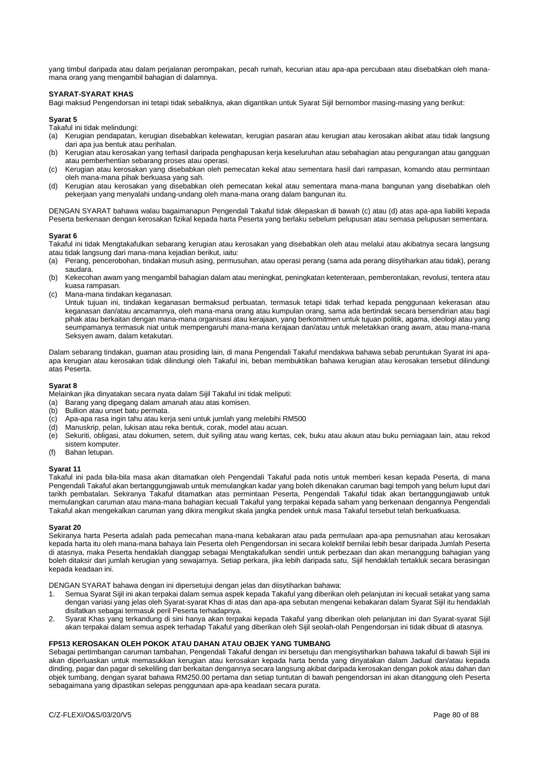yang timbul daripada atau dalam perjalanan perompakan, pecah rumah, kecurian atau apa-apa percubaan atau disebabkan oleh mana-mana orang yang mengambil bahagian di dalamnya.

**SYARAT-SYARAT KHAS**

Bagi maksud Pengendorsan ini tetapi tidak sebaliknya, akan digantikan untuk Syarat Sijil bernombor masing-masing yang berikut:

**Syarat 5**

Takaful ini tidak melindungi:

(a) Kerugian pendapatan, kerugian disebabkan kelewatan, kerugian pasaran atau kerugian atau kerosakan akibat atau tidak langsung dari apa jua bentuk atau perihalan.
(b) Kerugian atau kerosakan yang terhasil daripada penghapusan kerja keseluruhan atau sebahagian atau pengurangan atau gangguan atau pemberhentian sebarang proses atau operasi.
(c) Kerugian atau kerosakan yang disebabkan oleh pemecatan kekal atau sementara hasil dari rampasan, komando atau permintaan oleh mana-mana pihak berkuasa yang sah.
(d) Kerugian atau kerosakan yang disebabkan oleh pemecatan kekal atau sementara mana-mana bangunan yang disebabkan oleh pekerjaan yang menyalahi undang-undang oleh mana-mana orang dalam bangunan itu.

DENGAN SYARAT bahawa walau bagaimanapun Pengendali Takaful tidak dilepaskan di bawah (c) atau (d) atas apa-apa liabiliti kepada Peserta berkenaan dengan kerosakan fizikal kepada harta Peserta yang berlaku sebelum pelupusan atau semasa pelupusan sementara.

**Syarat 6**

Takaful ini tidak Mengtakafulkan sebarang kerugian atau kerosakan yang disebabkan oleh atau melalui atau akibatnya secara langsung atau tidak langsung dari mana-mana kejadian berikut, iaitu:

(a) Perang, pencerobohan, tindakan musuh asing, permusuhan, atau operasi perang (sama ada perang diisytiharkan atau tidak), perang saudara.
(b) Kekecohan awam yang mengambil bahagian dalam atau meningkat, peningkatan ketenteraan, pemberontakan, revolusi, tentera atau kuasa rampasan.
(c) Mana-mana tindakan keganasan.
Untuk tujuan ini, tindakan keganasan bermaksud perbuatan, termasuk tetapi tidak terhad kepada penggunaan kekerasan atau keganasan dan/atau ancamannya, oleh mana-mana orang atau kumpulan orang, sama ada bertindak secara bersendirian atau bagi pihak atau berkaitan dengan mana-mana organisasi atau kerajaan, yang berkomitmen untuk tujuan politik, agama, ideologi atau yang seumpamanya termasuk niat untuk mempengaruhi mana-mana kerajaan dan/atau untuk meletakkan orang awam, atau mana-mana Seksyen awam, dalam ketakutan.

Dalam sebarang tindakan, guaman atau prosiding lain, di mana Pengendali Takaful mendakwa bahawa sebab peruntukan Syarat ini apa-apa kerugian atau kerosakan tidak dilindungi oleh Takaful ini, beban membuktikan bahawa kerugian atau kerosakan tersebut dilindungi atas Peserta.

**Syarat 8**

Melainkan jika dinyatakan secara nyata dalam Sijil Takaful ini tidak meliputi:

(a) Barang yang dipegang dalam amanah atau atas komisen.
(b) Bullion atau unset batu permata.
(c) Apa-apa rasa ingin tahu atau kerja seni untuk jumlah yang melebihi RM500
(d) Manuskrip, pelan, lukisan atau reka bentuk, corak, model atau acuan.
(e) Sekuriti, obligasi, atau dokumen, setem, duit syiling atau wang kertas, cek, buku atau akaun atau buku perniagaan lain, atau rekod sistem komputer.
(f) Bahan letupan.

**Syarat 11**

Takaful ini pada bila-bila masa akan ditamatkan oleh Pengendali Takaful pada notis untuk memberi kesan kepada Peserta, di mana Pengendali Takaful akan bertanggungjawab untuk memulangkan kadar yang boleh dikenakan caruman bagi tempoh yang belum luput dari tarikh pembatalan. Sekiranya Takaful ditamatkan atas permintaan Peserta, Pengendali Takaful tidak akan bertanggungjawab untuk memulangkan caruman atau mana-mana bahagian kecuali Takaful yang terpakai kepada saham yang berkenaan dengannya Pengendali Takaful akan mengekalkan caruman yang dikira mengikut skala jangka pendek untuk masa Takaful tersebut telah berkuatkuasa.

**Syarat 20**

Sekiranya harta Peserta adalah pada pemecahan mana-mana kebakaran atau pada permulaan apa-apa pemusnahan atau kerosakan kepada harta itu oleh mana-mana bahaya lain Peserta oleh Pengendorsan ini secara kolektif bernilai lebih besar daripada Jumlah Peserta di atasnya, maka Peserta hendaklah dianggap sebagai Mengtakafulkan sendiri untuk perbezaan dan akan menanggung bahagian yang boleh ditaksir dari jumlah kerugian yang sewajarnya. Setiap perkara, jika lebih daripada satu, Sijil hendaklah tertakluk secara berasingan kepada keadaan ini.

DENGAN SYARAT bahawa dengan ini dipersetujui dengan jelas dan diisytiharkan bahawa:

1. Semua Syarat Sijil ini akan terpakai dalam semua aspek kepada Takaful yang diberikan oleh pelanjutan ini kecuali setakat yang sama dengan variasi yang jelas oleh Syarat-syarat Khas di atas dan apa-apa sebutan mengenai kebakaran dalam Syarat Sijil itu hendaklah disifatkan sebagai termasuk peril Peserta terhadapnya.
2. Syarat Khas yang terkandung di sini hanya akan terpakai kepada Takaful yang diberikan oleh pelanjutan ini dan Syarat-syarat Sijil akan terpakai dalam semua aspek terhadap Takaful yang diberikan oleh Sijil seolah-olah Pengendorsan ini tidak dibuat di atasnya.

**FP513 KEROSAKAN OLEH POKOK ATAU DAHAN ATAU OBJEK YANG TUMBANG**

Sebagai pertimbangan caruman tambahan, Pengendali Takaful dengan ini bersetuju dan mengisytiharkan bahawa takaful di bawah Sijil ini akan diperluaskan untuk memasukkan kerugian atau kerosakan kepada harta benda yang dinyatakan dalam Jadual dan/atau kepada dinding, pagar dan pagar di sekeliling dan berkaitan dengannya secara langsung akibat daripada kerosakan dengan pokok atau dahan dan objek tumbang, dengan syarat bahawa RM250.00 pertama dan setiap tuntutan di bawah pengendorsan ini akan ditanggung oleh Peserta sebagaimana yang dipastikan selepas penggunaan apa-apa keadaan secara purata.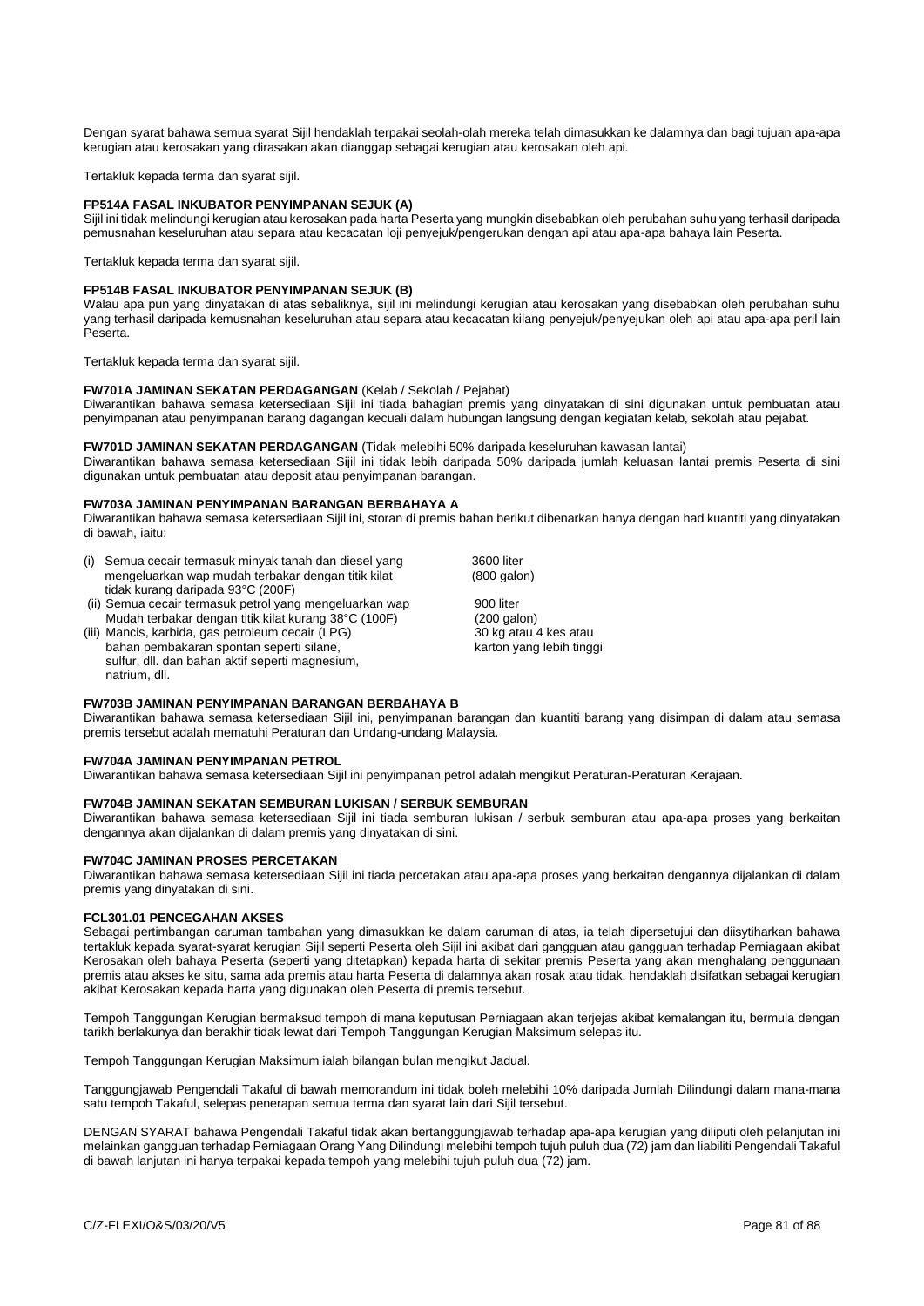Dengan syarat bahawa semua syarat Sijil hendaklah terpakai seolah-olah mereka telah dimasukkan ke dalamnya dan bagi tujuan apa-apa kerugian atau kerosakan yang dirasakan akan dianggap sebagai kerugian atau kerosakan oleh api.

Tertakluk kepada terma dan syarat sijil.

**FP514A FASAL INKUBATOR PENYIMPANAN SEJUK (A)**
Sijil ini tidak melindungi kerugian atau kerosakan pada harta Peserta yang mungkin disebabkan oleh perubahan suhu yang terhasil daripada pemusnahan keseluruhan atau separa atau kecacatan loji penyejuk/pengerukan dengan api atau apa-apa bahaya lain Peserta.

Tertakluk kepada terma dan syarat sijil.

**FP514B FASAL INKUBATOR PENYIMPANAN SEJUK (B)**
Walau apa pun yang dinyatakan di atas sebaliknya, sijil ini melindungi kerugian atau kerosakan yang disebabkan oleh perubahan suhu yang terhasil daripada kemusnahan keseluruhan atau separa atau kecacatan kilang penyejuk/penyejukan oleh api atau apa-apa peril lain Peserta.

Tertakluk kepada terma dan syarat sijil.

**FW701A JAMINAN SEKATAN PERDAGANGAN** (Kelab / Sekolah / Pejabat)
Diwarantikan bahawa semasa ketersediaan Sijil ini tiada bahagian premis yang dinyatakan di sini digunakan untuk pembuatan atau penyimpanan atau penyimpanan barang dagangan kecuali dalam hubungan langsung dengan kegiatan kelab, sekolah atau pejabat.

**FW701D JAMINAN SEKATAN PERDAGANGAN** (Tidak melebihi 50% daripada keseluruhan kawasan lantai)
Diwarantikan bahawa semasa ketersediaan Sijil ini tidak lebih daripada 50% daripada jumlah keluasan lantai premis Peserta di sini digunakan untuk pembuatan atau deposit atau penyimpanan barangan.

**FW703A JAMINAN PENYIMPANAN BARANGAN BERBAHAYA A**
Diwarantikan bahawa semasa ketersediaan Sijil ini, storan di premis bahan berikut dibenarkan hanya dengan had kuantiti yang dinyatakan di bawah, iaitu:

| | |
|---|---|
| (i) Semua cecair termasuk minyak tanah dan diesel yang mengeluarkan wap mudah terbakar dengan titik kilat tidak kurang daripada 93°C (200F) | 3600 liter (800 galon) |
| (ii) Semua cecair termasuk petrol yang mengeluarkan wap Mudah terbakar dengan titik kilat kurang 38°C (100F) | 900 liter (200 galon) |
| (iii) Mancis, karbida, gas petroleum cecair (LPG) bahan pembakaran spontan seperti silane, sulfur, dll. dan bahan aktif seperti magnesium, natrium, dll. | 30 kg atau 4 kes atau karton yang lebih tinggi |

**FW703B JAMINAN PENYIMPANAN BARANGAN BERBAHAYA B**
Diwarantikan bahawa semasa ketersediaan Sijil ini, penyimpanan barangan dan kuantiti barang yang disimpan di dalam atau semasa premis tersebut adalah mematuhi Peraturan dan Undang-undang Malaysia.

**FW704A JAMINAN PENYIMPANAN PETROL**
Diwarantikan bahawa semasa ketersediaan Sijil ini penyimpanan petrol adalah mengikut Peraturan-Peraturan Kerajaan.

**FW704B JAMINAN SEKATAN SEMBURAN LUKISAN / SERBUK SEMBURAN**
Diwarantikan bahawa semasa ketersediaan Sijil ini tiada semburan lukisan / serbuk semburan atau apa-apa proses yang berkaitan dengannya akan dijalankan di dalam premis yang dinyatakan di sini.

**FW704C JAMINAN PROSES PERCETAKAN**
Diwarantikan bahawa semasa ketersediaan Sijil ini tiada percetakan atau apa-apa proses yang berkaitan dengannya dijalankan di dalam premis yang dinyatakan di sini.

**FCL301.01 PENCEGAHAN AKSES**
Sebagai pertimbangan caruman tambahan yang dimasukkan ke dalam caruman di atas, ia telah dipersetujui dan diisytiharkan bahawa tertakluk kepada syarat-syarat kerugian Sijil seperti Peserta oleh Sijil ini akibat dari gangguan atau gangguan terhadap Perniagaan akibat Kerosakan oleh bahaya Peserta (seperti yang ditetapkan) kepada harta di sekitar premis Peserta yang akan menghalang penggunaan premis atau akses ke situ, sama ada premis atau harta Peserta di dalamnya akan rosak atau tidak, hendaklah disifatkan sebagai kerugian akibat Kerosakan kepada harta yang digunakan oleh Peserta di premis tersebut.

Tempoh Tanggungan Kerugian bermaksud tempoh di mana keputusan Perniagaan akan terjejas akibat kemalangan itu, bermula dengan tarikh berlakunya dan berakhir tidak lewat dari Tempoh Tanggungan Kerugian Maksimum selepas itu.

Tempoh Tanggungan Kerugian Maksimum ialah bilangan bulan mengikut Jadual.

Tanggungjawab Pengendali Takaful di bawah memorandum ini tidak boleh melebihi 10% daripada Jumlah Dilindungi dalam mana-mana satu tempoh Takaful, selepas penerapan semua terma dan syarat lain dari Sijil tersebut.

DENGAN SYARAT bahawa Pengendali Takaful tidak akan bertanggungjawab terhadap apa-apa kerugian yang diliputi oleh pelanjutan ini melainkan gangguan terhadap Perniagaan Orang Yang Dilindungi melebihi tempoh tujuh puluh dua (72) jam dan liabiliti Pengendali Takaful di bawah lanjutan ini hanya terpakai kepada tempoh yang melebihi tujuh puluh dua (72) jam.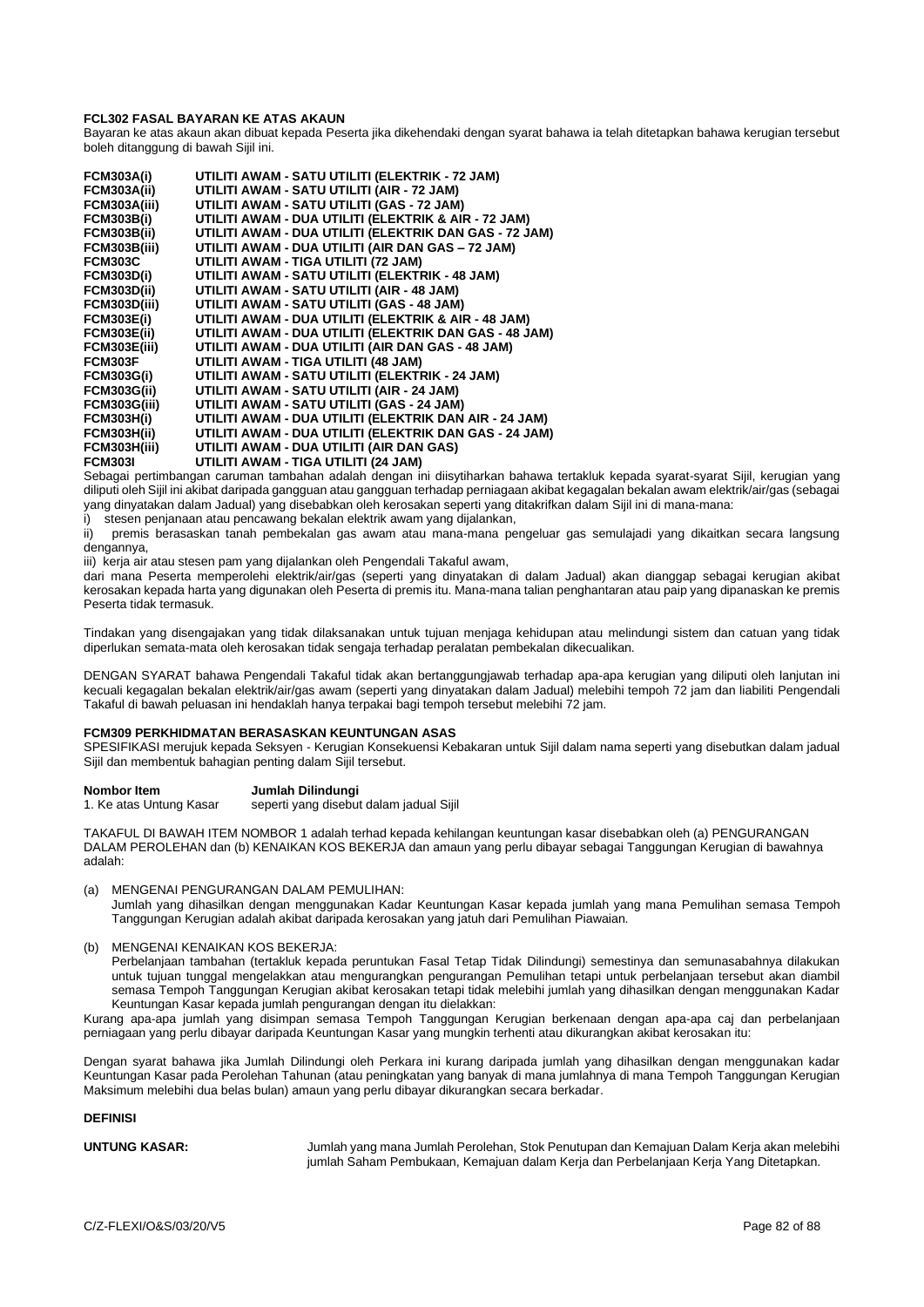**FCL302 FASAL BAYARAN KE ATAS AKAUN**

Bayaran ke atas akaun akan dibuat kepada Peserta jika dikehendaki dengan syarat bahawa ia telah ditetapkan bahawa kerugian tersebut boleh ditanggung di bawah Sijil ini.

**FCM303A(i) UTILITI AWAM - SATU UTILITI (ELEKTRIK - 72 JAM)**
**FCM303A(ii) UTILITI AWAM - SATU UTILITI (AIR - 72 JAM)**
**FCM303A(iii) UTILITI AWAM - SATU UTILITI (GAS - 72 JAM)**
**FCM303B(i) UTILITI AWAM - DUA UTILITI (ELEKTRIK & AIR - 72 JAM)**
**FCM303B(ii) UTILITI AWAM - DUA UTILITI (ELEKTRIK DAN GAS - 72 JAM)**
**FCM303B(iii) UTILITI AWAM - DUA UTILITI (AIR DAN GAS – 72 JAM)**
**FCM303C UTILITI AWAM - TIGA UTILITI (72 JAM)**
**FCM303D(i) UTILITI AWAM - SATU UTILITI (ELEKTRIK - 48 JAM)**
**FCM303D(ii) UTILITI AWAM - SATU UTILITI (AIR - 48 JAM)**
**FCM303D(iii) UTILITI AWAM - SATU UTILITI (GAS - 48 JAM)**
**FCM303E(i) UTILITI AWAM - DUA UTILITI (ELEKTRIK & AIR - 48 JAM)**
**FCM303E(ii) UTILITI AWAM - DUA UTILITI (ELEKTRIK DAN GAS - 48 JAM)**
**FCM303E(iii) UTILITI AWAM - DUA UTILITI (AIR DAN GAS - 48 JAM)**
**FCM303F UTILITI AWAM - TIGA UTILITI (48 JAM)**
**FCM303G(i) UTILITI AWAM - SATU UTILITI (ELEKTRIK - 24 JAM)**
**FCM303G(ii) UTILITI AWAM - SATU UTILITI (AIR - 24 JAM)**
**FCM303G(iii) UTILITI AWAM - SATU UTILITI (GAS - 24 JAM)**
**FCM303H(i) UTILITI AWAM - DUA UTILITI (ELEKTRIK DAN AIR - 24 JAM)**
**FCM303H(ii) UTILITI AWAM - DUA UTILITI (ELEKTRIK DAN GAS - 24 JAM)**
**FCM303H(iii) UTILITI AWAM - DUA UTILITI (AIR DAN GAS)**
**FCM303I UTILITI AWAM - TIGA UTILITI (24 JAM)**

Sebagai pertimbangan caruman tambahan adalah dengan ini diisytiharkan bahawa tertakluk kepada syarat-syarat Sijil, kerugian yang diliputi oleh Sijil ini akibat daripada gangguan atau gangguan terhadap perniagaan akibat kegagalan bekalan awam elektrik/air/gas (sebagai yang dinyatakan dalam Jadual) yang disebabkan oleh kerosakan seperti yang ditakrifkan dalam Sijil ini di mana-mana:

i) stesen penjanaan atau pencawang bekalan elektrik awam yang dijalankan,

ii) premis berasaskan tanah pembekalan gas awam atau mana-mana pengeluar gas semulajadi yang dikaitkan secara langsung dengannya,

iii) kerja air atau stesen pam yang dijalankan oleh Pengendali Takaful awam,

dari mana Peserta memperolehi elektrik/air/gas (seperti yang dinyatakan di dalam Jadual) akan dianggap sebagai kerugian akibat kerosakan kepada harta yang digunakan oleh Peserta di premis itu. Mana-mana talian penghantaran atau paip yang dipanaskan ke premis Peserta tidak termasuk.

Tindakan yang disengajakan yang tidak dilaksanakan untuk tujuan menjaga kehidupan atau melindungi sistem dan catuan yang tidak diperlukan semata-mata oleh kerosakan tidak sengaja terhadap peralatan pembekalan dikecualikan.

DENGAN SYARAT bahawa Pengendali Takaful tidak akan bertanggungjawab terhadap apa-apa kerugian yang diliputi oleh lanjutan ini kecuali kegagalan bekalan elektrik/air/gas awam (seperti yang dinyatakan dalam Jadual) melebihi tempoh 72 jam dan liabiliti Pengendali Takaful di bawah peluasan ini hendaklah hanya terpakai bagi tempoh tersebut melebihi 72 jam.

**FCM309 PERKHIDMATAN BERASASKAN KEUNTUNGAN ASAS**

SPESIFIKASI merujuk kepada Seksyen - Kerugian Konsekuensi Kebakaran untuk Sijil dalam nama seperti yang disebutkan dalam jadual Sijil dan membentuk bahagian penting dalam Sijil tersebut.

| **Nombor Item** | **Jumlah Dilindungi** |
|---|---|
| 1. Ke atas Untung Kasar | seperti yang disebut dalam jadual Sijil |

TAKAFUL DI BAWAH ITEM NOMBOR 1 adalah terhad kepada kehilangan keuntungan kasar disebabkan oleh (a) PENGURANGAN DALAM PEROLEHAN dan (b) KENAIKAN KOS BEKERJA dan amaun yang perlu dibayar sebagai Tanggungan Kerugian di bawahnya adalah:

(a) MENGENAI PENGURANGAN DALAM PEMULIHAN:
Jumlah yang dihasilkan dengan menggunakan Kadar Keuntungan Kasar kepada jumlah yang mana Pemulihan semasa Tempoh Tanggungan Kerugian adalah akibat daripada kerosakan yang jatuh dari Pemulihan Piawaian.

(b) MENGENAI KENAIKAN KOS BEKERJA:
Perbelanjaan tambahan (tertakluk kepada peruntukan Fasal Tetap Tidak Dilindungi) semestinya dan semunasabahnya dilakukan untuk tujuan tunggal mengelakkan atau mengurangkan pengurangan Pemulihan tetapi untuk perbelanjaan tersebut akan diambil semasa Tempoh Tanggungan Kerugian akibat kerosakan tetapi tidak melebihi jumlah yang dihasilkan dengan menggunakan Kadar Keuntungan Kasar kepada jumlah pengurangan dengan itu dielakkan:

Kurang apa-apa jumlah yang disimpan semasa Tempoh Tanggungan Kerugian berkenaan dengan apa-apa caj dan perbelanjaan perniagaan yang perlu dibayar daripada Keuntungan Kasar yang mungkin terhenti atau dikurangkan akibat kerosakan itu:

Dengan syarat bahawa jika Jumlah Dilindungi oleh Perkara ini kurang daripada jumlah yang dihasilkan dengan menggunakan kadar Keuntungan Kasar pada Perolehan Tahunan (atau peningkatan yang banyak di mana jumlahnya di mana Tempoh Tanggungan Kerugian Maksimum melebihi dua belas bulan) amaun yang perlu dibayar dikurangkan secara berkadar.

**DEFINISI**

**UNTUNG KASAR:** Jumlah yang mana Jumlah Perolehan, Stok Penutupan dan Kemajuan Dalam Kerja akan melebihi jumlah Saham Pembukaan, Kemajuan dalam Kerja dan Perbelanjaan Kerja Yang Ditetapkan.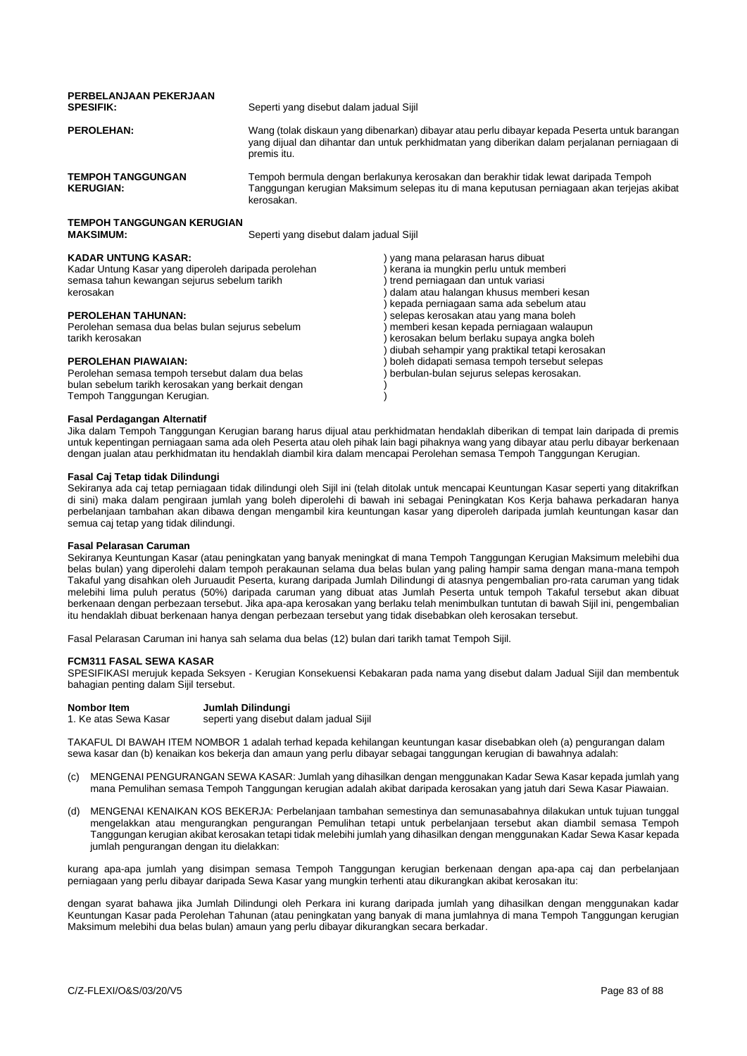**PERBELANJAAN PEKERJAAN SPESIFIK:** Seperti yang disebut dalam jadual Sijil

**PEROLEHAN:** Wang (tolak diskaun yang dibenarkan) dibayar atau perlu dibayar kepada Peserta untuk barangan yang dijual dan dihantar dan untuk perkhidmatan yang diberikan dalam perjalanan perniagaan di premis itu.

**TEMPOH TANGGUNGAN KERUGIAN:** Tempoh bermula dengan berlakunya kerosakan dan berakhir tidak lewat daripada Tempoh Tanggungan kerugian Maksimum selepas itu di mana keputusan perniagaan akan terjejas akibat kerosakan.

**TEMPOH TANGGUNGAN KERUGIAN MAKSIMUM:** Seperti yang disebut dalam jadual Sijil

**KADAR UNTUNG KASAR:**
Kadar Untung Kasar yang diperoleh daripada perolehan semasa tahun kewangan sejurus sebelum tarikh kerosakan

**PEROLEHAN TAHUNAN:**
Perolehan semasa dua belas bulan sejurus sebelum tarikh kerosakan

**PEROLEHAN PIAWAIAN:**
Perolehan semasa tempoh tersebut dalam dua belas bulan sebelum tarikh kerosakan yang berkait dengan Tempoh Tanggungan Kerugian.

) yang mana pelarasan harus dibuat kerana ia mungkin perlu untuk memberi trend perniagaan dan untuk variasi dalam atau halangan khusus memberi kesan kepada perniagaan sama ada sebelum atau selepas kerosakan atau yang mana boleh memberi kesan kepada perniagaan walaupun kerosakan belum berlaku supaya angka boleh diubah sehampir yang praktikal tetapi kerosakan boleh didapati semasa tempoh tersebut selepas berbulan-bulan sejurus selepas kerosakan.

**Fasal Perdagangan Alternatif**
Jika dalam Tempoh Tanggungan Kerugian barang harus dijual atau perkhidmatan hendaklah diberikan di tempat lain daripada di premis untuk kepentingan perniagaan sama ada oleh Peserta atau oleh pihak lain bagi pihaknya wang yang dibayar atau perlu dibayar berkenaan dengan jualan atau perkhidmatan itu hendaklah diambil kira dalam mencapai Perolehan semasa Tempoh Tanggungan Kerugian.

**Fasal Caj Tetap tidak Dilindungi**
Sekiranya ada caj tetap perniagaan tidak dilindungi oleh Sijil ini (telah ditolak untuk mencapai Keuntungan Kasar seperti yang ditakrifkan di sini) maka dalam pengiraan jumlah yang boleh diperolehi di bawah ini sebagai Peningkatan Kos Kerja bahawa perkadaran hanya perbelanjaan tambahan akan dibawa dengan mengambil kira keuntungan kasar yang diperoleh daripada jumlah keuntungan kasar dan semua caj tetap yang tidak dilindungi.

**Fasal Pelarasan Caruman**
Sekiranya Keuntungan Kasar (atau peningkatan yang banyak meningkat di mana Tempoh Tanggungan Kerugian Maksimum melebihi dua belas bulan) yang diperolehi dalam tempoh perakaunan selama dua belas bulan yang paling hampir sama dengan mana-mana tempoh Takaful yang disahkan oleh Juruaudit Peserta, kurang daripada Jumlah Dilindungi di atasnya pengembalian pro-rata caruman yang tidak melebihi lima puluh peratus (50%) daripada caruman yang dibuat atas Jumlah Peserta untuk tempoh Takaful tersebut akan dibuat berkenaan dengan perbezaan tersebut. Jika apa-apa kerosakan yang berlaku telah menimbulkan tuntutan di bawah Sijil ini, pengembalian itu hendaklah dibuat berkenaan hanya dengan perbezaan tersebut yang tidak disebabkan oleh kerosakan tersebut.

Fasal Pelarasan Caruman ini hanya sah selama dua belas (12) bulan dari tarikh tamat Tempoh Sijil.

**FCM311 FASAL SEWA KASAR**
SPESIFIKASI merujuk kepada Seksyen - Kerugian Konsekuensi Kebakaran pada nama yang disebut dalam Jadual Sijil dan membentuk bahagian penting dalam Sijil tersebut.

| **Nombor Item** | **Jumlah Dilindungi** |
|---|---|
| 1. Ke atas Sewa Kasar | seperti yang disebut dalam jadual Sijil |

TAKAFUL DI BAWAH ITEM NOMBOR 1 adalah terhad kepada kehilangan keuntungan kasar disebabkan oleh (a) pengurangan dalam sewa kasar dan (b) kenaikan kos bekerja dan amaun yang perlu dibayar sebagai tanggungan kerugian di bawahnya adalah:

(c) MENGENAI PENGURANGAN SEWA KASAR: Jumlah yang dihasilkan dengan menggunakan Kadar Sewa Kasar kepada jumlah yang mana Pemulihan semasa Tempoh Tanggungan kerugian adalah akibat daripada kerosakan yang jatuh dari Sewa Kasar Piawaian.

(d) MENGENAI KENAIKAN KOS BEKERJA: Perbelanjaan tambahan semestinya dan semunasabahnya dilakukan untuk tujuan tunggal mengelakkan atau mengurangkan pengurangan Pemulihan tetapi untuk perbelanjaan tersebut akan diambil semasa Tempoh Tanggungan kerugian akibat kerosakan tetapi tidak melebihi jumlah yang dihasilkan dengan menggunakan Kadar Sewa Kasar kepada jumlah pengurangan dengan itu dielakkan:

kurang apa-apa jumlah yang disimpan semasa Tempoh Tanggungan kerugian berkenaan dengan apa-apa caj dan perbelanjaan perniagaan yang perlu dibayar daripada Sewa Kasar yang mungkin terhenti atau dikurangkan akibat kerosakan itu:

dengan syarat bahawa jika Jumlah Dilindungi oleh Perkara ini kurang daripada jumlah yang dihasilkan dengan menggunakan kadar Keuntungan Kasar pada Perolehan Tahunan (atau peningkatan yang banyak di mana jumlahnya di mana Tempoh Tanggungan kerugian Maksimum melebihi dua belas bulan) amaun yang perlu dibayar dikurangkan secara berkadar.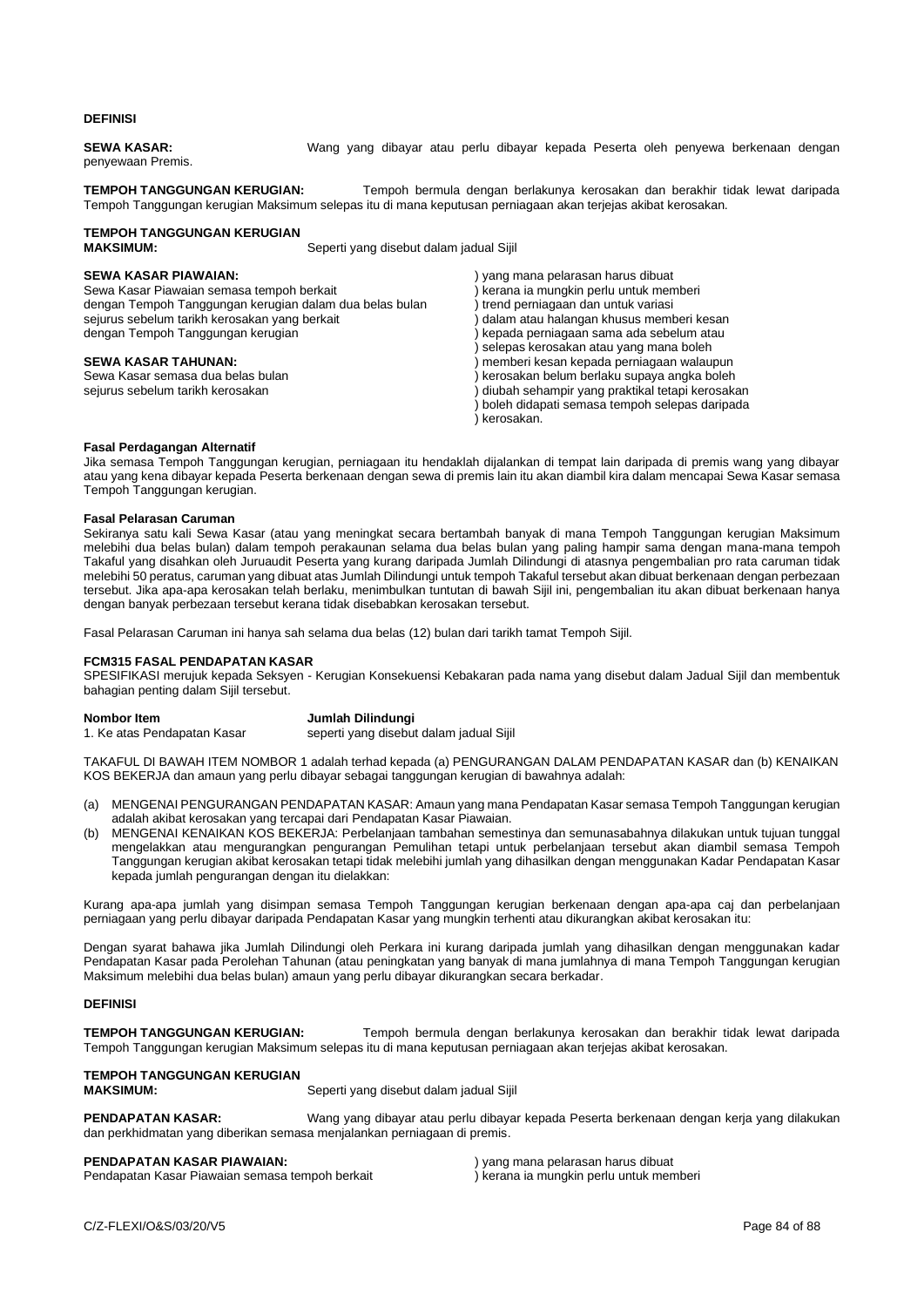**DEFINISI**

**SEWA KASAR:** Wang yang dibayar atau perlu dibayar kepada Peserta oleh penyewa berkenaan dengan penyewaan Premis.

**TEMPOH TANGGUNGAN KERUGIAN:** Tempoh bermula dengan berlakunya kerosakan dan berakhir tidak lewat daripada Tempoh Tanggungan kerugian Maksimum selepas itu di mana keputusan perniagaan akan terjejas akibat kerosakan.

**TEMPOH TANGGUNGAN KERUGIAN MAKSIMUM:** Seperti yang disebut dalam jadual Sijil

**SEWA KASAR PIAWAIAN:**
Sewa Kasar Piawaian semasa tempoh berkait dengan Tempoh Tanggungan kerugian dalam dua belas bulan sejurus sebelum tarikh kerosakan yang berkait dengan Tempoh Tanggungan kerugian

**SEWA KASAR TAHUNAN:**
Sewa Kasar semasa dua belas bulan sejurus sebelum tarikh kerosakan

) yang mana pelarasan harus dibuat
) kerana ia mungkin perlu untuk memberi
) trend perniagaan dan untuk variasi
) dalam atau halangan khusus memberi kesan
) kepada perniagaan sama ada sebelum atau
) selepas kerosakan atau yang mana boleh
) memberi kesan kepada perniagaan walaupun
) kerosakan belum berlaku supaya angka boleh
) diubah sehampir yang praktikal tetapi kerosakan
) boleh didapati semasa tempoh selepas daripada
) kerosakan.

**Fasal Perdagangan Alternatif**
Jika semasa Tempoh Tanggungan kerugian, perniagaan itu hendaklah dijalankan di tempat lain daripada di premis wang yang dibayar atau yang kena dibayar kepada Peserta berkenaan dengan sewa di premis lain itu akan diambil kira dalam mencapai Sewa Kasar semasa Tempoh Tanggungan kerugian.

**Fasal Pelarasan Caruman**
Sekiranya satu kali Sewa Kasar (atau yang meningkat secara bertambah banyak di mana Tempoh Tanggungan kerugian Maksimum melebihi dua belas bulan) dalam tempoh perakaunan selama dua belas bulan yang paling hampir sama dengan mana-mana tempoh Takaful yang disahkan oleh Juruaudit Peserta yang kurang daripada Jumlah Dilindungi di atasnya pengembalian pro rata caruman tidak melebihi 50 peratus, caruman yang dibuat atas Jumlah Dilindungi untuk tempoh Takaful tersebut akan dibuat berkenaan dengan perbezaan tersebut. Jika apa-apa kerosakan telah berlaku, menimbulkan tuntutan di bawah Sijil ini, pengembalian itu akan dibuat berkenaan hanya dengan banyak perbezaan tersebut kerana tidak disebabkan kerosakan tersebut.

Fasal Pelarasan Caruman ini hanya sah selama dua belas (12) bulan dari tarikh tamat Tempoh Sijil.

**FCM315 FASAL PENDAPATAN KASAR**
SPESIFIKASI merujuk kepada Seksyen - Kerugian Konsekuensi Kebakaran pada nama yang disebut dalam Jadual Sijil dan membentuk bahagian penting dalam Sijil tersebut.

| **Nombor Item** | **Jumlah Dilindungi** |
|---|---|
| 1. Ke atas Pendapatan Kasar | seperti yang disebut dalam jadual Sijil |

TAKAFUL DI BAWAH ITEM NOMBOR 1 adalah terhad kepada (a) PENGURANGAN DALAM PENDAPATAN KASAR dan (b) KENAIKAN KOS BEKERJA dan amaun yang perlu dibayar sebagai tanggungan kerugian di bawahnya adalah:

(a) MENGENAI PENGURANGAN PENDAPATAN KASAR: Amaun yang mana Pendapatan Kasar semasa Tempoh Tanggungan kerugian adalah akibat kerosakan yang tercapai dari Pendapatan Kasar Piawaian.
(b) MENGENAI KENAIKAN KOS BEKERJA: Perbelanjaan tambahan semestinya dan semunasabahnya dilakukan untuk tujuan tunggal mengelakkan atau mengurangkan pengurangan Pemulihan tetapi untuk perbelanjaan tersebut akan diambil semasa Tempoh Tanggungan kerugian akibat kerosakan tetapi tidak melebihi jumlah yang dihasilkan dengan menggunakan Kadar Pendapatan Kasar kepada jumlah pengurangan dengan itu dielakkan:

Kurang apa-apa jumlah yang disimpan semasa Tempoh Tanggungan kerugian berkenaan dengan apa-apa caj dan perbelanjaan perniagaan yang perlu dibayar daripada Pendapatan Kasar yang mungkin terhenti atau dikurangkan akibat kerosakan itu:

Dengan syarat bahawa jika Jumlah Dilindungi oleh Perkara ini kurang daripada jumlah yang dihasilkan dengan menggunakan kadar Pendapatan Kasar pada Perolehan Tahunan (atau peningkatan yang banyak di mana jumlahnya di mana Tempoh Tanggungan kerugian Maksimum melebihi dua belas bulan) amaun yang perlu dibayar dikurangkan secara berkadar.

**DEFINISI**

**TEMPOH TANGGUNGAN KERUGIAN:** Tempoh bermula dengan berlakunya kerosakan dan berakhir tidak lewat daripada Tempoh Tanggungan kerugian Maksimum selepas itu di mana keputusan perniagaan akan terjejas akibat kerosakan.

**TEMPOH TANGGUNGAN KERUGIAN MAKSIMUM:** Seperti yang disebut dalam jadual Sijil

**PENDAPATAN KASAR:** Wang yang dibayar atau perlu dibayar kepada Peserta berkenaan dengan kerja yang dilakukan dan perkhidmatan yang diberikan semasa menjalankan perniagaan di premis.

**PENDAPATAN KASAR PIAWAIAN:**
Pendapatan Kasar Piawaian semasa tempoh berkait

) yang mana pelarasan harus dibuat
) kerana ia mungkin perlu untuk memberi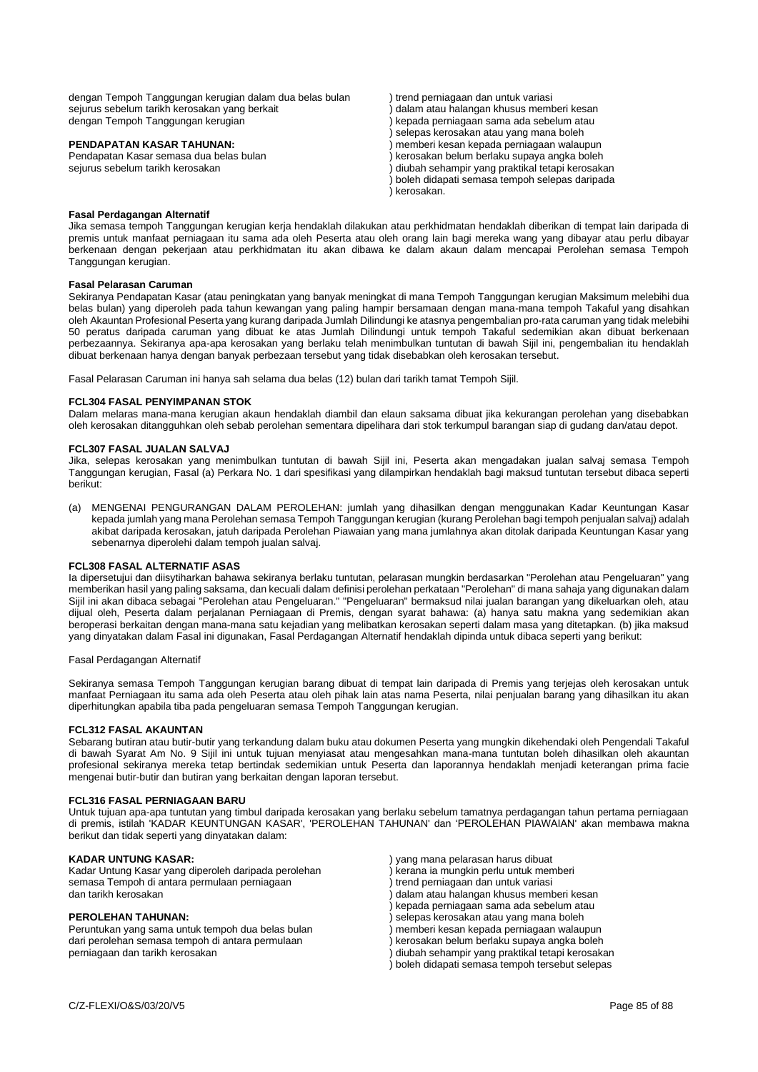dengan Tempoh Tanggungan kerugian dalam dua belas bulan sejurus sebelum tarikh kerosakan yang berkait dengan Tempoh Tanggungan kerugian

**PENDAPATAN KASAR TAHUNAN:**
Pendapatan Kasar semasa dua belas bulan sejurus sebelum tarikh kerosakan

) trend perniagaan dan untuk variasi
) dalam atau halangan khusus memberi kesan
) kepada perniagaan sama ada sebelum atau
) selepas kerosakan atau yang mana boleh
) memberi kesan kepada perniagaan walaupun
) kerosakan belum berlaku supaya angka boleh
) diubah sehampir yang praktikal tetapi kerosakan
) boleh didapati semasa tempoh selepas daripada
) kerosakan.

**Fasal Perdagangan Alternatif**
Jika semasa tempoh Tanggungan kerugian kerja hendaklah dilakukan atau perkhidmatan hendaklah diberikan di tempat lain daripada di premis untuk manfaat perniagaan itu sama ada oleh Peserta atau oleh orang lain bagi mereka wang yang dibayar atau perlu dibayar berkenaan dengan pekerjaan atau perkhidmatan itu akan dibawa ke dalam akaun dalam mencapai Perolehan semasa Tempoh Tanggungan kerugian.

**Fasal Pelarasan Caruman**
Sekiranya Pendapatan Kasar (atau peningkatan yang banyak meningkat di mana Tempoh Tanggungan kerugian Maksimum melebihi dua belas bulan) yang diperoleh pada tahun kewangan yang paling hampir bersamaan dengan mana-mana tempoh Takaful yang disahkan oleh Akauntan Profesional Peserta yang kurang daripada Jumlah Dilindungi ke atasnya pengembalian pro-rata caruman yang tidak melebihi 50 peratus daripada caruman yang dibuat ke atas Jumlah Dilindungi untuk tempoh Takaful sedemikian akan dibuat berkenaan perbezaannya. Sekiranya apa-apa kerosakan yang berlaku telah menimbulkan tuntutan di bawah Sijil ini, pengembalian itu hendaklah dibuat berkenaan hanya dengan banyak perbezaan tersebut yang tidak disebabkan oleh kerosakan tersebut.

Fasal Pelarasan Caruman ini hanya sah selama dua belas (12) bulan dari tarikh tamat Tempoh Sijil.

**FCL304 FASAL PENYIMPANAN STOK**
Dalam melaras mana-mana kerugian akaun hendaklah diambil dan elaun saksama dibuat jika kekurangan perolehan yang disebabkan oleh kerosakan ditangguhkan oleh sebab perolehan sementara dipelihara dari stok terkumpul barangan siap di gudang dan/atau depot.

**FCL307 FASAL JUALAN SALVAJ**
Jika, selepas kerosakan yang menimbulkan tuntutan di bawah Sijil ini, Peserta akan mengadakan jualan salvaj semasa Tempoh Tanggungan kerugian, Fasal (a) Perkara No. 1 dari spesifikasi yang dilampirkan hendaklah bagi maksud tuntutan tersebut dibaca seperti berikut:

(a) MENGENAI PENGURANGAN DALAM PEROLEHAN: jumlah yang dihasilkan dengan menggunakan Kadar Keuntungan Kasar kepada jumlah yang mana Perolehan semasa Tempoh Tanggungan kerugian (kurang Perolehan bagi tempoh penjualan salvaj) adalah akibat daripada kerosakan, jatuh daripada Perolehan Piawaian yang mana jumlahnya akan ditolak daripada Keuntungan Kasar yang sebenarnya diperolehi dalam tempoh jualan salvaj.

**FCL308 FASAL ALTERNATIF ASAS**
Ia dipersetujui dan diisytiharkan bahawa sekiranya berlaku tuntutan, pelarasan mungkin berdasarkan "Perolehan atau Pengeluaran" yang memberikan hasil yang paling saksama, dan kecuali dalam definisi perolehan perkataan "Perolehan" di mana sahaja yang digunakan dalam Sijil ini akan dibaca sebagai "Perolehan atau Pengeluaran." "Pengeluaran" bermaksud nilai jualan barangan yang dikeluarkan oleh, atau dijual oleh, Peserta dalam perjalanan Perniagaan di Premis, dengan syarat bahawa: (a) hanya satu makna yang sedemikian akan beroperasi berkaitan dengan mana-mana satu kejadian yang melibatkan kerosakan seperti dalam masa yang ditetapkan. (b) jika maksud yang dinyatakan dalam Fasal ini digunakan, Fasal Perdagangan Alternatif hendaklah dipinda untuk dibaca seperti yang berikut:

Fasal Perdagangan Alternatif

Sekiranya semasa Tempoh Tanggungan kerugian barang dibuat di tempat lain daripada di Premis yang terjejas oleh kerosakan untuk manfaat Perniagaan itu sama ada oleh Peserta atau oleh pihak lain atas nama Peserta, nilai penjualan barang yang dihasilkan itu akan diperhitungkan apabila tiba pada pengeluaran semasa Tempoh Tanggungan kerugian.

**FCL312 FASAL AKAUNTAN**
Sebarang butiran atau butir-butir yang terkandung dalam buku atau dokumen Peserta yang mungkin dikehendaki oleh Pengendali Takaful di bawah Syarat Am No. 9 Sijil ini untuk tujuan menyiasat atau mengesahkan mana-mana tuntutan boleh dihasilkan oleh akauntan profesional sekiranya mereka tetap bertindak sedemikian untuk Peserta dan laporannya hendaklah menjadi keterangan prima facie mengenai butir-butir dan butiran yang berkaitan dengan laporan tersebut.

**FCL316 FASAL PERNIAGAAN BARU**
Untuk tujuan apa-apa tuntutan yang timbul daripada kerosakan yang berlaku sebelum tamatnya perdagangan tahun pertama perniagaan di premis, istilah 'KADAR KEUNTUNGAN KASAR', 'PEROLEHAN TAHUNAN' dan 'PEROLEHAN PIAWAIAN' akan membawa makna berikut dan tidak seperti yang dinyatakan dalam:

**KADAR UNTUNG KASAR:**
Kadar Untung Kasar yang diperoleh daripada perolehan semasa Tempoh di antara permulaan perniagaan dan tarikh kerosakan

**PEROLEHAN TAHUNAN:**
Peruntukan yang sama untuk tempoh dua belas bulan dari perolehan semasa tempoh di antara permulaan perniagaan dan tarikh kerosakan

) yang mana pelarasan harus dibuat
) kerana ia mungkin perlu untuk memberi
) trend perniagaan dan untuk variasi
) dalam atau halangan khusus memberi kesan
) kepada perniagaan sama ada sebelum atau
) selepas kerosakan atau yang mana boleh
) memberi kesan kepada perniagaan walaupun
) kerosakan belum berlaku supaya angka boleh
) diubah sehampir yang praktikal tetapi kerosakan
) boleh didapati semasa tempoh tersebut selepas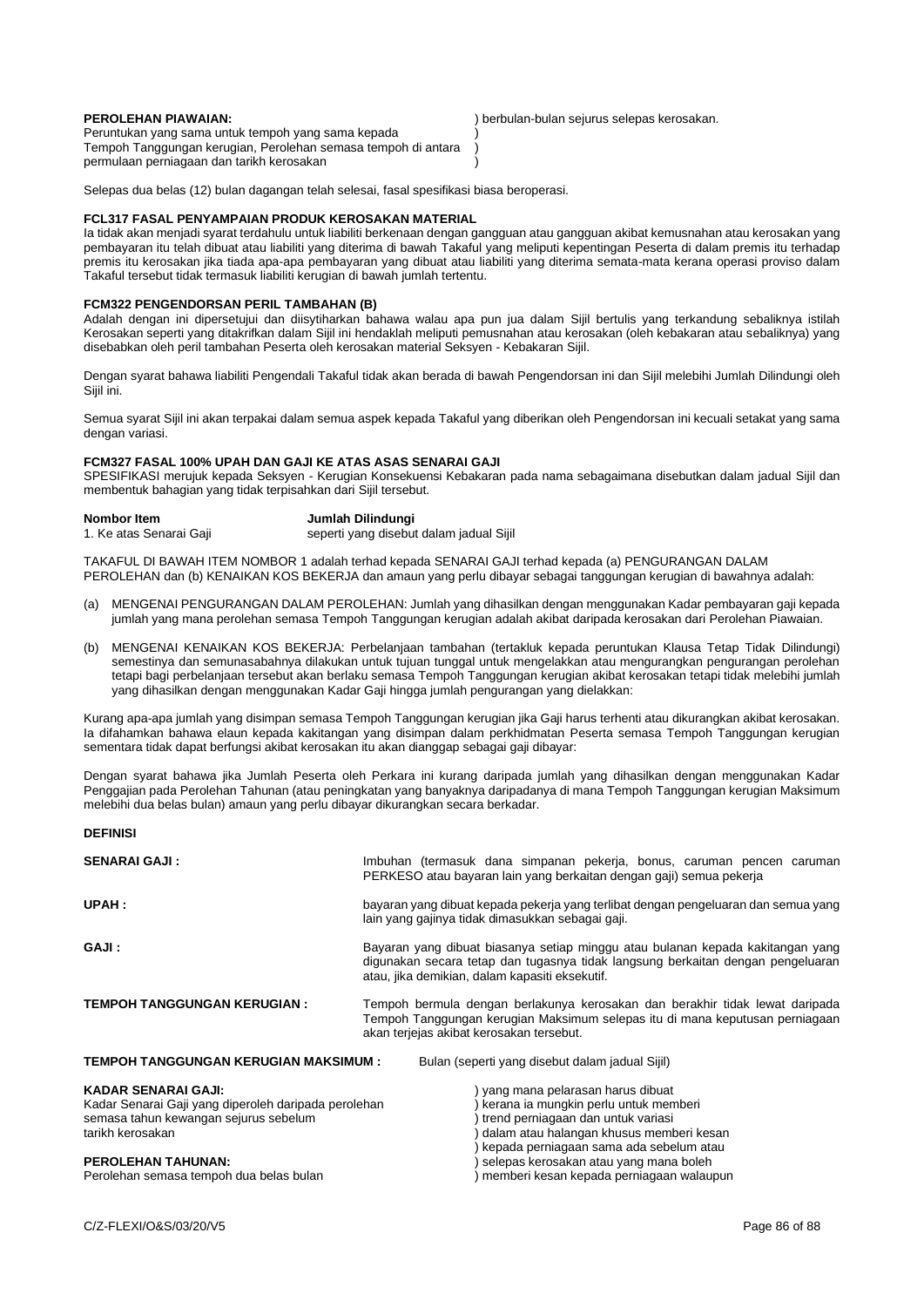**PEROLEHAN PIAWAIAN:**
Peruntukan yang sama untuk tempoh yang sama kepada )
Tempoh Tanggungan kerugian, Perolehan semasa tempoh di antara )
permulaan perniagaan dan tarikh kerosakan )
) berbulan-bulan sejurus selepas kerosakan.

Selepas dua belas (12) bulan dagangan telah selesai, fasal spesifikasi biasa beroperasi.

**FCL317 FASAL PENYAMPAIAN PRODUK KEROSAKAN MATERIAL**

Ia tidak akan menjadi syarat terdahulu untuk liabiliti berkenaan dengan gangguan atau gangguan akibat kemusnahan atau kerosakan yang pembayaran itu telah dibuat atau liabiliti yang diterima di bawah Takaful yang meliputi kepentingan Peserta di dalam premis itu terhadap premis itu kerosakan jika tiada apa-apa pembayaran yang dibuat atau liabiliti yang diterima semata-mata kerana operasi proviso dalam Takaful tersebut tidak termasuk liabiliti kerugian di bawah jumlah tertentu.

**FCM322 PENGENDORSAN PERIL TAMBAHAN (B)**

Adalah dengan ini dipersetujui dan diisytiharkan bahawa walau apa pun jua dalam Sijil bertulis yang terkandung sebaliknya istilah Kerosakan seperti yang ditakrifkan dalam Sijil ini hendaklah meliputi pemusnahan atau kerosakan (oleh kebakaran atau sebaliknya) yang disebabkan oleh peril tambahan Peserta oleh kerosakan material Seksyen - Kebakaran Sijil.

Dengan syarat bahawa liabiliti Pengendali Takaful tidak akan berada di bawah Pengendorsan ini dan Sijil melebihi Jumlah Dilindungi oleh Sijil ini.

Semua syarat Sijil ini akan terpakai dalam semua aspek kepada Takaful yang diberikan oleh Pengendorsan ini kecuali setakat yang sama dengan variasi.

**FCM327 FASAL 100% UPAH DAN GAJI KE ATAS ASAS SENARAI GAJI**

SPESIFIKASI merujuk kepada Seksyen - Kerugian Konsekuensi Kebakaran pada nama sebagaimana disebutkan dalam jadual Sijil dan membentuk bahagian yang tidak terpisahkan dari Sijil tersebut.

| **Nombor Item** | **Jumlah Dilindungi** |
|---|---|
| 1. Ke atas Senarai Gaji | seperti yang disebut dalam jadual Sijil |

TAKAFUL DI BAWAH ITEM NOMBOR 1 adalah terhad kepada SENARAI GAJI terhad kepada (a) PENGURANGAN DALAM PEROLEHAN dan (b) KENAIKAN KOS BEKERJA dan amaun yang perlu dibayar sebagai tanggungan kerugian di bawahnya adalah:

(a) MENGENAI PENGURANGAN DALAM PEROLEHAN: Jumlah yang dihasilkan dengan menggunakan Kadar pembayaran gaji kepada jumlah yang mana perolehan semasa Tempoh Tanggungan kerugian adalah akibat daripada kerosakan dari Perolehan Piawaian.

(b) MENGENAI KENAIKAN KOS BEKERJA: Perbelanjaan tambahan (tertakluk kepada peruntukan Klausa Tetap Tidak Dilindungi) semestinya dan semunasabahnya dilakukan untuk tujuan tunggal untuk mengelakkan atau mengurangkan pengurangan perolehan tetapi bagi perbelanjaan tersebut akan berlaku semasa Tempoh Tanggungan kerugian akibat kerosakan tetapi tidak melebihi jumlah yang dihasilkan dengan menggunakan Kadar Gaji hingga jumlah pengurangan yang dielakkan:

Kurang apa-apa jumlah yang disimpan semasa Tempoh Tanggungan kerugian jika Gaji harus terhenti atau dikurangkan akibat kerosakan. Ia difahamkan bahawa elaun kepada kakitangan yang disimpan dalam perkhidmatan Peserta semasa Tempoh Tanggungan kerugian sementara tidak dapat berfungsi akibat kerosakan itu akan dianggap sebagai gaji dibayar:

Dengan syarat bahawa jika Jumlah Peserta oleh Perkara ini kurang daripada jumlah yang dihasilkan dengan menggunakan Kadar Penggajian pada Perolehan Tahunan (atau peningkatan yang banyaknya daripadanya di mana Tempoh Tanggungan kerugian Maksimum melebihi dua belas bulan) amaun yang perlu dibayar dikurangkan secara berkadar.

**DEFINISI**

| | |
|---|---|
| **SENARAI GAJI :** | Imbuhan (termasuk dana simpanan pekerja, bonus, caruman pencen caruman PERKESO atau bayaran lain yang berkaitan dengan gaji) semua pekerja |
| **UPAH :** | bayaran yang dibuat kepada pekerja yang terlibat dengan pengeluaran dan semua yang lain yang gajinya tidak dimasukkan sebagai gaji. |
| **GAJI :** | Bayaran yang dibuat biasanya setiap minggu atau bulanan kepada kakitangan yang digunakan secara tetap dan tugasnya tidak langsung berkaitan dengan pengeluaran atau, jika demikian, dalam kapasiti eksekutif. |
| **TEMPOH TANGGUNGAN KERUGIAN :** | Tempoh bermula dengan berlakunya kerosakan dan berakhir tidak lewat daripada Tempoh Tanggungan kerugian Maksimum selepas itu di mana keputusan perniagaan akan terjejas akibat kerosakan tersebut. |
| **TEMPOH TANGGUNGAN KERUGIAN MAKSIMUM :** | Bulan (seperti yang disebut dalam jadual Sijil) |

**KADAR SENARAI GAJI:**
Kadar Senarai Gaji yang diperoleh daripada perolehan semasa tahun kewangan sejurus sebelum tarikh kerosakan

**PEROLEHAN TAHUNAN:**
Perolehan semasa tempoh dua belas bulan

) yang mana pelarasan harus dibuat
) kerana ia mungkin perlu untuk memberi
) trend perniagaan dan untuk variasi
) dalam atau halangan khusus memberi kesan
) kepada perniagaan sama ada sebelum atau
) selepas kerosakan atau yang mana boleh
) memberi kesan kepada perniagaan walaupun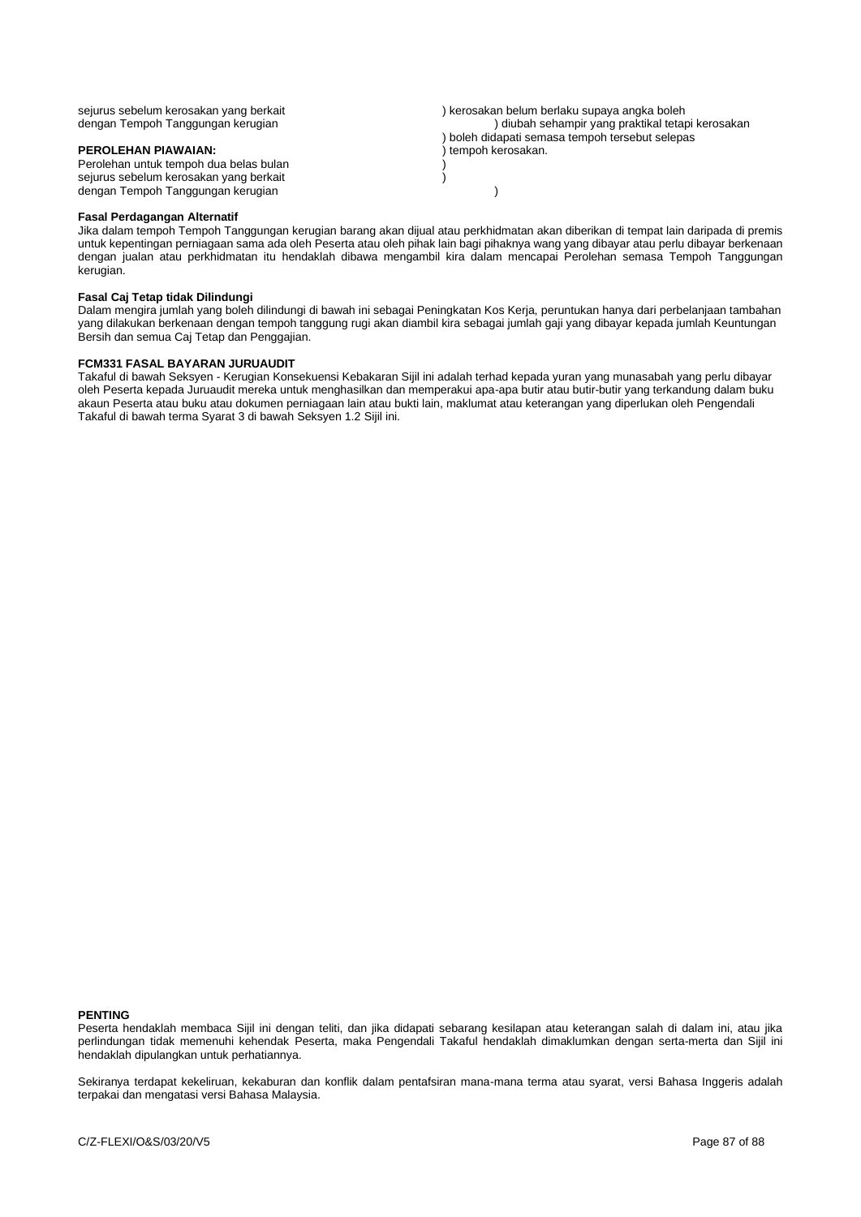sejurus sebelum kerosakan yang berkait dengan Tempoh Tanggungan kerugian

**PEROLEHAN PIAWAIAN:**
Perolehan untuk tempoh dua belas bulan sejurus sebelum kerosakan yang berkait dengan Tempoh Tanggungan kerugian

) kerosakan belum berlaku supaya angka boleh
) diubah sehampir yang praktikal tetapi kerosakan
) boleh didapati semasa tempoh tersebut selepas
) tempoh kerosakan.
)
)
)

**Fasal Perdagangan Alternatif**
Jika dalam tempoh Tempoh Tanggungan kerugian barang akan dijual atau perkhidmatan akan diberikan di tempat lain daripada di premis untuk kepentingan perniagaan sama ada oleh Peserta atau oleh pihak lain bagi pihaknya wang yang dibayar atau perlu dibayar berkenaan dengan jualan atau perkhidmatan itu hendaklah dibawa mengambil kira dalam mencapai Perolehan semasa Tempoh Tanggungan kerugian.

**Fasal Caj Tetap tidak Dilindungi**
Dalam mengira jumlah yang boleh dilindungi di bawah ini sebagai Peningkatan Kos Kerja, peruntukan hanya dari perbelanjaan tambahan yang dilakukan berkenaan dengan tempoh tanggung rugi akan diambil kira sebagai jumlah gaji yang dibayar kepada jumlah Keuntungan Bersih dan semua Caj Tetap dan Penggajian.

**FCM331 FASAL BAYARAN JURUAUDIT**
Takaful di bawah Seksyen - Kerugian Konsekuensi Kebakaran Sijil ini adalah terhad kepada yuran yang munasabah yang perlu dibayar oleh Peserta kepada Juruaudit mereka untuk menghasilkan dan memperakui apa-apa butir atau butir-butir yang terkandung dalam buku akaun Peserta atau buku atau dokumen perniagaan lain atau bukti lain, maklumat atau keterangan yang diperlukan oleh Pengendali Takaful di bawah terma Syarat 3 di bawah Seksyen 1.2 Sijil ini.

**PENTING**
Peserta hendaklah membaca Sijil ini dengan teliti, dan jika didapati sebarang kesilapan atau keterangan salah di dalam ini, atau jika perlindungan tidak memenuhi kehendak Peserta, maka Pengendali Takaful hendaklah dimaklumkan dengan serta-merta dan Sijil ini hendaklah dipulangkan untuk perhatiannya.

Sekiranya terdapat kekeliruan, kekaburan dan konflik dalam pentafsiran mana-mana terma atau syarat, versi Bahasa Inggeris adalah terpakai dan mengatasi versi Bahasa Malaysia.

C/Z-FLEXI/O&S/03/20/V5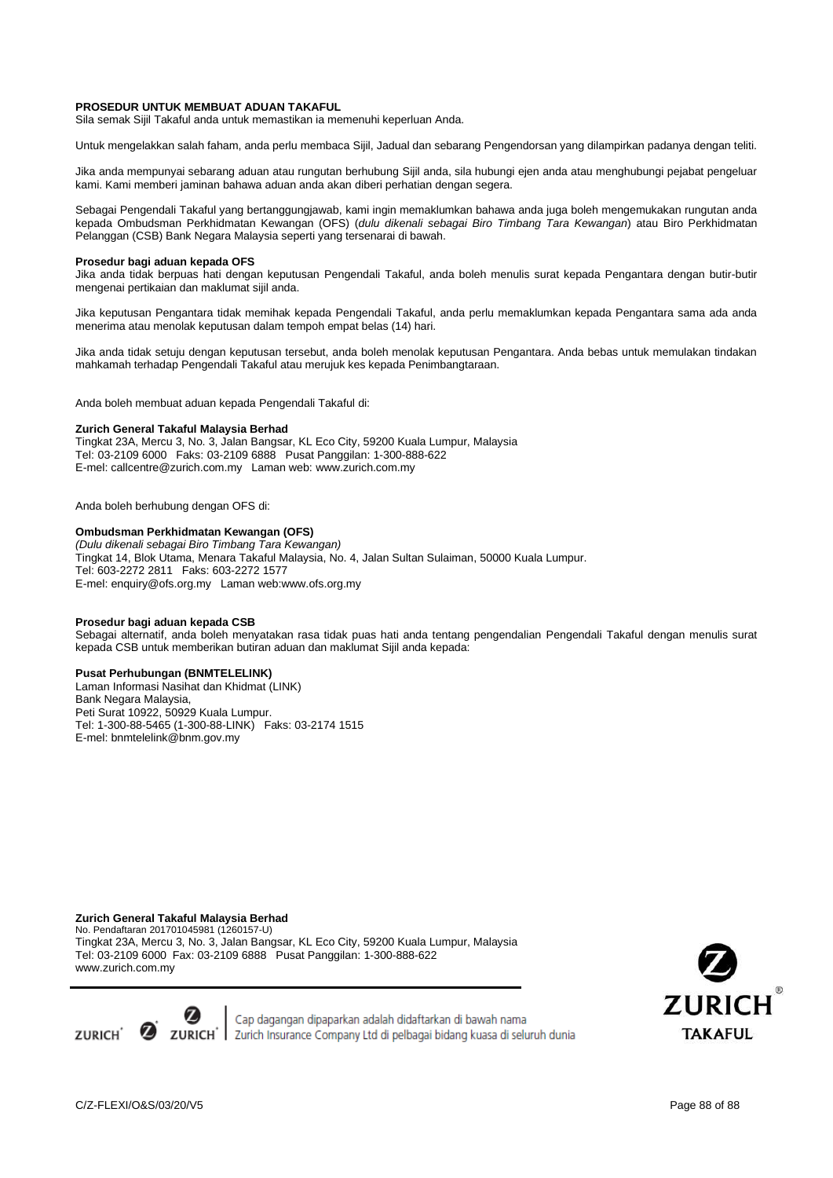**PROSEDUR UNTUK MEMBUAT ADUAN TAKAFUL**

Sila semak Sijil Takaful anda untuk memastikan ia memenuhi keperluan Anda.

Untuk mengelakkan salah faham, anda perlu membaca Sijil, Jadual dan sebarang Pengendorsan yang dilampirkan padanya dengan teliti.

Jika anda mempunyai sebarang aduan atau rungutan berhubung Sijil anda, sila hubungi ejen anda atau menghubungi pejabat pengeluar kami. Kami memberi jaminan bahawa aduan anda akan diberi perhatian dengan segera.

Sebagai Pengendali Takaful yang bertanggungjawab, kami ingin memaklumkan bahawa anda juga boleh mengemukakan rungutan anda kepada Ombudsman Perkhidmatan Kewangan (OFS) (*dulu dikenali sebagai Biro Timbang Tara Kewangan*) atau Biro Perkhidmatan Pelanggan (CSB) Bank Negara Malaysia seperti yang tersenarai di bawah.

**Prosedur bagi aduan kepada OFS**

Jika anda tidak berpuas hati dengan keputusan Pengendali Takaful, anda boleh menulis surat kepada Pengantara dengan butir-butir mengenai pertikaian dan maklumat sijil anda.

Jika keputusan Pengantara tidak memihak kepada Pengendali Takaful, anda perlu memaklumkan kepada Pengantara sama ada anda menerima atau menolak keputusan dalam tempoh empat belas (14) hari.

Jika anda tidak setuju dengan keputusan tersebut, anda boleh menolak keputusan Pengantara. Anda bebas untuk memulakan tindakan mahkamah terhadap Pengendali Takaful atau merujuk kes kepada Penimbangtaraan.

Anda boleh membuat aduan kepada Pengendali Takaful di:

**Zurich General Takaful Malaysia Berhad**
Tingkat 23A, Mercu 3, No. 3, Jalan Bangsar, KL Eco City, 59200 Kuala Lumpur, Malaysia
Tel: 03-2109 6000 Faks: 03-2109 6888 Pusat Panggilan: 1-300-888-622
E-mel: callcentre@zurich.com.my Laman web: www.zurich.com.my

Anda boleh berhubung dengan OFS di:

**Ombudsman Perkhidmatan Kewangan (OFS)**
*(Dulu dikenali sebagai Biro Timbang Tara Kewangan)*
Tingkat 14, Blok Utama, Menara Takaful Malaysia, No. 4, Jalan Sultan Sulaiman, 50000 Kuala Lumpur.
Tel: 603-2272 2811 Faks: 603-2272 1577
E-mel: enquiry@ofs.org.my Laman web:www.ofs.org.my

**Prosedur bagi aduan kepada CSB**

Sebagai alternatif, anda boleh menyatakan rasa tidak puas hati anda tentang pengendalian Pengendali Takaful dengan menulis surat kepada CSB untuk memberikan butiran aduan dan maklumat Sijil anda kepada:

**Pusat Perhubungan (BNMTELELINK)**
Laman Informasi Nasihat dan Khidmat (LINK)
Bank Negara Malaysia,
Peti Surat 10922, 50929 Kuala Lumpur.
Tel: 1-300-88-5465 (1-300-88-LINK) Faks: 03-2174 1515
E-mel: bnmtelelink@bnm.gov.my

**Zurich General Takaful Malaysia Berhad**
No. Pendaftaran 201701045981 (1260157-U)
Tingkat 23A, Mercu 3, No. 3, Jalan Bangsar, KL Eco City, 59200 Kuala Lumpur, Malaysia
Tel: 03-2109 6000 Fax: 03-2109 6888 Pusat Panggilan: 1-300-888-622
www.zurich.com.my

Cap dagangan dipaparkan adalah didaftarkan di bawah nama Zurich Insurance Company Ltd di pelbagai bidang kuasa di seluruh dunia

C/Z-FLEXI/O&S/03/20/V5